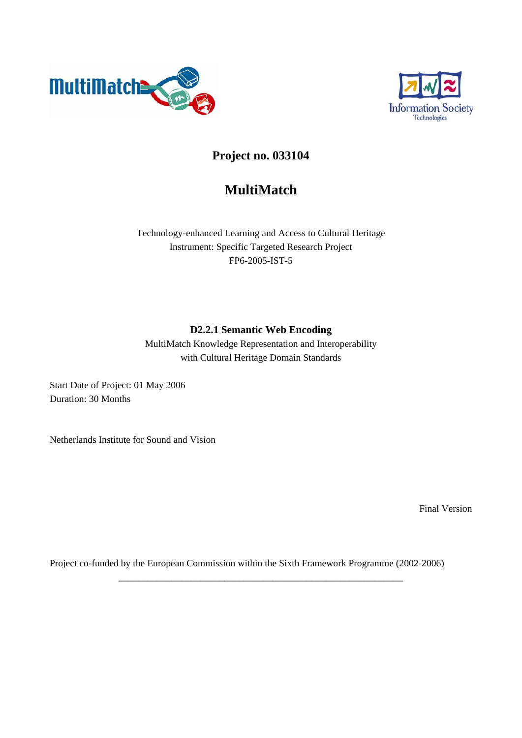**Project no. 033104**

# MultiMatch

Technology-enhanced Learning and Access to Cultural Heritage
Instrument: Specific Targeted Research Project
FP6-2005-IST-5

## D2.2.1 Semantic Web Encoding

MultiMatch Knowledge Representation and Interoperability
with Cultural Heritage Domain Standards

Start Date of Project: 01 May 2006
Duration: 30 Months

Netherlands Institute for Sound and Vision

Final Version

Project co-funded by the European Commission within the Sixth Framework Programme (2002-2006)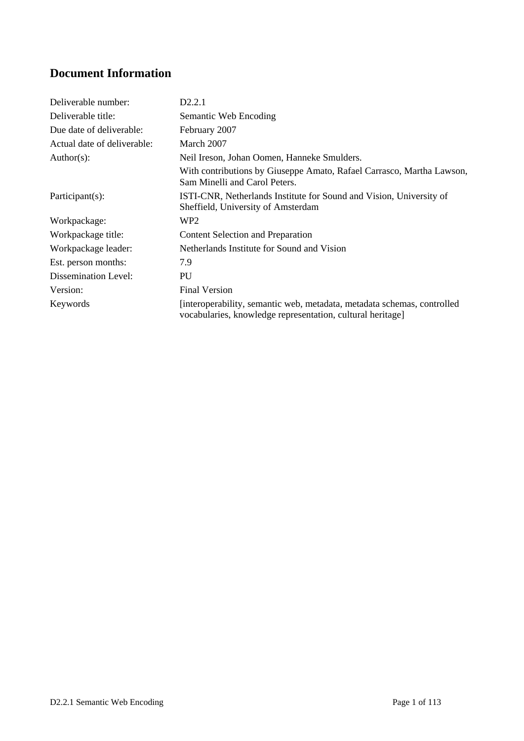# Document Information

| Deliverable number: | D2.2.1 |
|---|---|
| Deliverable title: | Semantic Web Encoding |
| Due date of deliverable: | February 2007 |
| Actual date of deliverable: | March 2007 |
| Author(s): | Neil Ireson, Johan Oomen, Hanneke Smulders. With contributions by Giuseppe Amato, Rafael Carrasco, Martha Lawson, Sam Minelli and Carol Peters. |
| Participant(s): | ISTI-CNR, Netherlands Institute for Sound and Vision, University of Sheffield, University of Amsterdam |
| Workpackage: | WP2 |
| Workpackage title: | Content Selection and Preparation |
| Workpackage leader: | Netherlands Institute for Sound and Vision |
| Est. person months: | 7.9 |
| Dissemination Level: | PU |
| Version: | Final Version |
| Keywords | [interoperability, semantic web, metadata, metadata schemas, controlled vocabularies, knowledge representation, cultural heritage] |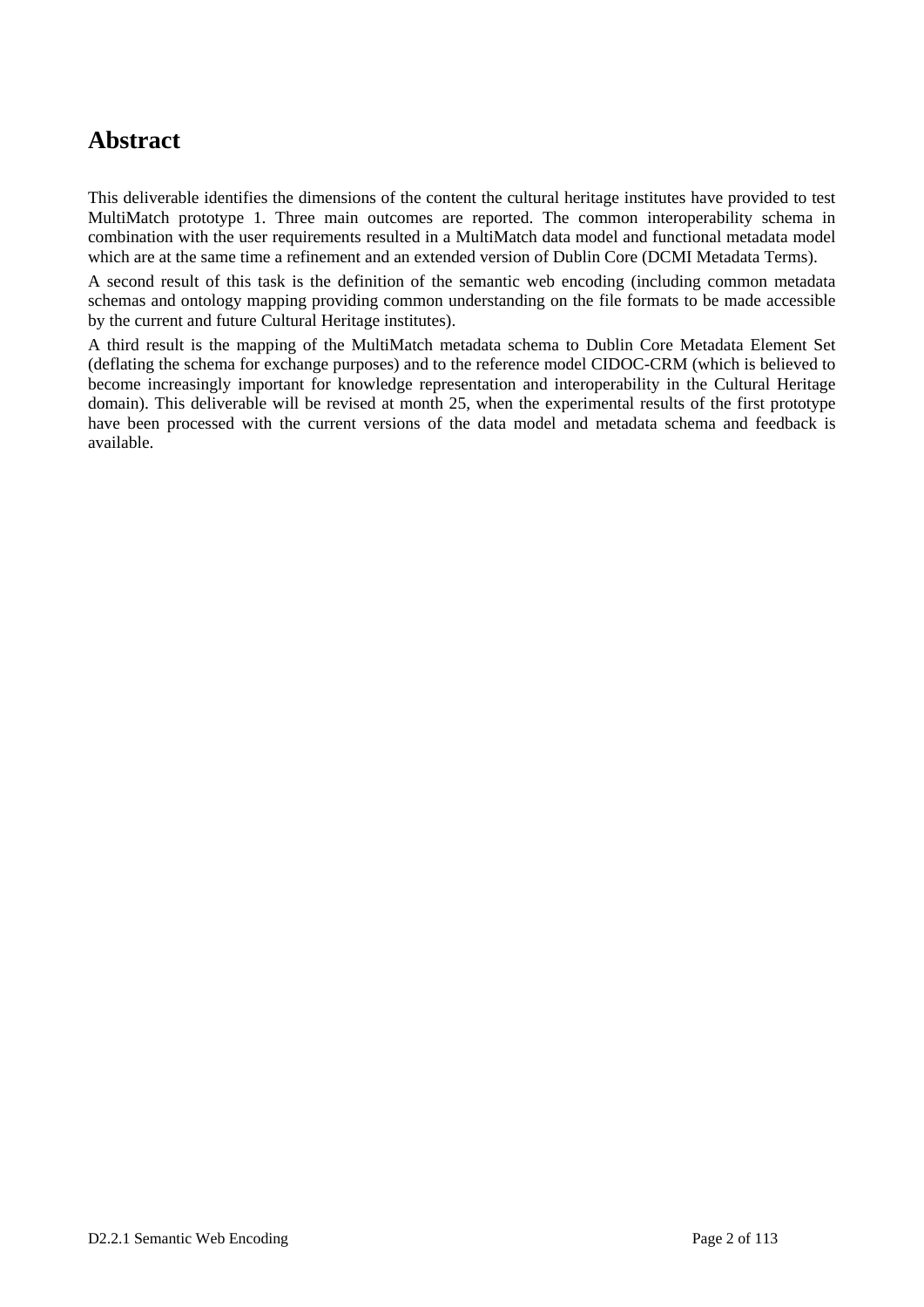# Abstract

This deliverable identifies the dimensions of the content the cultural heritage institutes have provided to test MultiMatch prototype 1. Three main outcomes are reported. The common interoperability schema in combination with the user requirements resulted in a MultiMatch data model and functional metadata model which are at the same time a refinement and an extended version of Dublin Core (DCMI Metadata Terms).

A second result of this task is the definition of the semantic web encoding (including common metadata schemas and ontology mapping providing common understanding on the file formats to be made accessible by the current and future Cultural Heritage institutes).

A third result is the mapping of the MultiMatch metadata schema to Dublin Core Metadata Element Set (deflating the schema for exchange purposes) and to the reference model CIDOC-CRM (which is believed to become increasingly important for knowledge representation and interoperability in the Cultural Heritage domain). This deliverable will be revised at month 25, when the experimental results of the first prototype have been processed with the current versions of the data model and metadata schema and feedback is available.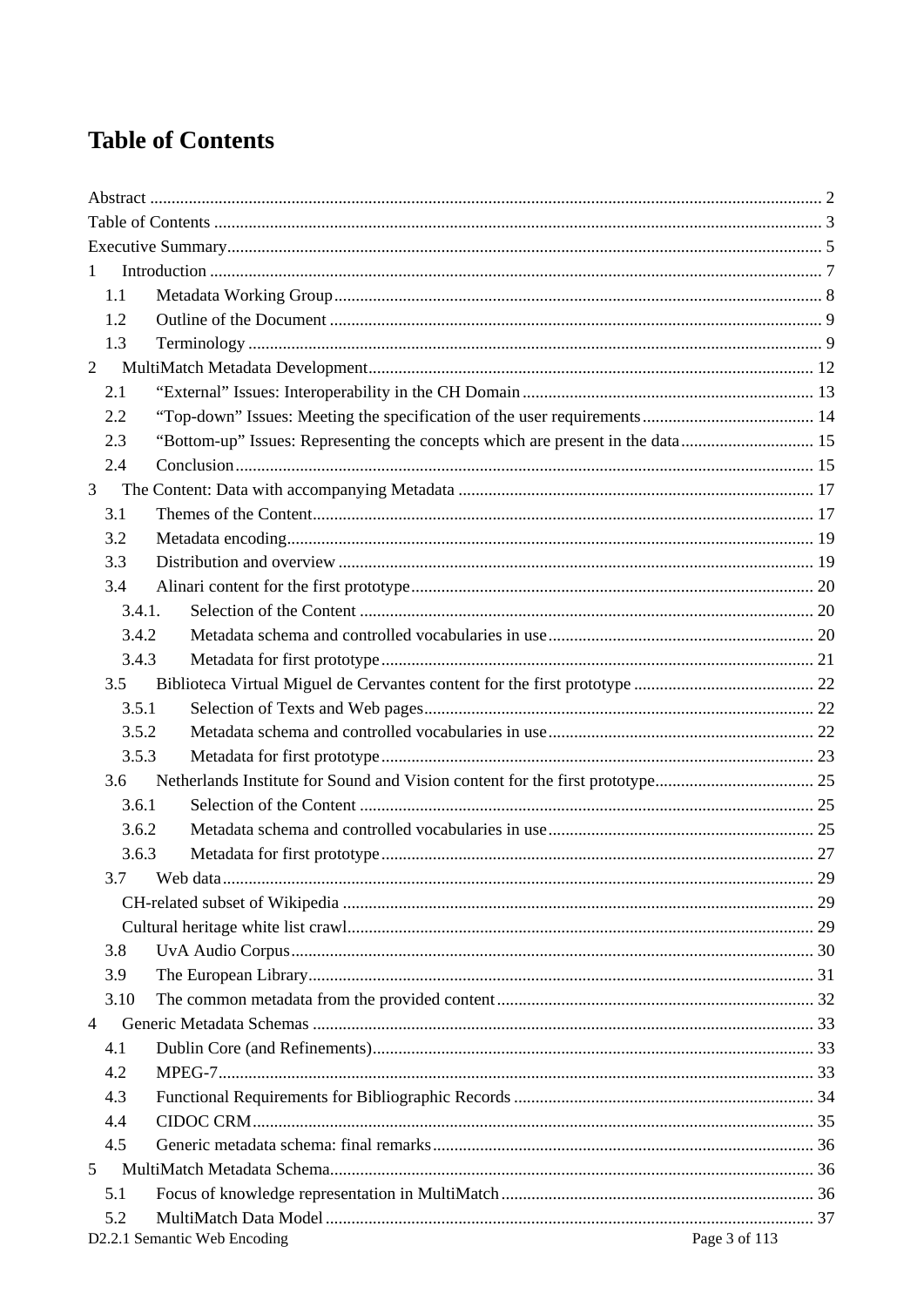# Table of Contents

Abstract ..... 2
Table of Contents ..... 3
Executive Summary ..... 5
1 Introduction ..... 7
  1.1 Metadata Working Group ..... 8
  1.2 Outline of the Document ..... 9
  1.3 Terminology ..... 9
2 MultiMatch Metadata Development ..... 12
  2.1 “External” Issues: Interoperability in the CH Domain ..... 13
  2.2 “Top-down” Issues: Meeting the specification of the user requirements ..... 14
  2.3 “Bottom-up” Issues: Representing the concepts which are present in the data ..... 15
  2.4 Conclusion ..... 15
3 The Content: Data with accompanying Metadata ..... 17
  3.1 Themes of the Content ..... 17
  3.2 Metadata encoding ..... 19
  3.3 Distribution and overview ..... 19
  3.4 Alinari content for the first prototype ..... 20
    3.4.1. Selection of the Content ..... 20
    3.4.2 Metadata schema and controlled vocabularies in use ..... 20
    3.4.3 Metadata for first prototype ..... 21
  3.5 Biblioteca Virtual Miguel de Cervantes content for the first prototype ..... 22
    3.5.1 Selection of Texts and Web pages ..... 22
    3.5.2 Metadata schema and controlled vocabularies in use ..... 22
    3.5.3 Metadata for first prototype ..... 23
  3.6 Netherlands Institute for Sound and Vision content for the first prototype ..... 25
    3.6.1 Selection of the Content ..... 25
    3.6.2 Metadata schema and controlled vocabularies in use ..... 25
    3.6.3 Metadata for first prototype ..... 27
  3.7 Web data ..... 29
    CH-related subset of Wikipedia ..... 29
    Cultural heritage white list crawl ..... 29
  3.8 UvA Audio Corpus ..... 30
  3.9 The European Library ..... 31
  3.10 The common metadata from the provided content ..... 32
4 Generic Metadata Schemas ..... 33
  4.1 Dublin Core (and Refinements) ..... 33
  4.2 MPEG-7 ..... 33
  4.3 Functional Requirements for Bibliographic Records ..... 34
  4.4 CIDOC CRM ..... 35
  4.5 Generic metadata schema: final remarks ..... 36
5 MultiMatch Metadata Schema ..... 36
  5.1 Focus of knowledge representation in MultiMatch ..... 36
  5.2 MultiMatch Data Model ..... 37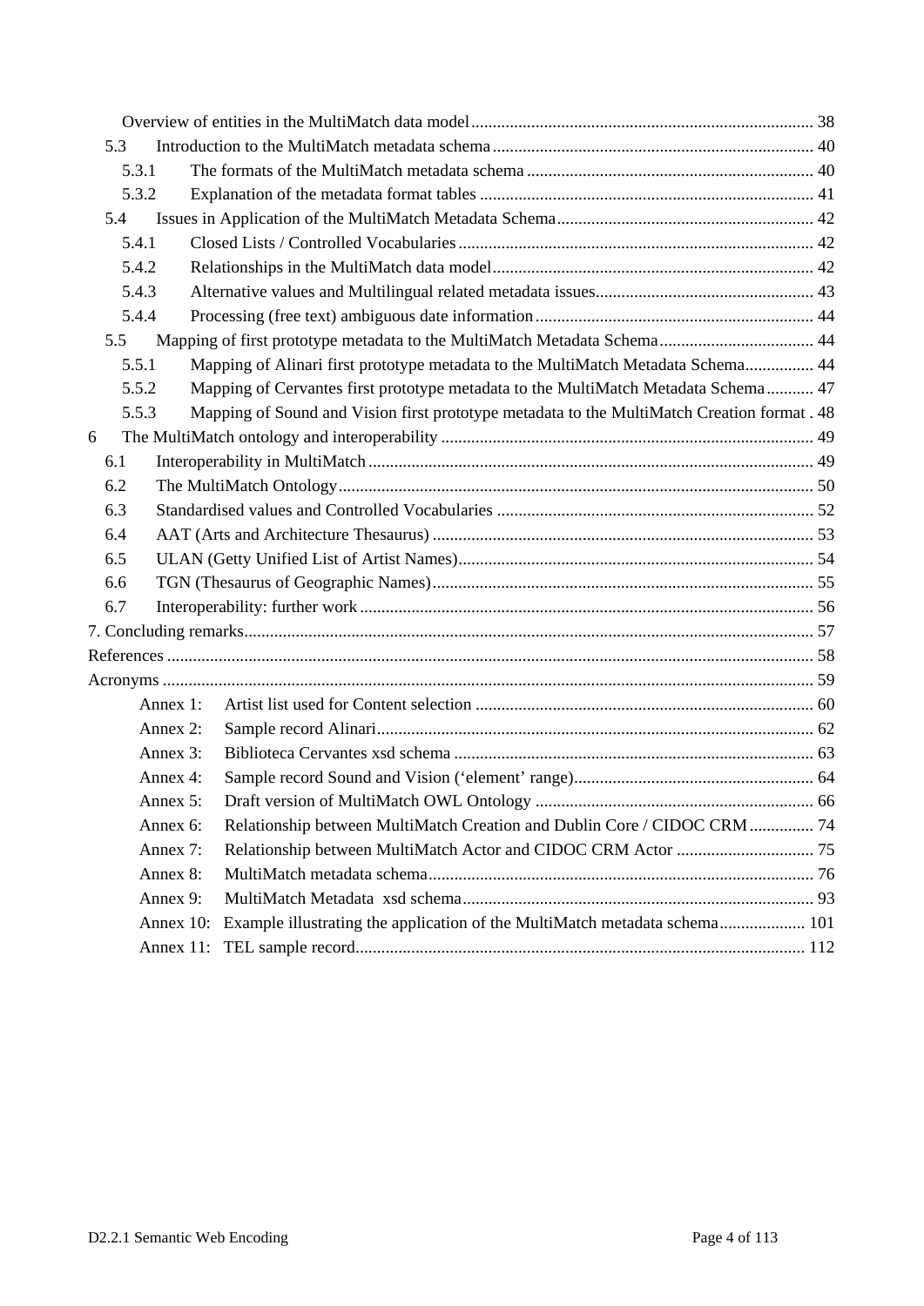Overview of entities in the MultiMatch data model ............................................................................... 38

5.3 Introduction to the MultiMatch metadata schema ........................................................................... 40

5.3.1 The formats of the MultiMatch metadata schema ................................................................... 40

5.3.2 Explanation of the metadata format tables .............................................................................. 41

5.4 Issues in Application of the MultiMatch Metadata Schema ............................................................ 42

5.4.1 Closed Lists / Controlled Vocabularies ................................................................................... 42

5.4.2 Relationships in the MultiMatch data model ........................................................................... 42

5.4.3 Alternative values and Multilingual related metadata issues ................................................... 43

5.4.4 Processing (free text) ambiguous date information ................................................................. 44

5.5 Mapping of first prototype metadata to the MultiMatch Metadata Schema .................................... 44

5.5.1 Mapping of Alinari first prototype metadata to the MultiMatch Metadata Schema ................ 44

5.5.2 Mapping of Cervantes first prototype metadata to the MultiMatch Metadata Schema ........... 47

5.5.3 Mapping of Sound and Vision first prototype metadata to the MultiMatch Creation format . 48

6 The MultiMatch ontology and interoperability ...................................................................................... 49

6.1 Interoperability in MultiMatch ....................................................................................................... 49

6.2 The MultiMatch Ontology .............................................................................................................. 50

6.3 Standardised values and Controlled Vocabularies .......................................................................... 52

6.4 AAT (Arts and Architecture Thesaurus) ........................................................................................ 53

6.5 ULAN (Getty Unified List of Artist Names) .................................................................................. 54

6.6 TGN (Thesaurus of Geographic Names) ........................................................................................ 55

6.7 Interoperability: further work ......................................................................................................... 56

7. Concluding remarks ................................................................................................................................... 57

References ...................................................................................................................................................... 58

Acronyms ....................................................................................................................................................... 59

Annex 1: Artist list used for Content selection .............................................................................. 60

Annex 2: Sample record Alinari ..................................................................................................... 62

Annex 3: Biblioteca Cervantes xsd schema ................................................................................... 63

Annex 4: Sample record Sound and Vision (‘element’ range) ........................................................ 64

Annex 5: Draft version of MultiMatch OWL Ontology ................................................................. 66

Annex 6: Relationship between MultiMatch Creation and Dublin Core / CIDOC CRM ............... 74

Annex 7: Relationship between MultiMatch Actor and CIDOC CRM Actor ................................ 75

Annex 8: MultiMatch metadata schema .......................................................................................... 76

Annex 9: MultiMatch Metadata xsd schema .................................................................................. 93

Annex 10: Example illustrating the application of the MultiMatch metadata schema .................... 101

Annex 11: TEL sample record ......................................................................................................... 112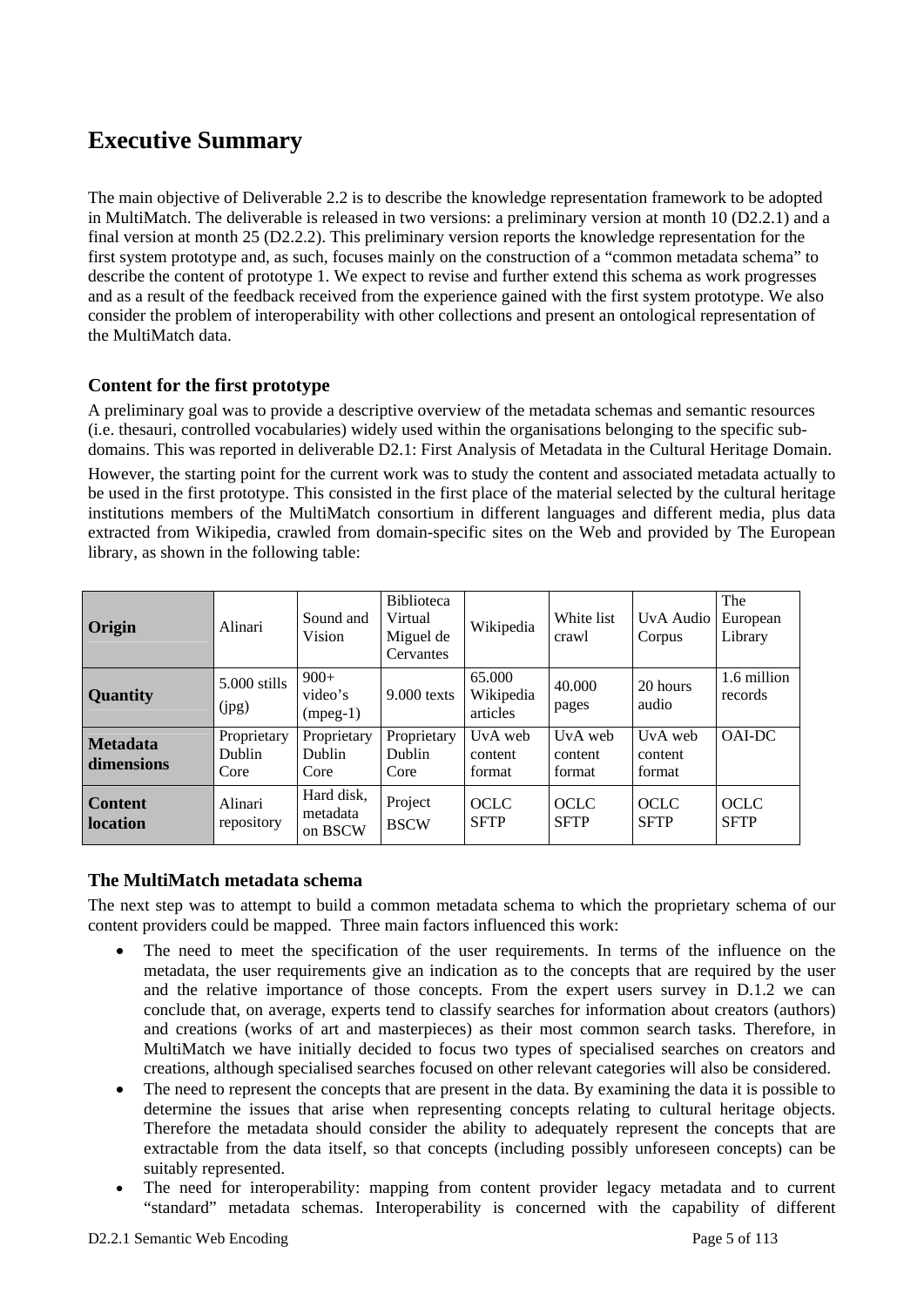# Executive Summary

The main objective of Deliverable 2.2 is to describe the knowledge representation framework to be adopted in MultiMatch. The deliverable is released in two versions: a preliminary version at month 10 (D2.2.1) and a final version at month 25 (D2.2.2). This preliminary version reports the knowledge representation for the first system prototype and, as such, focuses mainly on the construction of a "common metadata schema" to describe the content of prototype 1. We expect to revise and further extend this schema as work progresses and as a result of the feedback received from the experience gained with the first system prototype. We also consider the problem of interoperability with other collections and present an ontological representation of the MultiMatch data.

### Content for the first prototype

A preliminary goal was to provide a descriptive overview of the metadata schemas and semantic resources (i.e. thesauri, controlled vocabularies) widely used within the organisations belonging to the specific sub-domains. This was reported in deliverable D2.1: First Analysis of Metadata in the Cultural Heritage Domain.

However, the starting point for the current work was to study the content and associated metadata actually to be used in the first prototype. This consisted in the first place of the material selected by the cultural heritage institutions members of the MultiMatch consortium in different languages and different media, plus data extracted from Wikipedia, crawled from domain-specific sites on the Web and provided by The European library, as shown in the following table:

| **Origin** | Alinari | Sound and Vision | Biblioteca Virtual Miguel de Cervantes | Wikipedia | White list crawl | UvA Audio Corpus | The European Library |
|---|---|---|---|---|---|---|---|
| **Quantity** | 5.000 stills (jpg) | 900+ video's (mpeg-1) | 9.000 texts | 65.000 Wikipedia articles | 40.000 pages | 20 hours audio | 1.6 million records |
| **Metadata dimensions** | Proprietary Dublin Core | Proprietary Dublin Core | Proprietary Dublin Core | UvA web content format | UvA web content format | UvA web content format | OAI-DC |
| **Content location** | Alinari repository | Hard disk, metadata on BSCW | Project BSCW | OCLC SFTP | OCLC SFTP | OCLC SFTP | OCLC SFTP |

### The MultiMatch metadata schema

The next step was to attempt to build a common metadata schema to which the proprietary schema of our content providers could be mapped. Three main factors influenced this work:

- The need to meet the specification of the user requirements. In terms of the influence on the metadata, the user requirements give an indication as to the concepts that are required by the user and the relative importance of those concepts. From the expert users survey in D.1.2 we can conclude that, on average, experts tend to classify searches for information about creators (authors) and creations (works of art and masterpieces) as their most common search tasks. Therefore, in MultiMatch we have initially decided to focus two types of specialised searches on creators and creations, although specialised searches focused on other relevant categories will also be considered.
- The need to represent the concepts that are present in the data. By examining the data it is possible to determine the issues that arise when representing concepts relating to cultural heritage objects. Therefore the metadata should consider the ability to adequately represent the concepts that are extractable from the data itself, so that concepts (including possibly unforeseen concepts) can be suitably represented.
- The need for interoperability: mapping from content provider legacy metadata and to current "standard" metadata schemas. Interoperability is concerned with the capability of different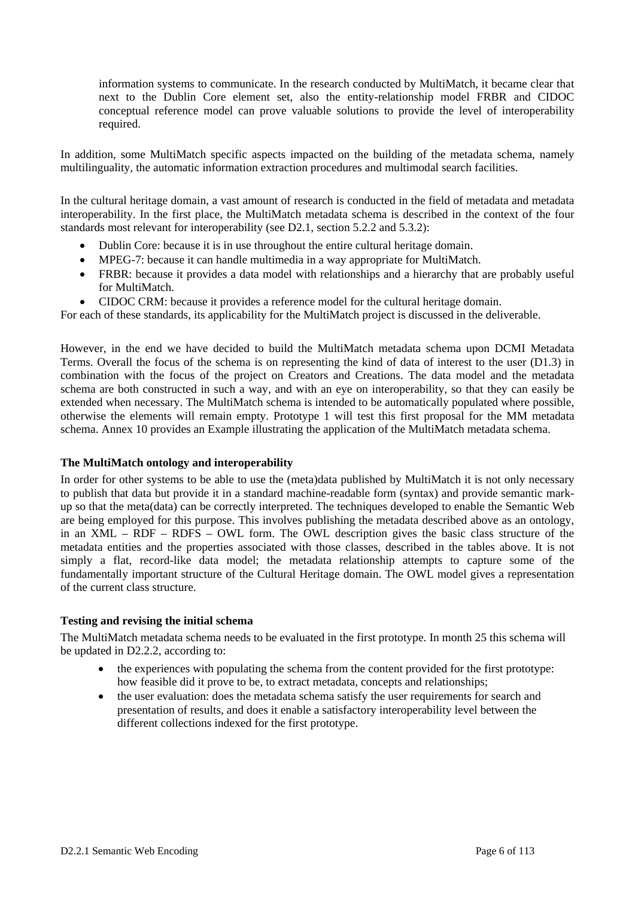information systems to communicate. In the research conducted by MultiMatch, it became clear that next to the Dublin Core element set, also the entity-relationship model FRBR and CIDOC conceptual reference model can prove valuable solutions to provide the level of interoperability required.

In addition, some MultiMatch specific aspects impacted on the building of the metadata schema, namely multilinguality, the automatic information extraction procedures and multimodal search facilities.

In the cultural heritage domain, a vast amount of research is conducted in the field of metadata and metadata interoperability. In the first place, the MultiMatch metadata schema is described in the context of the four standards most relevant for interoperability (see D2.1, section 5.2.2 and 5.3.2):

- Dublin Core: because it is in use throughout the entire cultural heritage domain.
- MPEG-7: because it can handle multimedia in a way appropriate for MultiMatch.
- FRBR: because it provides a data model with relationships and a hierarchy that are probably useful for MultiMatch.
- CIDOC CRM: because it provides a reference model for the cultural heritage domain.

For each of these standards, its applicability for the MultiMatch project is discussed in the deliverable.

However, in the end we have decided to build the MultiMatch metadata schema upon DCMI Metadata Terms. Overall the focus of the schema is on representing the kind of data of interest to the user (D1.3) in combination with the focus of the project on Creators and Creations. The data model and the metadata schema are both constructed in such a way, and with an eye on interoperability, so that they can easily be extended when necessary. The MultiMatch schema is intended to be automatically populated where possible, otherwise the elements will remain empty. Prototype 1 will test this first proposal for the MM metadata schema. Annex 10 provides an Example illustrating the application of the MultiMatch metadata schema.

**The MultiMatch ontology and interoperability**

In order for other systems to be able to use the (meta)data published by MultiMatch it is not only necessary to publish that data but provide it in a standard machine-readable form (syntax) and provide semantic mark-up so that the meta(data) can be correctly interpreted. The techniques developed to enable the Semantic Web are being employed for this purpose. This involves publishing the metadata described above as an ontology, in an XML – RDF – RDFS – OWL form. The OWL description gives the basic class structure of the metadata entities and the properties associated with those classes, described in the tables above. It is not simply a flat, record-like data model; the metadata relationship attempts to capture some of the fundamentally important structure of the Cultural Heritage domain. The OWL model gives a representation of the current class structure.

**Testing and revising the initial schema**

The MultiMatch metadata schema needs to be evaluated in the first prototype. In month 25 this schema will be updated in D2.2.2, according to:

- the experiences with populating the schema from the content provided for the first prototype: how feasible did it prove to be, to extract metadata, concepts and relationships;
- the user evaluation: does the metadata schema satisfy the user requirements for search and presentation of results, and does it enable a satisfactory interoperability level between the different collections indexed for the first prototype.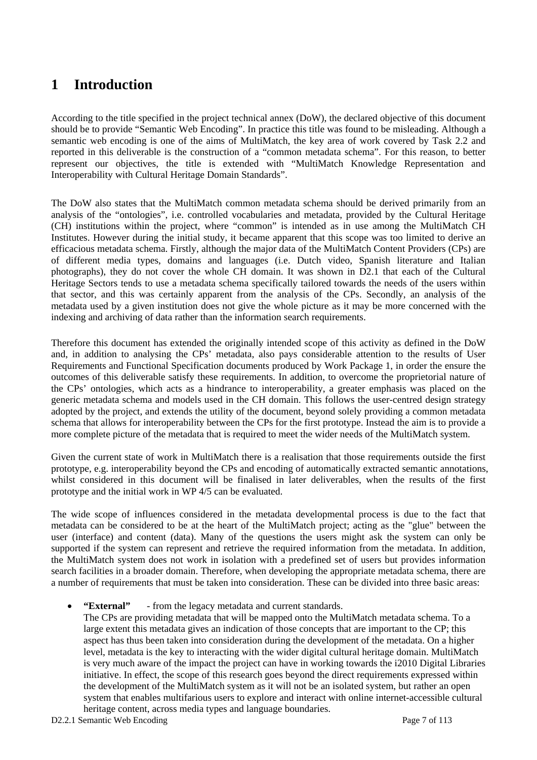# 1 Introduction

According to the title specified in the project technical annex (DoW), the declared objective of this document should be to provide "Semantic Web Encoding". In practice this title was found to be misleading. Although a semantic web encoding is one of the aims of MultiMatch, the key area of work covered by Task 2.2 and reported in this deliverable is the construction of a "common metadata schema". For this reason, to better represent our objectives, the title is extended with "MultiMatch Knowledge Representation and Interoperability with Cultural Heritage Domain Standards".

The DoW also states that the MultiMatch common metadata schema should be derived primarily from an analysis of the "ontologies", i.e. controlled vocabularies and metadata, provided by the Cultural Heritage (CH) institutions within the project, where "common" is intended as in use among the MultiMatch CH Institutes. However during the initial study, it became apparent that this scope was too limited to derive an efficacious metadata schema. Firstly, although the major data of the MultiMatch Content Providers (CPs) are of different media types, domains and languages (i.e. Dutch video, Spanish literature and Italian photographs), they do not cover the whole CH domain. It was shown in D2.1 that each of the Cultural Heritage Sectors tends to use a metadata schema specifically tailored towards the needs of the users within that sector, and this was certainly apparent from the analysis of the CPs. Secondly, an analysis of the metadata used by a given institution does not give the whole picture as it may be more concerned with the indexing and archiving of data rather than the information search requirements.

Therefore this document has extended the originally intended scope of this activity as defined in the DoW and, in addition to analysing the CPs' metadata, also pays considerable attention to the results of User Requirements and Functional Specification documents produced by Work Package 1, in order the ensure the outcomes of this deliverable satisfy these requirements. In addition, to overcome the proprietorial nature of the CPs' ontologies, which acts as a hindrance to interoperability, a greater emphasis was placed on the generic metadata schema and models used in the CH domain. This follows the user-centred design strategy adopted by the project, and extends the utility of the document, beyond solely providing a common metadata schema that allows for interoperability between the CPs for the first prototype. Instead the aim is to provide a more complete picture of the metadata that is required to meet the wider needs of the MultiMatch system.

Given the current state of work in MultiMatch there is a realisation that those requirements outside the first prototype, e.g. interoperability beyond the CPs and encoding of automatically extracted semantic annotations, whilst considered in this document will be finalised in later deliverables, when the results of the first prototype and the initial work in WP 4/5 can be evaluated.

The wide scope of influences considered in the metadata developmental process is due to the fact that metadata can be considered to be at the heart of the MultiMatch project; acting as the "glue" between the user (interface) and content (data). Many of the questions the users might ask the system can only be supported if the system can represent and retrieve the required information from the metadata. In addition, the MultiMatch system does not work in isolation with a predefined set of users but provides information search facilities in a broader domain. Therefore, when developing the appropriate metadata schema, there are a number of requirements that must be taken into consideration. These can be divided into three basic areas:

- **"External"** - from the legacy metadata and current standards.
  The CPs are providing metadata that will be mapped onto the MultiMatch metadata schema. To a large extent this metadata gives an indication of those concepts that are important to the CP; this aspect has thus been taken into consideration during the development of the metadata. On a higher level, metadata is the key to interacting with the wider digital cultural heritage domain. MultiMatch is very much aware of the impact the project can have in working towards the i2010 Digital Libraries initiative. In effect, the scope of this research goes beyond the direct requirements expressed within the development of the MultiMatch system as it will not be an isolated system, but rather an open system that enables multifarious users to explore and interact with online internet-accessible cultural heritage content, across media types and language boundaries.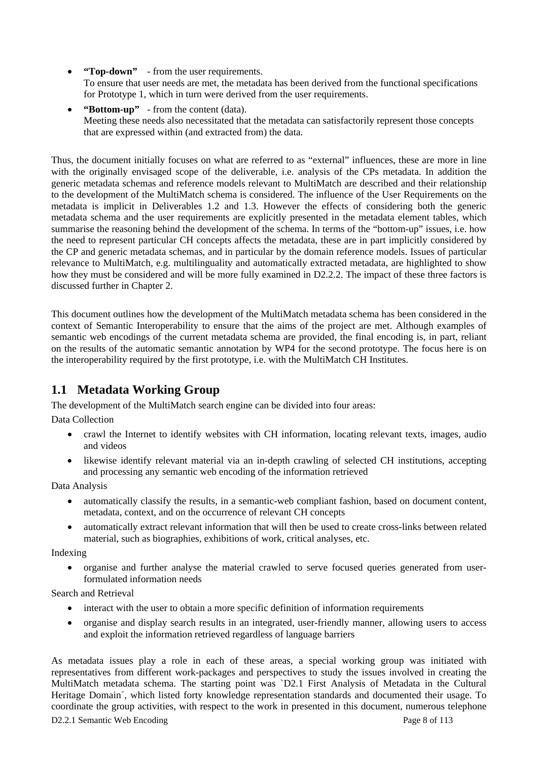- **"Top-down"** - from the user requirements.
  To ensure that user needs are met, the metadata has been derived from the functional specifications for Prototype 1, which in turn were derived from the user requirements.
- **"Bottom-up"** - from the content (data).
  Meeting these needs also necessitated that the metadata can satisfactorily represent those concepts that are expressed within (and extracted from) the data.

Thus, the document initially focuses on what are referred to as "external" influences, these are more in line with the originally envisaged scope of the deliverable, i.e. analysis of the CPs metadata. In addition the generic metadata schemas and reference models relevant to MultiMatch are described and their relationship to the development of the MultiMatch schema is considered. The influence of the User Requirements on the metadata is implicit in Deliverables 1.2 and 1.3. However the effects of considering both the generic metadata schema and the user requirements are explicitly presented in the metadata element tables, which summarise the reasoning behind the development of the schema. In terms of the "bottom-up" issues, i.e. how the need to represent particular CH concepts affects the metadata, these are in part implicitly considered by the CP and generic metadata schemas, and in particular by the domain reference models. Issues of particular relevance to MultiMatch, e.g. multilinguality and automatically extracted metadata, are highlighted to show how they must be considered and will be more fully examined in D2.2.2. The impact of these three factors is discussed further in Chapter 2.

This document outlines how the development of the MultiMatch metadata schema has been considered in the context of Semantic Interoperability to ensure that the aims of the project are met. Although examples of semantic web encodings of the current metadata schema are provided, the final encoding is, in part, reliant on the results of the automatic semantic annotation by WP4 for the second prototype. The focus here is on the interoperability required by the first prototype, i.e. with the MultiMatch CH Institutes.

## 1.1 Metadata Working Group

The development of the MultiMatch search engine can be divided into four areas:

Data Collection

- crawl the Internet to identify websites with CH information, locating relevant texts, images, audio and videos
- likewise identify relevant material via an in-depth crawling of selected CH institutions, accepting and processing any semantic web encoding of the information retrieved

Data Analysis

- automatically classify the results, in a semantic-web compliant fashion, based on document content, metadata, context, and on the occurrence of relevant CH concepts
- automatically extract relevant information that will then be used to create cross-links between related material, such as biographies, exhibitions of work, critical analyses, etc.

Indexing

- organise and further analyse the material crawled to serve focused queries generated from user-formulated information needs

Search and Retrieval

- interact with the user to obtain a more specific definition of information requirements
- organise and display search results in an integrated, user-friendly manner, allowing users to access and exploit the information retrieved regardless of language barriers

As metadata issues play a role in each of these areas, a special working group was initiated with representatives from different work-packages and perspectives to study the issues involved in creating the MultiMatch metadata schema. The starting point was `D2.1 First Analysis of Metadata in the Cultural Heritage Domain´, which listed forty knowledge representation standards and documented their usage. To coordinate the group activities, with respect to the work in presented in this document, numerous telephone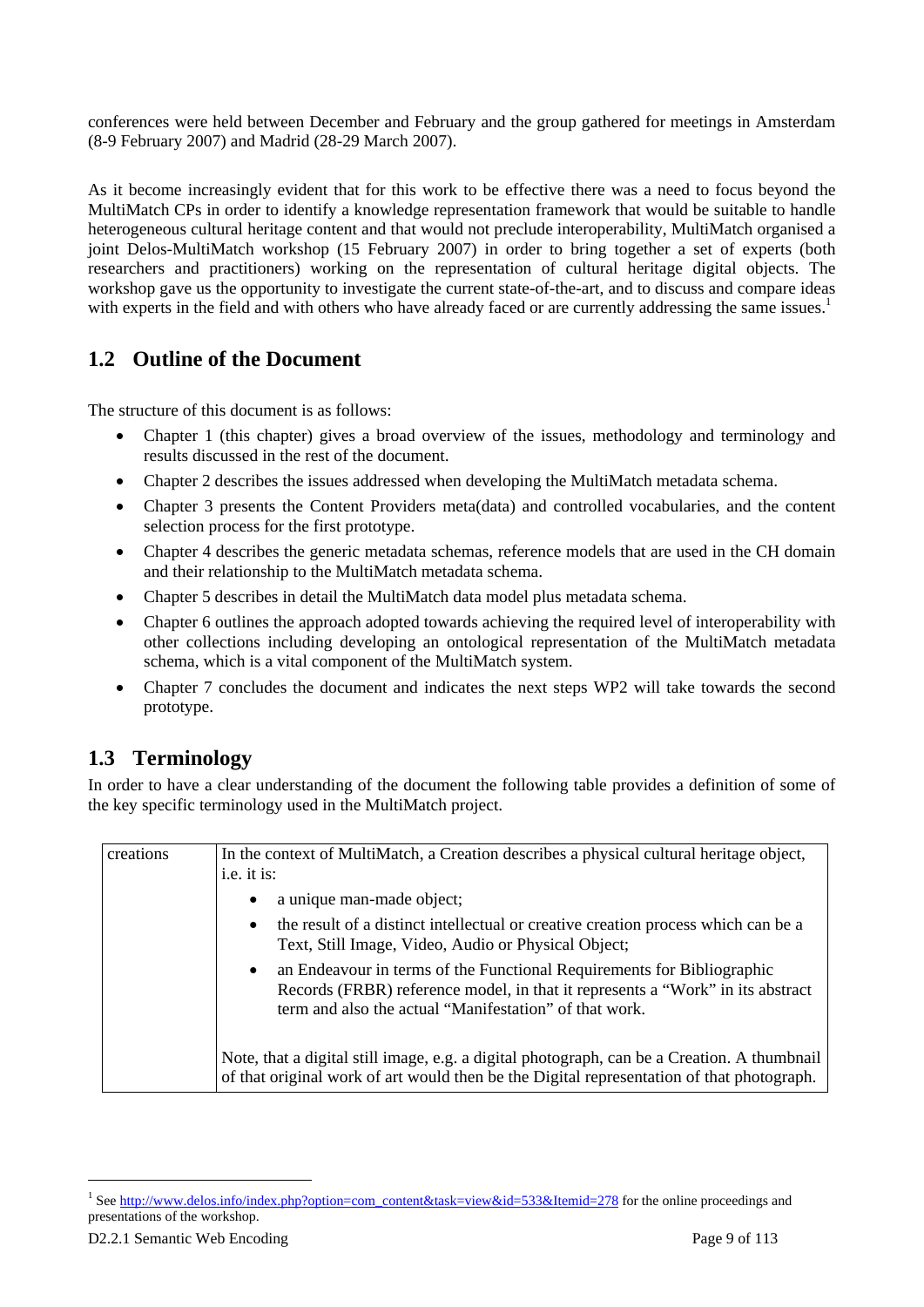conferences were held between December and February and the group gathered for meetings in Amsterdam (8-9 February 2007) and Madrid (28-29 March 2007).

As it become increasingly evident that for this work to be effective there was a need to focus beyond the MultiMatch CPs in order to identify a knowledge representation framework that would be suitable to handle heterogeneous cultural heritage content and that would not preclude interoperability, MultiMatch organised a joint Delos-MultiMatch workshop (15 February 2007) in order to bring together a set of experts (both researchers and practitioners) working on the representation of cultural heritage digital objects. The workshop gave us the opportunity to investigate the current state-of-the-art, and to discuss and compare ideas with experts in the field and with others who have already faced or are currently addressing the same issues.[1]

## 1.2 Outline of the Document

The structure of this document is as follows:

- Chapter 1 (this chapter) gives a broad overview of the issues, methodology and terminology and results discussed in the rest of the document.
- Chapter 2 describes the issues addressed when developing the MultiMatch metadata schema.
- Chapter 3 presents the Content Providers meta(data) and controlled vocabularies, and the content selection process for the first prototype.
- Chapter 4 describes the generic metadata schemas, reference models that are used in the CH domain and their relationship to the MultiMatch metadata schema.
- Chapter 5 describes in detail the MultiMatch data model plus metadata schema.
- Chapter 6 outlines the approach adopted towards achieving the required level of interoperability with other collections including developing an ontological representation of the MultiMatch metadata schema, which is a vital component of the MultiMatch system.
- Chapter 7 concludes the document and indicates the next steps WP2 will take towards the second prototype.

## 1.3 Terminology

In order to have a clear understanding of the document the following table provides a definition of some of the key specific terminology used in the MultiMatch project.

| | |
|---|---|
| creations | In the context of MultiMatch, a Creation describes a physical cultural heritage object, i.e. it is:<br>• a unique man-made object;<br>• the result of a distinct intellectual or creative creation process which can be a Text, Still Image, Video, Audio or Physical Object;<br>• an Endeavour in terms of the Functional Requirements for Bibliographic Records (FRBR) reference model, in that it represents a "Work" in its abstract term and also the actual "Manifestation" of that work.<br><br>Note, that a digital still image, e.g. a digital photograph, can be a Creation. A thumbnail of that original work of art would then be the Digital representation of that photograph. |

[1] See http://www.delos.info/index.php?option=com_content&task=view&id=533&Itemid=278 for the online proceedings and presentations of the workshop.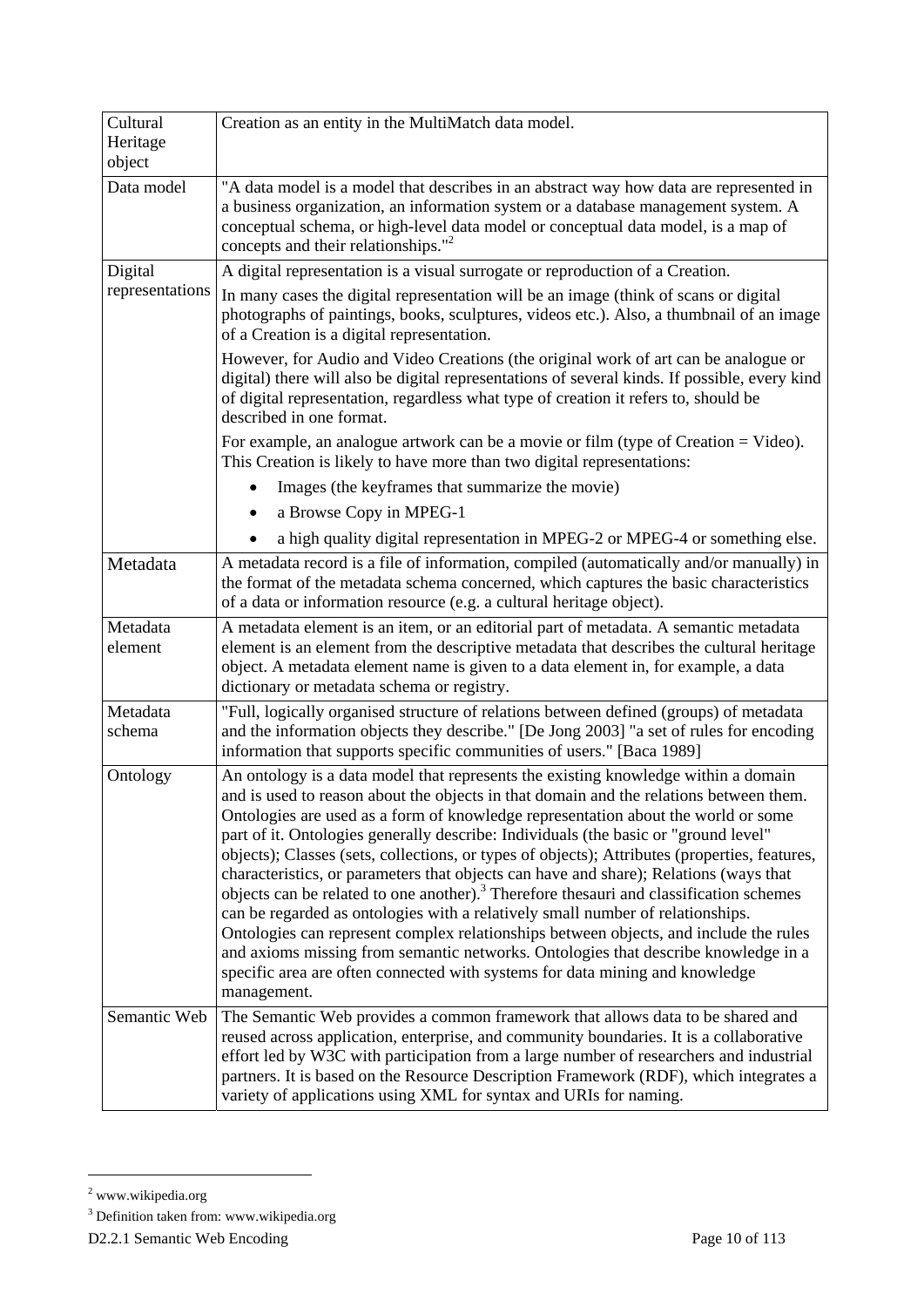| | |
|---|---|
| Cultural Heritage object | Creation as an entity in the MultiMatch data model. |
| Data model | "A data model is a model that describes in an abstract way how data are represented in a business organization, an information system or a database management system. A conceptual schema, or high-level data model or conceptual data model, is a map of concepts and their relationships."[2] |
| Digital representations | A digital representation is a visual surrogate or reproduction of a Creation.<br><br>In many cases the digital representation will be an image (think of scans or digital photographs of paintings, books, sculptures, videos etc.). Also, a thumbnail of an image of a Creation is a digital representation.<br><br>However, for Audio and Video Creations (the original work of art can be analogue or digital) there will also be digital representations of several kinds. If possible, every kind of digital representation, regardless what type of creation it refers to, should be described in one format.<br><br>For example, an analogue artwork can be a movie or film (type of Creation = Video). This Creation is likely to have more than two digital representations:<br><br>• Images (the keyframes that summarize the movie)<br>• a Browse Copy in MPEG-1<br>• a high quality digital representation in MPEG-2 or MPEG-4 or something else. |
| Metadata | A metadata record is a file of information, compiled (automatically and/or manually) in the format of the metadata schema concerned, which captures the basic characteristics of a data or information resource (e.g. a cultural heritage object). |
| Metadata element | A metadata element is an item, or an editorial part of metadata. A semantic metadata element is an element from the descriptive metadata that describes the cultural heritage object. A metadata element name is given to a data element in, for example, a data dictionary or metadata schema or registry. |
| Metadata schema | "Full, logically organised structure of relations between defined (groups) of metadata and the information objects they describe." [De Jong 2003] "a set of rules for encoding information that supports specific communities of users." [Baca 1989] |
| Ontology | An ontology is a data model that represents the existing knowledge within a domain and is used to reason about the objects in that domain and the relations between them. Ontologies are used as a form of knowledge representation about the world or some part of it. Ontologies generally describe: Individuals (the basic or "ground level" objects); Classes (sets, collections, or types of objects); Attributes (properties, features, characteristics, or parameters that objects can have and share); Relations (ways that objects can be related to one another).[3] Therefore thesauri and classification schemes can be regarded as ontologies with a relatively small number of relationships. Ontologies can represent complex relationships between objects, and include the rules and axioms missing from semantic networks. Ontologies that describe knowledge in a specific area are often connected with systems for data mining and knowledge management. |
| Semantic Web | The Semantic Web provides a common framework that allows data to be shared and reused across application, enterprise, and community boundaries. It is a collaborative effort led by W3C with participation from a large number of researchers and industrial partners. It is based on the Resource Description Framework (RDF), which integrates a variety of applications using XML for syntax and URIs for naming. |

[2] www.wikipedia.org

[3] Definition taken from: www.wikipedia.org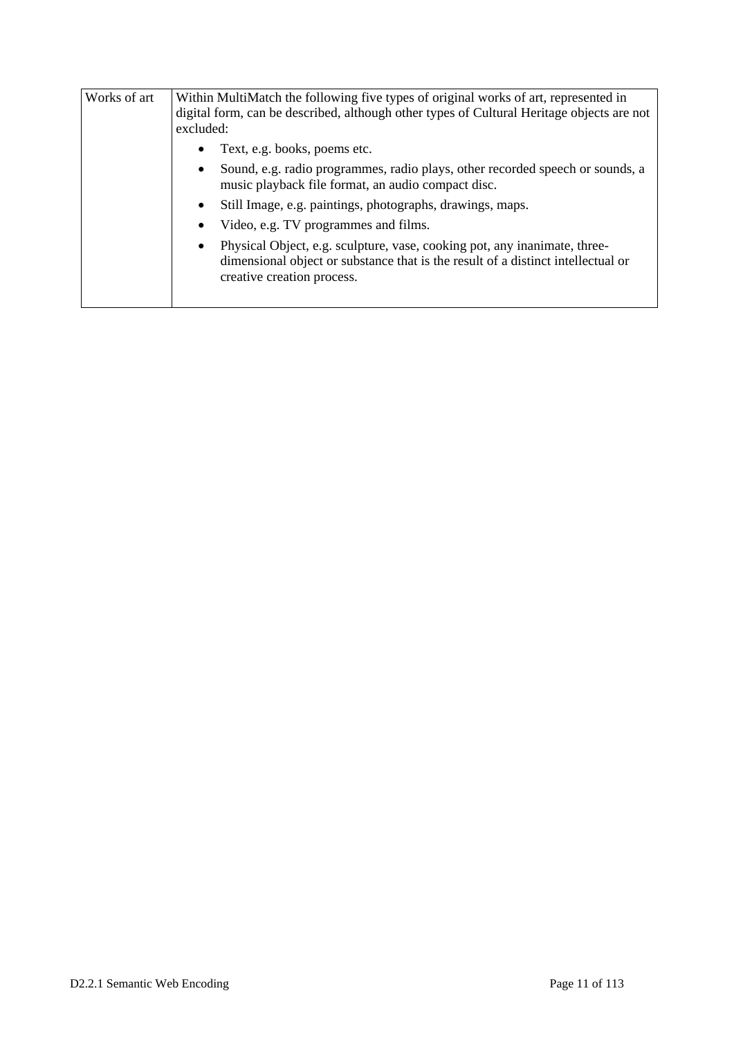| | |
|---|---|
| Works of art | Within MultiMatch the following five types of original works of art, represented in digital form, can be described, although other types of Cultural Heritage objects are not excluded:<br>• Text, e.g. books, poems etc.<br>• Sound, e.g. radio programmes, radio plays, other recorded speech or sounds, a music playback file format, an audio compact disc.<br>• Still Image, e.g. paintings, photographs, drawings, maps.<br>• Video, e.g. TV programmes and films.<br>• Physical Object, e.g. sculpture, vase, cooking pot, any inanimate, three-dimensional object or substance that is the result of a distinct intellectual or creative creation process. |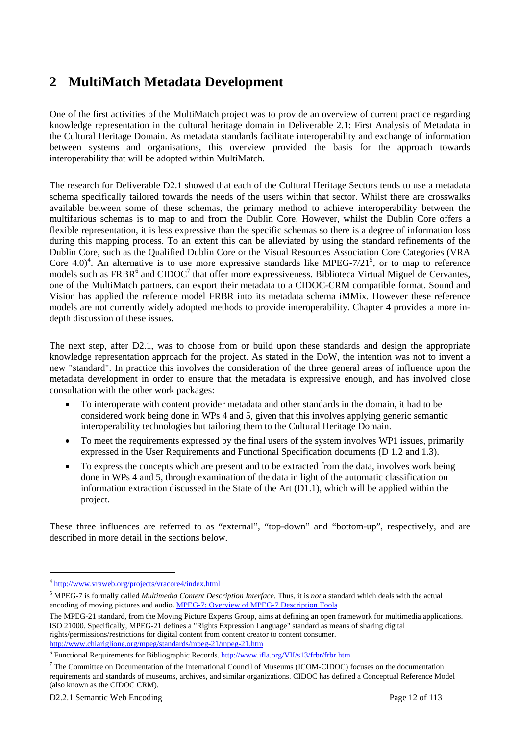# 2 MultiMatch Metadata Development

One of the first activities of the MultiMatch project was to provide an overview of current practice regarding knowledge representation in the cultural heritage domain in Deliverable 2.1: First Analysis of Metadata in the Cultural Heritage Domain. As metadata standards facilitate interoperability and exchange of information between systems and organisations, this overview provided the basis for the approach towards interoperability that will be adopted within MultiMatch.

The research for Deliverable D2.1 showed that each of the Cultural Heritage Sectors tends to use a metadata schema specifically tailored towards the needs of the users within that sector. Whilst there are crosswalks available between some of these schemas, the primary method to achieve interoperability between the multifarious schemas is to map to and from the Dublin Core. However, whilst the Dublin Core offers a flexible representation, it is less expressive than the specific schemas so there is a degree of information loss during this mapping process. To an extent this can be alleviated by using the standard refinements of the Dublin Core, such as the Qualified Dublin Core or the Visual Resources Association Core Categories (VRA Core 4.0)[4]. An alternative is to use more expressive standards like MPEG-7/21[5], or to map to reference models such as FRBR[6] and CIDOC[7] that offer more expressiveness. Biblioteca Virtual Miguel de Cervantes, one of the MultiMatch partners, can export their metadata to a CIDOC-CRM compatible format. Sound and Vision has applied the reference model FRBR into its metadata schema iMMix. However these reference models are not currently widely adopted methods to provide interoperability. Chapter 4 provides a more in-depth discussion of these issues.

The next step, after D2.1, was to choose from or build upon these standards and design the appropriate knowledge representation approach for the project. As stated in the DoW, the intention was not to invent a new "standard". In practice this involves the consideration of the three general areas of influence upon the metadata development in order to ensure that the metadata is expressive enough, and has involved close consultation with the other work packages:

- To interoperate with content provider metadata and other standards in the domain, it had to be considered work being done in WPs 4 and 5, given that this involves applying generic semantic interoperability technologies but tailoring them to the Cultural Heritage Domain.
- To meet the requirements expressed by the final users of the system involves WP1 issues, primarily expressed in the User Requirements and Functional Specification documents (D 1.2 and 1.3).
- To express the concepts which are present and to be extracted from the data, involves work being done in WPs 4 and 5, through examination of the data in light of the automatic classification on information extraction discussed in the State of the Art (D1.1), which will be applied within the project.

These three influences are referred to as "external", "top-down" and "bottom-up", respectively, and are described in more detail in the sections below.

---

[4] http://www.vraweb.org/projects/vracore4/index.html

[5] MPEG-7 is formally called *Multimedia Content Description Interface*. Thus, it is *not* a standard which deals with the actual encoding of moving pictures and audio. MPEG-7: Overview of MPEG-7 Description Tools

The MPEG-21 standard, from the Moving Picture Experts Group, aims at defining an open framework for multimedia applications. ISO 21000. Specifically, MPEG-21 defines a "Rights Expression Language" standard as means of sharing digital rights/permissions/restrictions for digital content from content creator to content consumer. http://www.chiariglione.org/mpeg/standards/mpeg-21/mpeg-21.htm

[6] Functional Requirements for Bibliographic Records. http://www.ifla.org/VII/s13/frbr/frbr.htm

[7] The Committee on Documentation of the International Council of Museums (ICOM-CIDOC) focuses on the documentation requirements and standards of museums, archives, and similar organizations. CIDOC has defined a Conceptual Reference Model (also known as the CIDOC CRM).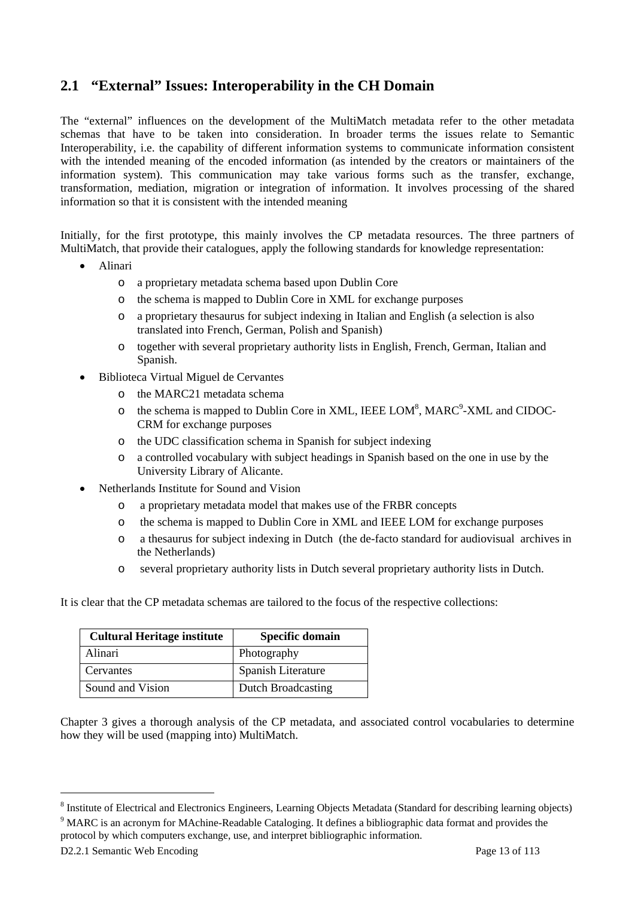## 2.1 "External" Issues: Interoperability in the CH Domain

The "external" influences on the development of the MultiMatch metadata refer to the other metadata schemas that have to be taken into consideration. In broader terms the issues relate to Semantic Interoperability, i.e. the capability of different information systems to communicate information consistent with the intended meaning of the encoded information (as intended by the creators or maintainers of the information system). This communication may take various forms such as the transfer, exchange, transformation, mediation, migration or integration of information. It involves processing of the shared information so that it is consistent with the intended meaning

Initially, for the first prototype, this mainly involves the CP metadata resources. The three partners of MultiMatch, that provide their catalogues, apply the following standards for knowledge representation:

- Alinari
  - a proprietary metadata schema based upon Dublin Core
  - the schema is mapped to Dublin Core in XML for exchange purposes
  - a proprietary thesaurus for subject indexing in Italian and English (a selection is also translated into French, German, Polish and Spanish)
  - together with several proprietary authority lists in English, French, German, Italian and Spanish.
- Biblioteca Virtual Miguel de Cervantes
  - the MARC21 metadata schema
  - the schema is mapped to Dublin Core in XML, IEEE LOM[8], MARC[9]-XML and CIDOC-CRM for exchange purposes
  - the UDC classification schema in Spanish for subject indexing
  - a controlled vocabulary with subject headings in Spanish based on the one in use by the University Library of Alicante.
- Netherlands Institute for Sound and Vision
  - a proprietary metadata model that makes use of the FRBR concepts
  - the schema is mapped to Dublin Core in XML and IEEE LOM for exchange purposes
  - a thesaurus for subject indexing in Dutch (the de-facto standard for audiovisual archives in the Netherlands)
  - several proprietary authority lists in Dutch several proprietary authority lists in Dutch.

It is clear that the CP metadata schemas are tailored to the focus of the respective collections:

| Cultural Heritage institute | Specific domain |
|---|---|
| Alinari | Photography |
| Cervantes | Spanish Literature |
| Sound and Vision | Dutch Broadcasting |

Chapter 3 gives a thorough analysis of the CP metadata, and associated control vocabularies to determine how they will be used (mapping into) MultiMatch.

---

[8] Institute of Electrical and Electronics Engineers, Learning Objects Metadata (Standard for describing learning objects)

[9] MARC is an acronym for MAchine-Readable Cataloging. It defines a bibliographic data format and provides the protocol by which computers exchange, use, and interpret bibliographic information.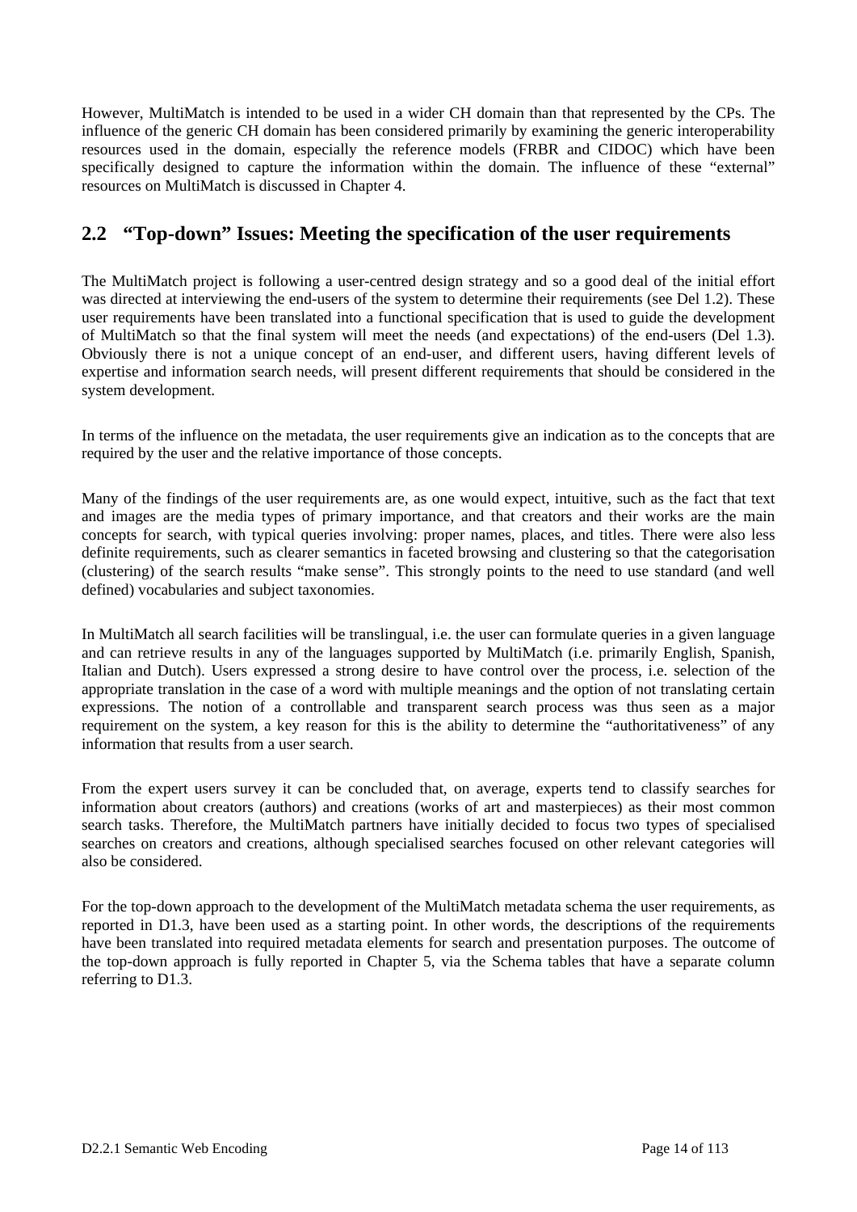However, MultiMatch is intended to be used in a wider CH domain than that represented by the CPs. The influence of the generic CH domain has been considered primarily by examining the generic interoperability resources used in the domain, especially the reference models (FRBR and CIDOC) which have been specifically designed to capture the information within the domain. The influence of these "external" resources on MultiMatch is discussed in Chapter 4.

## 2.2 "Top-down" Issues: Meeting the specification of the user requirements

The MultiMatch project is following a user-centred design strategy and so a good deal of the initial effort was directed at interviewing the end-users of the system to determine their requirements (see Del 1.2). These user requirements have been translated into a functional specification that is used to guide the development of MultiMatch so that the final system will meet the needs (and expectations) of the end-users (Del 1.3). Obviously there is not a unique concept of an end-user, and different users, having different levels of expertise and information search needs, will present different requirements that should be considered in the system development.

In terms of the influence on the metadata, the user requirements give an indication as to the concepts that are required by the user and the relative importance of those concepts.

Many of the findings of the user requirements are, as one would expect, intuitive, such as the fact that text and images are the media types of primary importance, and that creators and their works are the main concepts for search, with typical queries involving: proper names, places, and titles. There were also less definite requirements, such as clearer semantics in faceted browsing and clustering so that the categorisation (clustering) of the search results "make sense". This strongly points to the need to use standard (and well defined) vocabularies and subject taxonomies.

In MultiMatch all search facilities will be translingual, i.e. the user can formulate queries in a given language and can retrieve results in any of the languages supported by MultiMatch (i.e. primarily English, Spanish, Italian and Dutch). Users expressed a strong desire to have control over the process, i.e. selection of the appropriate translation in the case of a word with multiple meanings and the option of not translating certain expressions. The notion of a controllable and transparent search process was thus seen as a major requirement on the system, a key reason for this is the ability to determine the "authoritativeness" of any information that results from a user search.

From the expert users survey it can be concluded that, on average, experts tend to classify searches for information about creators (authors) and creations (works of art and masterpieces) as their most common search tasks. Therefore, the MultiMatch partners have initially decided to focus two types of specialised searches on creators and creations, although specialised searches focused on other relevant categories will also be considered.

For the top-down approach to the development of the MultiMatch metadata schema the user requirements, as reported in D1.3, have been used as a starting point. In other words, the descriptions of the requirements have been translated into required metadata elements for search and presentation purposes. The outcome of the top-down approach is fully reported in Chapter 5, via the Schema tables that have a separate column referring to D1.3.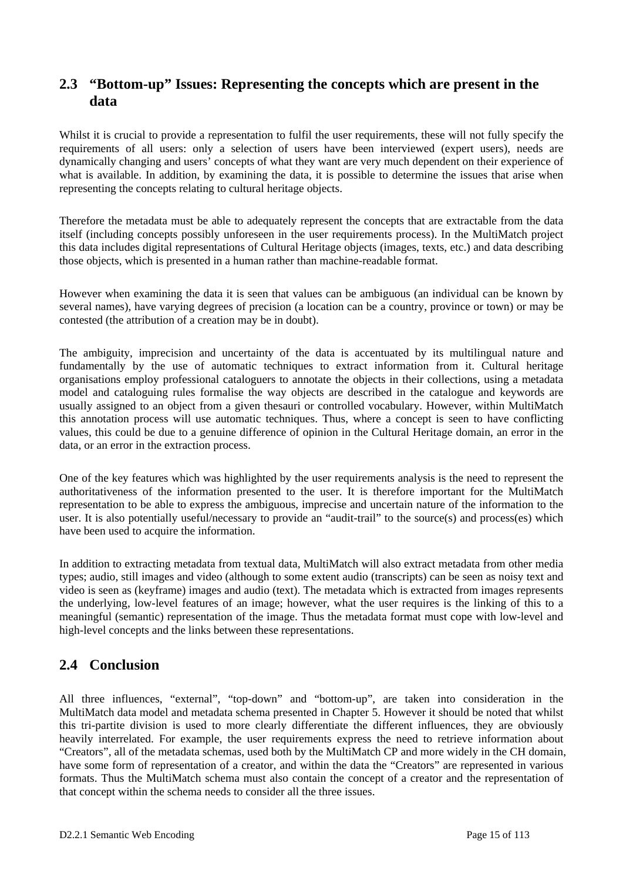## 2.3 "Bottom-up" Issues: Representing the concepts which are present in the data

Whilst it is crucial to provide a representation to fulfil the user requirements, these will not fully specify the requirements of all users: only a selection of users have been interviewed (expert users), needs are dynamically changing and users' concepts of what they want are very much dependent on their experience of what is available. In addition, by examining the data, it is possible to determine the issues that arise when representing the concepts relating to cultural heritage objects.

Therefore the metadata must be able to adequately represent the concepts that are extractable from the data itself (including concepts possibly unforeseen in the user requirements process). In the MultiMatch project this data includes digital representations of Cultural Heritage objects (images, texts, etc.) and data describing those objects, which is presented in a human rather than machine-readable format.

However when examining the data it is seen that values can be ambiguous (an individual can be known by several names), have varying degrees of precision (a location can be a country, province or town) or may be contested (the attribution of a creation may be in doubt).

The ambiguity, imprecision and uncertainty of the data is accentuated by its multilingual nature and fundamentally by the use of automatic techniques to extract information from it. Cultural heritage organisations employ professional cataloguers to annotate the objects in their collections, using a metadata model and cataloguing rules formalise the way objects are described in the catalogue and keywords are usually assigned to an object from a given thesauri or controlled vocabulary. However, within MultiMatch this annotation process will use automatic techniques. Thus, where a concept is seen to have conflicting values, this could be due to a genuine difference of opinion in the Cultural Heritage domain, an error in the data, or an error in the extraction process.

One of the key features which was highlighted by the user requirements analysis is the need to represent the authoritativeness of the information presented to the user. It is therefore important for the MultiMatch representation to be able to express the ambiguous, imprecise and uncertain nature of the information to the user. It is also potentially useful/necessary to provide an "audit-trail" to the source(s) and process(es) which have been used to acquire the information.

In addition to extracting metadata from textual data, MultiMatch will also extract metadata from other media types; audio, still images and video (although to some extent audio (transcripts) can be seen as noisy text and video is seen as (keyframe) images and audio (text). The metadata which is extracted from images represents the underlying, low-level features of an image; however, what the user requires is the linking of this to a meaningful (semantic) representation of the image. Thus the metadata format must cope with low-level and high-level concepts and the links between these representations.

## 2.4 Conclusion

All three influences, "external", "top-down" and "bottom-up", are taken into consideration in the MultiMatch data model and metadata schema presented in Chapter 5. However it should be noted that whilst this tri-partite division is used to more clearly differentiate the different influences, they are obviously heavily interrelated. For example, the user requirements express the need to retrieve information about "Creators", all of the metadata schemas, used both by the MultiMatch CP and more widely in the CH domain, have some form of representation of a creator, and within the data the "Creators" are represented in various formats. Thus the MultiMatch schema must also contain the concept of a creator and the representation of that concept within the schema needs to consider all the three issues.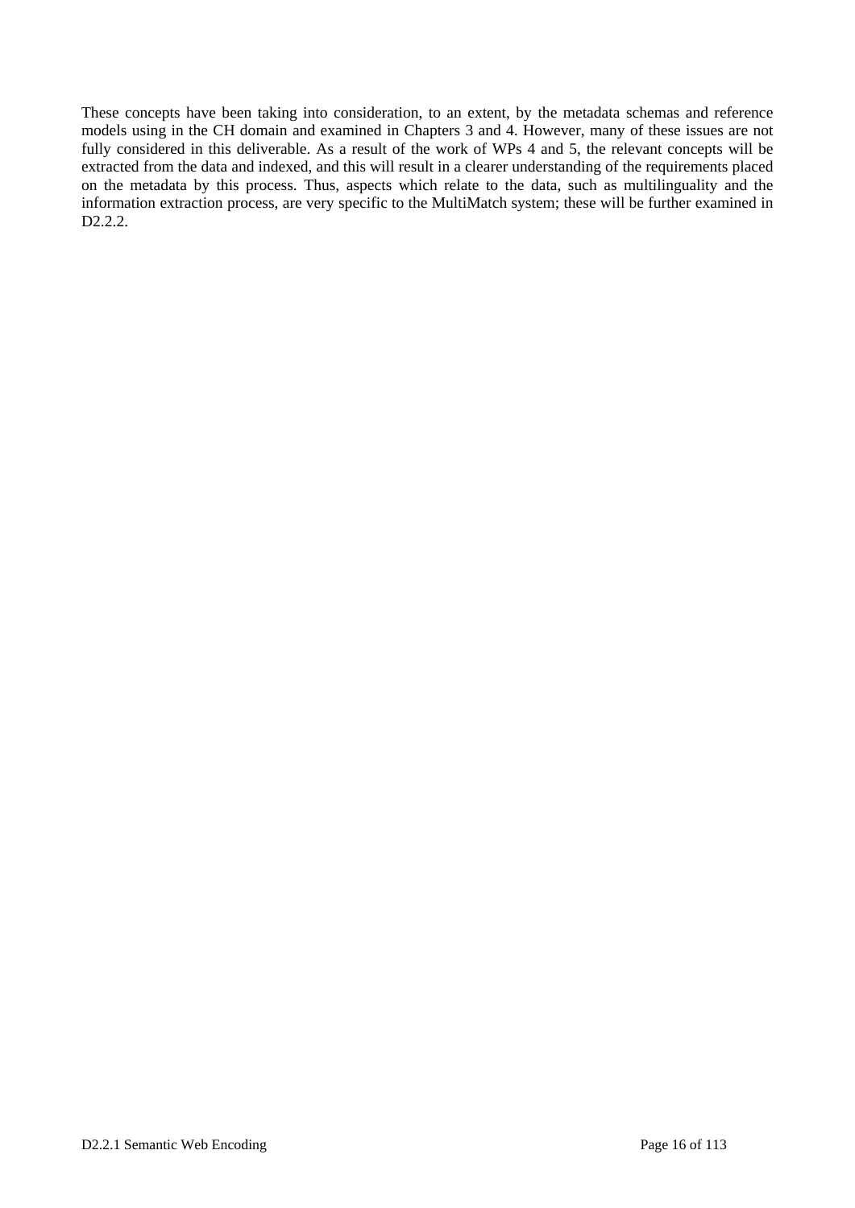These concepts have been taking into consideration, to an extent, by the metadata schemas and reference models using in the CH domain and examined in Chapters 3 and 4. However, many of these issues are not fully considered in this deliverable. As a result of the work of WPs 4 and 5, the relevant concepts will be extracted from the data and indexed, and this will result in a clearer understanding of the requirements placed on the metadata by this process. Thus, aspects which relate to the data, such as multilinguality and the information extraction process, are very specific to the MultiMatch system; these will be further examined in D2.2.2.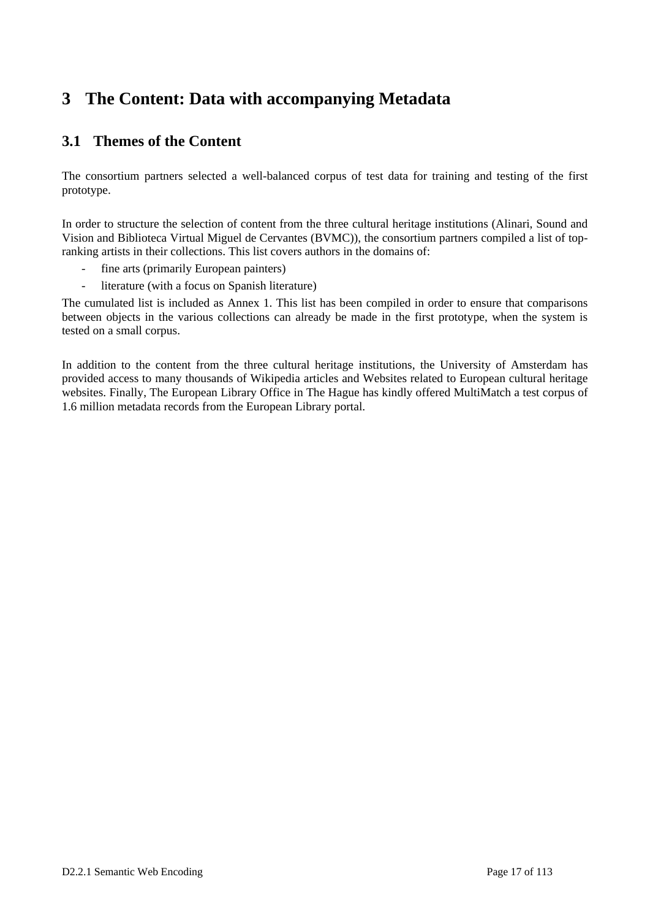# 3 The Content: Data with accompanying Metadata

## 3.1 Themes of the Content

The consortium partners selected a well-balanced corpus of test data for training and testing of the first prototype.

In order to structure the selection of content from the three cultural heritage institutions (Alinari, Sound and Vision and Biblioteca Virtual Miguel de Cervantes (BVMC)), the consortium partners compiled a list of top-ranking artists in their collections. This list covers authors in the domains of:

- fine arts (primarily European painters)
- literature (with a focus on Spanish literature)

The cumulated list is included as Annex 1. This list has been compiled in order to ensure that comparisons between objects in the various collections can already be made in the first prototype, when the system is tested on a small corpus.

In addition to the content from the three cultural heritage institutions, the University of Amsterdam has provided access to many thousands of Wikipedia articles and Websites related to European cultural heritage websites. Finally, The European Library Office in The Hague has kindly offered MultiMatch a test corpus of 1.6 million metadata records from the European Library portal.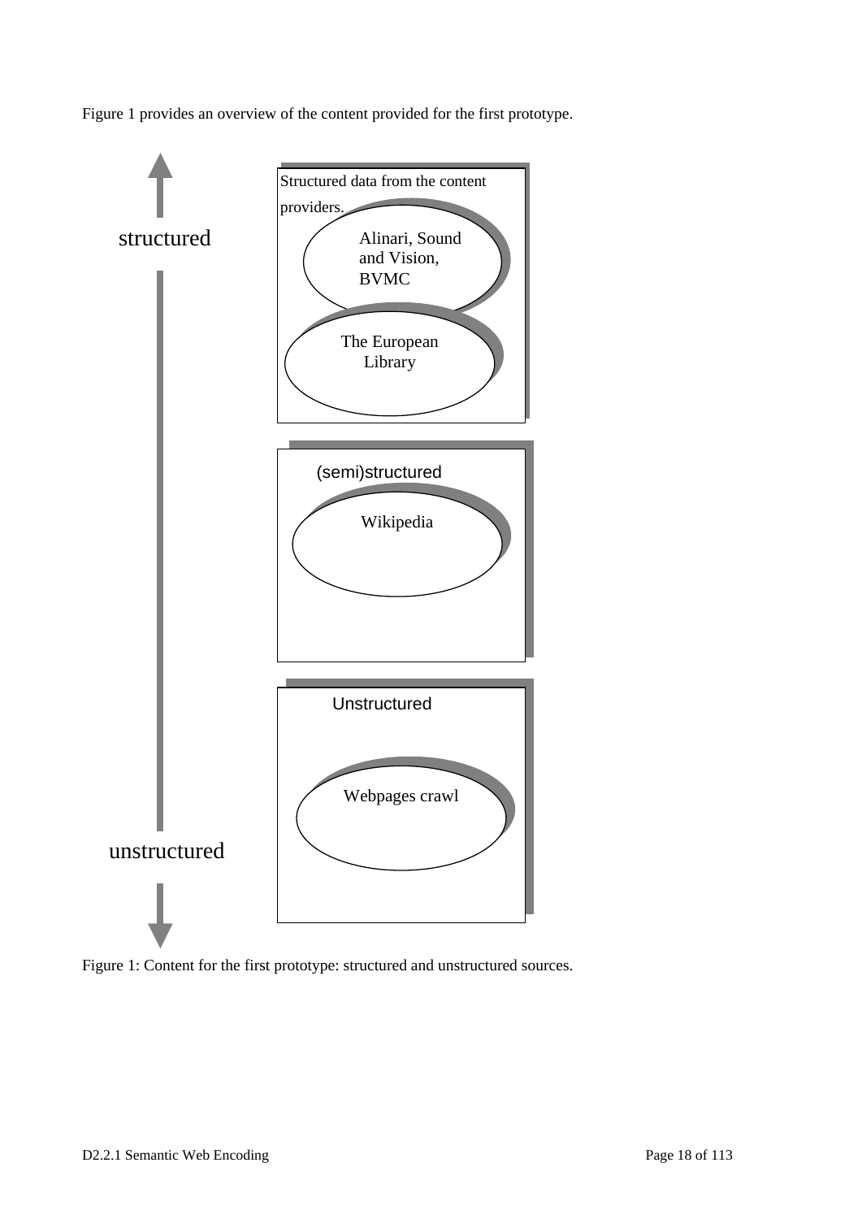Figure 1 provides an overview of the content provided for the first prototype.

structured

Structured data from the content providers.

Alinari, Sound and Vision, BVMC

The European Library

(semi)structured

Wikipedia

Unstructured

Webpages crawl

unstructured

Figure 1: Content for the first prototype: structured and unstructured sources.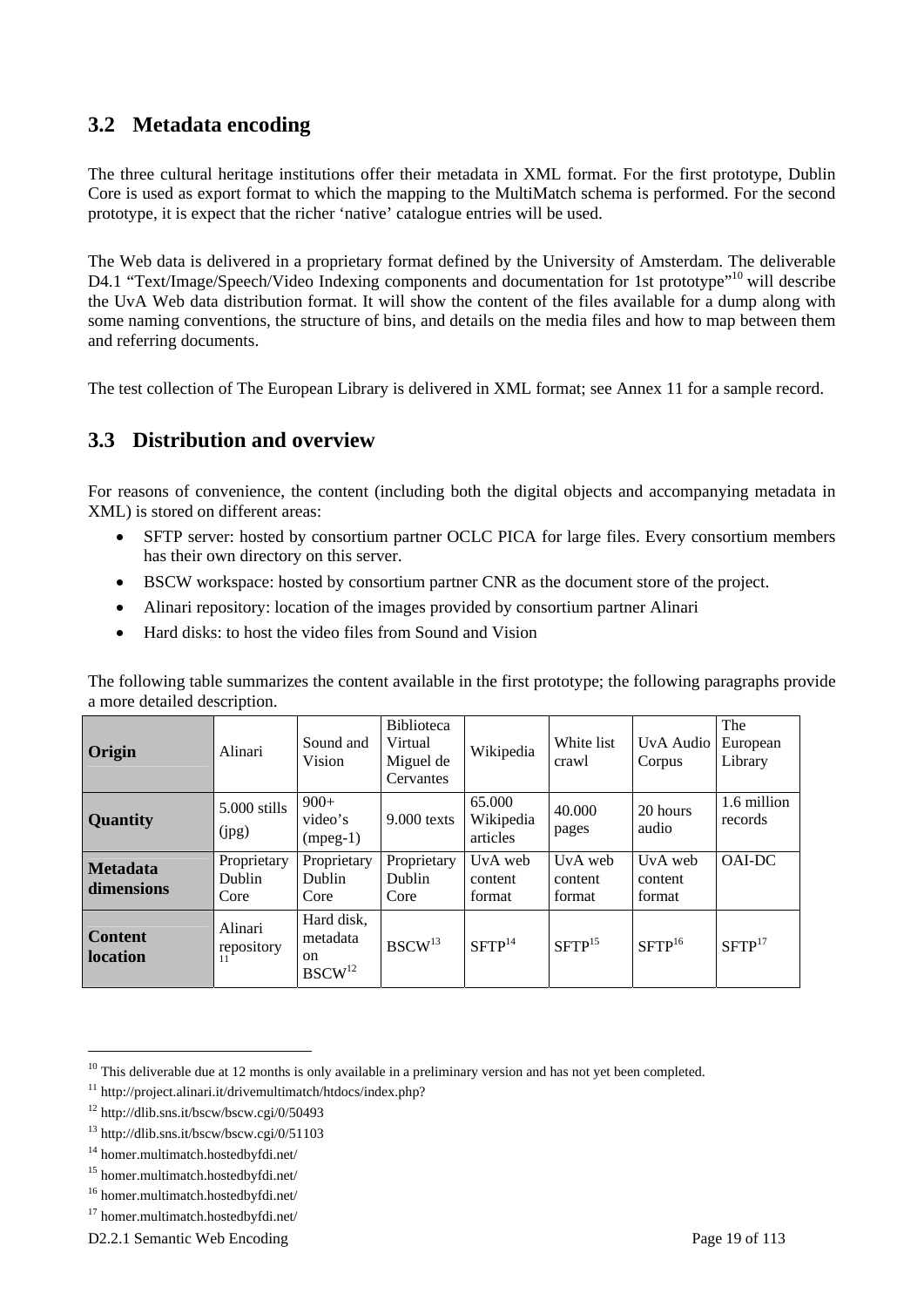## 3.2 Metadata encoding

The three cultural heritage institutions offer their metadata in XML format. For the first prototype, Dublin Core is used as export format to which the mapping to the MultiMatch schema is performed. For the second prototype, it is expect that the richer 'native' catalogue entries will be used.

The Web data is delivered in a proprietary format defined by the University of Amsterdam. The deliverable D4.1 "Text/Image/Speech/Video Indexing components and documentation for 1st prototype"[10] will describe the UvA Web data distribution format. It will show the content of the files available for a dump along with some naming conventions, the structure of bins, and details on the media files and how to map between them and referring documents.

The test collection of The European Library is delivered in XML format; see Annex 11 for a sample record.

## 3.3 Distribution and overview

For reasons of convenience, the content (including both the digital objects and accompanying metadata in XML) is stored on different areas:

- SFTP server: hosted by consortium partner OCLC PICA for large files. Every consortium members has their own directory on this server.
- BSCW workspace: hosted by consortium partner CNR as the document store of the project.
- Alinari repository: location of the images provided by consortium partner Alinari
- Hard disks: to host the video files from Sound and Vision

The following table summarizes the content available in the first prototype; the following paragraphs provide a more detailed description.

| **Origin** | Alinari | Sound and Vision | Biblioteca Virtual Miguel de Cervantes | Wikipedia | White list crawl | UvA Audio Corpus | The European Library |
|---|---|---|---|---|---|---|---|
| **Quantity** | 5.000 stills (jpg) | 900+ video's (mpeg-1) | 9.000 texts | 65.000 Wikipedia articles | 40.000 pages | 20 hours audio | 1.6 million records |
| **Metadata dimensions** | Proprietary Dublin Core | Proprietary Dublin Core | Proprietary Dublin Core | UvA web content format | UvA web content format | UvA web content format | OAI-DC |
| **Content location** | Alinari repository [11] | Hard disk, metadata on BSCW[12] | BSCW[13] | SFTP[14] | SFTP[15] | SFTP[16] | SFTP[17] |

---

[10] This deliverable due at 12 months is only available in a preliminary version and has not yet been completed.

[11] http://project.alinari.it/drivemultimatch/htdocs/index.php?

[12] http://dlib.sns.it/bscw/bscw.cgi/0/50493

[13] http://dlib.sns.it/bscw/bscw.cgi/0/51103

[14] homer.multimatch.hostedbyfdi.net/

[15] homer.multimatch.hostedbyfdi.net/

[16] homer.multimatch.hostedbyfdi.net/

[17] homer.multimatch.hostedbyfdi.net/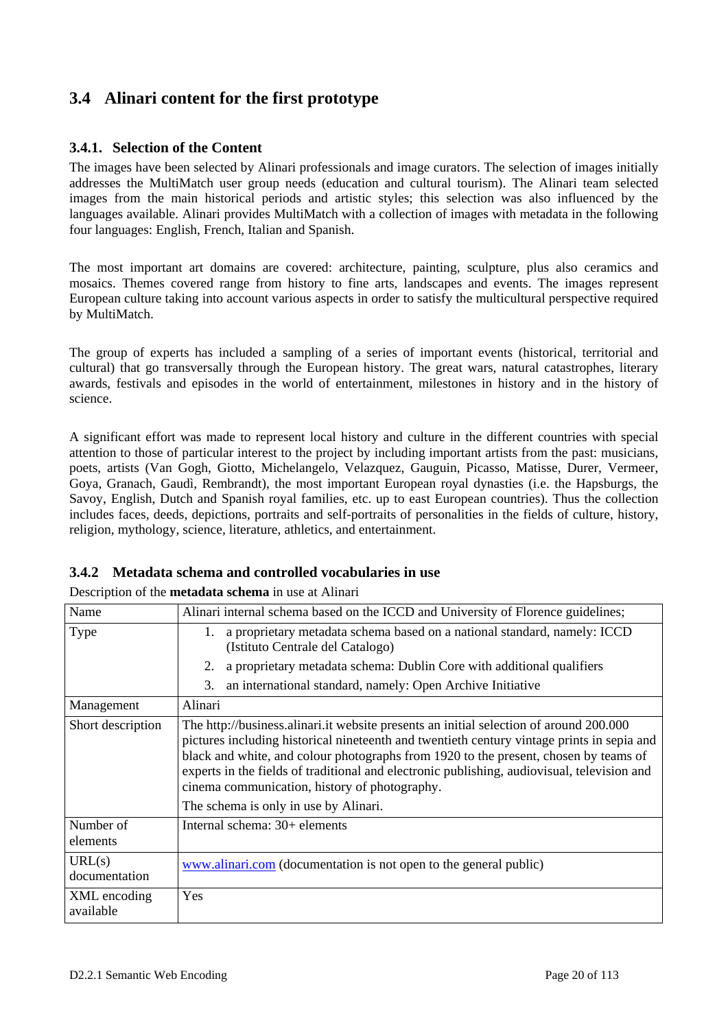## 3.4 Alinari content for the first prototype

### 3.4.1. Selection of the Content

The images have been selected by Alinari professionals and image curators. The selection of images initially addresses the MultiMatch user group needs (education and cultural tourism). The Alinari team selected images from the main historical periods and artistic styles; this selection was also influenced by the languages available. Alinari provides MultiMatch with a collection of images with metadata in the following four languages: English, French, Italian and Spanish.

The most important art domains are covered: architecture, painting, sculpture, plus also ceramics and mosaics. Themes covered range from history to fine arts, landscapes and events. The images represent European culture taking into account various aspects in order to satisfy the multicultural perspective required by MultiMatch.

The group of experts has included a sampling of a series of important events (historical, territorial and cultural) that go transversally through the European history. The great wars, natural catastrophes, literary awards, festivals and episodes in the world of entertainment, milestones in history and in the history of science.

A significant effort was made to represent local history and culture in the different countries with special attention to those of particular interest to the project by including important artists from the past: musicians, poets, artists (Van Gogh, Giotto, Michelangelo, Velazquez, Gauguin, Picasso, Matisse, Durer, Vermeer, Goya, Granach, Gaudì, Rembrandt), the most important European royal dynasties (i.e. the Hapsburgs, the Savoy, English, Dutch and Spanish royal families, etc. up to east European countries). Thus the collection includes faces, deeds, depictions, portraits and self-portraits of personalities in the fields of culture, history, religion, mythology, science, literature, athletics, and entertainment.

### 3.4.2 Metadata schema and controlled vocabularies in use

Description of the **metadata schema** in use at Alinari

| Name | Alinari internal schema based on the ICCD and University of Florence guidelines; |
|---|---|
| Type | 1. a proprietary metadata schema based on a national standard, namely: ICCD (Istituto Centrale del Catalogo)<br>2. a proprietary metadata schema: Dublin Core with additional qualifiers<br>3. an international standard, namely: Open Archive Initiative |
| Management | Alinari |
| Short description | The http://business.alinari.it website presents an initial selection of around 200.000 pictures including historical nineteenth and twentieth century vintage prints in sepia and black and white, and colour photographs from 1920 to the present, chosen by teams of experts in the fields of traditional and electronic publishing, audiovisual, television and cinema communication, history of photography.<br>The schema is only in use by Alinari. |
| Number of elements | Internal schema: 30+ elements |
| URL(s) documentation | www.alinari.com (documentation is not open to the general public) |
| XML encoding available | Yes |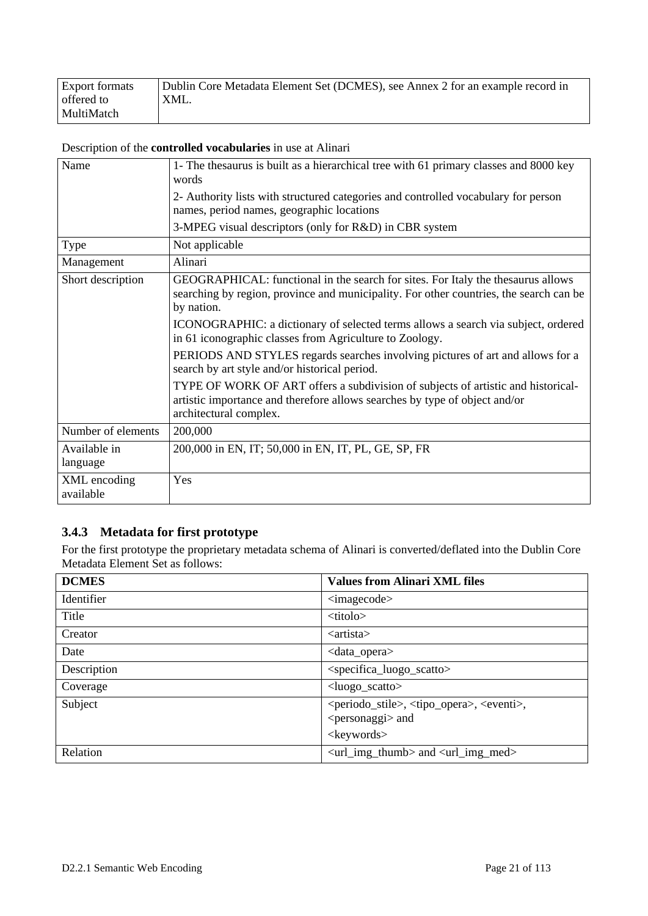| Export formats offered to MultiMatch | Dublin Core Metadata Element Set (DCMES), see Annex 2 for an example record in XML. |
|---|---|

Description of the **controlled vocabularies** in use at Alinari

| Name | 1- The thesaurus is built as a hierarchical tree with 61 primary classes and 8000 key words<br><br>2- Authority lists with structured categories and controlled vocabulary for person names, period names, geographic locations<br><br>3-MPEG visual descriptors (only for R&D) in CBR system |
|---|---|
| Type | Not applicable |
| Management | Alinari |
| Short description | GEOGRAPHICAL: functional in the search for sites. For Italy the thesaurus allows searching by region, province and municipality. For other countries, the search can be by nation.<br><br>ICONOGRAPHIC: a dictionary of selected terms allows a search via subject, ordered in 61 iconographic classes from Agriculture to Zoology.<br><br>PERIODS AND STYLES regards searches involving pictures of art and allows for a search by art style and/or historical period.<br><br>TYPE OF WORK OF ART offers a subdivision of subjects of artistic and historical-artistic importance and therefore allows searches by type of object and/or architectural complex. |
| Number of elements | 200,000 |
| Available in language | 200,000 in EN, IT; 50,000 in EN, IT, PL, GE, SP, FR |
| XML encoding available | Yes |

### 3.4.3 Metadata for first prototype

For the first prototype the proprietary metadata schema of Alinari is converted/deflated into the Dublin Core Metadata Element Set as follows:

| DCMES | Values from Alinari XML files |
|---|---|
| Identifier | <imagecode> |
| Title | <titolo> |
| Creator | <artista> |
| Date | <data_opera> |
| Description | <specifica_luogo_scatto> |
| Coverage | <luogo_scatto> |
| Subject | <periodo_stile>, <tipo_opera>, <eventi>, <personaggi> and<br><keywords> |
| Relation | <url_img_thumb> and <url_img_med> |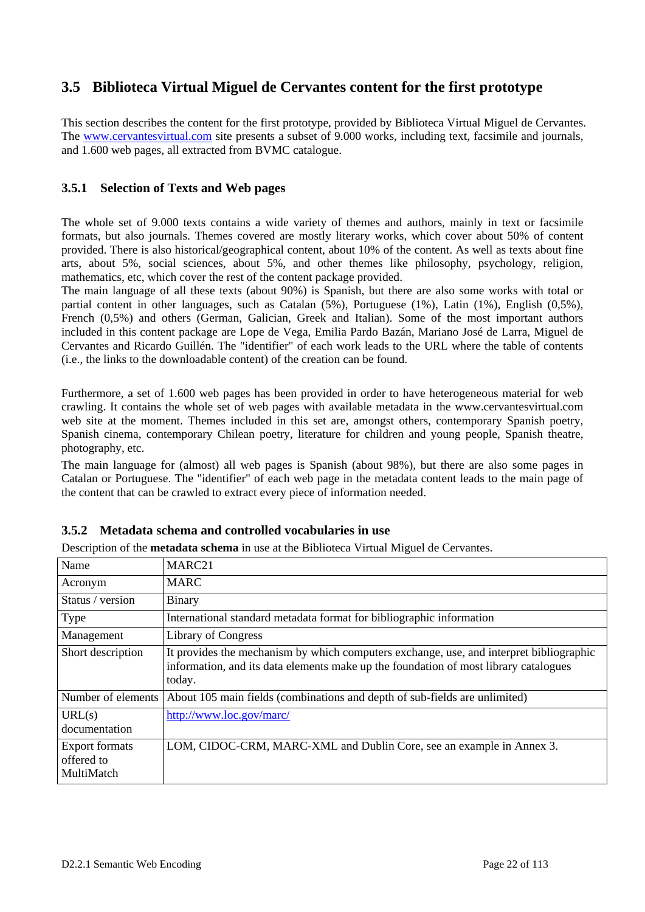## 3.5 Biblioteca Virtual Miguel de Cervantes content for the first prototype

This section describes the content for the first prototype, provided by Biblioteca Virtual Miguel de Cervantes. The www.cervantesvirtual.com site presents a subset of 9.000 works, including text, facsimile and journals, and 1.600 web pages, all extracted from BVMC catalogue.

### 3.5.1 Selection of Texts and Web pages

The whole set of 9.000 texts contains a wide variety of themes and authors, mainly in text or facsimile formats, but also journals. Themes covered are mostly literary works, which cover about 50% of content provided. There is also historical/geographical content, about 10% of the content. As well as texts about fine arts, about 5%, social sciences, about 5%, and other themes like philosophy, psychology, religion, mathematics, etc, which cover the rest of the content package provided.

The main language of all these texts (about 90%) is Spanish, but there are also some works with total or partial content in other languages, such as Catalan (5%), Portuguese (1%), Latin (1%), English (0,5%), French (0,5%) and others (German, Galician, Greek and Italian). Some of the most important authors included in this content package are Lope de Vega, Emilia Pardo Bazán, Mariano José de Larra, Miguel de Cervantes and Ricardo Guillén. The "identifier" of each work leads to the URL where the table of contents (i.e., the links to the downloadable content) of the creation can be found.

Furthermore, a set of 1.600 web pages has been provided in order to have heterogeneous material for web crawling. It contains the whole set of web pages with available metadata in the www.cervantesvirtual.com web site at the moment. Themes included in this set are, amongst others, contemporary Spanish poetry, Spanish cinema, contemporary Chilean poetry, literature for children and young people, Spanish theatre, photography, etc.

The main language for (almost) all web pages is Spanish (about 98%), but there are also some pages in Catalan or Portuguese. The "identifier" of each web page in the metadata content leads to the main page of the content that can be crawled to extract every piece of information needed.

### 3.5.2 Metadata schema and controlled vocabularies in use

Description of the **metadata schema** in use at the Biblioteca Virtual Miguel de Cervantes.

| Name | MARC21 |
|---|---|
| Acronym | MARC |
| Status / version | Binary |
| Type | International standard metadata format for bibliographic information |
| Management | Library of Congress |
| Short description | It provides the mechanism by which computers exchange, use, and interpret bibliographic information, and its data elements make up the foundation of most library catalogues today. |
| Number of elements | About 105 main fields (combinations and depth of sub-fields are unlimited) |
| URL(s) documentation | http://www.loc.gov/marc/ |
| Export formats offered to MultiMatch | LOM, CIDOC-CRM, MARC-XML and Dublin Core, see an example in Annex 3. |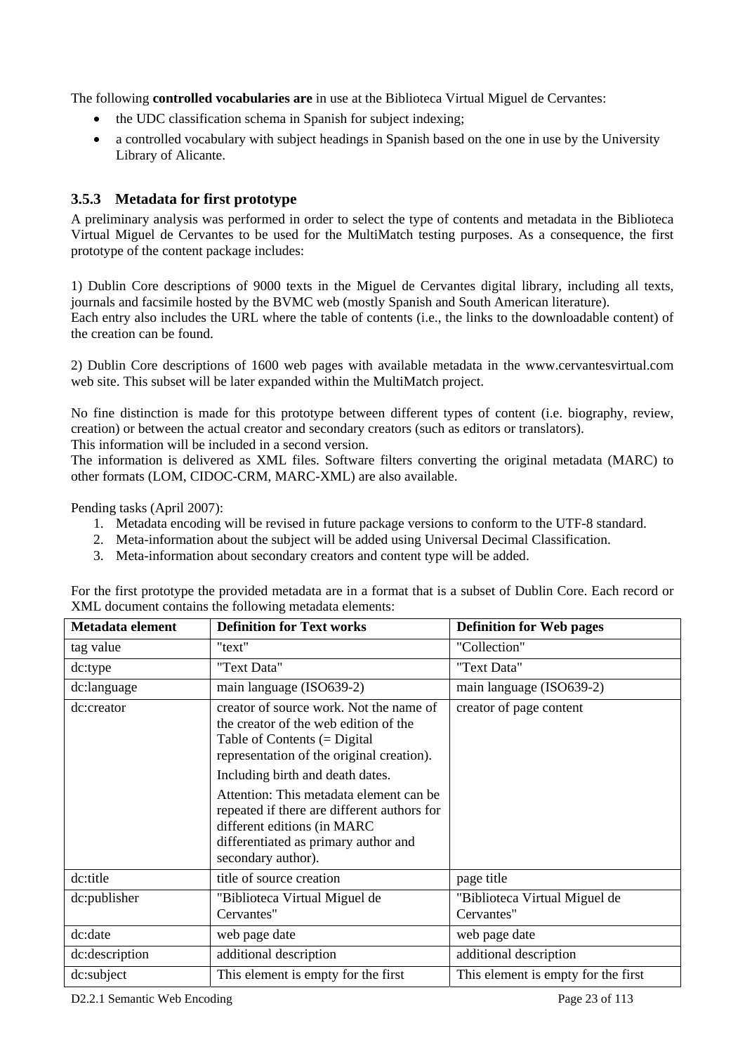The following **controlled vocabularies are** in use at the Biblioteca Virtual Miguel de Cervantes:

- the UDC classification schema in Spanish for subject indexing;
- a controlled vocabulary with subject headings in Spanish based on the one in use by the University Library of Alicante.

### 3.5.3 Metadata for first prototype

A preliminary analysis was performed in order to select the type of contents and metadata in the Biblioteca Virtual Miguel de Cervantes to be used for the MultiMatch testing purposes. As a consequence, the first prototype of the content package includes:

1) Dublin Core descriptions of 9000 texts in the Miguel de Cervantes digital library, including all texts, journals and facsimile hosted by the BVMC web (mostly Spanish and South American literature).
Each entry also includes the URL where the table of contents (i.e., the links to the downloadable content) of the creation can be found.

2) Dublin Core descriptions of 1600 web pages with available metadata in the www.cervantesvirtual.com web site. This subset will be later expanded within the MultiMatch project.

No fine distinction is made for this prototype between different types of content (i.e. biography, review, creation) or between the actual creator and secondary creators (such as editors or translators).
This information will be included in a second version.
The information is delivered as XML files. Software filters converting the original metadata (MARC) to other formats (LOM, CIDOC-CRM, MARC-XML) are also available.

Pending tasks (April 2007):

1. Metadata encoding will be revised in future package versions to conform to the UTF-8 standard.
2. Meta-information about the subject will be added using Universal Decimal Classification.
3. Meta-information about secondary creators and content type will be added.

For the first prototype the provided metadata are in a format that is a subset of Dublin Core. Each record or XML document contains the following metadata elements:

| Metadata element | Definition for Text works | Definition for Web pages |
|---|---|---|
| tag value | "text" | "Collection" |
| dc:type | "Text Data" | "Text Data" |
| dc:language | main language (ISO639-2) | main language (ISO639-2) |
| dc:creator | creator of source work. Not the name of the creator of the web edition of the Table of Contents (= Digital representation of the original creation). Including birth and death dates. Attention: This metadata element can be repeated if there are different authors for different editions (in MARC differentiated as primary author and secondary author). | creator of page content |
| dc:title | title of source creation | page title |
| dc:publisher | "Biblioteca Virtual Miguel de Cervantes" | "Biblioteca Virtual Miguel de Cervantes" |
| dc:date | web page date | web page date |
| dc:description | additional description | additional description |
| dc:subject | This element is empty for the first | This element is empty for the first |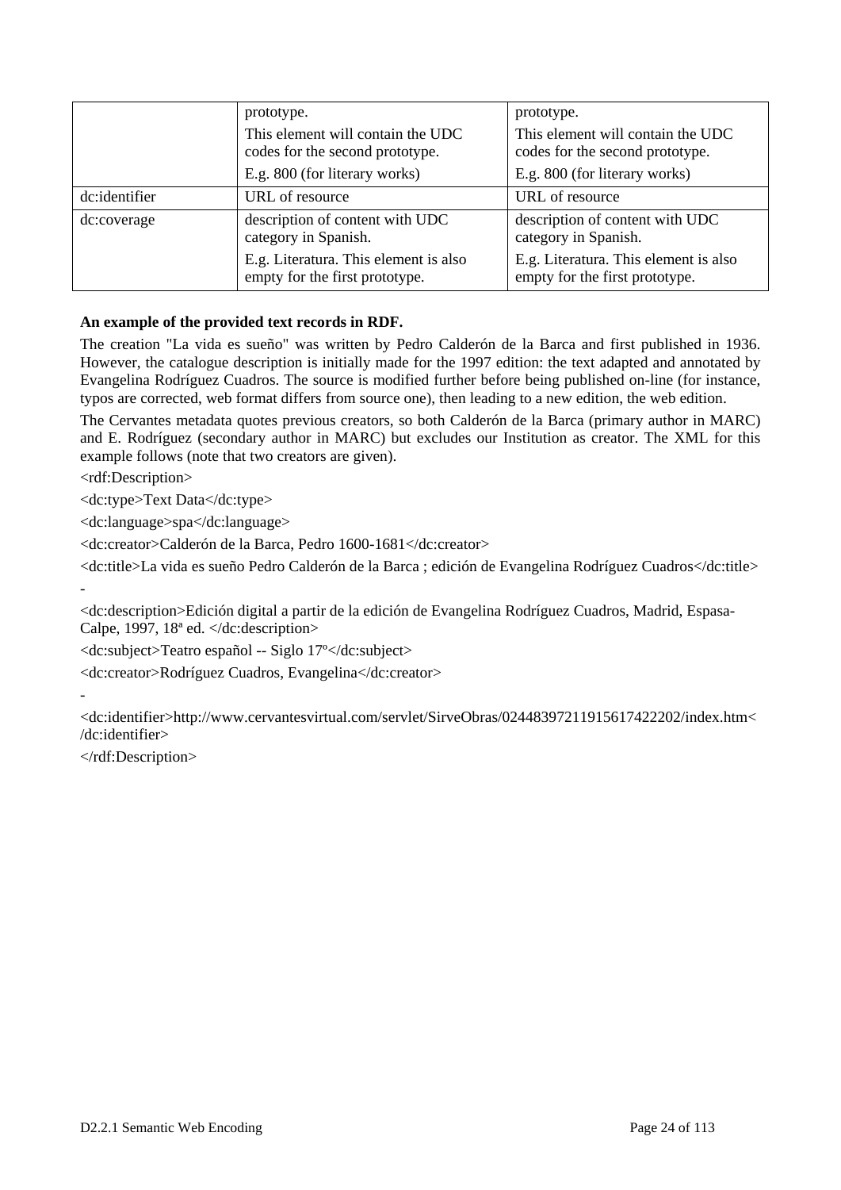| | prototype.<br>This element will contain the UDC codes for the second prototype.<br>E.g. 800 (for literary works) | prototype.<br>This element will contain the UDC codes for the second prototype.<br>E.g. 800 (for literary works) |
|---|---|---|
| dc:identifier | URL of resource | URL of resource |
| dc:coverage | description of content with UDC category in Spanish.<br>E.g. Literatura. This element is also empty for the first prototype. | description of content with UDC category in Spanish.<br>E.g. Literatura. This element is also empty for the first prototype. |

**An example of the provided text records in RDF.**

The creation "La vida es sueño" was written by Pedro Calderón de la Barca and first published in 1936. However, the catalogue description is initially made for the 1997 edition: the text adapted and annotated by Evangelina Rodríguez Cuadros. The source is modified further before being published on-line (for instance, typos are corrected, web format differs from source one), then leading to a new edition, the web edition.

The Cervantes metadata quotes previous creators, so both Calderón de la Barca (primary author in MARC) and E. Rodríguez (secondary author in MARC) but excludes our Institution as creator. The XML for this example follows (note that two creators are given).

```
<rdf:Description>
<dc:type>Text Data</dc:type>
<dc:language>spa</dc:language>
<dc:creator>Calderón de la Barca, Pedro 1600-1681</dc:creator>
<dc:title>La vida es sueño Pedro Calderón de la Barca ; edición de Evangelina Rodríguez Cuadros</dc:title>
-
<dc:description>Edición digital a partir de la edición de Evangelina Rodríguez Cuadros, Madrid, Espasa-Calpe, 1997, 18ª ed. </dc:description>
<dc:subject>Teatro español -- Siglo 17º</dc:subject>
<dc:creator>Rodríguez Cuadros, Evangelina</dc:creator>
-
<dc:identifier>http://www.cervantesvirtual.com/servlet/SirveObras/02448397211915617422202/index.htm</dc:identifier>
</rdf:Description>
```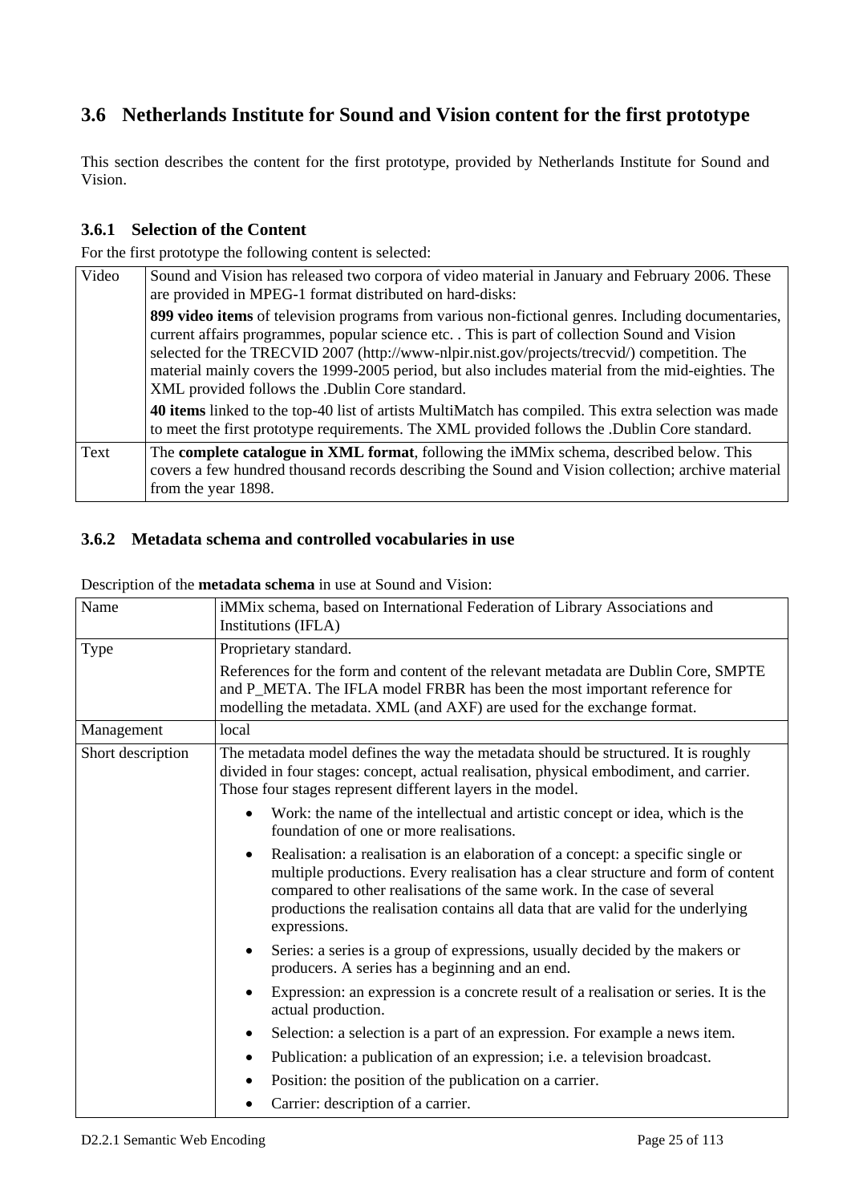## 3.6 Netherlands Institute for Sound and Vision content for the first prototype

This section describes the content for the first prototype, provided by Netherlands Institute for Sound and Vision.

### 3.6.1 Selection of the Content

For the first prototype the following content is selected:

| | |
|---|---|
| Video | Sound and Vision has released two corpora of video material in January and February 2006. These are provided in MPEG-1 format distributed on hard-disks:<br><br>**899 video items** of television programs from various non-fictional genres. Including documentaries, current affairs programmes, popular science etc. . This is part of collection Sound and Vision selected for the TRECVID 2007 (http://www-nlpir.nist.gov/projects/trecvid/) competition. The material mainly covers the 1999-2005 period, but also includes material from the mid-eighties. The XML provided follows the .Dublin Core standard.<br><br>**40 items** linked to the top-40 list of artists MultiMatch has compiled. This extra selection was made to meet the first prototype requirements. The XML provided follows the .Dublin Core standard. |
| Text | The **complete catalogue in XML format**, following the iMMix schema, described below. This covers a few hundred thousand records describing the Sound and Vision collection; archive material from the year 1898. |

### 3.6.2 Metadata schema and controlled vocabularies in use

Description of the **metadata schema** in use at Sound and Vision:

| | |
|---|---|
| Name | iMMix schema, based on International Federation of Library Associations and Institutions (IFLA) |
| Type | Proprietary standard.<br><br>References for the form and content of the relevant metadata are Dublin Core, SMPTE and P_META. The IFLA model FRBR has been the most important reference for modelling the metadata. XML (and AXF) are used for the exchange format. |
| Management | local |
| Short description | The metadata model defines the way the metadata should be structured. It is roughly divided in four stages: concept, actual realisation, physical embodiment, and carrier. Those four stages represent different layers in the model.<br><br>• Work: the name of the intellectual and artistic concept or idea, which is the foundation of one or more realisations.<br>• Realisation: a realisation is an elaboration of a concept: a specific single or multiple productions. Every realisation has a clear structure and form of content compared to other realisations of the same work. In the case of several productions the realisation contains all data that are valid for the underlying expressions.<br>• Series: a series is a group of expressions, usually decided by the makers or producers. A series has a beginning and an end.<br>• Expression: an expression is a concrete result of a realisation or series. It is the actual production.<br>• Selection: a selection is a part of an expression. For example a news item.<br>• Publication: a publication of an expression; i.e. a television broadcast.<br>• Position: the position of the publication on a carrier.<br>• Carrier: description of a carrier. |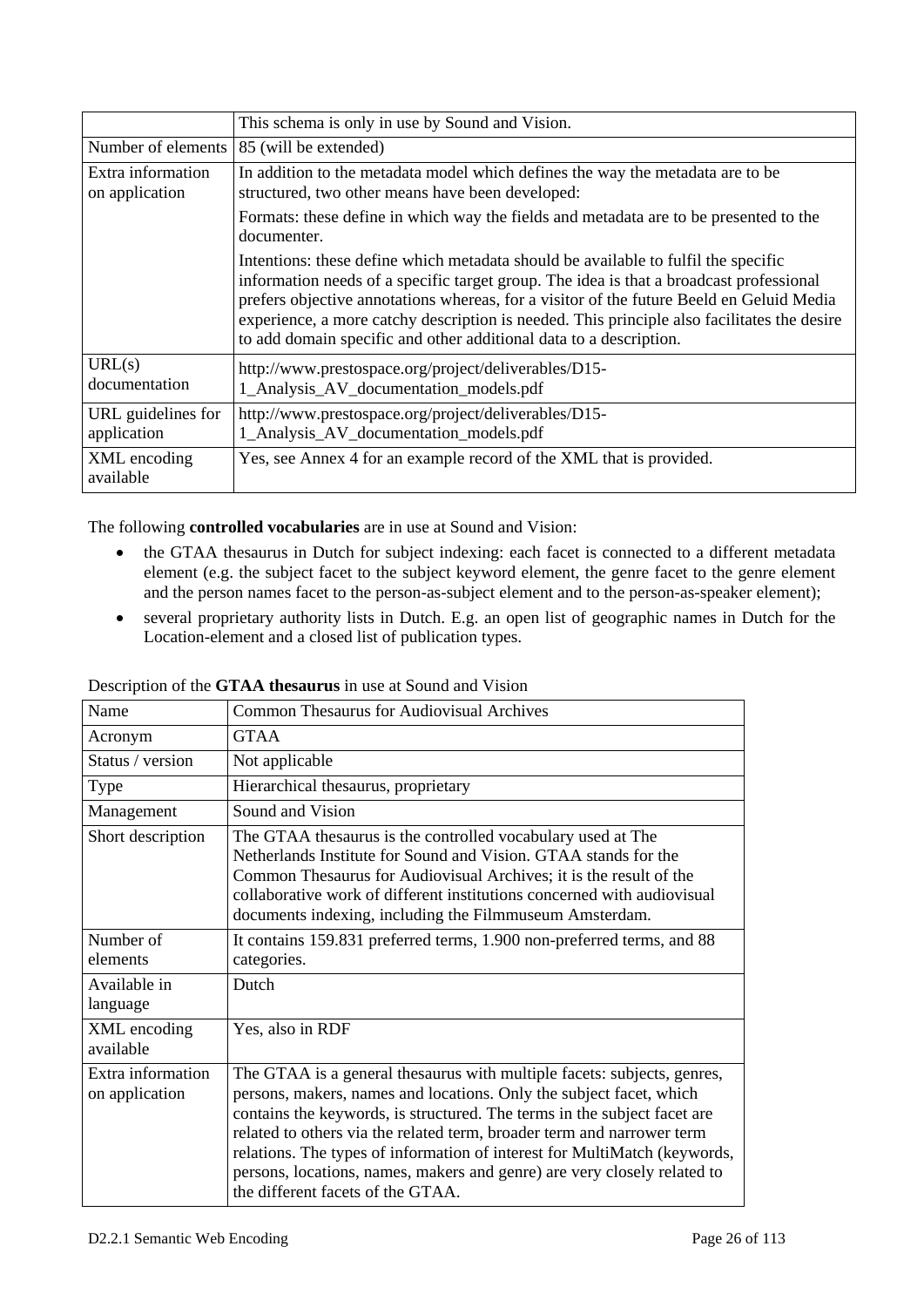| | |
|---|---|
| | This schema is only in use by Sound and Vision. |
| Number of elements | 85 (will be extended) |
| Extra information on application | In addition to the metadata model which defines the way the metadata are to be structured, two other means have been developed:<br><br>Formats: these define in which way the fields and metadata are to be presented to the documenter.<br><br>Intentions: these define which metadata should be available to fulfil the specific information needs of a specific target group. The idea is that a broadcast professional prefers objective annotations whereas, for a visitor of the future Beeld en Geluid Media experience, a more catchy description is needed. This principle also facilitates the desire to add domain specific and other additional data to a description. |
| URL(s) documentation | http://www.prestospace.org/project/deliverables/D15-1_Analysis_AV_documentation_models.pdf |
| URL guidelines for application | http://www.prestospace.org/project/deliverables/D15-1_Analysis_AV_documentation_models.pdf |
| XML encoding available | Yes, see Annex 4 for an example record of the XML that is provided. |

The following **controlled vocabularies** are in use at Sound and Vision:

- the GTAA thesaurus in Dutch for subject indexing: each facet is connected to a different metadata element (e.g. the subject facet to the subject keyword element, the genre facet to the genre element and the person names facet to the person-as-subject element and to the person-as-speaker element);
- several proprietary authority lists in Dutch. E.g. an open list of geographic names in Dutch for the Location-element and a closed list of publication types.

Description of the **GTAA thesaurus** in use at Sound and Vision

| Name | Common Thesaurus for Audiovisual Archives |
|---|---|
| Acronym | GTAA |
| Status / version | Not applicable |
| Type | Hierarchical thesaurus, proprietary |
| Management | Sound and Vision |
| Short description | The GTAA thesaurus is the controlled vocabulary used at The Netherlands Institute for Sound and Vision. GTAA stands for the Common Thesaurus for Audiovisual Archives; it is the result of the collaborative work of different institutions concerned with audiovisual documents indexing, including the Filmmuseum Amsterdam. |
| Number of elements | It contains 159.831 preferred terms, 1.900 non-preferred terms, and 88 categories. |
| Available in language | Dutch |
| XML encoding available | Yes, also in RDF |
| Extra information on application | The GTAA is a general thesaurus with multiple facets: subjects, genres, persons, makers, names and locations. Only the subject facet, which contains the keywords, is structured. The terms in the subject facet are related to others via the related term, broader term and narrower term relations. The types of information of interest for MultiMatch (keywords, persons, locations, names, makers and genre) are very closely related to the different facets of the GTAA. |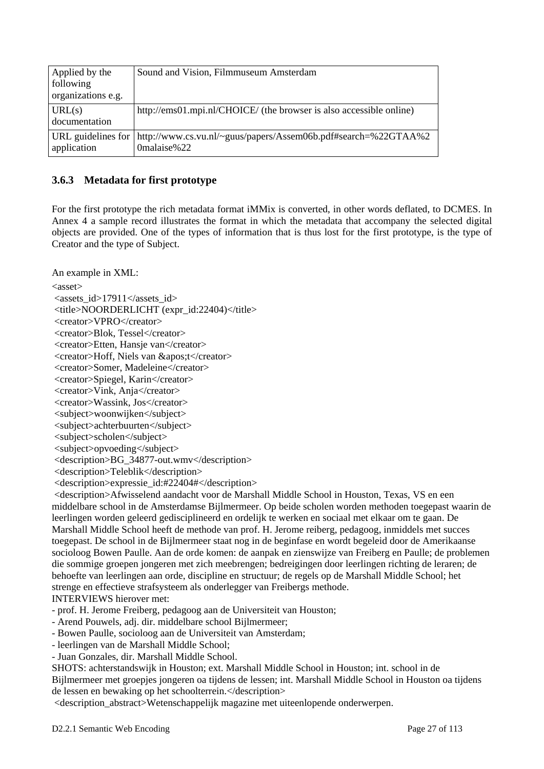| Applied by the following organizations e.g. | Sound and Vision, Filmmuseum Amsterdam |
|---|---|
| URL(s) documentation | http://ems01.mpi.nl/CHOICE/ (the browser is also accessible online) |
| URL guidelines for application | http://www.cs.vu.nl/~guus/papers/Assem06b.pdf#search=%22GTAA%20malaise%22 |

### 3.6.3 Metadata for first prototype

For the first prototype the rich metadata format iMMix is converted, in other words deflated, to DCMES. In Annex 4 a sample record illustrates the format in which the metadata that accompany the selected digital objects are provided. One of the types of information that is thus lost for the first prototype, is the type of Creator and the type of Subject.

An example in XML:

```
<asset>
 <assets_id>17911</assets_id>
 <title>NOORDERLICHT (expr_id:22404)</title>
 <creator>VPRO</creator>
 <creator>Blok, Tessel</creator>
 <creator>Etten, Hansje van</creator>
 <creator>Hoff, Niels van &apos;t</creator>
 <creator>Somer, Madeleine</creator>
 <creator>Spiegel, Karin</creator>
 <creator>Vink, Anja</creator>
 <creator>Wassink, Jos</creator>
 <subject>woonwijken</subject>
 <subject>achterbuurten</subject>
 <subject>scholen</subject>
 <subject>opvoeding</subject>
 <description>BG_34877-out.wmv</description>
 <description>Teleblik</description>
 <description>expressie_id:#22404#</description>
 <description>Afwisselend aandacht voor de Marshall Middle School in Houston, Texas, VS en een middelbare school in de Amsterdamse Bijlmermeer. Op beide scholen worden methoden toegepast waarin de leerlingen worden geleerd gedisciplineerd en ordelijk te werken en sociaal met elkaar om te gaan. De Marshall Middle School heeft de methode van prof. H. Jerome reiberg, pedagoog, inmiddels met succes toegepast. De school in de Bijlmermeer staat nog in de beginfase en wordt begeleid door de Amerikaanse socioloog Bowen Paulle. Aan de orde komen: de aanpak en zienswijze van Freiberg en Paulle; de problemen die sommige groepen jongeren met zich meebrengen; bedreigingen door leerlingen richting de leraren; de behoefte van leerlingen aan orde, discipline en structuur; de regels op de Marshall Middle School; het strenge en effectieve strafsysteem als onderlegger van Freibergs methode.
INTERVIEWS hierover met:
- prof. H. Jerome Freiberg, pedagoog aan de Universiteit van Houston;
- Arend Pouwels, adj. dir. middelbare school Bijlmermeer;
- Bowen Paulle, socioloog aan de Universiteit van Amsterdam;
- leerlingen van de Marshall Middle School;
- Juan Gonzales, dir. Marshall Middle School.
SHOTS: achterstandswijk in Houston; ext. Marshall Middle School in Houston; int. school in de Bijlmermeer met groepjes jongeren oa tijdens de lessen; int. Marshall Middle School in Houston oa tijdens de lessen en bewaking op het schoolterrein.</description>
 <description_abstract>Wetenschappelijk magazine met uiteenlopende onderwerpen.
```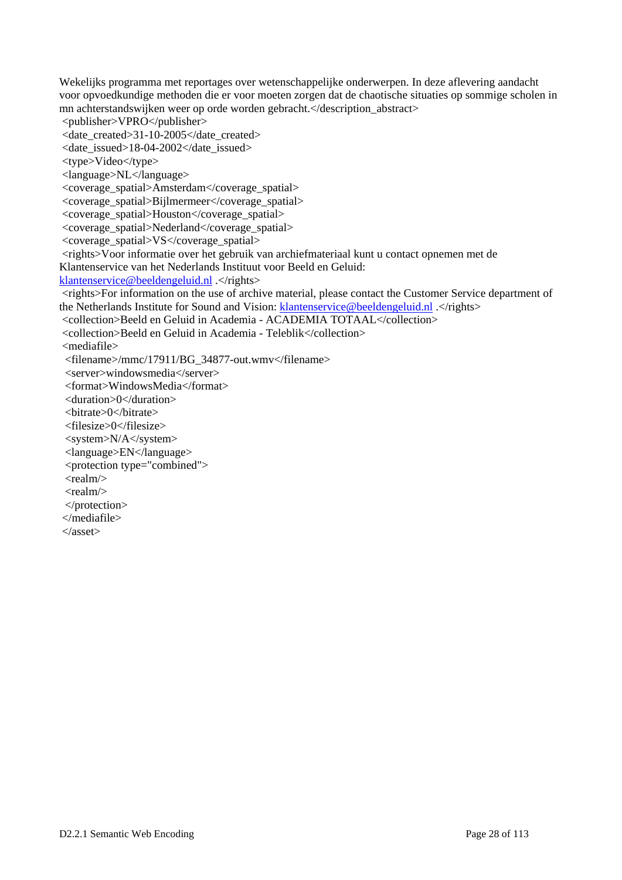```
Wekelijks programma met reportages over wetenschappelijke onderwerpen. In deze aflevering aandacht voor opvoedkundige methoden die er voor moeten zorgen dat de chaotische situaties op sommige scholen in mn achterstandswijken weer op orde worden gebracht.</description_abstract>
 <publisher>VPRO</publisher>
 <date_created>31-10-2005</date_created>
 <date_issued>18-04-2002</date_issued>
 <type>Video</type>
 <language>NL</language>
 <coverage_spatial>Amsterdam</coverage_spatial>
 <coverage_spatial>Bijlmermeer</coverage_spatial>
 <coverage_spatial>Houston</coverage_spatial>
 <coverage_spatial>Nederland</coverage_spatial>
 <coverage_spatial>VS</coverage_spatial>
 <rights>Voor informatie over het gebruik van archiefmateriaal kunt u contact opnemen met de Klantenservice van het Nederlands Instituut voor Beeld en Geluid: klantenservice@beeldengeluid.nl .</rights>
 <rights>For information on the use of archive material, please contact the Customer Service department of the Netherlands Institute for Sound and Vision: klantenservice@beeldengeluid.nl .</rights>
 <collection>Beeld en Geluid in Academia - ACADEMIA TOTAAL</collection>
 <collection>Beeld en Geluid in Academia - Teleblik</collection>
 <mediafile>
  <filename>/mmc/17911/BG_34877-out.wmv</filename>
  <server>windowsmedia</server>
  <format>WindowsMedia</format>
  <duration>0</duration>
  <bitrate>0</bitrate>
  <filesize>0</filesize>
  <system>N/A</system>
  <language>EN</language>
  <protection type="combined">
  <realm/>
  <realm/>
  </protection>
 </mediafile>
 </asset>
```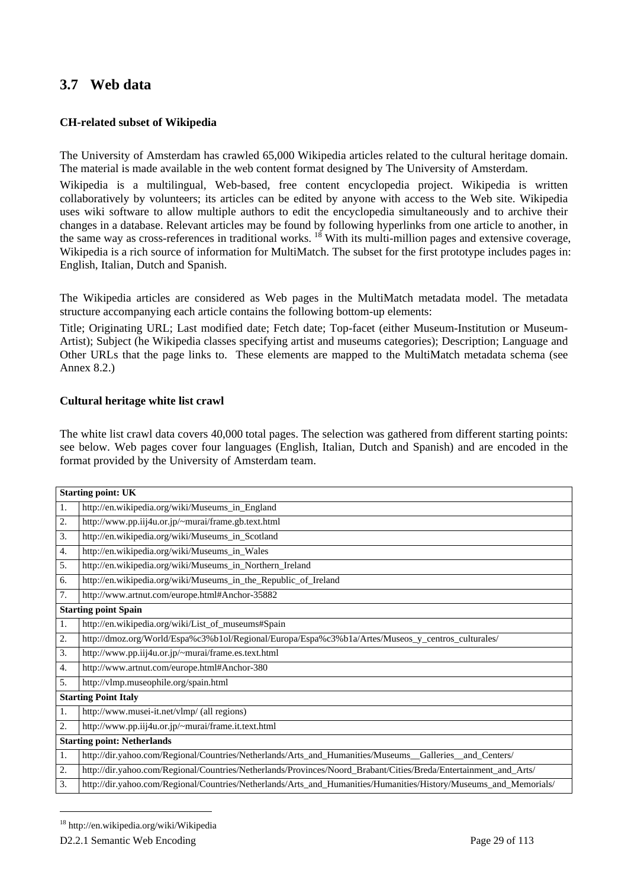## 3.7 Web data

**CH-related subset of Wikipedia**

The University of Amsterdam has crawled 65,000 Wikipedia articles related to the cultural heritage domain. The material is made available in the web content format designed by The University of Amsterdam.

Wikipedia is a multilingual, Web-based, free content encyclopedia project. Wikipedia is written collaboratively by volunteers; its articles can be edited by anyone with access to the Web site. Wikipedia uses wiki software to allow multiple authors to edit the encyclopedia simultaneously and to archive their changes in a database. Relevant articles may be found by following hyperlinks from one article to another, in the same way as cross-references in traditional works. [18] With its multi-million pages and extensive coverage, Wikipedia is a rich source of information for MultiMatch. The subset for the first prototype includes pages in: English, Italian, Dutch and Spanish.

The Wikipedia articles are considered as Web pages in the MultiMatch metadata model. The metadata structure accompanying each article contains the following bottom-up elements:

Title; Originating URL; Last modified date; Fetch date; Top-facet (either Museum-Institution or Museum-Artist); Subject (he Wikipedia classes specifying artist and museums categories); Description; Language and Other URLs that the page links to. These elements are mapped to the MultiMatch metadata schema (see Annex 8.2.)

**Cultural heritage white list crawl**

The white list crawl data covers 40,000 total pages. The selection was gathered from different starting points: see below. Web pages cover four languages (English, Italian, Dutch and Spanish) and are encoded in the format provided by the University of Amsterdam team.

| **Starting point: UK** | |
|---|---|
| 1. | http://en.wikipedia.org/wiki/Museums_in_England |
| 2. | http://www.pp.iij4u.or.jp/~murai/frame.gb.text.html |
| 3. | http://en.wikipedia.org/wiki/Museums_in_Scotland |
| 4. | http://en.wikipedia.org/wiki/Museums_in_Wales |
| 5. | http://en.wikipedia.org/wiki/Museums_in_Northern_Ireland |
| 6. | http://en.wikipedia.org/wiki/Museums_in_the_Republic_of_Ireland |
| 7. | http://www.artnut.com/europe.html#Anchor-35882 |
| **Starting point Spain** | |
| 1. | http://en.wikipedia.org/wiki/List_of_museums#Spain |
| 2. | http://dmoz.org/World/Espa%c3%b1ol/Regional/Europa/Espa%c3%b1a/Artes/Museos_y_centros_culturales/ |
| 3. | http://www.pp.iij4u.or.jp/~murai/frame.es.text.html |
| 4. | http://www.artnut.com/europe.html#Anchor-380 |
| 5. | http://vlmp.museophile.org/spain.html |
| **Starting Point Italy** | |
| 1. | http://www.musei-it.net/vlmp/ (all regions) |
| 2. | http://www.pp.iij4u.or.jp/~murai/frame.it.text.html |
| **Starting point: Netherlands** | |
| 1. | http://dir.yahoo.com/Regional/Countries/Netherlands/Arts_and_Humanities/Museums__Galleries__and_Centers/ |
| 2. | http://dir.yahoo.com/Regional/Countries/Netherlands/Provinces/Noord_Brabant/Cities/Breda/Entertainment_and_Arts/ |
| 3. | http://dir.yahoo.com/Regional/Countries/Netherlands/Arts_and_Humanities/Humanities/History/Museums_and_Memorials/ |

[18] http://en.wikipedia.org/wiki/Wikipedia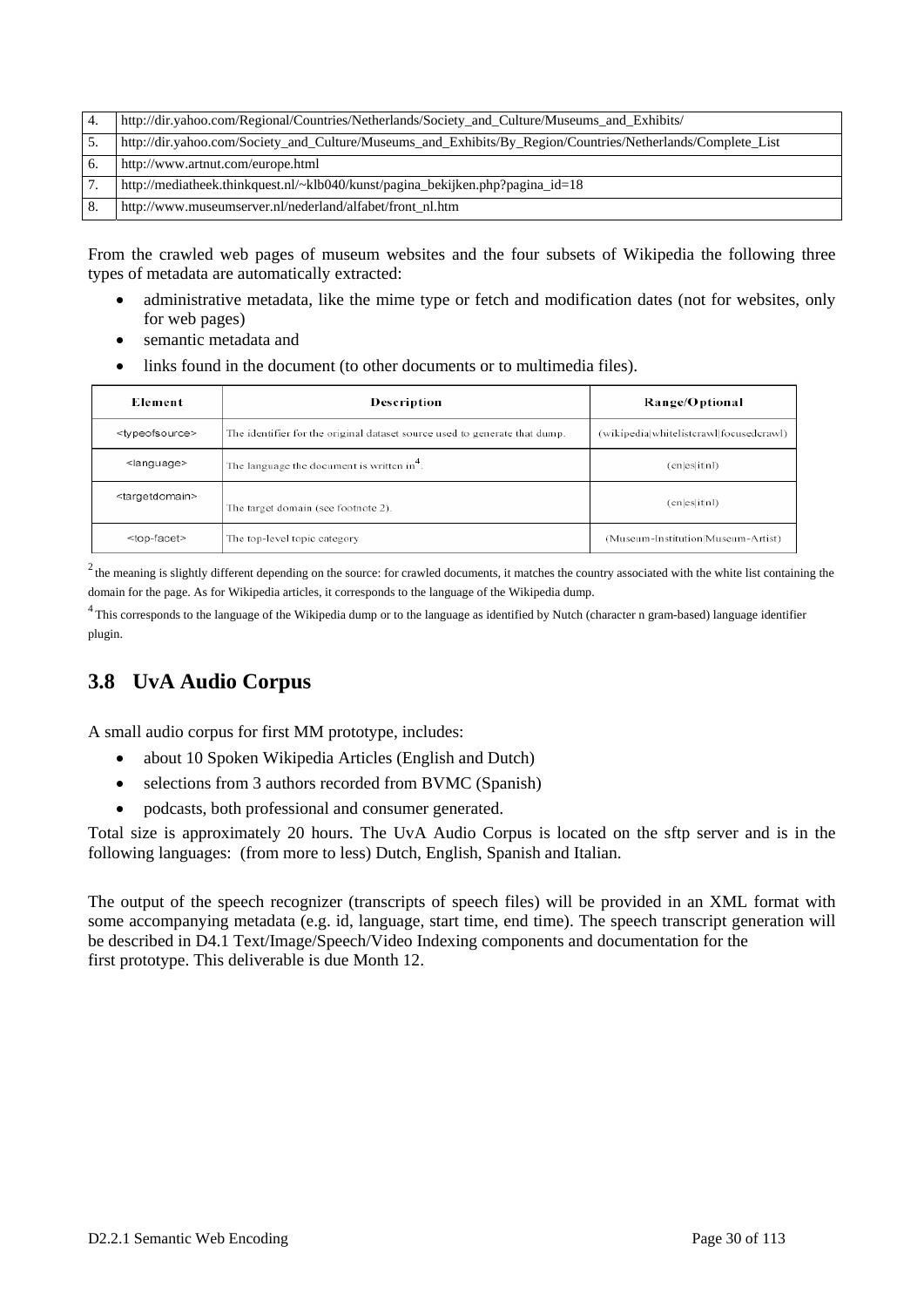| 4. | http://dir.yahoo.com/Regional/Countries/Netherlands/Society_and_Culture/Museums_and_Exhibits/ |
|---|---|
| 5. | http://dir.yahoo.com/Society_and_Culture/Museums_and_Exhibits/By_Region/Countries/Netherlands/Complete_List |
| 6. | http://www.artnut.com/europe.html |
| 7. | http://mediatheek.thinkquest.nl/~klb040/kunst/pagina_bekijken.php?pagina_id=18 |
| 8. | http://www.museumserver.nl/nederland/alfabet/front_nl.htm |

From the crawled web pages of museum websites and the four subsets of Wikipedia the following three types of metadata are automatically extracted:

- administrative metadata, like the mime type or fetch and modification dates (not for websites, only for web pages)
- semantic metadata and
- links found in the document (to other documents or to multimedia files).

| Element | Description | Range/Optional |
|---|---|---|
| <typeofsource> | The identifier for the original dataset source used to generate that dump. | (wikipedia\|whitelistcrawl\|focusedcrawl) |
| <language> | The language the document is written in[4]. | (en\|es\|it\|nl) |
| <targetdomain> | The target domain (see footnote 2). | (en\|es\|it\|nl) |
| <top-facet> | The top-level topic category | (Museum-Institution\|Museum-Artist) |

[2] the meaning is slightly different depending on the source: for crawled documents, it matches the country associated with the white list containing the domain for the page. As for Wikipedia articles, it corresponds to the language of the Wikipedia dump.

[4] This corresponds to the language of the Wikipedia dump or to the language as identified by Nutch (character n gram-based) language identifier plugin.

## 3.8 UvA Audio Corpus

A small audio corpus for first MM prototype, includes:

- about 10 Spoken Wikipedia Articles (English and Dutch)
- selections from 3 authors recorded from BVMC (Spanish)
- podcasts, both professional and consumer generated.

Total size is approximately 20 hours. The UvA Audio Corpus is located on the sftp server and is in the following languages: (from more to less) Dutch, English, Spanish and Italian.

The output of the speech recognizer (transcripts of speech files) will be provided in an XML format with some accompanying metadata (e.g. id, language, start time, end time). The speech transcript generation will be described in D4.1 Text/Image/Speech/Video Indexing components and documentation for the first prototype. This deliverable is due Month 12.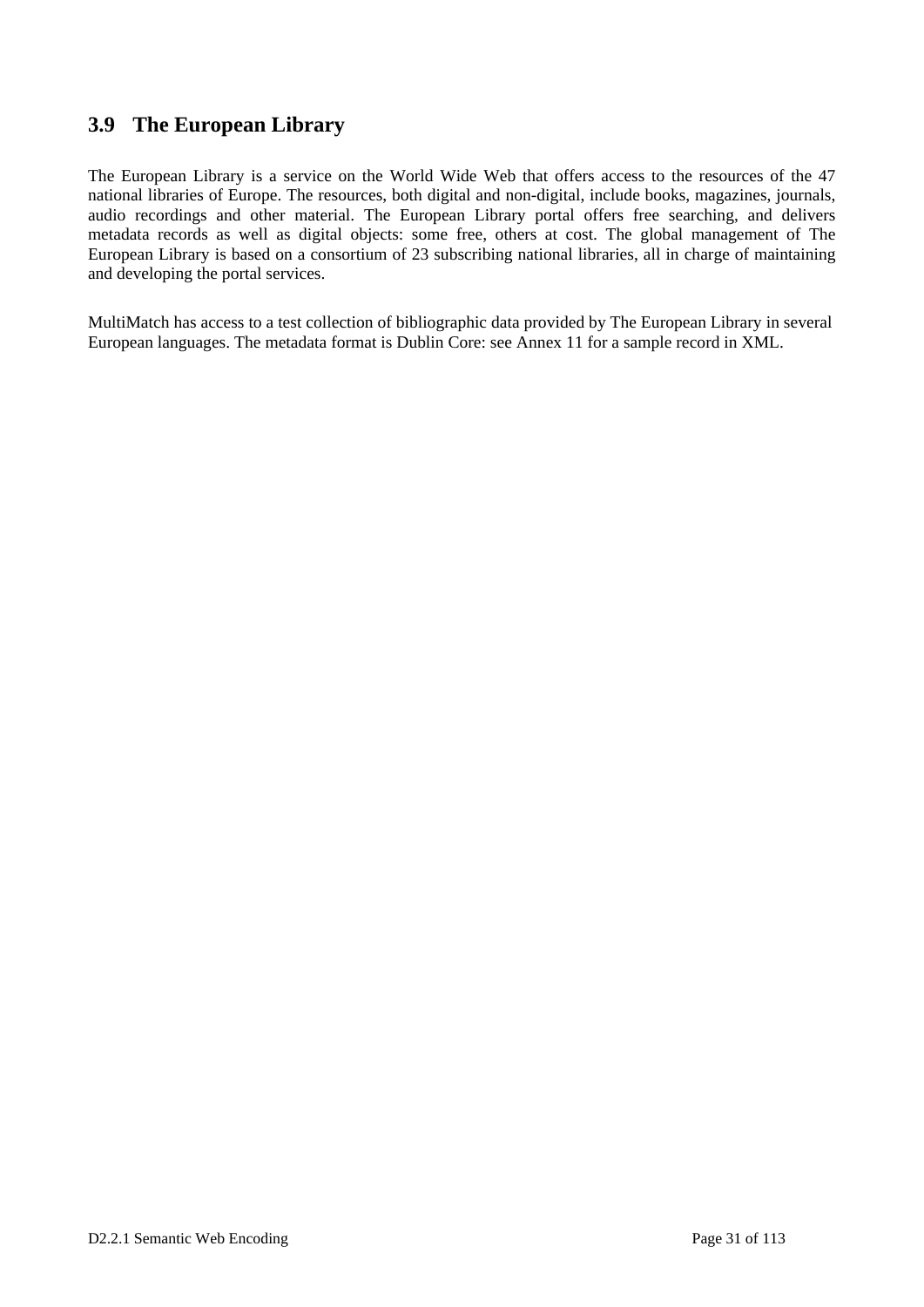## 3.9 The European Library

The European Library is a service on the World Wide Web that offers access to the resources of the 47 national libraries of Europe. The resources, both digital and non-digital, include books, magazines, journals, audio recordings and other material. The European Library portal offers free searching, and delivers metadata records as well as digital objects: some free, others at cost. The global management of The European Library is based on a consortium of 23 subscribing national libraries, all in charge of maintaining and developing the portal services.

MultiMatch has access to a test collection of bibliographic data provided by The European Library in several European languages. The metadata format is Dublin Core: see Annex 11 for a sample record in XML.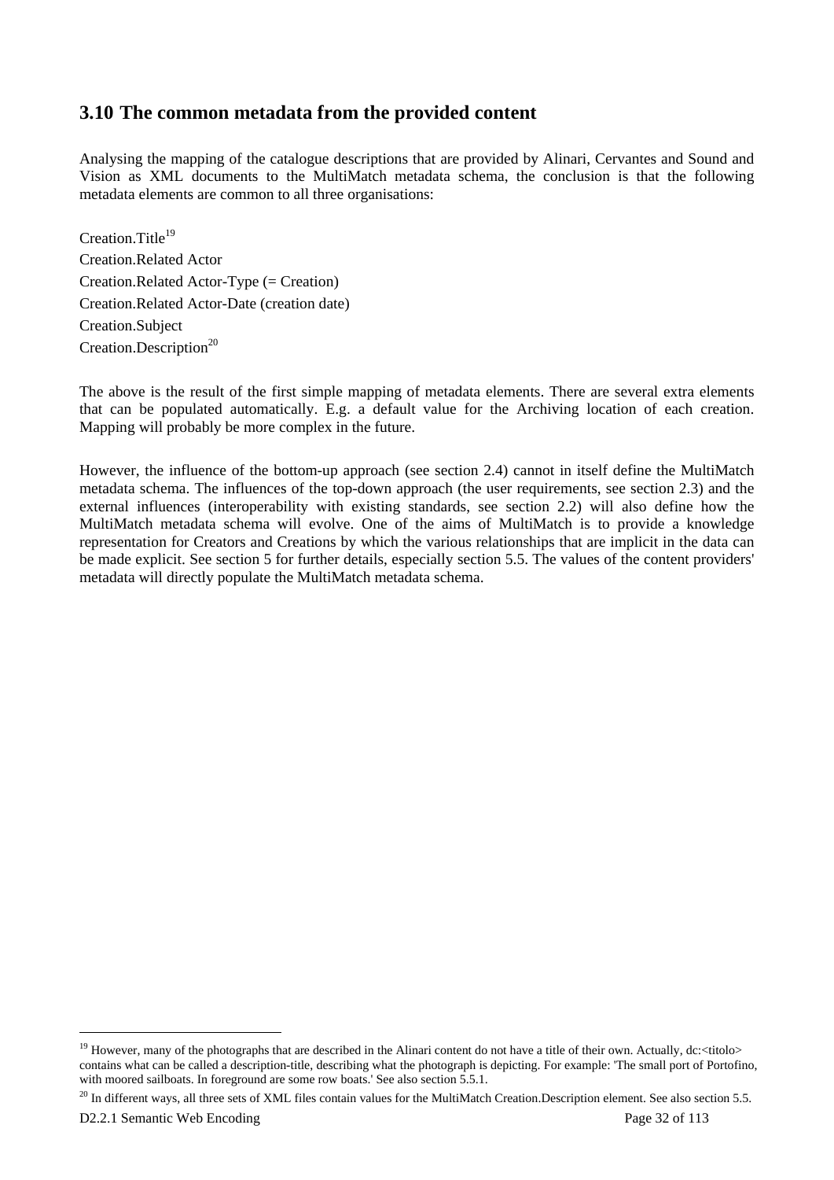## 3.10 The common metadata from the provided content

Analysing the mapping of the catalogue descriptions that are provided by Alinari, Cervantes and Sound and Vision as XML documents to the MultiMatch metadata schema, the conclusion is that the following metadata elements are common to all three organisations:

Creation.Title[19]
Creation.Related Actor
Creation.Related Actor-Type (= Creation)
Creation.Related Actor-Date (creation date)
Creation.Subject
Creation.Description[20]

The above is the result of the first simple mapping of metadata elements. There are several extra elements that can be populated automatically. E.g. a default value for the Archiving location of each creation. Mapping will probably be more complex in the future.

However, the influence of the bottom-up approach (see section 2.4) cannot in itself define the MultiMatch metadata schema. The influences of the top-down approach (the user requirements, see section 2.3) and the external influences (interoperability with existing standards, see section 2.2) will also define how the MultiMatch metadata schema will evolve. One of the aims of MultiMatch is to provide a knowledge representation for Creators and Creations by which the various relationships that are implicit in the data can be made explicit. See section 5 for further details, especially section 5.5. The values of the content providers' metadata will directly populate the MultiMatch metadata schema.

---

[19] However, many of the photographs that are described in the Alinari content do not have a title of their own. Actually, dc:<titolo> contains what can be called a description-title, describing what the photograph is depicting. For example: 'The small port of Portofino, with moored sailboats. In foreground are some row boats.' See also section 5.5.1.

[20] In different ways, all three sets of XML files contain values for the MultiMatch Creation.Description element. See also section 5.5.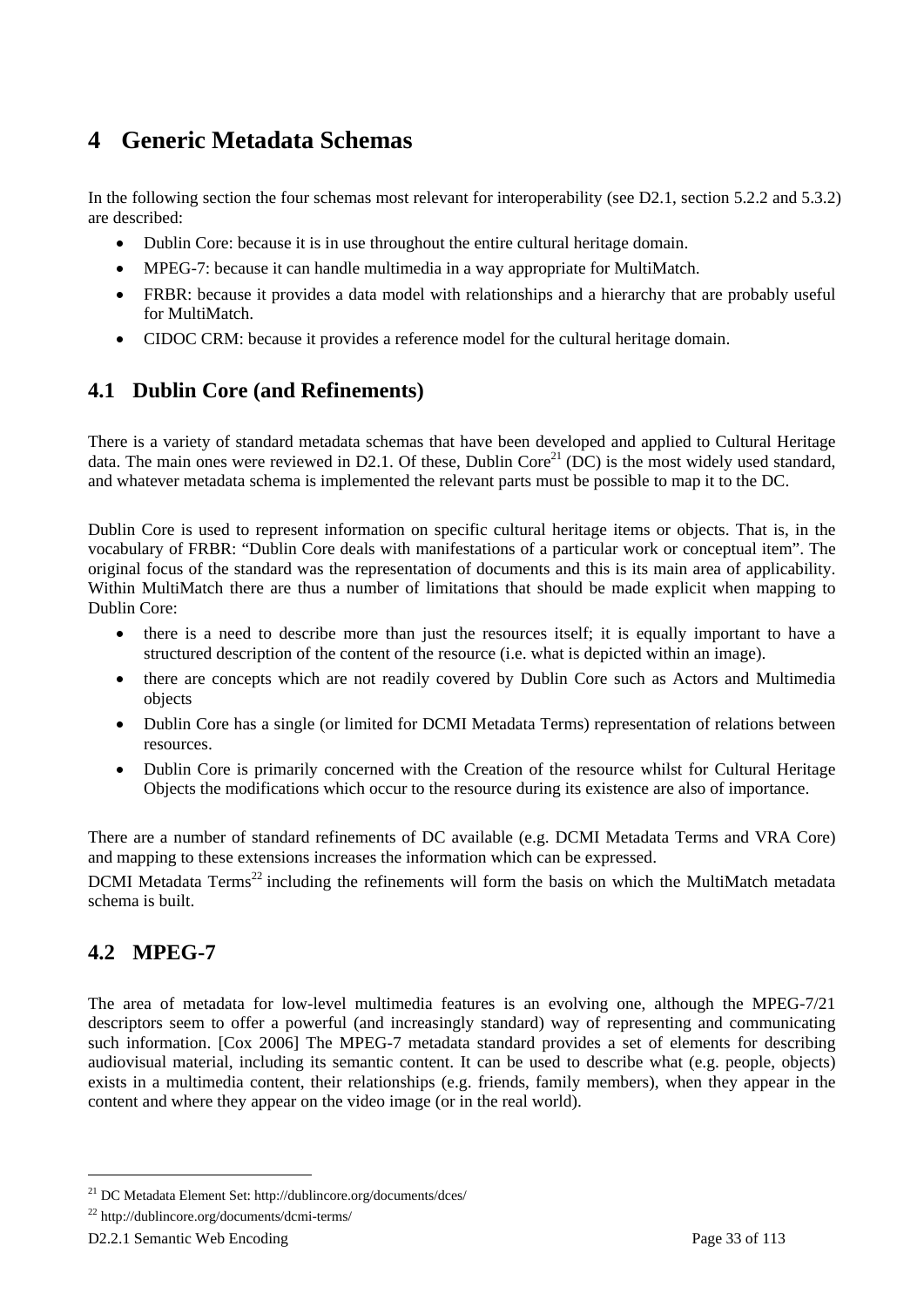# 4 Generic Metadata Schemas

In the following section the four schemas most relevant for interoperability (see D2.1, section 5.2.2 and 5.3.2) are described:

- Dublin Core: because it is in use throughout the entire cultural heritage domain.
- MPEG-7: because it can handle multimedia in a way appropriate for MultiMatch.
- FRBR: because it provides a data model with relationships and a hierarchy that are probably useful for MultiMatch.
- CIDOC CRM: because it provides a reference model for the cultural heritage domain.

## 4.1 Dublin Core (and Refinements)

There is a variety of standard metadata schemas that have been developed and applied to Cultural Heritage data. The main ones were reviewed in D2.1. Of these, Dublin Core[21] (DC) is the most widely used standard, and whatever metadata schema is implemented the relevant parts must be possible to map it to the DC.

Dublin Core is used to represent information on specific cultural heritage items or objects. That is, in the vocabulary of FRBR: "Dublin Core deals with manifestations of a particular work or conceptual item". The original focus of the standard was the representation of documents and this is its main area of applicability. Within MultiMatch there are thus a number of limitations that should be made explicit when mapping to Dublin Core:

- there is a need to describe more than just the resources itself; it is equally important to have a structured description of the content of the resource (i.e. what is depicted within an image).
- there are concepts which are not readily covered by Dublin Core such as Actors and Multimedia objects
- Dublin Core has a single (or limited for DCMI Metadata Terms) representation of relations between resources.
- Dublin Core is primarily concerned with the Creation of the resource whilst for Cultural Heritage Objects the modifications which occur to the resource during its existence are also of importance.

There are a number of standard refinements of DC available (e.g. DCMI Metadata Terms and VRA Core) and mapping to these extensions increases the information which can be expressed.

DCMI Metadata Terms[22] including the refinements will form the basis on which the MultiMatch metadata schema is built.

## 4.2 MPEG-7

The area of metadata for low-level multimedia features is an evolving one, although the MPEG-7/21 descriptors seem to offer a powerful (and increasingly standard) way of representing and communicating such information. [Cox 2006] The MPEG-7 metadata standard provides a set of elements for describing audiovisual material, including its semantic content. It can be used to describe what (e.g. people, objects) exists in a multimedia content, their relationships (e.g. friends, family members), when they appear in the content and where they appear on the video image (or in the real world).

---

[21] DC Metadata Element Set: http://dublincore.org/documents/dces/

[22] http://dublincore.org/documents/dcmi-terms/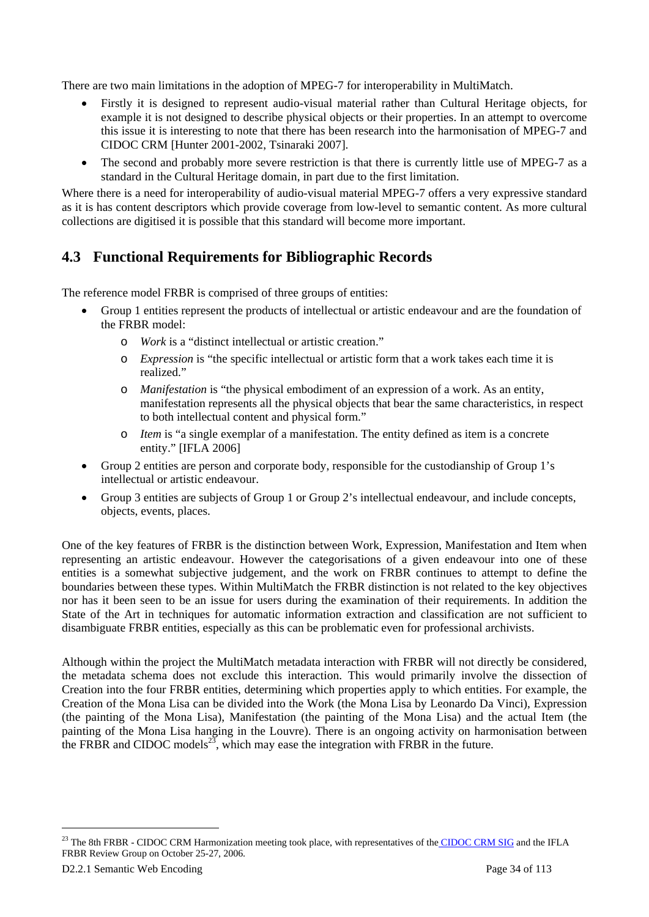There are two main limitations in the adoption of MPEG-7 for interoperability in MultiMatch.

- Firstly it is designed to represent audio-visual material rather than Cultural Heritage objects, for example it is not designed to describe physical objects or their properties. In an attempt to overcome this issue it is interesting to note that there has been research into the harmonisation of MPEG-7 and CIDOC CRM [Hunter 2001-2002, Tsinaraki 2007].
- The second and probably more severe restriction is that there is currently little use of MPEG-7 as a standard in the Cultural Heritage domain, in part due to the first limitation.

Where there is a need for interoperability of audio-visual material MPEG-7 offers a very expressive standard as it is has content descriptors which provide coverage from low-level to semantic content. As more cultural collections are digitised it is possible that this standard will become more important.

## 4.3 Functional Requirements for Bibliographic Records

The reference model FRBR is comprised of three groups of entities:

- Group 1 entities represent the products of intellectual or artistic endeavour and are the foundation of the FRBR model:
  - *Work* is a "distinct intellectual or artistic creation."
  - *Expression* is "the specific intellectual or artistic form that a work takes each time it is realized."
  - *Manifestation* is "the physical embodiment of an expression of a work. As an entity, manifestation represents all the physical objects that bear the same characteristics, in respect to both intellectual content and physical form."
  - *Item* is "a single exemplar of a manifestation. The entity defined as item is a concrete entity." [IFLA 2006]
- Group 2 entities are person and corporate body, responsible for the custodianship of Group 1's intellectual or artistic endeavour.
- Group 3 entities are subjects of Group 1 or Group 2's intellectual endeavour, and include concepts, objects, events, places.

One of the key features of FRBR is the distinction between Work, Expression, Manifestation and Item when representing an artistic endeavour. However the categorisations of a given endeavour into one of these entities is a somewhat subjective judgement, and the work on FRBR continues to attempt to define the boundaries between these types. Within MultiMatch the FRBR distinction is not related to the key objectives nor has it been seen to be an issue for users during the examination of their requirements. In addition the State of the Art in techniques for automatic information extraction and classification are not sufficient to disambiguate FRBR entities, especially as this can be problematic even for professional archivists.

Although within the project the MultiMatch metadata interaction with FRBR will not directly be considered, the metadata schema does not exclude this interaction. This would primarily involve the dissection of Creation into the four FRBR entities, determining which properties apply to which entities. For example, the Creation of the Mona Lisa can be divided into the Work (the Mona Lisa by Leonardo Da Vinci), Expression (the painting of the Mona Lisa), Manifestation (the painting of the Mona Lisa) and the actual Item (the painting of the Mona Lisa hanging in the Louvre). There is an ongoing activity on harmonisation between the FRBR and CIDOC models[23], which may ease the integration with FRBR in the future.

[23] The 8th FRBR - CIDOC CRM Harmonization meeting took place, with representatives of the CIDOC CRM SIG and the IFLA FRBR Review Group on October 25-27, 2006.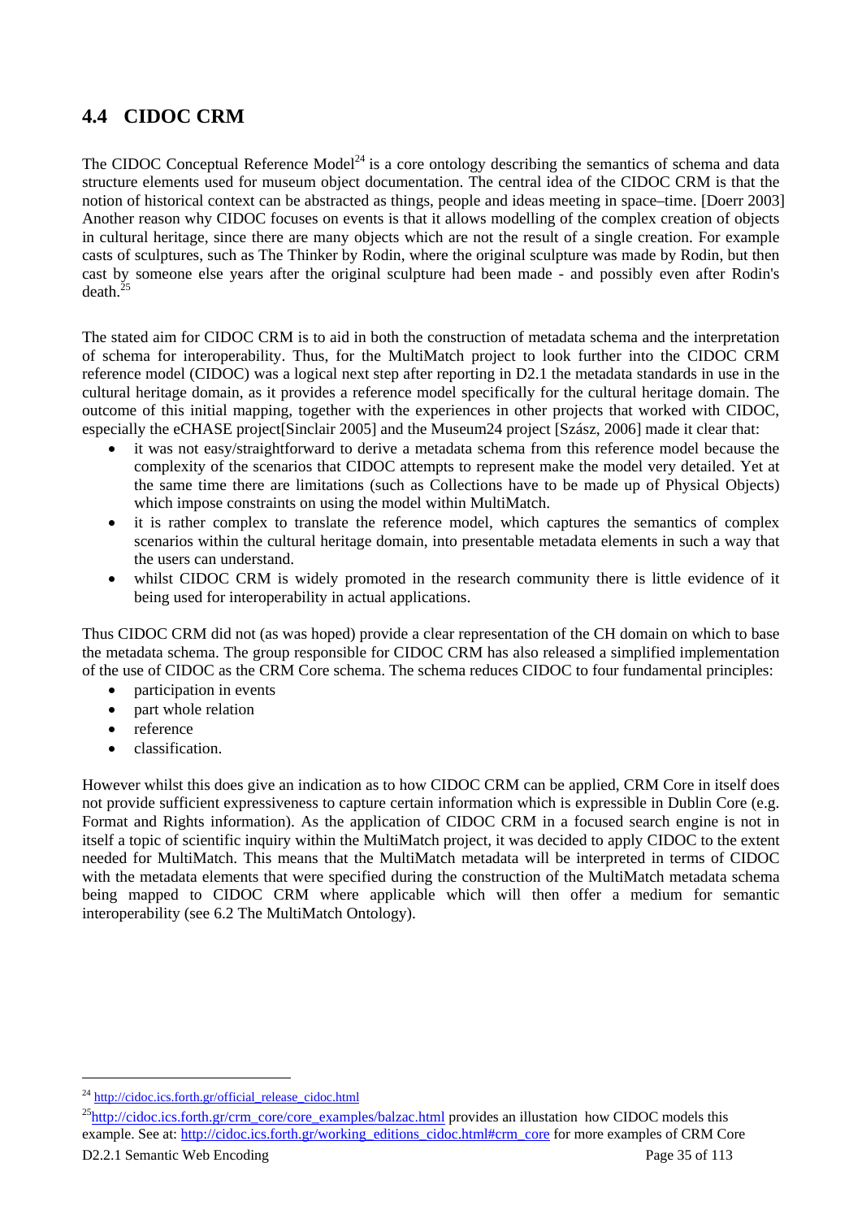## 4.4 CIDOC CRM

The CIDOC Conceptual Reference Model[24] is a core ontology describing the semantics of schema and data structure elements used for museum object documentation. The central idea of the CIDOC CRM is that the notion of historical context can be abstracted as things, people and ideas meeting in space–time. [Doerr 2003] Another reason why CIDOC focuses on events is that it allows modelling of the complex creation of objects in cultural heritage, since there are many objects which are not the result of a single creation. For example casts of sculptures, such as The Thinker by Rodin, where the original sculpture was made by Rodin, but then cast by someone else years after the original sculpture had been made - and possibly even after Rodin's death.[25]

The stated aim for CIDOC CRM is to aid in both the construction of metadata schema and the interpretation of schema for interoperability. Thus, for the MultiMatch project to look further into the CIDOC CRM reference model (CIDOC) was a logical next step after reporting in D2.1 the metadata standards in use in the cultural heritage domain, as it provides a reference model specifically for the cultural heritage domain. The outcome of this initial mapping, together with the experiences in other projects that worked with CIDOC, especially the eCHASE project[Sinclair 2005] and the Museum24 project [Szász, 2006] made it clear that:

- it was not easy/straightforward to derive a metadata schema from this reference model because the complexity of the scenarios that CIDOC attempts to represent make the model very detailed. Yet at the same time there are limitations (such as Collections have to be made up of Physical Objects) which impose constraints on using the model within MultiMatch.
- it is rather complex to translate the reference model, which captures the semantics of complex scenarios within the cultural heritage domain, into presentable metadata elements in such a way that the users can understand.
- whilst CIDOC CRM is widely promoted in the research community there is little evidence of it being used for interoperability in actual applications.

Thus CIDOC CRM did not (as was hoped) provide a clear representation of the CH domain on which to base the metadata schema. The group responsible for CIDOC CRM has also released a simplified implementation of the use of CIDOC as the CRM Core schema. The schema reduces CIDOC to four fundamental principles:

- participation in events
- part whole relation
- reference
- classification.

However whilst this does give an indication as to how CIDOC CRM can be applied, CRM Core in itself does not provide sufficient expressiveness to capture certain information which is expressible in Dublin Core (e.g. Format and Rights information). As the application of CIDOC CRM in a focused search engine is not in itself a topic of scientific inquiry within the MultiMatch project, it was decided to apply CIDOC to the extent needed for MultiMatch. This means that the MultiMatch metadata will be interpreted in terms of CIDOC with the metadata elements that were specified during the construction of the MultiMatch metadata schema being mapped to CIDOC CRM where applicable which will then offer a medium for semantic interoperability (see 6.2 The MultiMatch Ontology).

---

[24] http://cidoc.ics.forth.gr/official_release_cidoc.html

[25] http://cidoc.ics.forth.gr/crm_core/core_examples/balzac.html provides an illustation how CIDOC models this example. See at: http://cidoc.ics.forth.gr/working_editions_cidoc.html#crm_core for more examples of CRM Core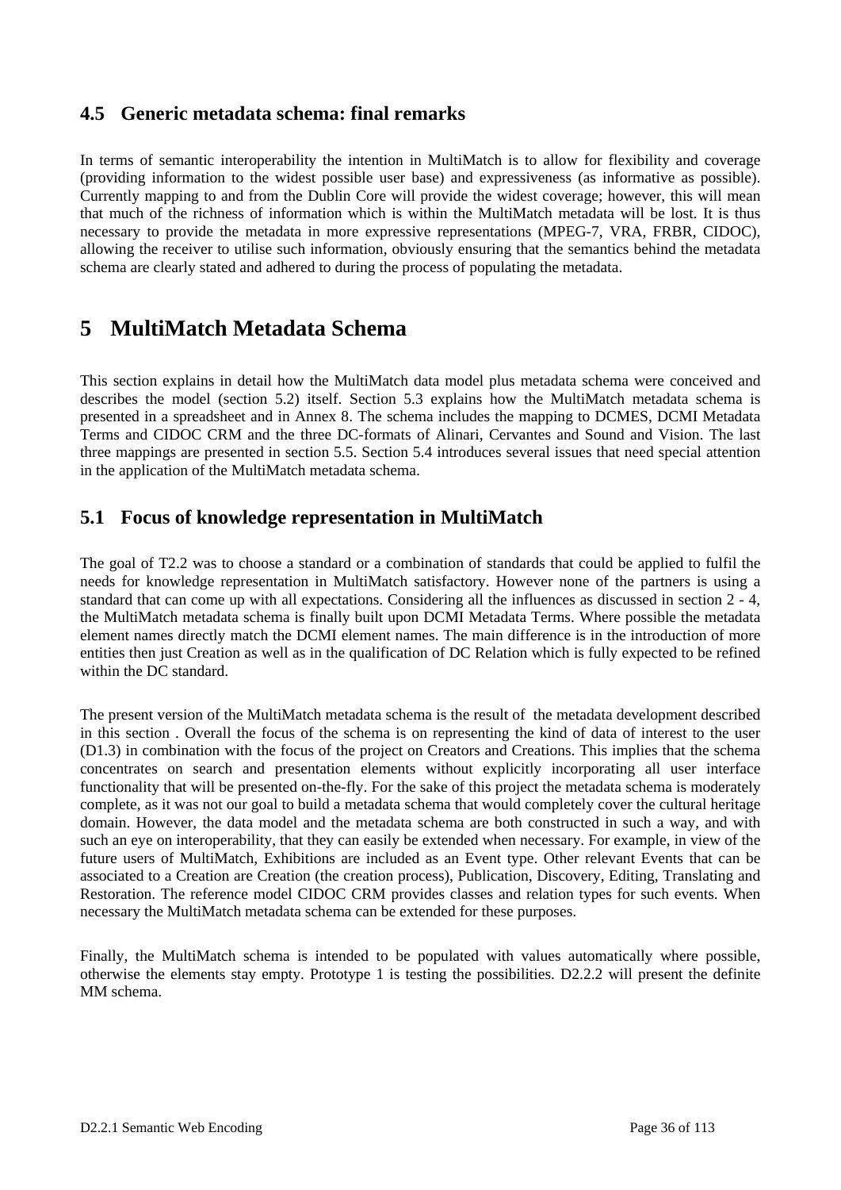## 4.5 Generic metadata schema: final remarks

In terms of semantic interoperability the intention in MultiMatch is to allow for flexibility and coverage (providing information to the widest possible user base) and expressiveness (as informative as possible). Currently mapping to and from the Dublin Core will provide the widest coverage; however, this will mean that much of the richness of information which is within the MultiMatch metadata will be lost. It is thus necessary to provide the metadata in more expressive representations (MPEG-7, VRA, FRBR, CIDOC), allowing the receiver to utilise such information, obviously ensuring that the semantics behind the metadata schema are clearly stated and adhered to during the process of populating the metadata.

# 5 MultiMatch Metadata Schema

This section explains in detail how the MultiMatch data model plus metadata schema were conceived and describes the model (section 5.2) itself. Section 5.3 explains how the MultiMatch metadata schema is presented in a spreadsheet and in Annex 8. The schema includes the mapping to DCMES, DCMI Metadata Terms and CIDOC CRM and the three DC-formats of Alinari, Cervantes and Sound and Vision. The last three mappings are presented in section 5.5. Section 5.4 introduces several issues that need special attention in the application of the MultiMatch metadata schema.

## 5.1 Focus of knowledge representation in MultiMatch

The goal of T2.2 was to choose a standard or a combination of standards that could be applied to fulfil the needs for knowledge representation in MultiMatch satisfactory. However none of the partners is using a standard that can come up with all expectations. Considering all the influences as discussed in section 2 - 4, the MultiMatch metadata schema is finally built upon DCMI Metadata Terms. Where possible the metadata element names directly match the DCMI element names. The main difference is in the introduction of more entities then just Creation as well as in the qualification of DC Relation which is fully expected to be refined within the DC standard.

The present version of the MultiMatch metadata schema is the result of the metadata development described in this section . Overall the focus of the schema is on representing the kind of data of interest to the user (D1.3) in combination with the focus of the project on Creators and Creations. This implies that the schema concentrates on search and presentation elements without explicitly incorporating all user interface functionality that will be presented on-the-fly. For the sake of this project the metadata schema is moderately complete, as it was not our goal to build a metadata schema that would completely cover the cultural heritage domain. However, the data model and the metadata schema are both constructed in such a way, and with such an eye on interoperability, that they can easily be extended when necessary. For example, in view of the future users of MultiMatch, Exhibitions are included as an Event type. Other relevant Events that can be associated to a Creation are Creation (the creation process), Publication, Discovery, Editing, Translating and Restoration. The reference model CIDOC CRM provides classes and relation types for such events. When necessary the MultiMatch metadata schema can be extended for these purposes.

Finally, the MultiMatch schema is intended to be populated with values automatically where possible, otherwise the elements stay empty. Prototype 1 is testing the possibilities. D2.2.2 will present the definite MM schema.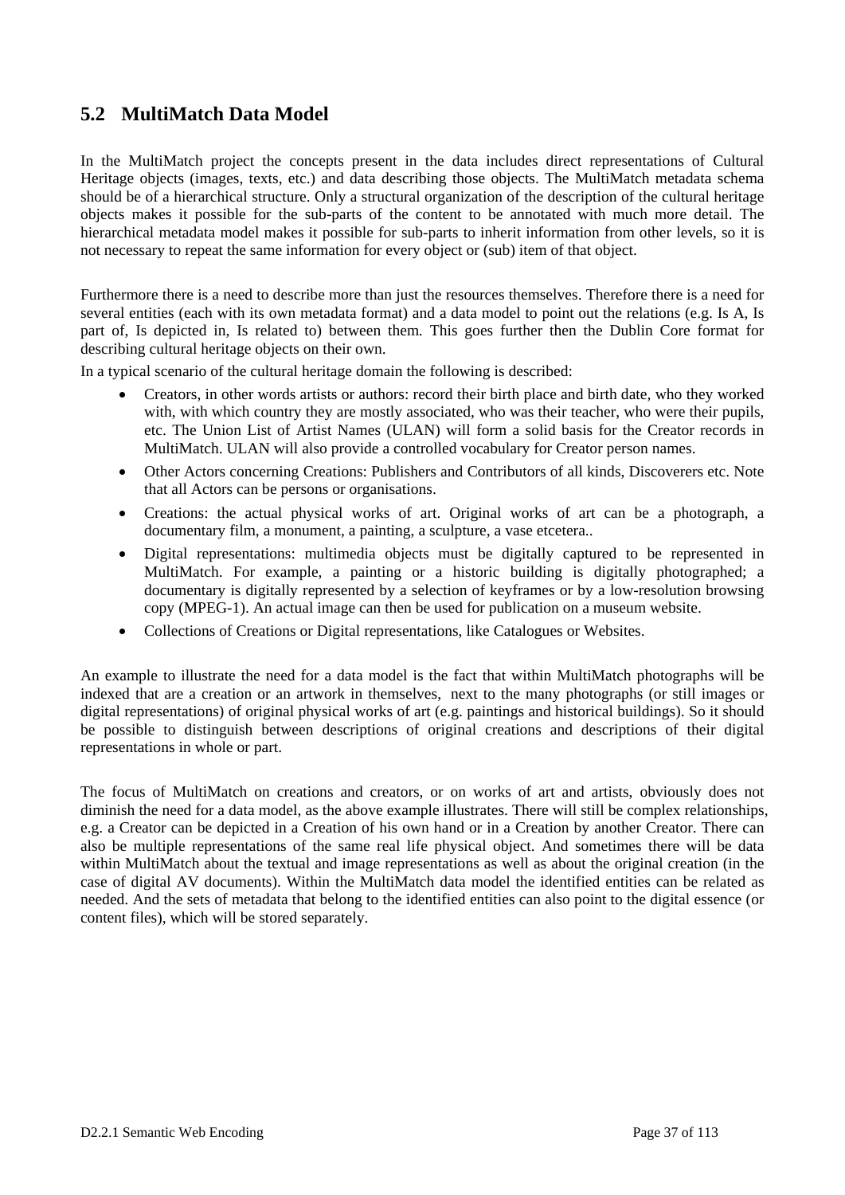## 5.2 MultiMatch Data Model

In the MultiMatch project the concepts present in the data includes direct representations of Cultural Heritage objects (images, texts, etc.) and data describing those objects. The MultiMatch metadata schema should be of a hierarchical structure. Only a structural organization of the description of the cultural heritage objects makes it possible for the sub-parts of the content to be annotated with much more detail. The hierarchical metadata model makes it possible for sub-parts to inherit information from other levels, so it is not necessary to repeat the same information for every object or (sub) item of that object.

Furthermore there is a need to describe more than just the resources themselves. Therefore there is a need for several entities (each with its own metadata format) and a data model to point out the relations (e.g. Is A, Is part of, Is depicted in, Is related to) between them. This goes further then the Dublin Core format for describing cultural heritage objects on their own.

In a typical scenario of the cultural heritage domain the following is described:

- Creators, in other words artists or authors: record their birth place and birth date, who they worked with, with which country they are mostly associated, who was their teacher, who were their pupils, etc. The Union List of Artist Names (ULAN) will form a solid basis for the Creator records in MultiMatch. ULAN will also provide a controlled vocabulary for Creator person names.
- Other Actors concerning Creations: Publishers and Contributors of all kinds, Discoverers etc. Note that all Actors can be persons or organisations.
- Creations: the actual physical works of art. Original works of art can be a photograph, a documentary film, a monument, a painting, a sculpture, a vase etcetera..
- Digital representations: multimedia objects must be digitally captured to be represented in MultiMatch. For example, a painting or a historic building is digitally photographed; a documentary is digitally represented by a selection of keyframes or by a low-resolution browsing copy (MPEG-1). An actual image can then be used for publication on a museum website.
- Collections of Creations or Digital representations, like Catalogues or Websites.

An example to illustrate the need for a data model is the fact that within MultiMatch photographs will be indexed that are a creation or an artwork in themselves, next to the many photographs (or still images or digital representations) of original physical works of art (e.g. paintings and historical buildings). So it should be possible to distinguish between descriptions of original creations and descriptions of their digital representations in whole or part.

The focus of MultiMatch on creations and creators, or on works of art and artists, obviously does not diminish the need for a data model, as the above example illustrates. There will still be complex relationships, e.g. a Creator can be depicted in a Creation of his own hand or in a Creation by another Creator. There can also be multiple representations of the same real life physical object. And sometimes there will be data within MultiMatch about the textual and image representations as well as about the original creation (in the case of digital AV documents). Within the MultiMatch data model the identified entities can be related as needed. And the sets of metadata that belong to the identified entities can also point to the digital essence (or content files), which will be stored separately.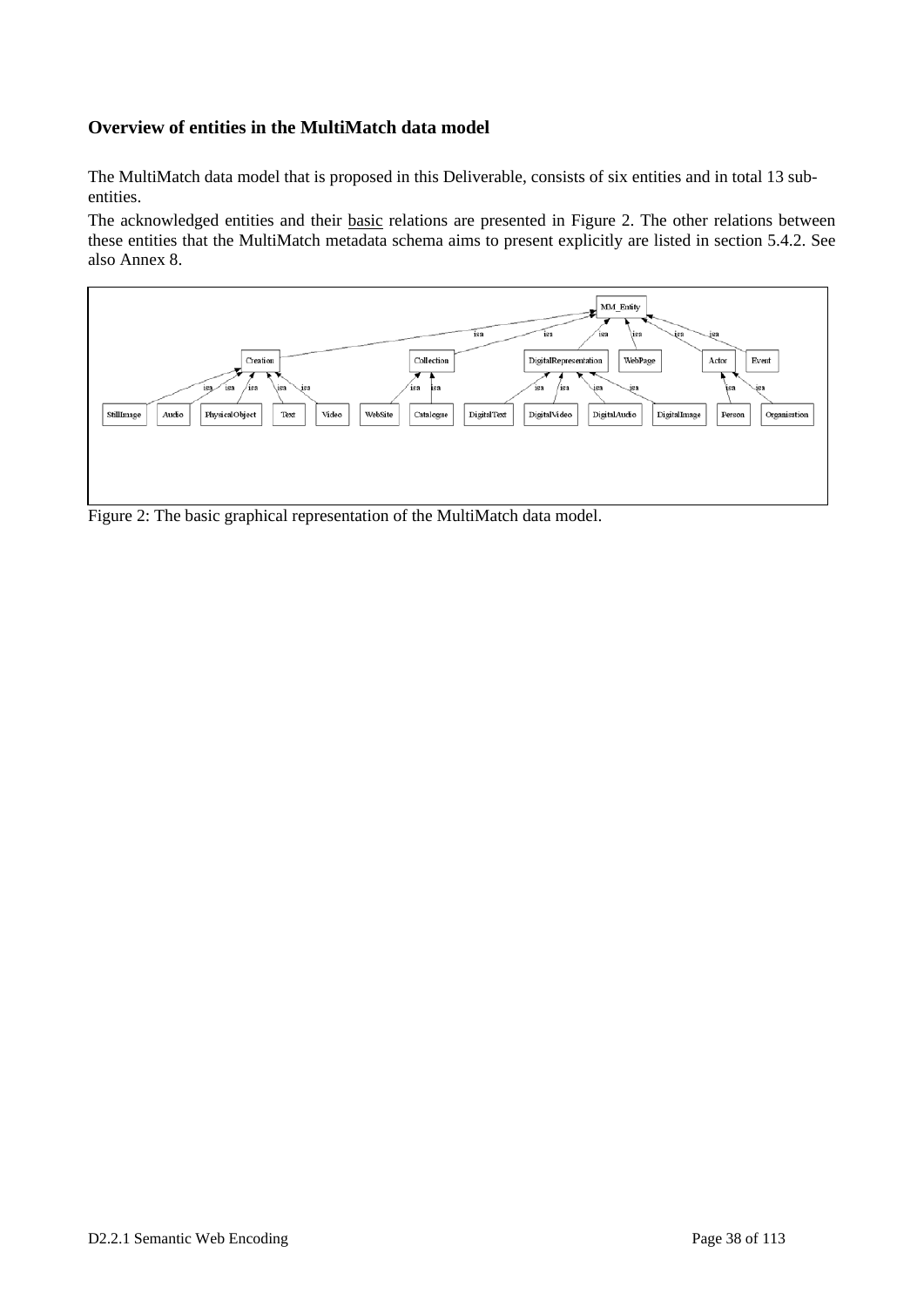### Overview of entities in the MultiMatch data model

The MultiMatch data model that is proposed in this Deliverable, consists of six entities and in total 13 sub-entities.

The acknowledged entities and their basic relations are presented in Figure 2. The other relations between these entities that the MultiMatch metadata schema aims to present explicitly are listed in section 5.4.2. See also Annex 8.

Figure 2: The basic graphical representation of the MultiMatch data model.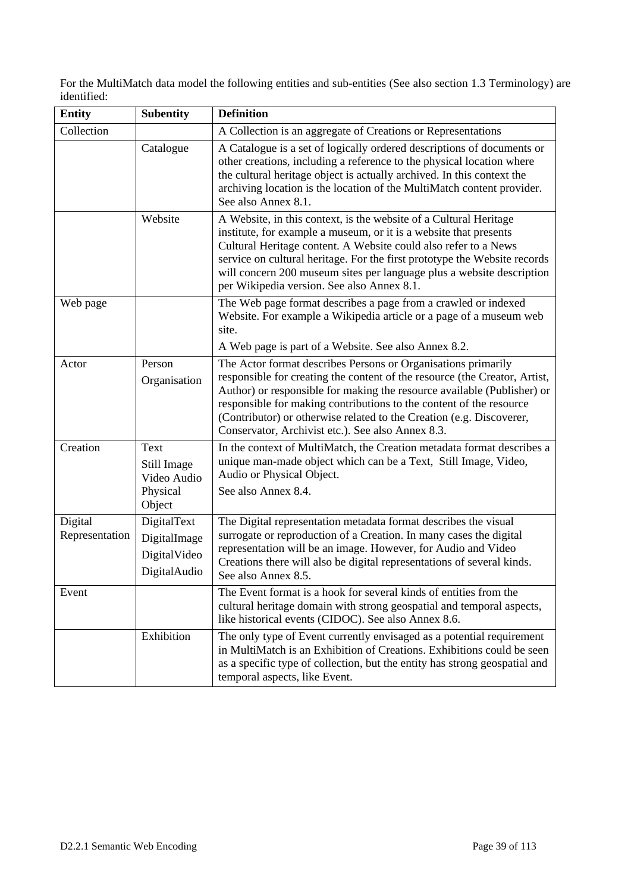For the MultiMatch data model the following entities and sub-entities (See also section 1.3 Terminology) are identified:

| Entity | Subentity | Definition |
|---|---|---|
| Collection | | A Collection is an aggregate of Creations or Representations |
| | Catalogue | A Catalogue is a set of logically ordered descriptions of documents or other creations, including a reference to the physical location where the cultural heritage object is actually archived. In this context the archiving location is the location of the MultiMatch content provider. See also Annex 8.1. |
| | Website | A Website, in this context, is the website of a Cultural Heritage institute, for example a museum, or it is a website that presents Cultural Heritage content. A Website could also refer to a News service on cultural heritage. For the first prototype the Website records will concern 200 museum sites per language plus a website description per Wikipedia version. See also Annex 8.1. |
| Web page | | The Web page format describes a page from a crawled or indexed Website. For example a Wikipedia article or a page of a museum web site.<br>A Web page is part of a Website. See also Annex 8.2. |
| Actor | Person<br>Organisation | The Actor format describes Persons or Organisations primarily responsible for creating the content of the resource (the Creator, Artist, Author) or responsible for making the resource available (Publisher) or responsible for making contributions to the content of the resource (Contributor) or otherwise related to the Creation (e.g. Discoverer, Conservator, Archivist etc.). See also Annex 8.3. |
| Creation | Text<br>Still Image<br>Video Audio<br>Physical Object | In the context of MultiMatch, the Creation metadata format describes a unique man-made object which can be a Text, Still Image, Video, Audio or Physical Object.<br>See also Annex 8.4. |
| Digital Representation | DigitalText<br>DigitalImage<br>DigitalVideo<br>DigitalAudio | The Digital representation metadata format describes the visual surrogate or reproduction of a Creation. In many cases the digital representation will be an image. However, for Audio and Video Creations there will also be digital representations of several kinds. See also Annex 8.5. |
| Event | | The Event format is a hook for several kinds of entities from the cultural heritage domain with strong geospatial and temporal aspects, like historical events (CIDOC). See also Annex 8.6. |
| | Exhibition | The only type of Event currently envisaged as a potential requirement in MultiMatch is an Exhibition of Creations. Exhibitions could be seen as a specific type of collection, but the entity has strong geospatial and temporal aspects, like Event. |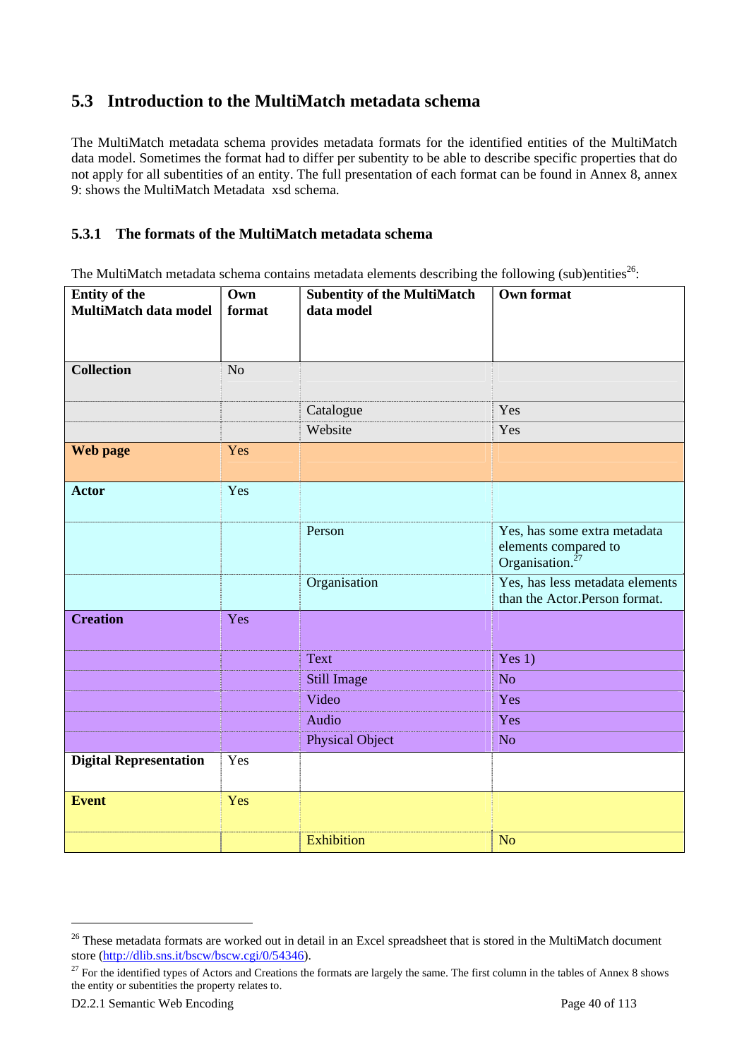## 5.3 Introduction to the MultiMatch metadata schema

The MultiMatch metadata schema provides metadata formats for the identified entities of the MultiMatch data model. Sometimes the format had to differ per subentity to be able to describe specific properties that do not apply for all subentities of an entity. The full presentation of each format can be found in Annex 8, annex 9: shows the MultiMatch Metadata xsd schema.

### 5.3.1 The formats of the MultiMatch metadata schema

The MultiMatch metadata schema contains metadata elements describing the following (sub)entities[26]:

| Entity of the MultiMatch data model | Own format | Subentity of the MultiMatch data model | Own format |
|---|---|---|---|
| **Collection** | No | | |
| | | Catalogue | Yes |
| | | Website | Yes |
| **Web page** | Yes | | |
| **Actor** | Yes | | |
| | | Person | Yes, has some extra metadata elements compared to Organisation.[27] |
| | | Organisation | Yes, has less metadata elements than the Actor.Person format. |
| **Creation** | Yes | | |
| | | Text | Yes 1) |
| | | Still Image | No |
| | | Video | Yes |
| | | Audio | Yes |
| | | Physical Object | No |
| **Digital Representation** | Yes | | |
| **Event** | Yes | | |
| | | Exhibition | No |

---

[26] These metadata formats are worked out in detail in an Excel spreadsheet that is stored in the MultiMatch document store (http://dlib.sns.it/bscw/bscw.cgi/0/54346).

[27] For the identified types of Actors and Creations the formats are largely the same. The first column in the tables of Annex 8 shows the entity or subentities the property relates to.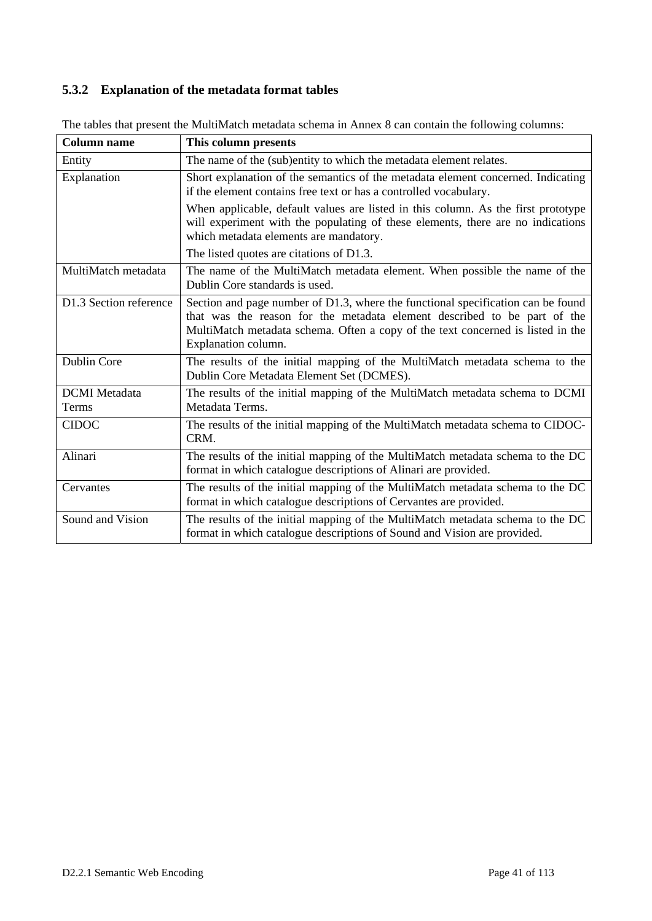### 5.3.2 Explanation of the metadata format tables

The tables that present the MultiMatch metadata schema in Annex 8 can contain the following columns:

| Column name | This column presents |
|---|---|
| Entity | The name of the (sub)entity to which the metadata element relates. |
| Explanation | Short explanation of the semantics of the metadata element concerned. Indicating if the element contains free text or has a controlled vocabulary.<br>When applicable, default values are listed in this column. As the first prototype will experiment with the populating of these elements, there are no indications which metadata elements are mandatory.<br>The listed quotes are citations of D1.3. |
| MultiMatch metadata | The name of the MultiMatch metadata element. When possible the name of the Dublin Core standards is used. |
| D1.3 Section reference | Section and page number of D1.3, where the functional specification can be found that was the reason for the metadata element described to be part of the MultiMatch metadata schema. Often a copy of the text concerned is listed in the Explanation column. |
| Dublin Core | The results of the initial mapping of the MultiMatch metadata schema to the Dublin Core Metadata Element Set (DCMES). |
| DCMI Metadata Terms | The results of the initial mapping of the MultiMatch metadata schema to DCMI Metadata Terms. |
| CIDOC | The results of the initial mapping of the MultiMatch metadata schema to CIDOC-CRM. |
| Alinari | The results of the initial mapping of the MultiMatch metadata schema to the DC format in which catalogue descriptions of Alinari are provided. |
| Cervantes | The results of the initial mapping of the MultiMatch metadata schema to the DC format in which catalogue descriptions of Cervantes are provided. |
| Sound and Vision | The results of the initial mapping of the MultiMatch metadata schema to the DC format in which catalogue descriptions of Sound and Vision are provided. |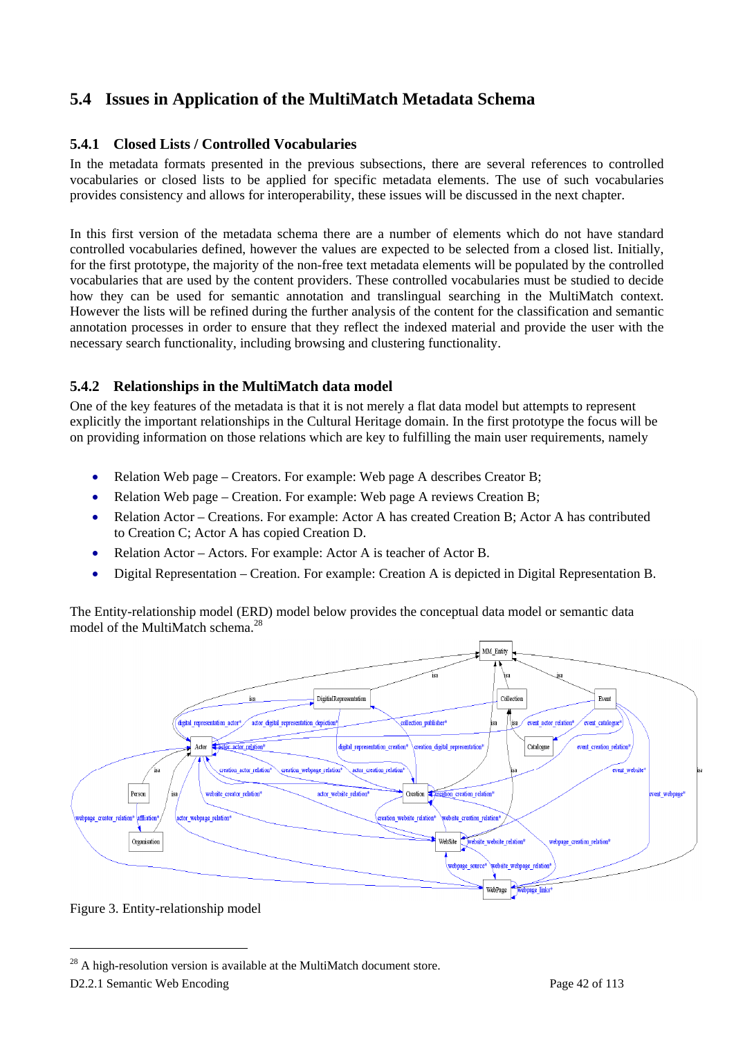## 5.4 Issues in Application of the MultiMatch Metadata Schema

### 5.4.1 Closed Lists / Controlled Vocabularies

In the metadata formats presented in the previous subsections, there are several references to controlled vocabularies or closed lists to be applied for specific metadata elements. The use of such vocabularies provides consistency and allows for interoperability, these issues will be discussed in the next chapter.

In this first version of the metadata schema there are a number of elements which do not have standard controlled vocabularies defined, however the values are expected to be selected from a closed list. Initially, for the first prototype, the majority of the non-free text metadata elements will be populated by the controlled vocabularies that are used by the content providers. These controlled vocabularies must be studied to decide how they can be used for semantic annotation and translingual searching in the MultiMatch context. However the lists will be refined during the further analysis of the content for the classification and semantic annotation processes in order to ensure that they reflect the indexed material and provide the user with the necessary search functionality, including browsing and clustering functionality.

### 5.4.2 Relationships in the MultiMatch data model

One of the key features of the metadata is that it is not merely a flat data model but attempts to represent explicitly the important relationships in the Cultural Heritage domain. In the first prototype the focus will be on providing information on those relations which are key to fulfilling the main user requirements, namely

- Relation Web page – Creators. For example: Web page A describes Creator B;
- Relation Web page – Creation. For example: Web page A reviews Creation B;
- Relation Actor – Creations. For example: Actor A has created Creation B; Actor A has contributed to Creation C; Actor A has copied Creation D.
- Relation Actor – Actors. For example: Actor A is teacher of Actor B.
- Digital Representation – Creation. For example: Creation A is depicted in Digital Representation B.

The Entity-relationship model (ERD) model below provides the conceptual data model or semantic data model of the MultiMatch schema.[28]

Figure 3. Entity-relationship model

[28] A high-resolution version is available at the MultiMatch document store.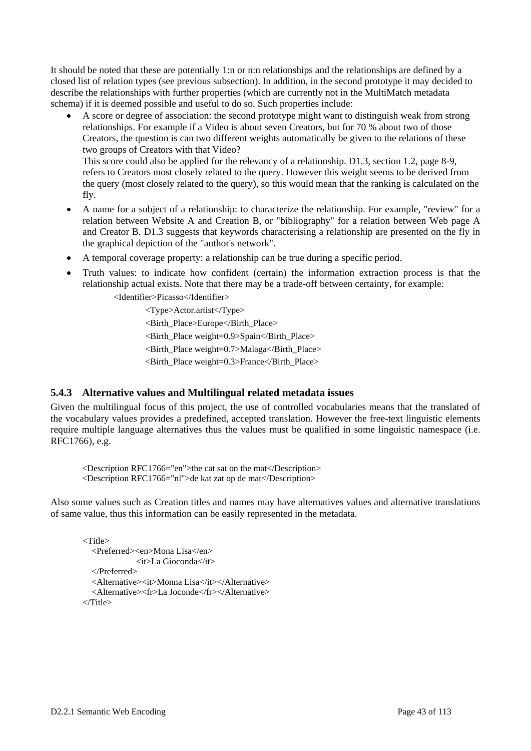It should be noted that these are potentially 1:n or n:n relationships and the relationships are defined by a closed list of relation types (see previous subsection). In addition, in the second prototype it may decided to describe the relationships with further properties (which are currently not in the MultiMatch metadata schema) if it is deemed possible and useful to do so. Such properties include:

- A score or degree of association: the second prototype might want to distinguish weak from strong relationships. For example if a Video is about seven Creators, but for 70 % about two of those Creators, the question is can two different weights automatically be given to the relations of these two groups of Creators with that Video?
  This score could also be applied for the relevancy of a relationship. D1.3, section 1.2, page 8-9, refers to Creators most closely related to the query. However this weight seems to be derived from the query (most closely related to the query), so this would mean that the ranking is calculated on the fly.
- A name for a subject of a relationship: to characterize the relationship. For example, "review" for a relation between Website A and Creation B, or "bibliography" for a relation between Web page A and Creator B. D1.3 suggests that keywords characterising a relationship are presented on the fly in the graphical depiction of the "author's network".
- A temporal coverage property: a relationship can be true during a specific period.
- Truth values: to indicate how confident (certain) the information extraction process is that the relationship actual exists. Note that there may be a trade-off between certainty, for example:

```
<Identifier>Picasso</Identifier>
    <Type>Actor.artist</Type>
    <Birth_Place>Europe</Birth_Place>
    <Birth_Place weight=0.9>Spain</Birth_Place>
    <Birth_Place weight=0.7>Malaga</Birth_Place>
    <Birth_Place weight=0.3>France</Birth_Place>
```

### 5.4.3 Alternative values and Multilingual related metadata issues

Given the multilingual focus of this project, the use of controlled vocabularies means that the translated of the vocabulary values provides a predefined, accepted translation. However the free-text linguistic elements require multiple language alternatives thus the values must be qualified in some linguistic namespace (i.e. RFC1766), e.g.

```
<Description RFC1766="en">the cat sat on the mat</Description>
<Description RFC1766="nl">de kat zat op de mat</Description>
```

Also some values such as Creation titles and names may have alternatives values and alternative translations of same value, thus this information can be easily represented in the metadata.

```
<Title>
   <Preferred><en>Mona Lisa</en>
              <it>La Gioconda</it>
   </Preferred>
   <Alternative><it>Monna Lisa</it></Alternative>
   <Alternative><fr>La Joconde</fr></Alternative>
</Title>
```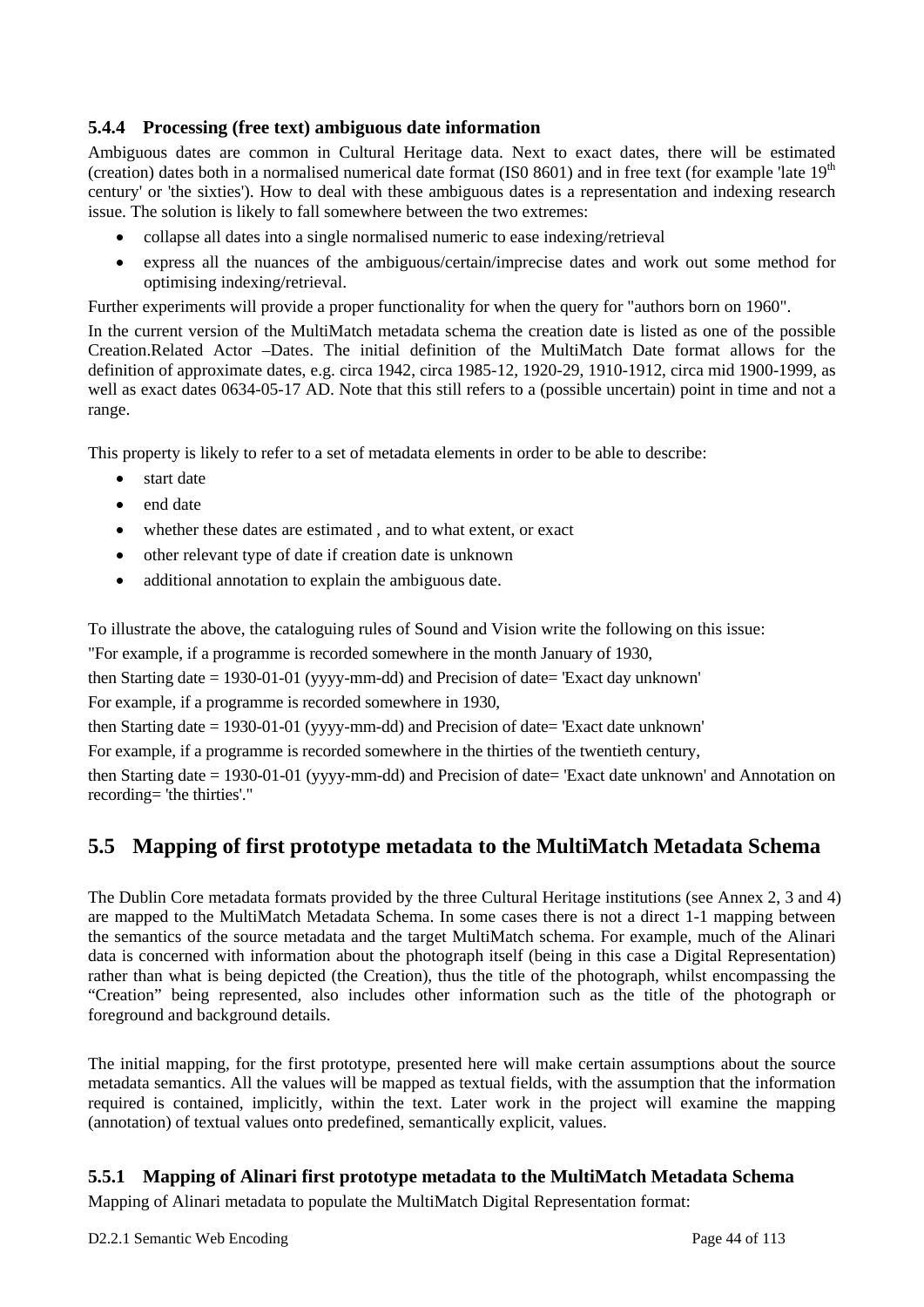### 5.4.4 Processing (free text) ambiguous date information

Ambiguous dates are common in Cultural Heritage data. Next to exact dates, there will be estimated (creation) dates both in a normalised numerical date format (IS0 8601) and in free text (for example 'late 19th century' or 'the sixties'). How to deal with these ambiguous dates is a representation and indexing research issue. The solution is likely to fall somewhere between the two extremes:

- collapse all dates into a single normalised numeric to ease indexing/retrieval
- express all the nuances of the ambiguous/certain/imprecise dates and work out some method for optimising indexing/retrieval.

Further experiments will provide a proper functionality for when the query for "authors born on 1960".

In the current version of the MultiMatch metadata schema the creation date is listed as one of the possible Creation.Related Actor –Dates. The initial definition of the MultiMatch Date format allows for the definition of approximate dates, e.g. circa 1942, circa 1985-12, 1920-29, 1910-1912, circa mid 1900-1999, as well as exact dates 0634-05-17 AD. Note that this still refers to a (possible uncertain) point in time and not a range.

This property is likely to refer to a set of metadata elements in order to be able to describe:

- start date
- end date
- whether these dates are estimated , and to what extent, or exact
- other relevant type of date if creation date is unknown
- additional annotation to explain the ambiguous date.

To illustrate the above, the cataloguing rules of Sound and Vision write the following on this issue:

"For example, if a programme is recorded somewhere in the month January of 1930,

then Starting date = 1930-01-01 (yyyy-mm-dd) and Precision of date= 'Exact day unknown'

For example, if a programme is recorded somewhere in 1930,

then Starting date = 1930-01-01 (yyyy-mm-dd) and Precision of date= 'Exact date unknown'

For example, if a programme is recorded somewhere in the thirties of the twentieth century,

then Starting date = 1930-01-01 (yyyy-mm-dd) and Precision of date= 'Exact date unknown' and Annotation on recording= 'the thirties'."

## 5.5 Mapping of first prototype metadata to the MultiMatch Metadata Schema

The Dublin Core metadata formats provided by the three Cultural Heritage institutions (see Annex 2, 3 and 4) are mapped to the MultiMatch Metadata Schema. In some cases there is not a direct 1-1 mapping between the semantics of the source metadata and the target MultiMatch schema. For example, much of the Alinari data is concerned with information about the photograph itself (being in this case a Digital Representation) rather than what is being depicted (the Creation), thus the title of the photograph, whilst encompassing the "Creation" being represented, also includes other information such as the title of the photograph or foreground and background details.

The initial mapping, for the first prototype, presented here will make certain assumptions about the source metadata semantics. All the values will be mapped as textual fields, with the assumption that the information required is contained, implicitly, within the text. Later work in the project will examine the mapping (annotation) of textual values onto predefined, semantically explicit, values.

### 5.5.1 Mapping of Alinari first prototype metadata to the MultiMatch Metadata Schema

Mapping of Alinari metadata to populate the MultiMatch Digital Representation format: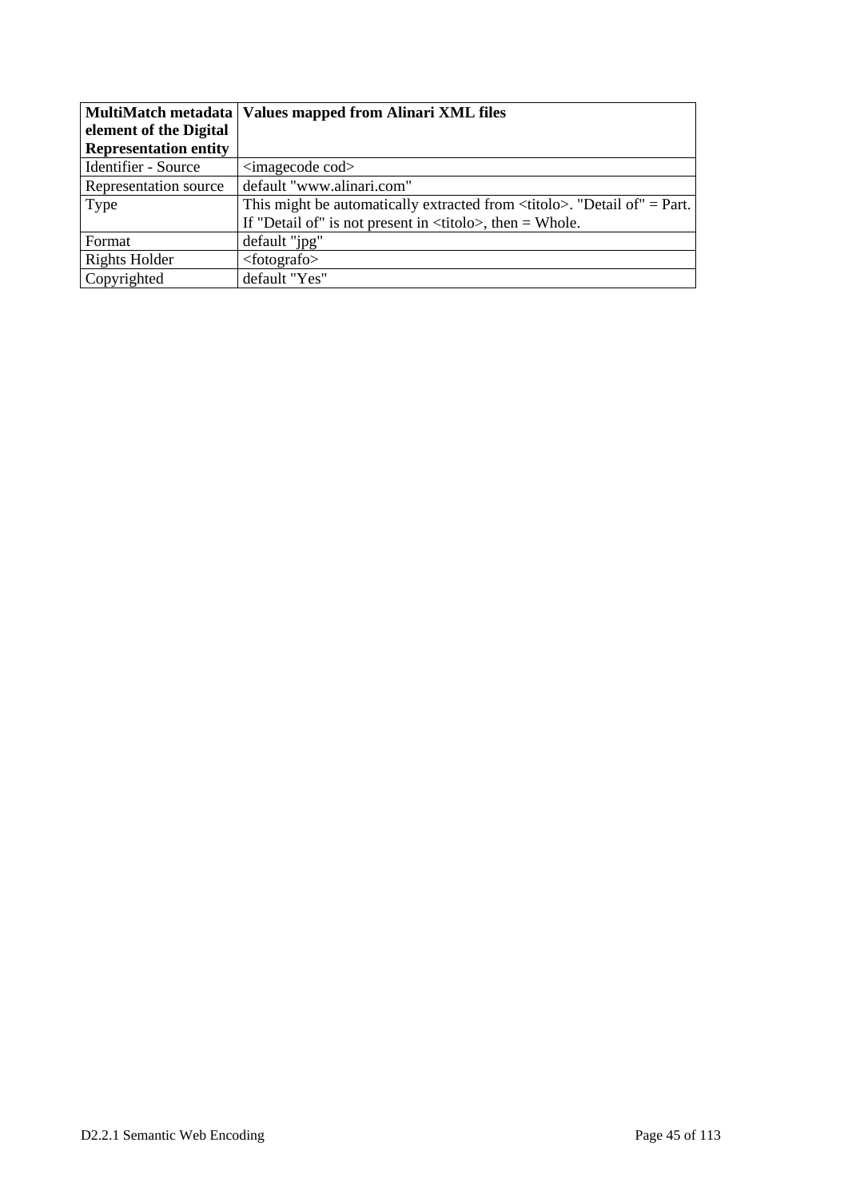| MultiMatch metadata element of the Digital Representation entity | Values mapped from Alinari XML files |
|---|---|
| Identifier - Source | <imagecode cod> |
| Representation source | default "www.alinari.com" |
| Type | This might be automatically extracted from <titolo>. "Detail of" = Part. If "Detail of" is not present in <titolo>, then = Whole. |
| Format | default "jpg" |
| Rights Holder | <fotografo> |
| Copyrighted | default "Yes" |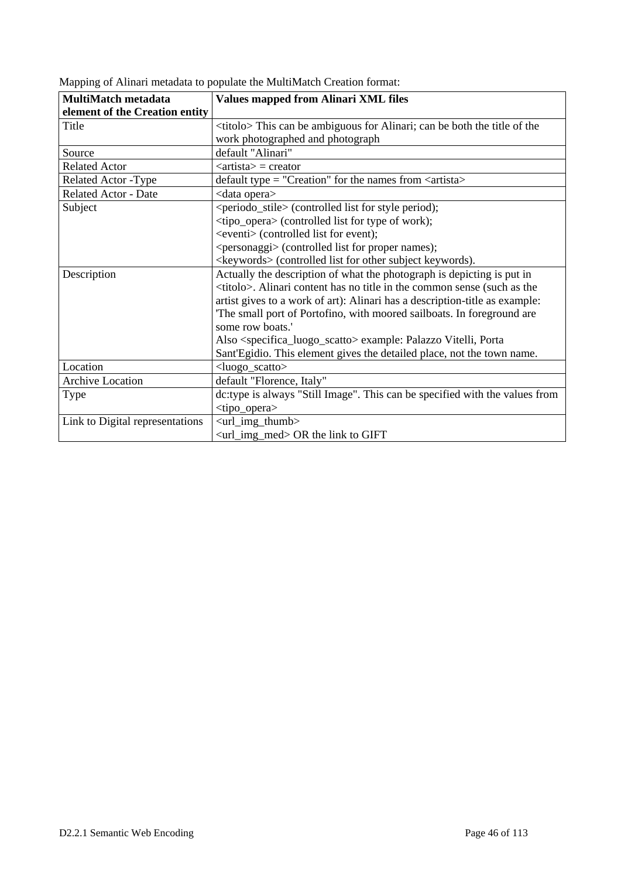Mapping of Alinari metadata to populate the MultiMatch Creation format:

| **MultiMatch metadata element of the Creation entity** | **Values mapped from Alinari XML files** |
|---|---|
| Title | <titolo> This can be ambiguous for Alinari; can be both the title of the work photographed and photograph |
| Source | default "Alinari" |
| Related Actor | <artista> = creator |
| Related Actor -Type | default type = "Creation" for the names from <artista> |
| Related Actor - Date | <data opera> |
| Subject | <periodo_stile> (controlled list for style period);<br><tipo_opera> (controlled list for type of work);<br><eventi> (controlled list for event);<br><personaggi> (controlled list for proper names);<br><keywords> (controlled list for other subject keywords). |
| Description | Actually the description of what the photograph is depicting is put in <titolo>. Alinari content has no title in the common sense (such as the artist gives to a work of art): Alinari has a description-title as example: 'The small port of Portofino, with moored sailboats. In foreground are some row boats.'<br>Also <specifica_luogo_scatto> example: Palazzo Vitelli, Porta Sant'Egidio. This element gives the detailed place, not the town name. |
| Location | <luogo_scatto> |
| Archive Location | default "Florence, Italy" |
| Type | dc:type is always "Still Image". This can be specified with the values from <tipo_opera> |
| Link to Digital representations | <url_img_thumb><br><url_img_med> OR the link to GIFT |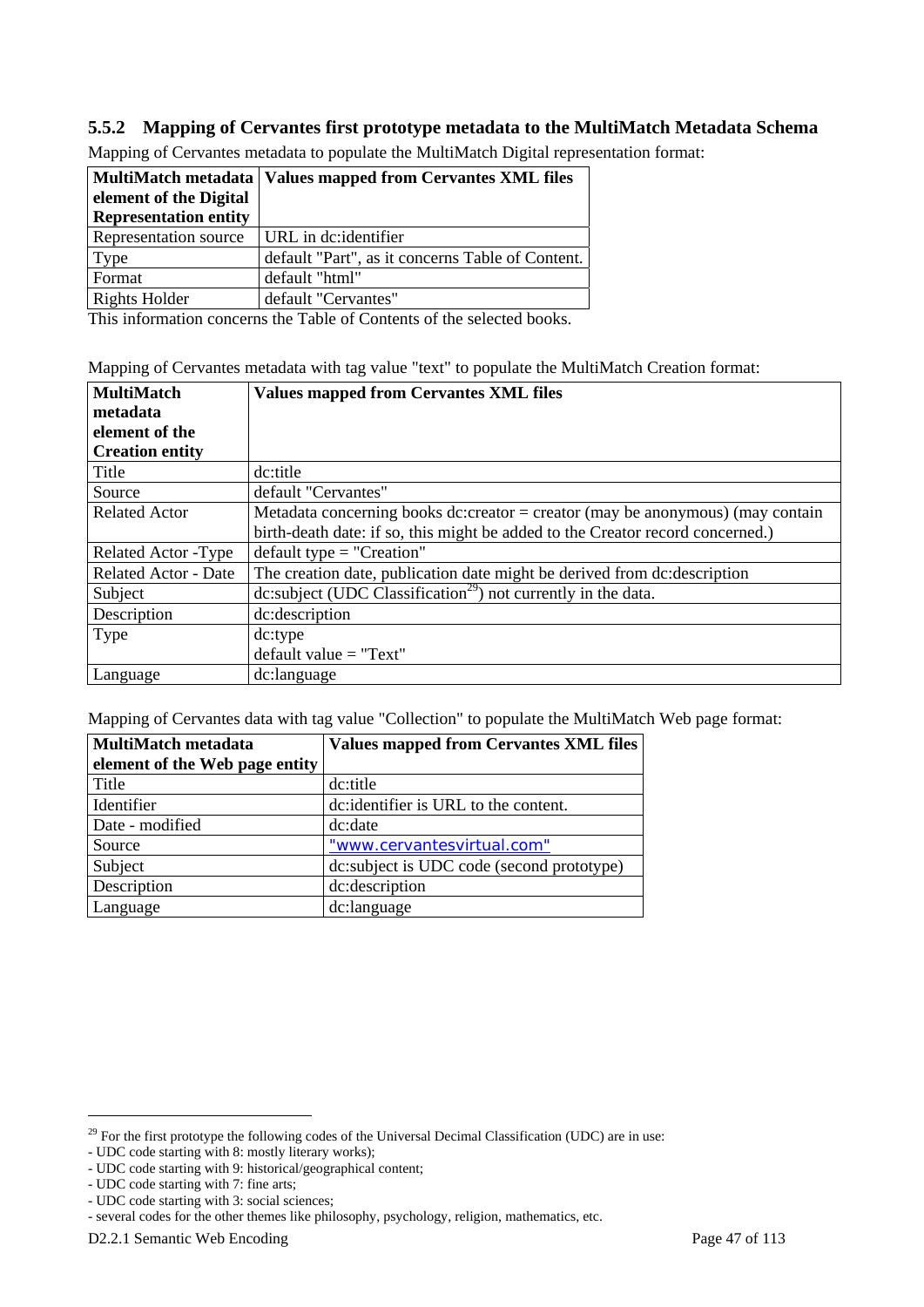### 5.5.2 Mapping of Cervantes first prototype metadata to the MultiMatch Metadata Schema

Mapping of Cervantes metadata to populate the MultiMatch Digital representation format:

| MultiMatch metadata element of the Digital Representation entity | Values mapped from Cervantes XML files |
|---|---|
| Representation source | URL in dc:identifier |
| Type | default "Part", as it concerns Table of Content. |
| Format | default "html" |
| Rights Holder | default "Cervantes" |

This information concerns the Table of Contents of the selected books.

Mapping of Cervantes metadata with tag value "text" to populate the MultiMatch Creation format:

| MultiMatch metadata element of the Creation entity | Values mapped from Cervantes XML files |
|---|---|
| Title | dc:title |
| Source | default "Cervantes" |
| Related Actor | Metadata concerning books dc:creator = creator (may be anonymous) (may contain birth-death date: if so, this might be added to the Creator record concerned.) |
| Related Actor -Type | default type = "Creation" |
| Related Actor - Date | The creation date, publication date might be derived from dc:description |
| Subject | dc:subject (UDC Classification[29]) not currently in the data. |
| Description | dc:description |
| Type | dc:type<br>default value = "Text" |
| Language | dc:language |

Mapping of Cervantes data with tag value "Collection" to populate the MultiMatch Web page format:

| MultiMatch metadata element of the Web page entity | Values mapped from Cervantes XML files |
|---|---|
| Title | dc:title |
| Identifier | dc:identifier is URL to the content. |
| Date - modified | dc:date |
| Source | "www.cervantesvirtual.com" |
| Subject | dc:subject is UDC code (second prototype) |
| Description | dc:description |
| Language | dc:language |

[29] For the first prototype the following codes of the Universal Decimal Classification (UDC) are in use:
- UDC code starting with 8: mostly literary works);
- UDC code starting with 9: historical/geographical content;
- UDC code starting with 7: fine arts;
- UDC code starting with 3: social sciences;
- several codes for the other themes like philosophy, psychology, religion, mathematics, etc.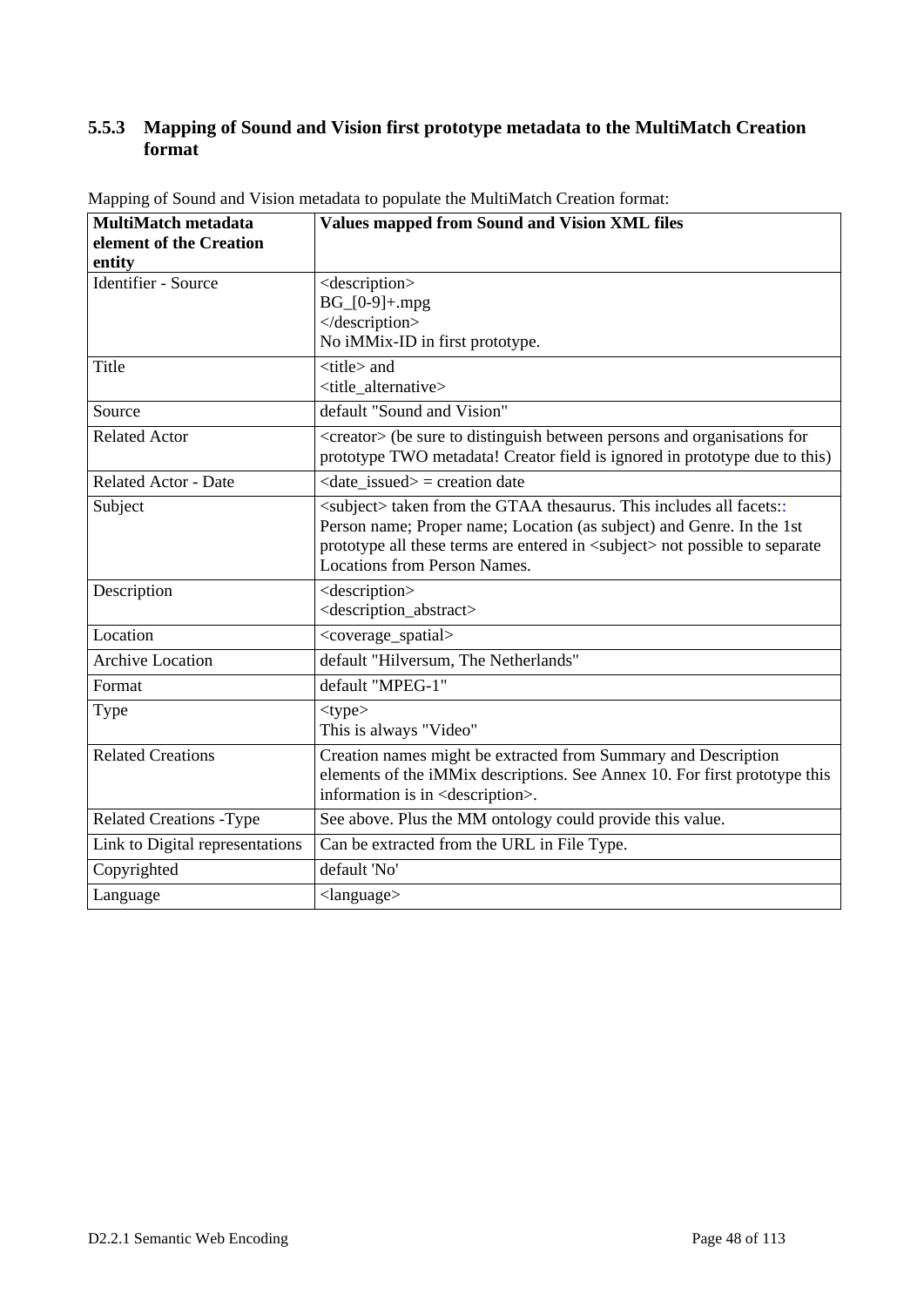### 5.5.3 Mapping of Sound and Vision first prototype metadata to the MultiMatch Creation format

Mapping of Sound and Vision metadata to populate the MultiMatch Creation format:

| MultiMatch metadata element of the Creation entity | Values mapped from Sound and Vision XML files |
|---|---|
| Identifier - Source | <description> BG_[0-9]+.mpg </description> No iMMix-ID in first prototype. |
| Title | <title> and <title_alternative> |
| Source | default "Sound and Vision" |
| Related Actor | <creator> (be sure to distinguish between persons and organisations for prototype TWO metadata! Creator field is ignored in prototype due to this) |
| Related Actor - Date | <date_issued> = creation date |
| Subject | <subject> taken from the GTAA thesaurus. This includes all facets:: Person name; Proper name; Location (as subject) and Genre. In the 1st prototype all these terms are entered in <subject> not possible to separate Locations from Person Names. |
| Description | <description> <description_abstract> |
| Location | <coverage_spatial> |
| Archive Location | default "Hilversum, The Netherlands" |
| Format | default "MPEG-1" |
| Type | <type> This is always "Video" |
| Related Creations | Creation names might be extracted from Summary and Description elements of the iMMix descriptions. See Annex 10. For first prototype this information is in <description>. |
| Related Creations -Type | See above. Plus the MM ontology could provide this value. |
| Link to Digital representations | Can be extracted from the URL in File Type. |
| Copyrighted | default 'No' |
| Language | <language> |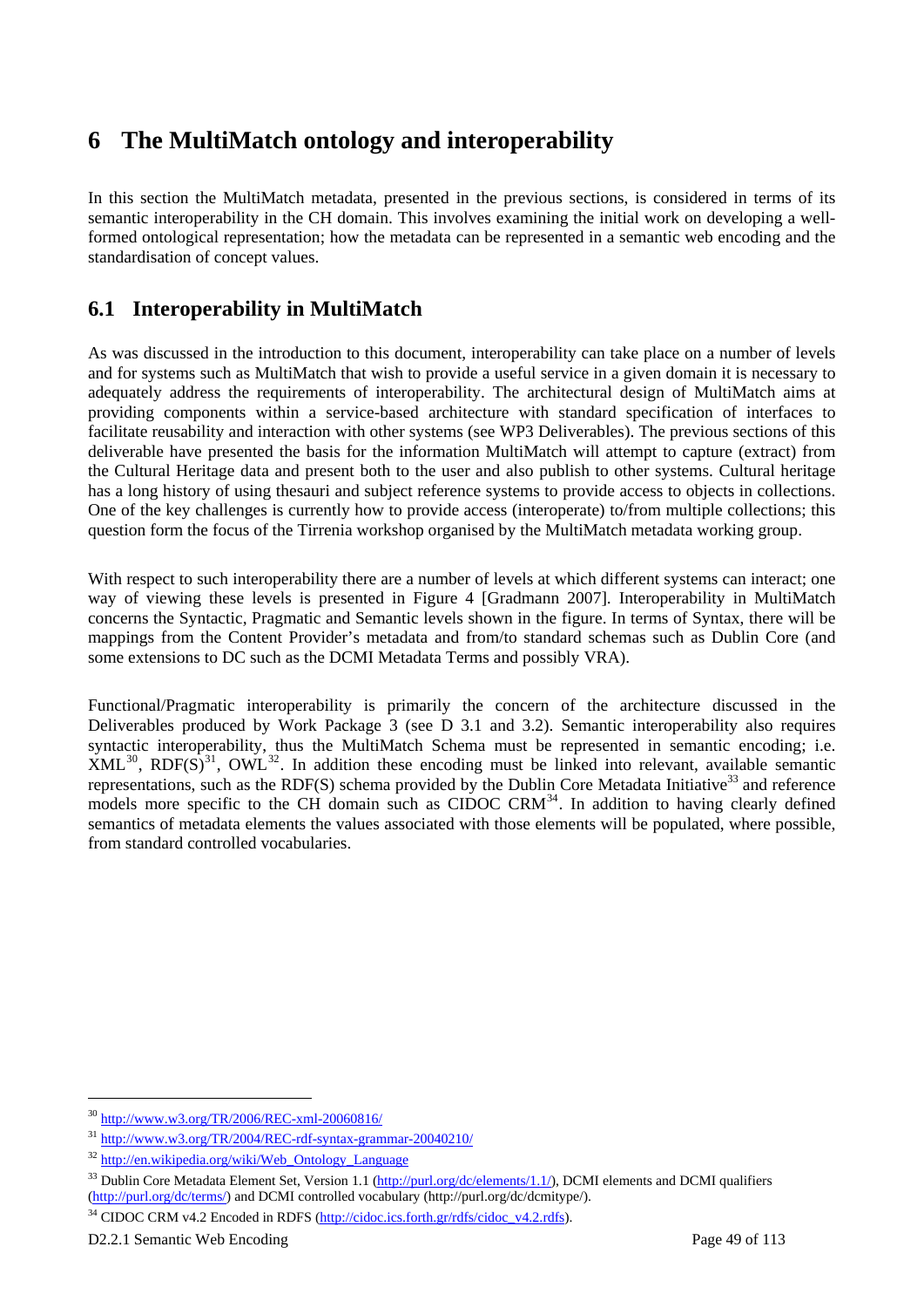# 6 The MultiMatch ontology and interoperability

In this section the MultiMatch metadata, presented in the previous sections, is considered in terms of its semantic interoperability in the CH domain. This involves examining the initial work on developing a well-formed ontological representation; how the metadata can be represented in a semantic web encoding and the standardisation of concept values.

## 6.1 Interoperability in MultiMatch

As was discussed in the introduction to this document, interoperability can take place on a number of levels and for systems such as MultiMatch that wish to provide a useful service in a given domain it is necessary to adequately address the requirements of interoperability. The architectural design of MultiMatch aims at providing components within a service-based architecture with standard specification of interfaces to facilitate reusability and interaction with other systems (see WP3 Deliverables). The previous sections of this deliverable have presented the basis for the information MultiMatch will attempt to capture (extract) from the Cultural Heritage data and present both to the user and also publish to other systems. Cultural heritage has a long history of using thesauri and subject reference systems to provide access to objects in collections. One of the key challenges is currently how to provide access (interoperate) to/from multiple collections; this question form the focus of the Tirrenia workshop organised by the MultiMatch metadata working group.

With respect to such interoperability there are a number of levels at which different systems can interact; one way of viewing these levels is presented in Figure 4 [Gradmann 2007]. Interoperability in MultiMatch concerns the Syntactic, Pragmatic and Semantic levels shown in the figure. In terms of Syntax, there will be mappings from the Content Provider's metadata and from/to standard schemas such as Dublin Core (and some extensions to DC such as the DCMI Metadata Terms and possibly VRA).

Functional/Pragmatic interoperability is primarily the concern of the architecture discussed in the Deliverables produced by Work Package 3 (see D 3.1 and 3.2). Semantic interoperability also requires syntactic interoperability, thus the MultiMatch Schema must be represented in semantic encoding; i.e. XML[30], RDF(S)[31], OWL[32]. In addition these encoding must be linked into relevant, available semantic representations, such as the RDF(S) schema provided by the Dublin Core Metadata Initiative[33] and reference models more specific to the CH domain such as CIDOC CRM[34]. In addition to having clearly defined semantics of metadata elements the values associated with those elements will be populated, where possible, from standard controlled vocabularies.

---

[30] http://www.w3.org/TR/2006/REC-xml-20060816/

[31] http://www.w3.org/TR/2004/REC-rdf-syntax-grammar-20040210/

[32] http://en.wikipedia.org/wiki/Web_Ontology_Language

[33] Dublin Core Metadata Element Set, Version 1.1 (http://purl.org/dc/elements/1.1/), DCMI elements and DCMI qualifiers (http://purl.org/dc/terms/) and DCMI controlled vocabulary (http://purl.org/dc/dcmitype/).

[34] CIDOC CRM v4.2 Encoded in RDFS (http://cidoc.ics.forth.gr/rdfs/cidoc_v4.2.rdfs).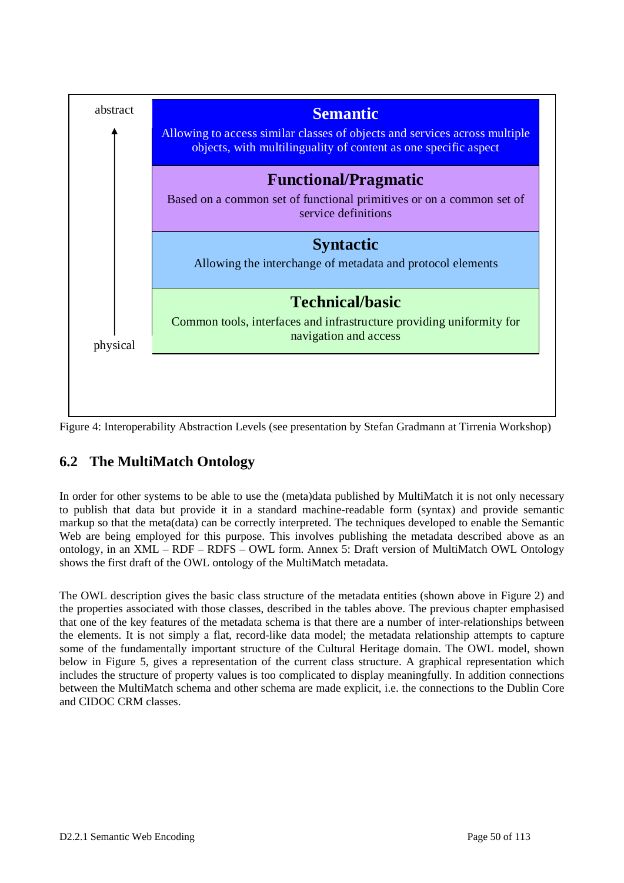| abstract | **Semantic** Allowing to access similar classes of objects and services across multiple objects, with multilinguality of content as one specific aspect |
|---|---|
| ↑ | **Functional/Pragmatic** Based on a common set of functional primitives or on a common set of service definitions |
| | **Syntactic** Allowing the interchange of metadata and protocol elements |
| physical | **Technical/basic** Common tools, interfaces and infrastructure providing uniformity for navigation and access |

Figure 4: Interoperability Abstraction Levels (see presentation by Stefan Gradmann at Tirrenia Workshop)

## 6.2 The MultiMatch Ontology

In order for other systems to be able to use the (meta)data published by MultiMatch it is not only necessary to publish that data but provide it in a standard machine-readable form (syntax) and provide semantic markup so that the meta(data) can be correctly interpreted. The techniques developed to enable the Semantic Web are being employed for this purpose. This involves publishing the metadata described above as an ontology, in an XML – RDF – RDFS – OWL form. Annex 5: Draft version of MultiMatch OWL Ontology shows the first draft of the OWL ontology of the MultiMatch metadata.

The OWL description gives the basic class structure of the metadata entities (shown above in Figure 2) and the properties associated with those classes, described in the tables above. The previous chapter emphasised that one of the key features of the metadata schema is that there are a number of inter-relationships between the elements. It is not simply a flat, record-like data model; the metadata relationship attempts to capture some of the fundamentally important structure of the Cultural Heritage domain. The OWL model, shown below in Figure 5, gives a representation of the current class structure. A graphical representation which includes the structure of property values is too complicated to display meaningfully. In addition connections between the MultiMatch schema and other schema are made explicit, i.e. the connections to the Dublin Core and CIDOC CRM classes.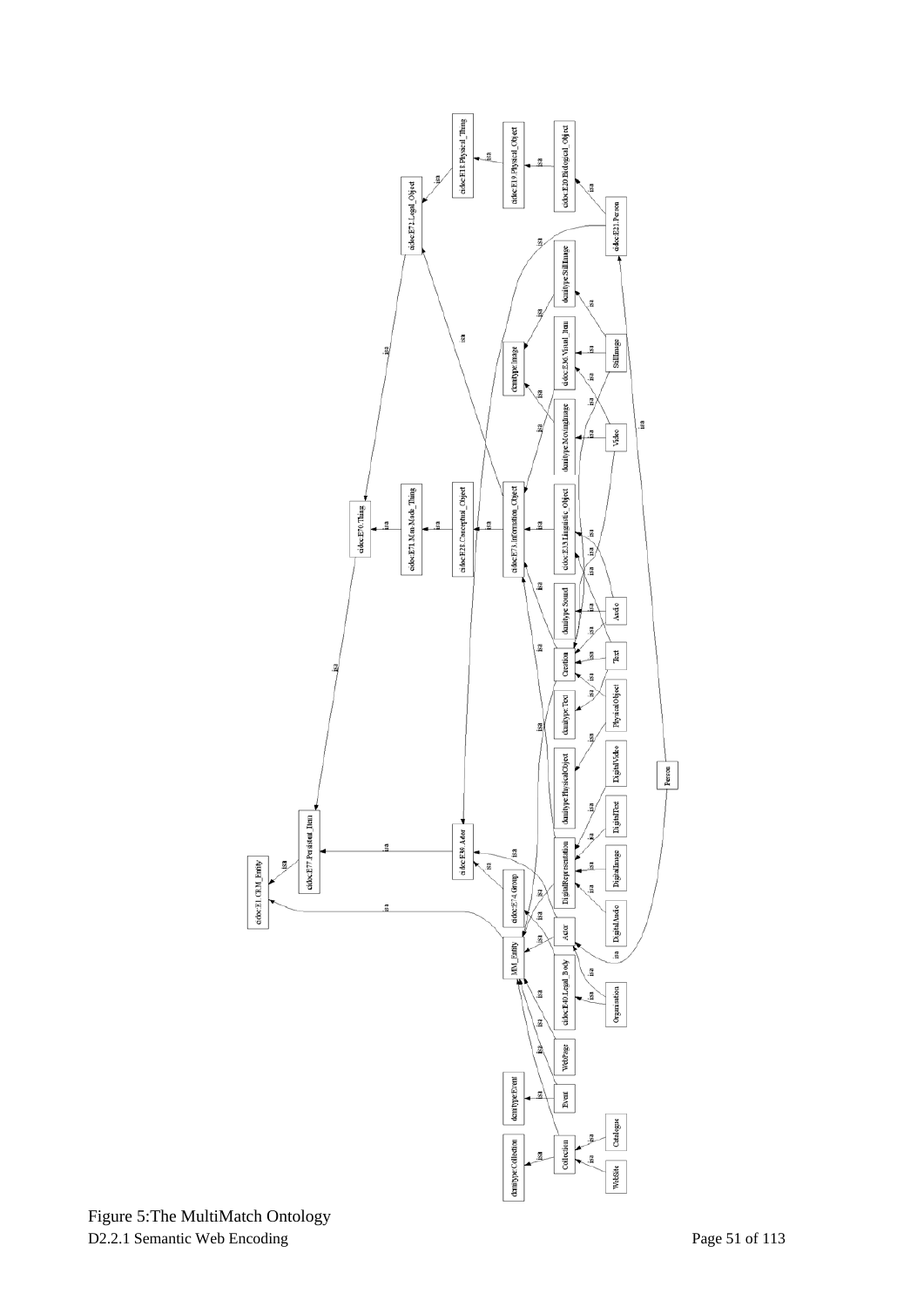Figure 5:The MultiMatch Ontology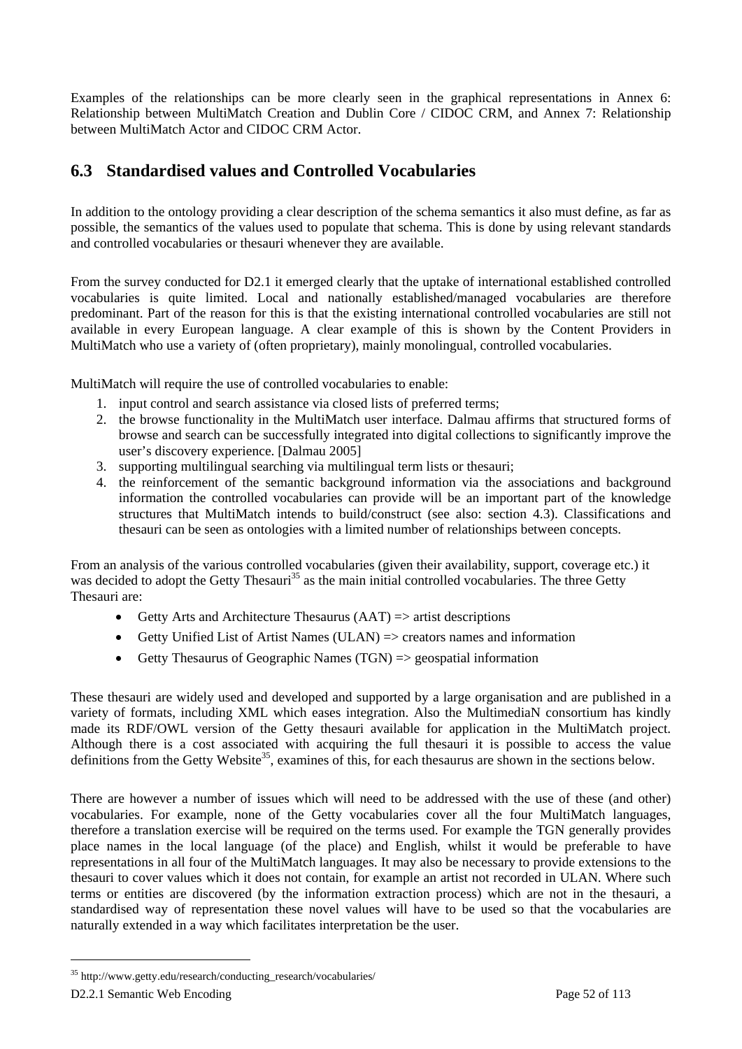Examples of the relationships can be more clearly seen in the graphical representations in Annex 6: Relationship between MultiMatch Creation and Dublin Core / CIDOC CRM, and Annex 7: Relationship between MultiMatch Actor and CIDOC CRM Actor.

## 6.3 Standardised values and Controlled Vocabularies

In addition to the ontology providing a clear description of the schema semantics it also must define, as far as possible, the semantics of the values used to populate that schema. This is done by using relevant standards and controlled vocabularies or thesauri whenever they are available.

From the survey conducted for D2.1 it emerged clearly that the uptake of international established controlled vocabularies is quite limited. Local and nationally established/managed vocabularies are therefore predominant. Part of the reason for this is that the existing international controlled vocabularies are still not available in every European language. A clear example of this is shown by the Content Providers in MultiMatch who use a variety of (often proprietary), mainly monolingual, controlled vocabularies.

MultiMatch will require the use of controlled vocabularies to enable:

1. input control and search assistance via closed lists of preferred terms;
2. the browse functionality in the MultiMatch user interface. Dalmau affirms that structured forms of browse and search can be successfully integrated into digital collections to significantly improve the user's discovery experience. [Dalmau 2005]
3. supporting multilingual searching via multilingual term lists or thesauri;
4. the reinforcement of the semantic background information via the associations and background information the controlled vocabularies can provide will be an important part of the knowledge structures that MultiMatch intends to build/construct (see also: section 4.3). Classifications and thesauri can be seen as ontologies with a limited number of relationships between concepts.

From an analysis of the various controlled vocabularies (given their availability, support, coverage etc.) it was decided to adopt the Getty Thesauri[35] as the main initial controlled vocabularies. The three Getty Thesauri are:

- Getty Arts and Architecture Thesaurus (AAT) => artist descriptions
- Getty Unified List of Artist Names (ULAN) => creators names and information
- Getty Thesaurus of Geographic Names (TGN) => geospatial information

These thesauri are widely used and developed and supported by a large organisation and are published in a variety of formats, including XML which eases integration. Also the MultimediaN consortium has kindly made its RDF/OWL version of the Getty thesauri available for application in the MultiMatch project. Although there is a cost associated with acquiring the full thesauri it is possible to access the value definitions from the Getty Website[35], examines of this, for each thesaurus are shown in the sections below.

There are however a number of issues which will need to be addressed with the use of these (and other) vocabularies. For example, none of the Getty vocabularies cover all the four MultiMatch languages, therefore a translation exercise will be required on the terms used. For example the TGN generally provides place names in the local language (of the place) and English, whilst it would be preferable to have representations in all four of the MultiMatch languages. It may also be necessary to provide extensions to the thesauri to cover values which it does not contain, for example an artist not recorded in ULAN. Where such terms or entities are discovered (by the information extraction process) which are not in the thesauri, a standardised way of representation these novel values will have to be used so that the vocabularies are naturally extended in a way which facilitates interpretation be the user.

[35] http://www.getty.edu/research/conducting_research/vocabularies/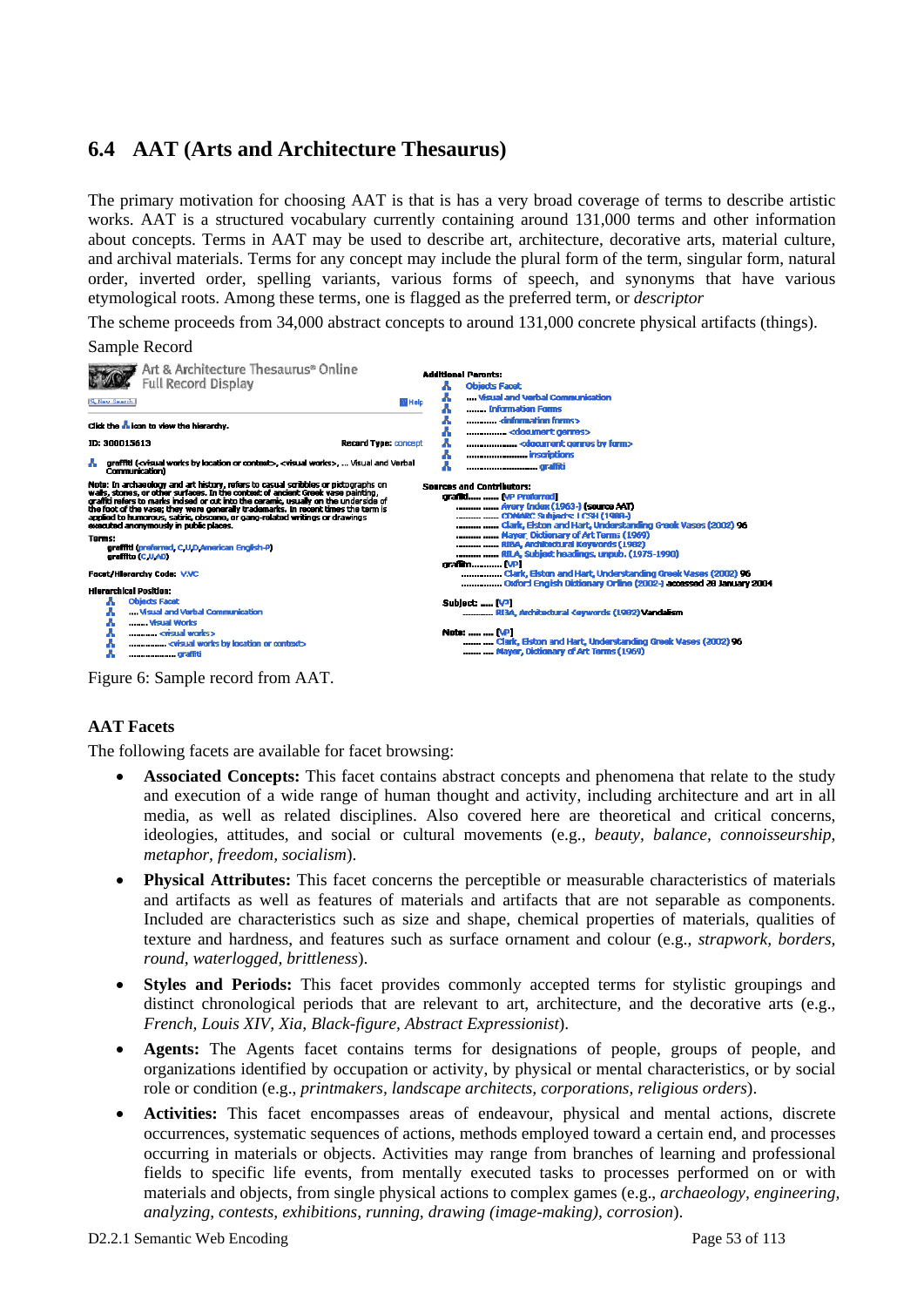## 6.4 AAT (Arts and Architecture Thesaurus)

The primary motivation for choosing AAT is that is has a very broad coverage of terms to describe artistic works. AAT is a structured vocabulary currently containing around 131,000 terms and other information about concepts. Terms in AAT may be used to describe art, architecture, decorative arts, material culture, and archival materials. Terms for any concept may include the plural form of the term, singular form, natural order, inverted order, spelling variants, various forms of speech, and synonyms that have various etymological roots. Among these terms, one is flagged as the preferred term, or *descriptor*

The scheme proceeds from 34,000 abstract concepts to around 131,000 concrete physical artifacts (things).

Sample Record

Art & Architecture Thesaurus® Online
Full Record Display

Click the icon to view the hierarchy.

ID: 300015613 Record Type: concept

graffiti (<visual works by location or context>, <visual works>, ... Visual and Verbal Communication)

Note: In archaeology and art history, refers to casual scribbles or pictographs on walls, stones, or other surfaces. In the context of ancient Greek vase painting, graffiti refers to marks incised or cut into the ceramic, usually on the underside of the foot of the vase; they were generally trademarks. In recent times the term is applied to humorous, satiric, obscene, or gang-related writings or drawings executed anonymously in public places.

Terms:
graffiti (preferred, C,U,D,American English-P)
graffito (C,U,AD)

Facet/Hierarchy Code: V.VC

Hierarchical Position:
Objects Facet
.... Visual and Verbal Communication
........ Visual Works
............ <visual works>
................ <visual works by location or context>
.................... graffiti

Additional Parents:
Objects Facet
.... Visual and Verbal Communication
........ Information Forms
............ <information forms>
................ <document genres>
.................... <document genres by form>
........................ inscriptions
............................ graffiti

Sources and Contributors:
graffiti........ [VP Preferred]
........ Avery Index (1963-) (source AAT)
........ CONARC Subjects: LCSH (1988-)
........ Clark, Elston and Hart, Understanding Greek Vases (2002) 96
........ Mayer, Dictionary of Art Terms (1969)
........ RIBA, Architectural Keywords (1982)
........ RILA, Subject headings. unpub. (1975-1990)
graffito........ [VP]
........ Clark, Elston and Hart, Understanding Greek Vases (2002) 96
........ Oxford English Dictionary Online (2002-) accessed 28 January 2004

Subject: ..... [VP]
........ RIBA, Architectural Keywords (1982) Vandalism

Note: ..... [VP]
........ Clark, Elston and Hart, Understanding Greek Vases (2002) 96
........ Mayer, Dictionary of Art Terms (1969)

Figure 6: Sample record from AAT.

### AAT Facets

The following facets are available for facet browsing:

- **Associated Concepts:** This facet contains abstract concepts and phenomena that relate to the study and execution of a wide range of human thought and activity, including architecture and art in all media, as well as related disciplines. Also covered here are theoretical and critical concerns, ideologies, attitudes, and social or cultural movements (e.g., *beauty*, *balance*, *connoisseurship*, *metaphor*, *freedom*, *socialism*).
- **Physical Attributes:** This facet concerns the perceptible or measurable characteristics of materials and artifacts as well as features of materials and artifacts that are not separable as components. Included are characteristics such as size and shape, chemical properties of materials, qualities of texture and hardness, and features such as surface ornament and colour (e.g., *strapwork*, *borders*, *round*, *waterlogged*, *brittleness*).
- **Styles and Periods:** This facet provides commonly accepted terms for stylistic groupings and distinct chronological periods that are relevant to art, architecture, and the decorative arts (e.g., *French*, *Louis XIV*, *Xia*, *Black-figure*, *Abstract Expressionist*).
- **Agents:** The Agents facet contains terms for designations of people, groups of people, and organizations identified by occupation or activity, by physical or mental characteristics, or by social role or condition (e.g., *printmakers*, *landscape architects*, *corporations*, *religious orders*).
- **Activities:** This facet encompasses areas of endeavour, physical and mental actions, discrete occurrences, systematic sequences of actions, methods employed toward a certain end, and processes occurring in materials or objects. Activities may range from branches of learning and professional fields to specific life events, from mentally executed tasks to processes performed on or with materials and objects, from single physical actions to complex games (e.g., *archaeology*, *engineering*, *analyzing*, *contests*, *exhibitions*, *running*, *drawing (image-making)*, *corrosion*).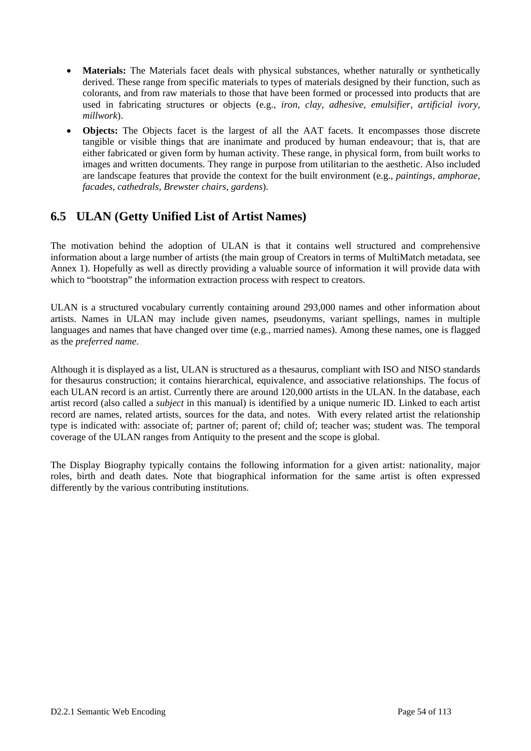- **Materials:** The Materials facet deals with physical substances, whether naturally or synthetically derived. These range from specific materials to types of materials designed by their function, such as colorants, and from raw materials to those that have been formed or processed into products that are used in fabricating structures or objects (e.g., *iron, clay, adhesive, emulsifier, artificial ivory, millwork*).
- **Objects:** The Objects facet is the largest of all the AAT facets. It encompasses those discrete tangible or visible things that are inanimate and produced by human endeavour; that is, that are either fabricated or given form by human activity. These range, in physical form, from built works to images and written documents. They range in purpose from utilitarian to the aesthetic. Also included are landscape features that provide the context for the built environment (e.g., *paintings, amphorae, facades, cathedrals, Brewster chairs, gardens*).

## 6.5 ULAN (Getty Unified List of Artist Names)

The motivation behind the adoption of ULAN is that it contains well structured and comprehensive information about a large number of artists (the main group of Creators in terms of MultiMatch metadata, see Annex 1). Hopefully as well as directly providing a valuable source of information it will provide data with which to "bootstrap" the information extraction process with respect to creators.

ULAN is a structured vocabulary currently containing around 293,000 names and other information about artists. Names in ULAN may include given names, pseudonyms, variant spellings, names in multiple languages and names that have changed over time (e.g., married names). Among these names, one is flagged as the *preferred name*.

Although it is displayed as a list, ULAN is structured as a thesaurus, compliant with ISO and NISO standards for thesaurus construction; it contains hierarchical, equivalence, and associative relationships. The focus of each ULAN record is an artist. Currently there are around 120,000 artists in the ULAN. In the database, each artist record (also called a *subject* in this manual) is identified by a unique numeric ID. Linked to each artist record are names, related artists, sources for the data, and notes. With every related artist the relationship type is indicated with: associate of; partner of; parent of; child of; teacher was; student was. The temporal coverage of the ULAN ranges from Antiquity to the present and the scope is global.

The Display Biography typically contains the following information for a given artist: nationality, major roles, birth and death dates. Note that biographical information for the same artist is often expressed differently by the various contributing institutions.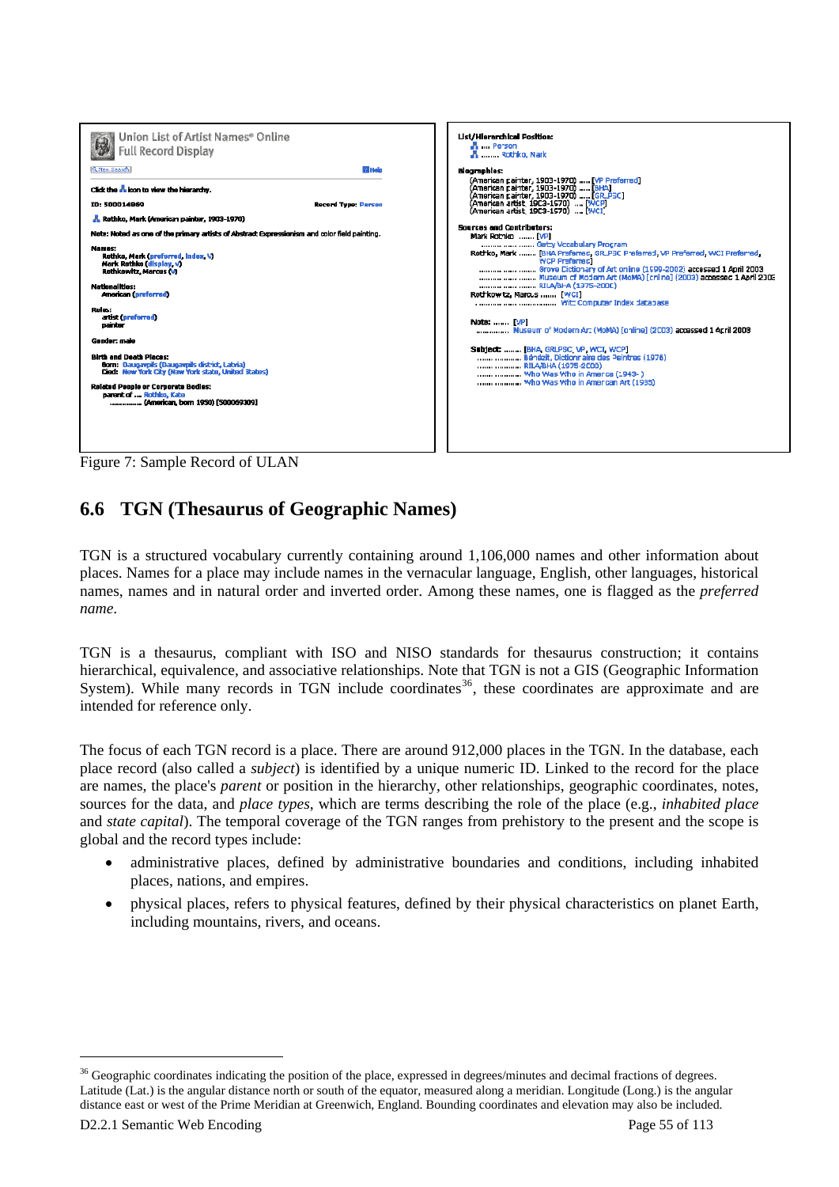Figure 7: Sample Record of ULAN

## 6.6 TGN (Thesaurus of Geographic Names)

TGN is a structured vocabulary currently containing around 1,106,000 names and other information about places. Names for a place may include names in the vernacular language, English, other languages, historical names, names and in natural order and inverted order. Among these names, one is flagged as the *preferred name*.

TGN is a thesaurus, compliant with ISO and NISO standards for thesaurus construction; it contains hierarchical, equivalence, and associative relationships. Note that TGN is not a GIS (Geographic Information System). While many records in TGN include coordinates[36], these coordinates are approximate and are intended for reference only.

The focus of each TGN record is a place. There are around 912,000 places in the TGN. In the database, each place record (also called a *subject*) is identified by a unique numeric ID. Linked to the record for the place are names, the place's *parent* or position in the hierarchy, other relationships, geographic coordinates, notes, sources for the data, and *place types*, which are terms describing the role of the place (e.g., *inhabited place* and *state capital*). The temporal coverage of the TGN ranges from prehistory to the present and the scope is global and the record types include:

- administrative places, defined by administrative boundaries and conditions, including inhabited places, nations, and empires.
- physical places, refers to physical features, defined by their physical characteristics on planet Earth, including mountains, rivers, and oceans.

[36] Geographic coordinates indicating the position of the place, expressed in degrees/minutes and decimal fractions of degrees. Latitude (Lat.) is the angular distance north or south of the equator, measured along a meridian. Longitude (Long.) is the angular distance east or west of the Prime Meridian at Greenwich, England. Bounding coordinates and elevation may also be included.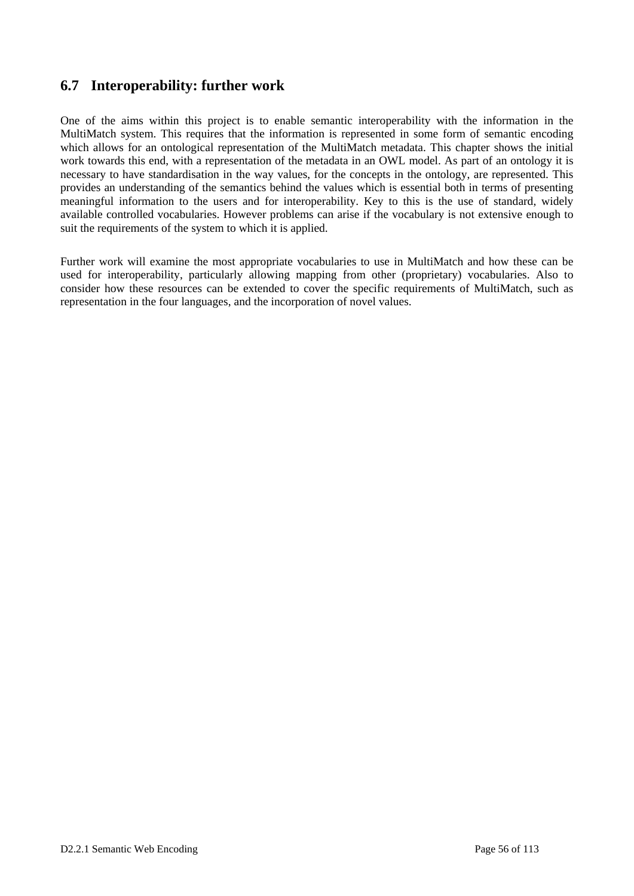## 6.7 Interoperability: further work

One of the aims within this project is to enable semantic interoperability with the information in the MultiMatch system. This requires that the information is represented in some form of semantic encoding which allows for an ontological representation of the MultiMatch metadata. This chapter shows the initial work towards this end, with a representation of the metadata in an OWL model. As part of an ontology it is necessary to have standardisation in the way values, for the concepts in the ontology, are represented. This provides an understanding of the semantics behind the values which is essential both in terms of presenting meaningful information to the users and for interoperability. Key to this is the use of standard, widely available controlled vocabularies. However problems can arise if the vocabulary is not extensive enough to suit the requirements of the system to which it is applied.

Further work will examine the most appropriate vocabularies to use in MultiMatch and how these can be used for interoperability, particularly allowing mapping from other (proprietary) vocabularies. Also to consider how these resources can be extended to cover the specific requirements of MultiMatch, such as representation in the four languages, and the incorporation of novel values.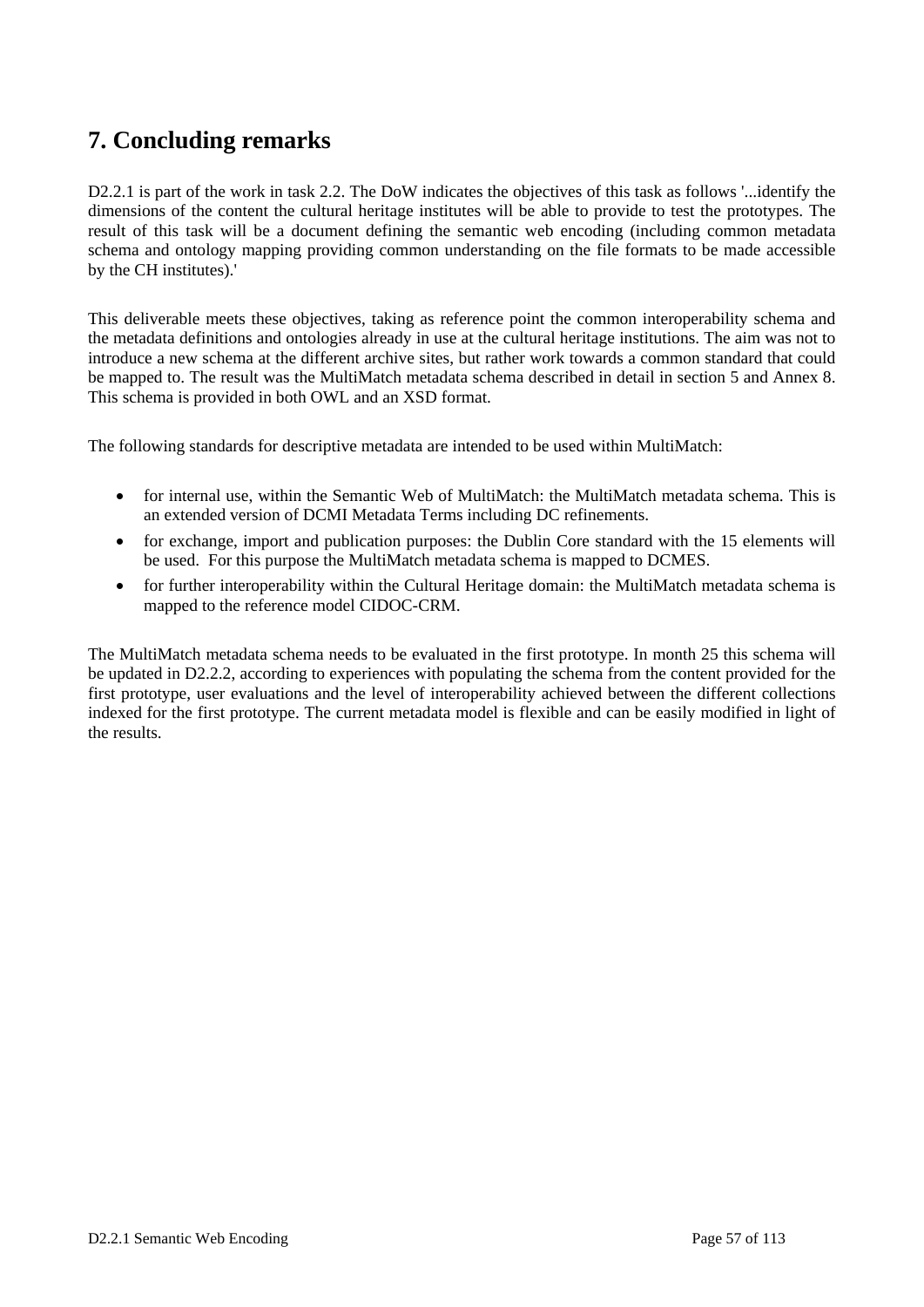# 7. Concluding remarks

D2.2.1 is part of the work in task 2.2. The DoW indicates the objectives of this task as follows '...identify the dimensions of the content the cultural heritage institutes will be able to provide to test the prototypes. The result of this task will be a document defining the semantic web encoding (including common metadata schema and ontology mapping providing common understanding on the file formats to be made accessible by the CH institutes).'

This deliverable meets these objectives, taking as reference point the common interoperability schema and the metadata definitions and ontologies already in use at the cultural heritage institutions. The aim was not to introduce a new schema at the different archive sites, but rather work towards a common standard that could be mapped to. The result was the MultiMatch metadata schema described in detail in section 5 and Annex 8. This schema is provided in both OWL and an XSD format.

The following standards for descriptive metadata are intended to be used within MultiMatch:

- for internal use, within the Semantic Web of MultiMatch: the MultiMatch metadata schema. This is an extended version of DCMI Metadata Terms including DC refinements.
- for exchange, import and publication purposes: the Dublin Core standard with the 15 elements will be used. For this purpose the MultiMatch metadata schema is mapped to DCMES.
- for further interoperability within the Cultural Heritage domain: the MultiMatch metadata schema is mapped to the reference model CIDOC-CRM.

The MultiMatch metadata schema needs to be evaluated in the first prototype. In month 25 this schema will be updated in D2.2.2, according to experiences with populating the schema from the content provided for the first prototype, user evaluations and the level of interoperability achieved between the different collections indexed for the first prototype. The current metadata model is flexible and can be easily modified in light of the results.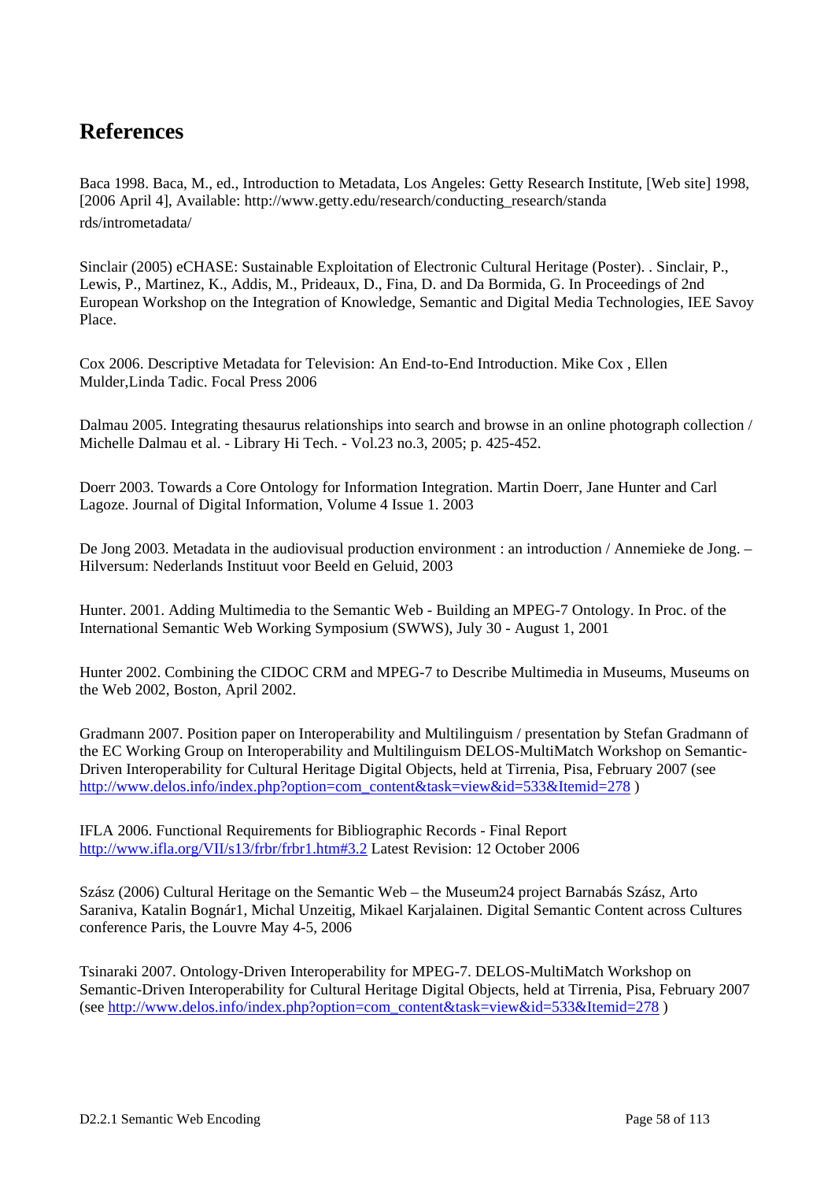# References

Baca 1998. Baca, M., ed., Introduction to Metadata, Los Angeles: Getty Research Institute, [Web site] 1998, [2006 April 4], Available: http://www.getty.edu/research/conducting_research/standards/intrometadata/

Sinclair (2005) eCHASE: Sustainable Exploitation of Electronic Cultural Heritage (Poster). . Sinclair, P., Lewis, P., Martinez, K., Addis, M., Prideaux, D., Fina, D. and Da Bormida, G. In Proceedings of 2nd European Workshop on the Integration of Knowledge, Semantic and Digital Media Technologies, IEE Savoy Place.

Cox 2006. Descriptive Metadata for Television: An End-to-End Introduction. Mike Cox , Ellen Mulder,Linda Tadic. Focal Press 2006

Dalmau 2005. Integrating thesaurus relationships into search and browse in an online photograph collection / Michelle Dalmau et al. - Library Hi Tech. - Vol.23 no.3, 2005; p. 425-452.

Doerr 2003. Towards a Core Ontology for Information Integration. Martin Doerr, Jane Hunter and Carl Lagoze. Journal of Digital Information, Volume 4 Issue 1. 2003

De Jong 2003. Metadata in the audiovisual production environment : an introduction / Annemieke de Jong. – Hilversum: Nederlands Instituut voor Beeld en Geluid, 2003

Hunter. 2001. Adding Multimedia to the Semantic Web - Building an MPEG-7 Ontology. In Proc. of the International Semantic Web Working Symposium (SWWS), July 30 - August 1, 2001

Hunter 2002. Combining the CIDOC CRM and MPEG-7 to Describe Multimedia in Museums, Museums on the Web 2002, Boston, April 2002.

Gradmann 2007. Position paper on Interoperability and Multilinguism / presentation by Stefan Gradmann of the EC Working Group on Interoperability and Multilinguism DELOS-MultiMatch Workshop on Semantic-Driven Interoperability for Cultural Heritage Digital Objects, held at Tirrenia, Pisa, February 2007 (see http://www.delos.info/index.php?option=com_content&task=view&id=533&Itemid=278 )

IFLA 2006. Functional Requirements for Bibliographic Records - Final Report http://www.ifla.org/VII/s13/frbr/frbr1.htm#3.2 Latest Revision: 12 October 2006

Szász (2006) Cultural Heritage on the Semantic Web – the Museum24 project Barnabás Szász, Arto Saraniva, Katalin Bognár1, Michal Unzeitig, Mikael Karjalainen. Digital Semantic Content across Cultures conference Paris, the Louvre May 4-5, 2006

Tsinaraki 2007. Ontology-Driven Interoperability for MPEG-7. DELOS-MultiMatch Workshop on Semantic-Driven Interoperability for Cultural Heritage Digital Objects, held at Tirrenia, Pisa, February 2007 (see http://www.delos.info/index.php?option=com_content&task=view&id=533&Itemid=278 )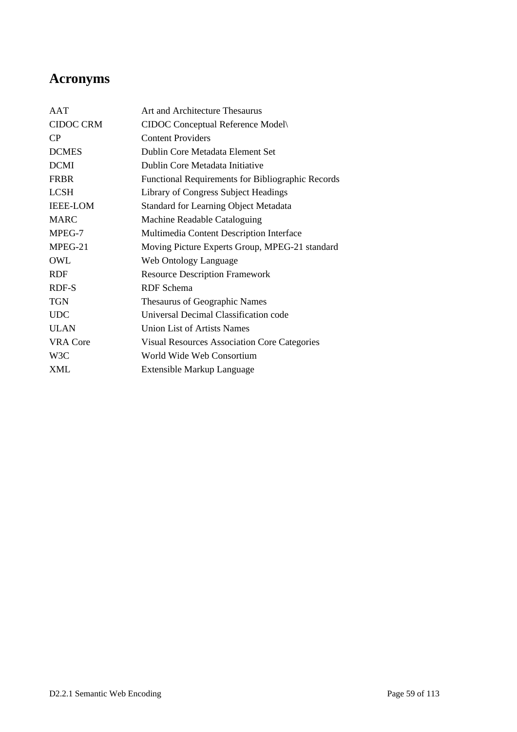# Acronyms

| | |
|---|---|
| AAT | Art and Architecture Thesaurus |
| CIDOC CRM | CIDOC Conceptual Reference Model\ |
| CP | Content Providers |
| DCMES | Dublin Core Metadata Element Set |
| DCMI | Dublin Core Metadata Initiative |
| FRBR | Functional Requirements for Bibliographic Records |
| LCSH | Library of Congress Subject Headings |
| IEEE-LOM | Standard for Learning Object Metadata |
| MARC | Machine Readable Cataloguing |
| MPEG-7 | Multimedia Content Description Interface |
| MPEG-21 | Moving Picture Experts Group, MPEG-21 standard |
| OWL | Web Ontology Language |
| RDF | Resource Description Framework |
| RDF-S | RDF Schema |
| TGN | Thesaurus of Geographic Names |
| UDC | Universal Decimal Classification code |
| ULAN | Union List of Artists Names |
| VRA Core | Visual Resources Association Core Categories |
| W3C | World Wide Web Consortium |
| XML | Extensible Markup Language |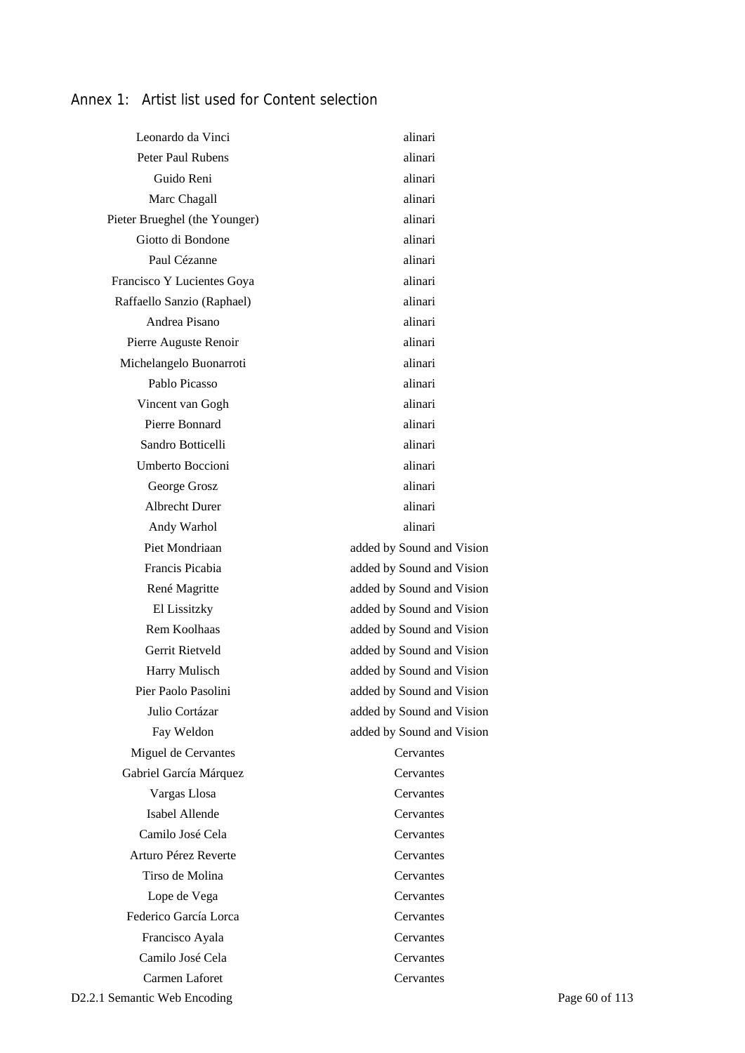# Annex 1: Artist list used for Content selection

| | |
|---|---|
| Leonardo da Vinci | alinari |
| Peter Paul Rubens | alinari |
| Guido Reni | alinari |
| Marc Chagall | alinari |
| Pieter Brueghel (the Younger) | alinari |
| Giotto di Bondone | alinari |
| Paul Cézanne | alinari |
| Francisco Y Lucientes Goya | alinari |
| Raffaello Sanzio (Raphael) | alinari |
| Andrea Pisano | alinari |
| Pierre Auguste Renoir | alinari |
| Michelangelo Buonarroti | alinari |
| Pablo Picasso | alinari |
| Vincent van Gogh | alinari |
| Pierre Bonnard | alinari |
| Sandro Botticelli | alinari |
| Umberto Boccioni | alinari |
| George Grosz | alinari |
| Albrecht Durer | alinari |
| Andy Warhol | alinari |
| Piet Mondriaan | added by Sound and Vision |
| Francis Picabia | added by Sound and Vision |
| René Magritte | added by Sound and Vision |
| El Lissitzky | added by Sound and Vision |
| Rem Koolhaas | added by Sound and Vision |
| Gerrit Rietveld | added by Sound and Vision |
| Harry Mulisch | added by Sound and Vision |
| Pier Paolo Pasolini | added by Sound and Vision |
| Julio Cortázar | added by Sound and Vision |
| Fay Weldon | added by Sound and Vision |
| Miguel de Cervantes | Cervantes |
| Gabriel García Márquez | Cervantes |
| Vargas Llosa | Cervantes |
| Isabel Allende | Cervantes |
| Camilo José Cela | Cervantes |
| Arturo Pérez Reverte | Cervantes |
| Tirso de Molina | Cervantes |
| Lope de Vega | Cervantes |
| Federico García Lorca | Cervantes |
| Francisco Ayala | Cervantes |
| Camilo José Cela | Cervantes |
| Carmen Laforet | Cervantes |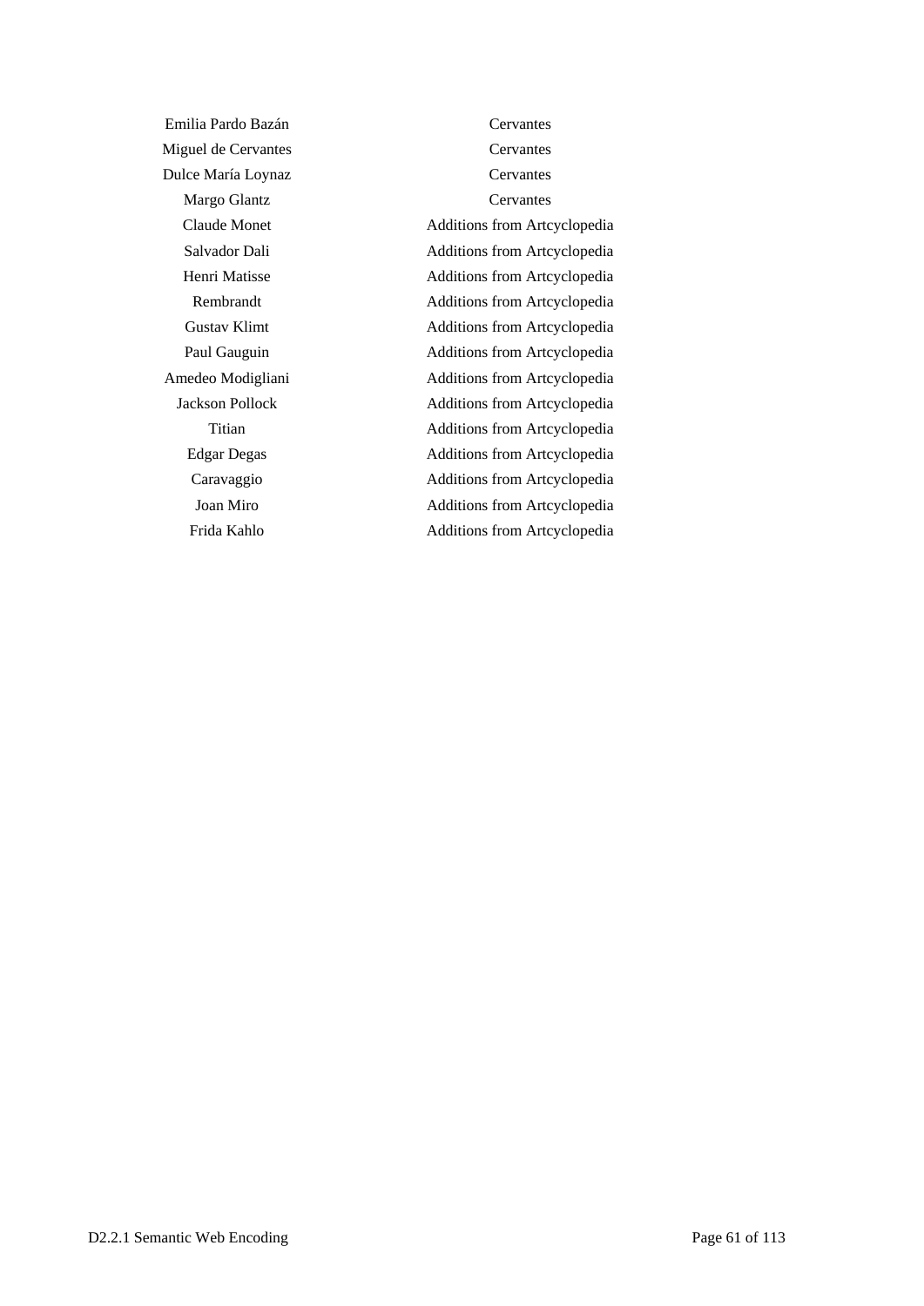| | |
|---|---|
| Emilia Pardo Bazán | Cervantes |
| Miguel de Cervantes | Cervantes |
| Dulce María Loynaz | Cervantes |
| Margo Glantz | Cervantes |
| Claude Monet | Additions from Artcyclopedia |
| Salvador Dali | Additions from Artcyclopedia |
| Henri Matisse | Additions from Artcyclopedia |
| Rembrandt | Additions from Artcyclopedia |
| Gustav Klimt | Additions from Artcyclopedia |
| Paul Gauguin | Additions from Artcyclopedia |
| Amedeo Modigliani | Additions from Artcyclopedia |
| Jackson Pollock | Additions from Artcyclopedia |
| Titian | Additions from Artcyclopedia |
| Edgar Degas | Additions from Artcyclopedia |
| Caravaggio | Additions from Artcyclopedia |
| Joan Miro | Additions from Artcyclopedia |
| Frida Kahlo | Additions from Artcyclopedia |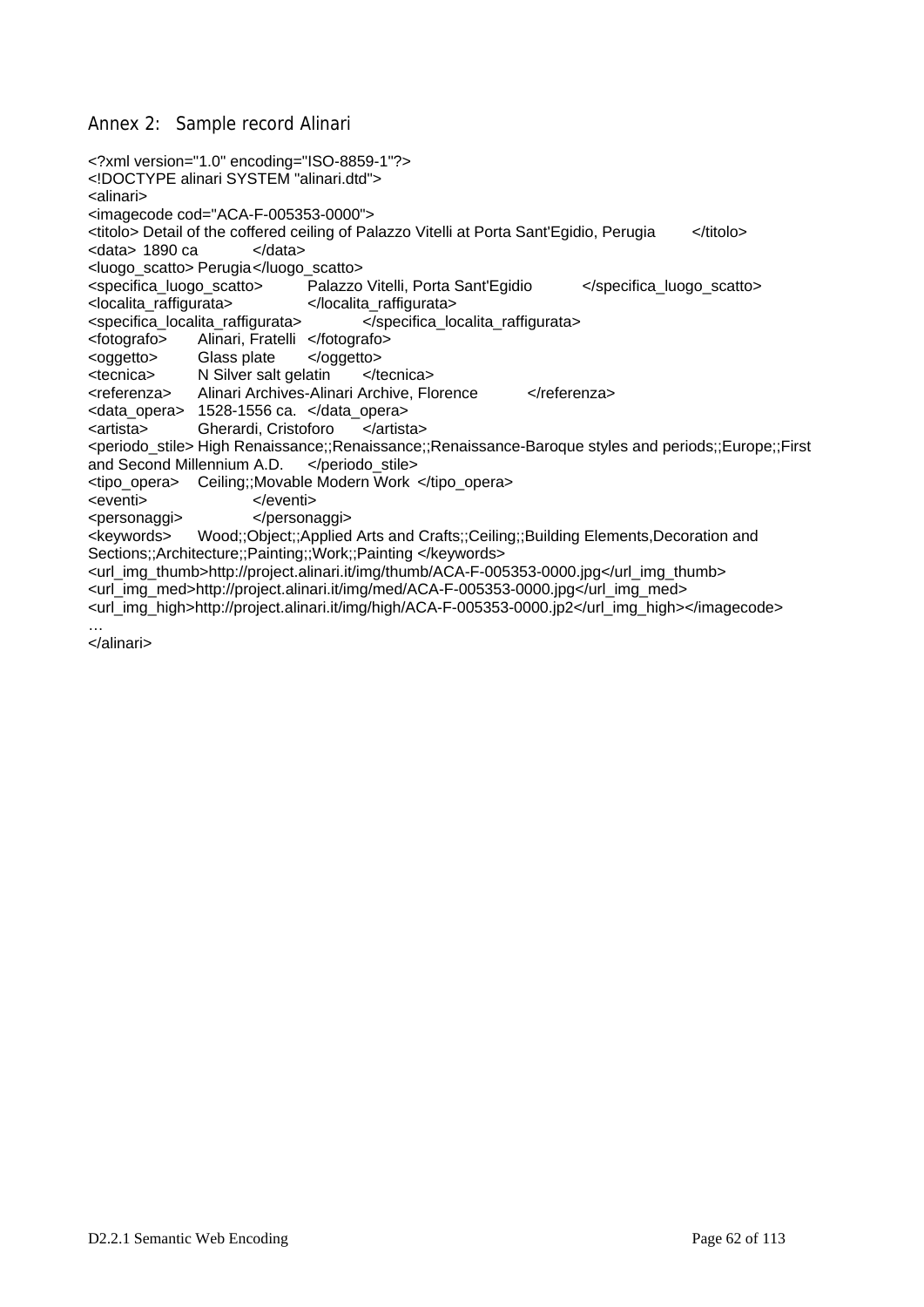## Annex 2: Sample record Alinari

```
<?xml version="1.0" encoding="ISO-8859-1"?>
<!DOCTYPE alinari SYSTEM "alinari.dtd">
<alinari>
<imagecode cod="ACA-F-005353-0000">
<titolo> Detail of the coffered ceiling of Palazzo Vitelli at Porta Sant'Egidio, Perugia	</titolo>
<data> 1890 ca	</data>
<luogo_scatto> Perugia</luogo_scatto>
<specifica_luogo_scatto>	Palazzo Vitelli, Porta Sant'Egidio	</specifica_luogo_scatto>
<localita_raffigurata>		</localita_raffigurata>
<specifica_localita_raffigurata>		</specifica_localita_raffigurata>
<fotografo>	Alinari, Fratelli	</fotografo>
<oggetto>	Glass plate	</oggetto>
<tecnica>	N Silver salt gelatin	</tecnica>
<referenza>	Alinari Archives-Alinari Archive, Florence	</referenza>
<data_opera>	1528-1556 ca.	</data_opera>
<artista>	Gherardi, Cristoforo	</artista>
<periodo_stile> High Renaissance;;Renaissance;;Renaissance-Baroque styles and periods;;Europe;;First and Second Millennium A.D.	</periodo_stile>
<tipo_opera>	Ceiling;;Movable Modern Work	</tipo_opera>
<eventi>		</eventi>
<personaggi>		</personaggi>
<keywords>	Wood;;Object;;Applied Arts and Crafts;;Ceiling;;Building Elements,Decoration and Sections;;Architecture;;Painting;;Work;;Painting </keywords>
<url_img_thumb>http://project.alinari.it/img/thumb/ACA-F-005353-0000.jpg</url_img_thumb>
<url_img_med>http://project.alinari.it/img/med/ACA-F-005353-0000.jpg</url_img_med>
<url_img_high>http://project.alinari.it/img/high/ACA-F-005353-0000.jp2</url_img_high></imagecode>
…
</alinari>
```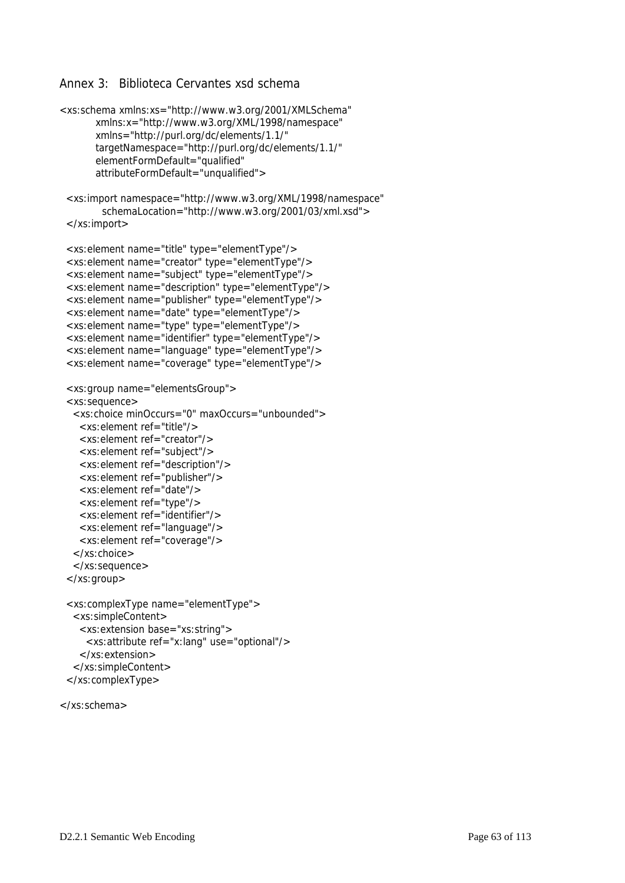## Annex 3: Biblioteca Cervantes xsd schema

```
<xs:schema xmlns:xs="http://www.w3.org/2001/XMLSchema"
         xmlns:x="http://www.w3.org/XML/1998/namespace"
         xmlns="http://purl.org/dc/elements/1.1/"
         targetNamespace="http://purl.org/dc/elements/1.1/"
         elementFormDefault="qualified"
         attributeFormDefault="unqualified">

  <xs:import namespace="http://www.w3.org/XML/1998/namespace"
           schemaLocation="http://www.w3.org/2001/03/xml.xsd">
  </xs:import>

  <xs:element name="title" type="elementType"/>
  <xs:element name="creator" type="elementType"/>
  <xs:element name="subject" type="elementType"/>
  <xs:element name="description" type="elementType"/>
  <xs:element name="publisher" type="elementType"/>
  <xs:element name="date" type="elementType"/>
  <xs:element name="type" type="elementType"/>
  <xs:element name="identifier" type="elementType"/>
  <xs:element name="language" type="elementType"/>
  <xs:element name="coverage" type="elementType"/>

  <xs:group name="elementsGroup">
  <xs:sequence>
    <xs:choice minOccurs="0" maxOccurs="unbounded">
      <xs:element ref="title"/>
      <xs:element ref="creator"/>
      <xs:element ref="subject"/>
      <xs:element ref="description"/>
      <xs:element ref="publisher"/>
      <xs:element ref="date"/>
      <xs:element ref="type"/>
      <xs:element ref="identifier"/>
      <xs:element ref="language"/>
      <xs:element ref="coverage"/>
    </xs:choice>
    </xs:sequence>
  </xs:group>

  <xs:complexType name="elementType">
    <xs:simpleContent>
      <xs:extension base="xs:string">
        <xs:attribute ref="x:lang" use="optional"/>
      </xs:extension>
    </xs:simpleContent>
  </xs:complexType>

</xs:schema>
```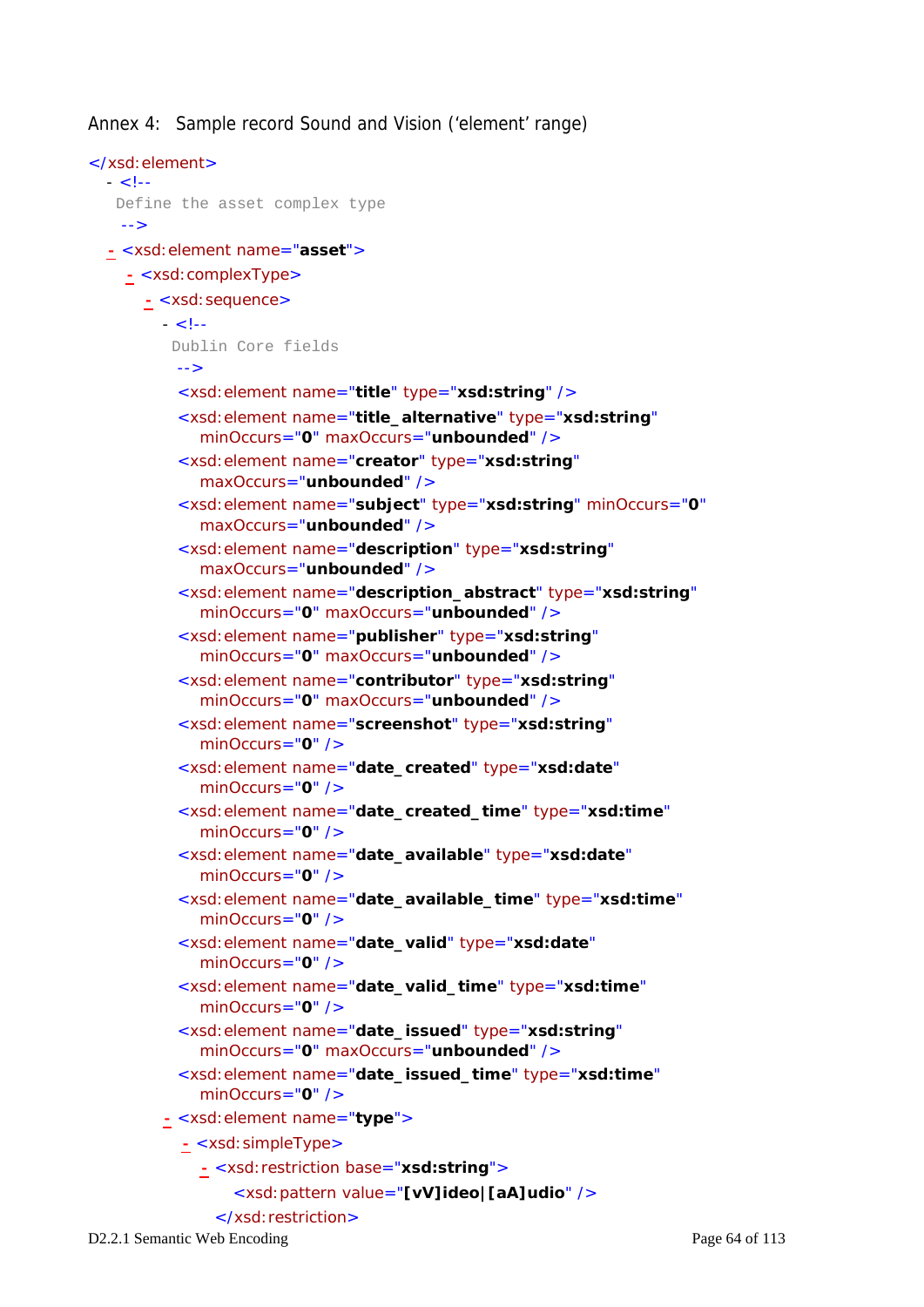Annex 4: Sample record Sound and Vision ('element' range)

```
</xsd:element>
  - <!--
     Define the asset complex type
    -->
  - <xsd:element name="asset">
    - <xsd:complexType>
      - <xsd:sequence>
        - <!--
           Dublin Core fields
          -->
          <xsd:element name="title" type="xsd:string" />
          <xsd:element name="title_alternative" type="xsd:string"
            minOccurs="0" maxOccurs="unbounded" />
          <xsd:element name="creator" type="xsd:string"
            maxOccurs="unbounded" />
          <xsd:element name="subject" type="xsd:string" minOccurs="0"
            maxOccurs="unbounded" />
          <xsd:element name="description" type="xsd:string"
            maxOccurs="unbounded" />
          <xsd:element name="description_abstract" type="xsd:string"
            minOccurs="0" maxOccurs="unbounded" />
          <xsd:element name="publisher" type="xsd:string"
            minOccurs="0" maxOccurs="unbounded" />
          <xsd:element name="contributor" type="xsd:string"
            minOccurs="0" maxOccurs="unbounded" />
          <xsd:element name="screenshot" type="xsd:string"
            minOccurs="0" />
          <xsd:element name="date_created" type="xsd:date"
            minOccurs="0" />
          <xsd:element name="date_created_time" type="xsd:time"
            minOccurs="0" />
          <xsd:element name="date_available" type="xsd:date"
            minOccurs="0" />
          <xsd:element name="date_available_time" type="xsd:time"
            minOccurs="0" />
          <xsd:element name="date_valid" type="xsd:date"
            minOccurs="0" />
          <xsd:element name="date_valid_time" type="xsd:time"
            minOccurs="0" />
          <xsd:element name="date_issued" type="xsd:string"
            minOccurs="0" maxOccurs="unbounded" />
          <xsd:element name="date_issued_time" type="xsd:time"
            minOccurs="0" />
        - <xsd:element name="type">
          - <xsd:simpleType>
            - <xsd:restriction base="xsd:string">
                <xsd:pattern value="[vV]ideo|[aA]udio" />
              </xsd:restriction>
```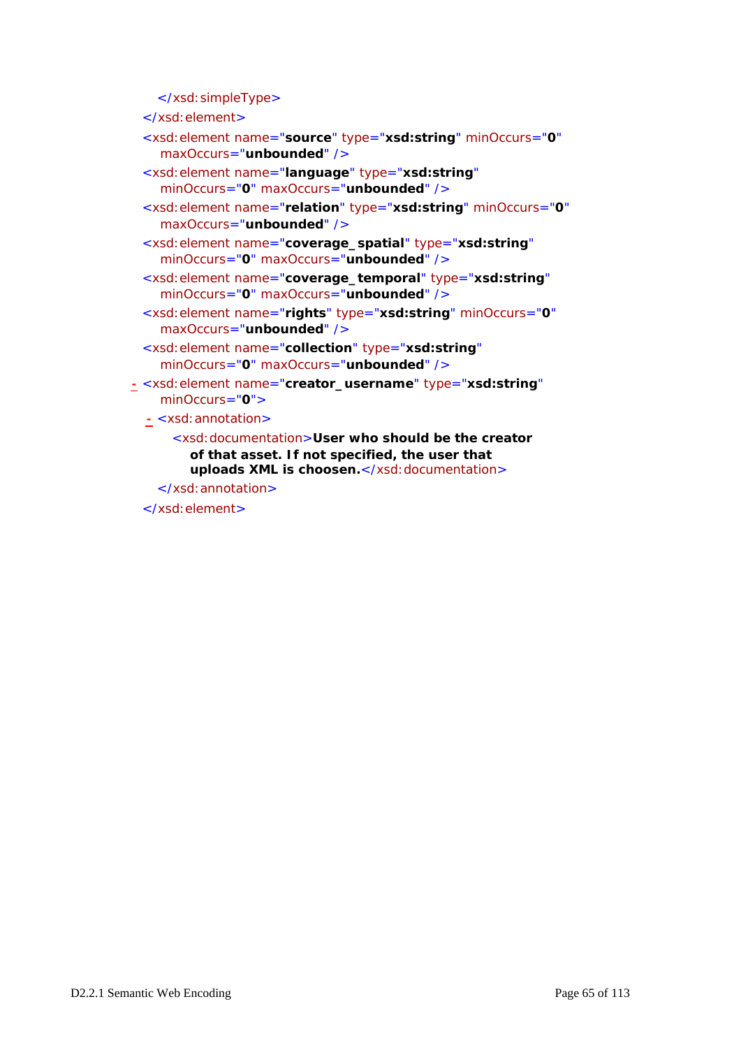```
      </xsd:simpleType>
    </xsd:element>
    <xsd:element name="source" type="xsd:string" minOccurs="0"
      maxOccurs="unbounded" />
    <xsd:element name="language" type="xsd:string"
      minOccurs="0" maxOccurs="unbounded" />
    <xsd:element name="relation" type="xsd:string" minOccurs="0"
      maxOccurs="unbounded" />
    <xsd:element name="coverage_spatial" type="xsd:string"
      minOccurs="0" maxOccurs="unbounded" />
    <xsd:element name="coverage_temporal" type="xsd:string"
      minOccurs="0" maxOccurs="unbounded" />
    <xsd:element name="rights" type="xsd:string" minOccurs="0"
      maxOccurs="unbounded" />
    <xsd:element name="collection" type="xsd:string"
      minOccurs="0" maxOccurs="unbounded" />
  - <xsd:element name="creator_username" type="xsd:string"
      minOccurs="0">
    - <xsd:annotation>
        <xsd:documentation>User who should be the creator
          of that asset. If not specified, the user that
          uploads XML is choosen.</xsd:documentation>
      </xsd:annotation>
    </xsd:element>
```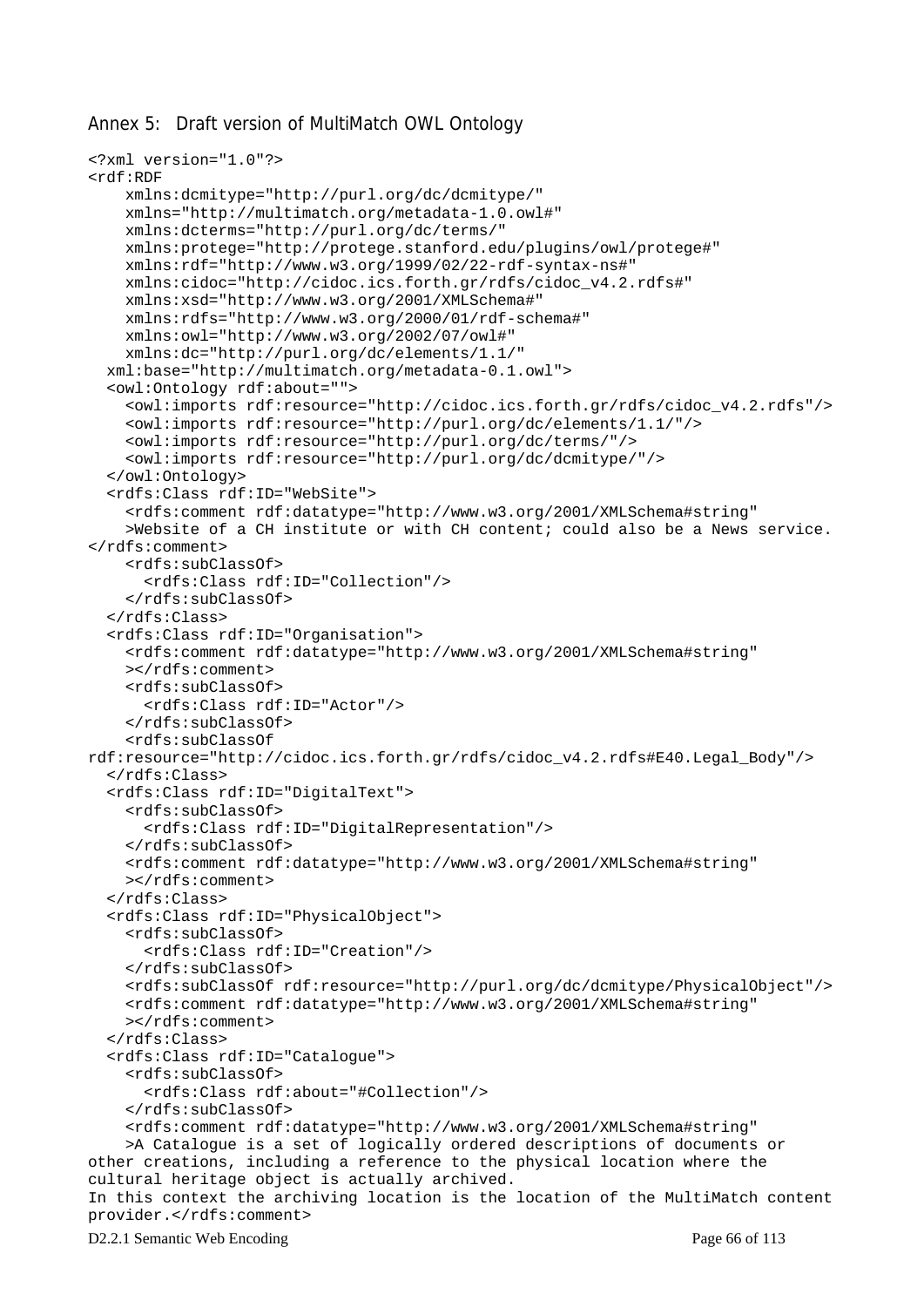## Annex 5: Draft version of MultiMatch OWL Ontology

```
<?xml version="1.0"?>
<rdf:RDF
    xmlns:dcmitype="http://purl.org/dc/dcmitype/"
    xmlns="http://multimatch.org/metadata-1.0.owl#"
    xmlns:dcterms="http://purl.org/dc/terms/"
    xmlns:protege="http://protege.stanford.edu/plugins/owl/protege#"
    xmlns:rdf="http://www.w3.org/1999/02/22-rdf-syntax-ns#"
    xmlns:cidoc="http://cidoc.ics.forth.gr/rdfs/cidoc_v4.2.rdfs#"
    xmlns:xsd="http://www.w3.org/2001/XMLSchema#"
    xmlns:rdfs="http://www.w3.org/2000/01/rdf-schema#"
    xmlns:owl="http://www.w3.org/2002/07/owl#"
    xmlns:dc="http://purl.org/dc/elements/1.1/"
  xml:base="http://multimatch.org/metadata-0.1.owl">
  <owl:Ontology rdf:about="">
    <owl:imports rdf:resource="http://cidoc.ics.forth.gr/rdfs/cidoc_v4.2.rdfs"/>
    <owl:imports rdf:resource="http://purl.org/dc/elements/1.1/"/>
    <owl:imports rdf:resource="http://purl.org/dc/terms/"/>
    <owl:imports rdf:resource="http://purl.org/dc/dcmitype/"/>
  </owl:Ontology>
  <rdfs:Class rdf:ID="WebSite">
    <rdfs:comment rdf:datatype="http://www.w3.org/2001/XMLSchema#string"
    >Website of a CH institute or with CH content; could also be a News service.
</rdfs:comment>
    <rdfs:subClassOf>
      <rdfs:Class rdf:ID="Collection"/>
    </rdfs:subClassOf>
  </rdfs:Class>
  <rdfs:Class rdf:ID="Organisation">
    <rdfs:comment rdf:datatype="http://www.w3.org/2001/XMLSchema#string"
    ></rdfs:comment>
    <rdfs:subClassOf>
      <rdfs:Class rdf:ID="Actor"/>
    </rdfs:subClassOf>
    <rdfs:subClassOf
rdf:resource="http://cidoc.ics.forth.gr/rdfs/cidoc_v4.2.rdfs#E40.Legal_Body"/>
  </rdfs:Class>
  <rdfs:Class rdf:ID="DigitalText">
    <rdfs:subClassOf>
      <rdfs:Class rdf:ID="DigitalRepresentation"/>
    </rdfs:subClassOf>
    <rdfs:comment rdf:datatype="http://www.w3.org/2001/XMLSchema#string"
    ></rdfs:comment>
  </rdfs:Class>
  <rdfs:Class rdf:ID="PhysicalObject">
    <rdfs:subClassOf>
      <rdfs:Class rdf:ID="Creation"/>
    </rdfs:subClassOf>
    <rdfs:subClassOf rdf:resource="http://purl.org/dc/dcmitype/PhysicalObject"/>
    <rdfs:comment rdf:datatype="http://www.w3.org/2001/XMLSchema#string"
    ></rdfs:comment>
  </rdfs:Class>
  <rdfs:Class rdf:ID="Catalogue">
    <rdfs:subClassOf>
      <rdfs:Class rdf:about="#Collection"/>
    </rdfs:subClassOf>
    <rdfs:comment rdf:datatype="http://www.w3.org/2001/XMLSchema#string"
    >A Catalogue is a set of logically ordered descriptions of documents or
other creations, including a reference to the physical location where the
cultural heritage object is actually archived.
In this context the archiving location is the location of the MultiMatch content
provider.</rdfs:comment>
```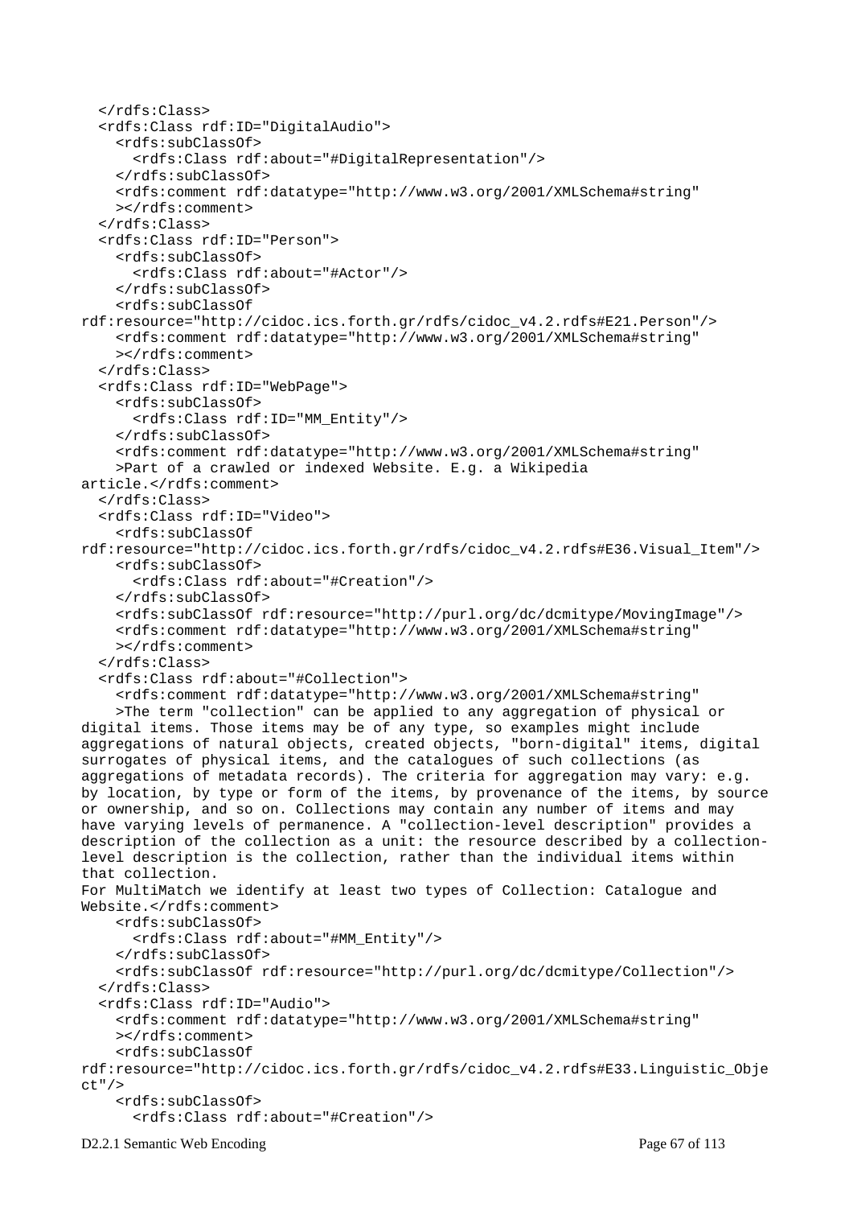```
  </rdfs:Class>
  <rdfs:Class rdf:ID="DigitalAudio">
    <rdfs:subClassOf>
      <rdfs:Class rdf:about="#DigitalRepresentation"/>
    </rdfs:subClassOf>
    <rdfs:comment rdf:datatype="http://www.w3.org/2001/XMLSchema#string"
    ></rdfs:comment>
  </rdfs:Class>
  <rdfs:Class rdf:ID="Person">
    <rdfs:subClassOf>
      <rdfs:Class rdf:about="#Actor"/>
    </rdfs:subClassOf>
    <rdfs:subClassOf
rdf:resource="http://cidoc.ics.forth.gr/rdfs/cidoc_v4.2.rdfs#E21.Person"/>
    <rdfs:comment rdf:datatype="http://www.w3.org/2001/XMLSchema#string"
    ></rdfs:comment>
  </rdfs:Class>
  <rdfs:Class rdf:ID="WebPage">
    <rdfs:subClassOf>
      <rdfs:Class rdf:ID="MM_Entity"/>
    </rdfs:subClassOf>
    <rdfs:comment rdf:datatype="http://www.w3.org/2001/XMLSchema#string"
    >Part of a crawled or indexed Website. E.g. a Wikipedia
article.</rdfs:comment>
  </rdfs:Class>
  <rdfs:Class rdf:ID="Video">
    <rdfs:subClassOf
rdf:resource="http://cidoc.ics.forth.gr/rdfs/cidoc_v4.2.rdfs#E36.Visual_Item"/>
    <rdfs:subClassOf>
      <rdfs:Class rdf:about="#Creation"/>
    </rdfs:subClassOf>
    <rdfs:subClassOf rdf:resource="http://purl.org/dc/dcmitype/MovingImage"/>
    <rdfs:comment rdf:datatype="http://www.w3.org/2001/XMLSchema#string"
    ></rdfs:comment>
  </rdfs:Class>
  <rdfs:Class rdf:about="#Collection">
    <rdfs:comment rdf:datatype="http://www.w3.org/2001/XMLSchema#string"
    >The term "collection" can be applied to any aggregation of physical or
digital items. Those items may be of any type, so examples might include
aggregations of natural objects, created objects, "born-digital" items, digital
surrogates of physical items, and the catalogues of such collections (as
aggregations of metadata records). The criteria for aggregation may vary: e.g.
by location, by type or form of the items, by provenance of the items, by source
or ownership, and so on. Collections may contain any number of items and may
have varying levels of permanence. A "collection-level description" provides a
description of the collection as a unit: the resource described by a collection-
level description is the collection, rather than the individual items within
that collection.
For MultiMatch we identify at least two types of Collection: Catalogue and
Website.</rdfs:comment>
    <rdfs:subClassOf>
      <rdfs:Class rdf:about="#MM_Entity"/>
    </rdfs:subClassOf>
    <rdfs:subClassOf rdf:resource="http://purl.org/dc/dcmitype/Collection"/>
  </rdfs:Class>
  <rdfs:Class rdf:ID="Audio">
    <rdfs:comment rdf:datatype="http://www.w3.org/2001/XMLSchema#string"
    ></rdfs:comment>
    <rdfs:subClassOf
rdf:resource="http://cidoc.ics.forth.gr/rdfs/cidoc_v4.2.rdfs#E33.Linguistic_Obje
ct"/>
    <rdfs:subClassOf>
      <rdfs:Class rdf:about="#Creation"/>
```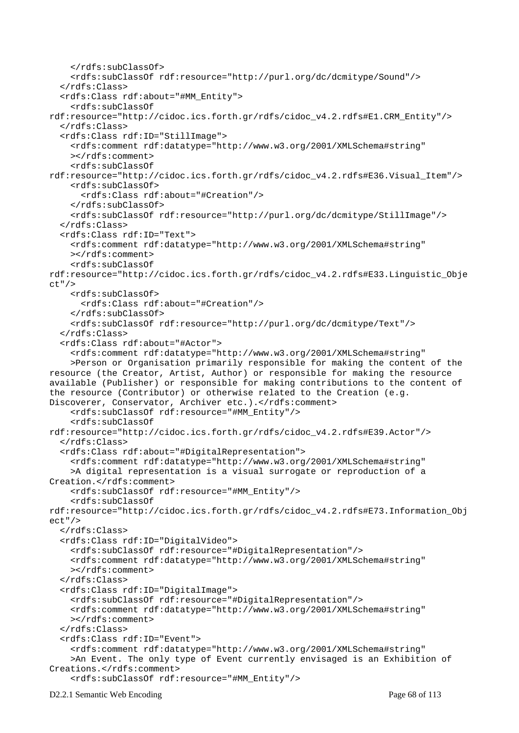```
    </rdfs:subClassOf>
    <rdfs:subClassOf rdf:resource="http://purl.org/dc/dcmitype/Sound"/>
  </rdfs:Class>
  <rdfs:Class rdf:about="#MM_Entity">
    <rdfs:subClassOf
rdf:resource="http://cidoc.ics.forth.gr/rdfs/cidoc_v4.2.rdfs#E1.CRM_Entity"/>
  </rdfs:Class>
  <rdfs:Class rdf:ID="StillImage">
    <rdfs:comment rdf:datatype="http://www.w3.org/2001/XMLSchema#string"
    ></rdfs:comment>
    <rdfs:subClassOf
rdf:resource="http://cidoc.ics.forth.gr/rdfs/cidoc_v4.2.rdfs#E36.Visual_Item"/>
    <rdfs:subClassOf>
      <rdfs:Class rdf:about="#Creation"/>
    </rdfs:subClassOf>
    <rdfs:subClassOf rdf:resource="http://purl.org/dc/dcmitype/StillImage"/>
  </rdfs:Class>
  <rdfs:Class rdf:ID="Text">
    <rdfs:comment rdf:datatype="http://www.w3.org/2001/XMLSchema#string"
    ></rdfs:comment>
    <rdfs:subClassOf
rdf:resource="http://cidoc.ics.forth.gr/rdfs/cidoc_v4.2.rdfs#E33.Linguistic_Obje
ct"/>
    <rdfs:subClassOf>
      <rdfs:Class rdf:about="#Creation"/>
    </rdfs:subClassOf>
    <rdfs:subClassOf rdf:resource="http://purl.org/dc/dcmitype/Text"/>
  </rdfs:Class>
  <rdfs:Class rdf:about="#Actor">
    <rdfs:comment rdf:datatype="http://www.w3.org/2001/XMLSchema#string"
    >Person or Organisation primarily responsible for making the content of the
resource (the Creator, Artist, Author) or responsible for making the resource
available (Publisher) or responsible for making contributions to the content of
the resource (Contributor) or otherwise related to the Creation (e.g.
Discoverer, Conservator, Archiver etc.).</rdfs:comment>
    <rdfs:subClassOf rdf:resource="#MM_Entity"/>
    <rdfs:subClassOf
rdf:resource="http://cidoc.ics.forth.gr/rdfs/cidoc_v4.2.rdfs#E39.Actor"/>
  </rdfs:Class>
  <rdfs:Class rdf:about="#DigitalRepresentation">
    <rdfs:comment rdf:datatype="http://www.w3.org/2001/XMLSchema#string"
    >A digital representation is a visual surrogate or reproduction of a
Creation.</rdfs:comment>
    <rdfs:subClassOf rdf:resource="#MM_Entity"/>
    <rdfs:subClassOf
rdf:resource="http://cidoc.ics.forth.gr/rdfs/cidoc_v4.2.rdfs#E73.Information_Obj
ect"/>
  </rdfs:Class>
  <rdfs:Class rdf:ID="DigitalVideo">
    <rdfs:subClassOf rdf:resource="#DigitalRepresentation"/>
    <rdfs:comment rdf:datatype="http://www.w3.org/2001/XMLSchema#string"
    ></rdfs:comment>
  </rdfs:Class>
  <rdfs:Class rdf:ID="DigitalImage">
    <rdfs:subClassOf rdf:resource="#DigitalRepresentation"/>
    <rdfs:comment rdf:datatype="http://www.w3.org/2001/XMLSchema#string"
    ></rdfs:comment>
  </rdfs:Class>
  <rdfs:Class rdf:ID="Event">
    <rdfs:comment rdf:datatype="http://www.w3.org/2001/XMLSchema#string"
    >An Event. The only type of Event currently envisaged is an Exhibition of
Creations.</rdfs:comment>
    <rdfs:subClassOf rdf:resource="#MM_Entity"/>
```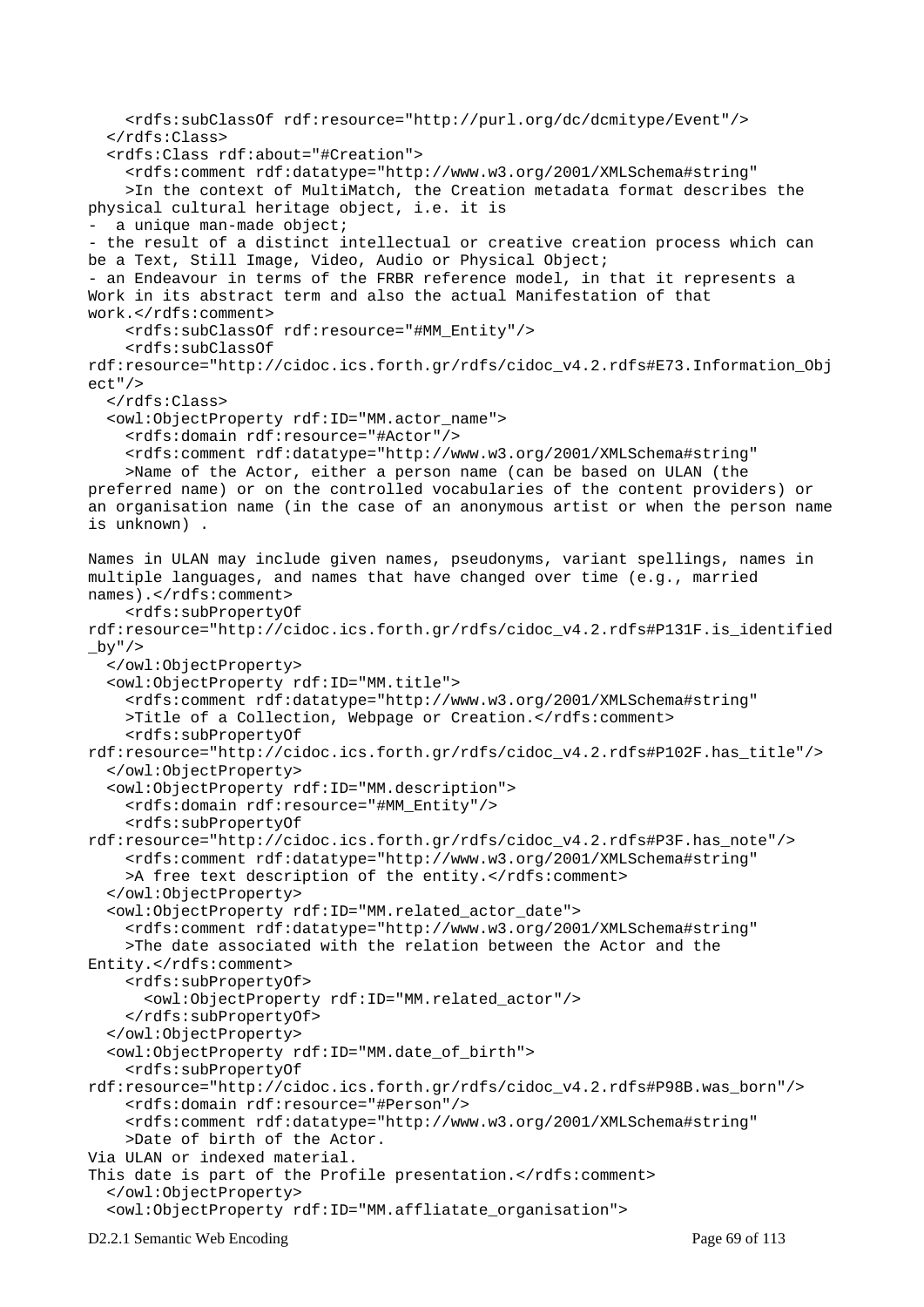```
    <rdfs:subClassOf rdf:resource="http://purl.org/dc/dcmitype/Event"/>
  </rdfs:Class>
  <rdfs:Class rdf:about="#Creation">
    <rdfs:comment rdf:datatype="http://www.w3.org/2001/XMLSchema#string"
    >In the context of MultiMatch, the Creation metadata format describes the
physical cultural heritage object, i.e. it is
-  a unique man-made object;
- the result of a distinct intellectual or creative creation process which can
be a Text, Still Image, Video, Audio or Physical Object;
- an Endeavour in terms of the FRBR reference model, in that it represents a
Work in its abstract term and also the actual Manifestation of that
work.</rdfs:comment>
    <rdfs:subClassOf rdf:resource="#MM_Entity"/>
    <rdfs:subClassOf
rdf:resource="http://cidoc.ics.forth.gr/rdfs/cidoc_v4.2.rdfs#E73.Information_Obj
ect"/>
  </rdfs:Class>
  <owl:ObjectProperty rdf:ID="MM.actor_name">
    <rdfs:domain rdf:resource="#Actor"/>
    <rdfs:comment rdf:datatype="http://www.w3.org/2001/XMLSchema#string"
    >Name of the Actor, either a person name (can be based on ULAN (the
preferred name) or on the controlled vocabularies of the content providers) or
an organisation name (in the case of an anonymous artist or when the person name
is unknown) .

Names in ULAN may include given names, pseudonyms, variant spellings, names in
multiple languages, and names that have changed over time (e.g., married
names).</rdfs:comment>
    <rdfs:subPropertyOf
rdf:resource="http://cidoc.ics.forth.gr/rdfs/cidoc_v4.2.rdfs#P131F.is_identified
_by"/>
  </owl:ObjectProperty>
  <owl:ObjectProperty rdf:ID="MM.title">
    <rdfs:comment rdf:datatype="http://www.w3.org/2001/XMLSchema#string"
    >Title of a Collection, Webpage or Creation.</rdfs:comment>
    <rdfs:subPropertyOf
rdf:resource="http://cidoc.ics.forth.gr/rdfs/cidoc_v4.2.rdfs#P102F.has_title"/>
  </owl:ObjectProperty>
  <owl:ObjectProperty rdf:ID="MM.description">
    <rdfs:domain rdf:resource="#MM_Entity"/>
    <rdfs:subPropertyOf
rdf:resource="http://cidoc.ics.forth.gr/rdfs/cidoc_v4.2.rdfs#P3F.has_note"/>
    <rdfs:comment rdf:datatype="http://www.w3.org/2001/XMLSchema#string"
    >A free text description of the entity.</rdfs:comment>
  </owl:ObjectProperty>
  <owl:ObjectProperty rdf:ID="MM.related_actor_date">
    <rdfs:comment rdf:datatype="http://www.w3.org/2001/XMLSchema#string"
    >The date associated with the relation between the Actor and the
Entity.</rdfs:comment>
    <rdfs:subPropertyOf>
      <owl:ObjectProperty rdf:ID="MM.related_actor"/>
    </rdfs:subPropertyOf>
  </owl:ObjectProperty>
  <owl:ObjectProperty rdf:ID="MM.date_of_birth">
    <rdfs:subPropertyOf
rdf:resource="http://cidoc.ics.forth.gr/rdfs/cidoc_v4.2.rdfs#P98B.was_born"/>
    <rdfs:domain rdf:resource="#Person"/>
    <rdfs:comment rdf:datatype="http://www.w3.org/2001/XMLSchema#string"
    >Date of birth of the Actor.
Via ULAN or indexed material.
This date is part of the Profile presentation.</rdfs:comment>
  </owl:ObjectProperty>
  <owl:ObjectProperty rdf:ID="MM.affliatate_organisation">
```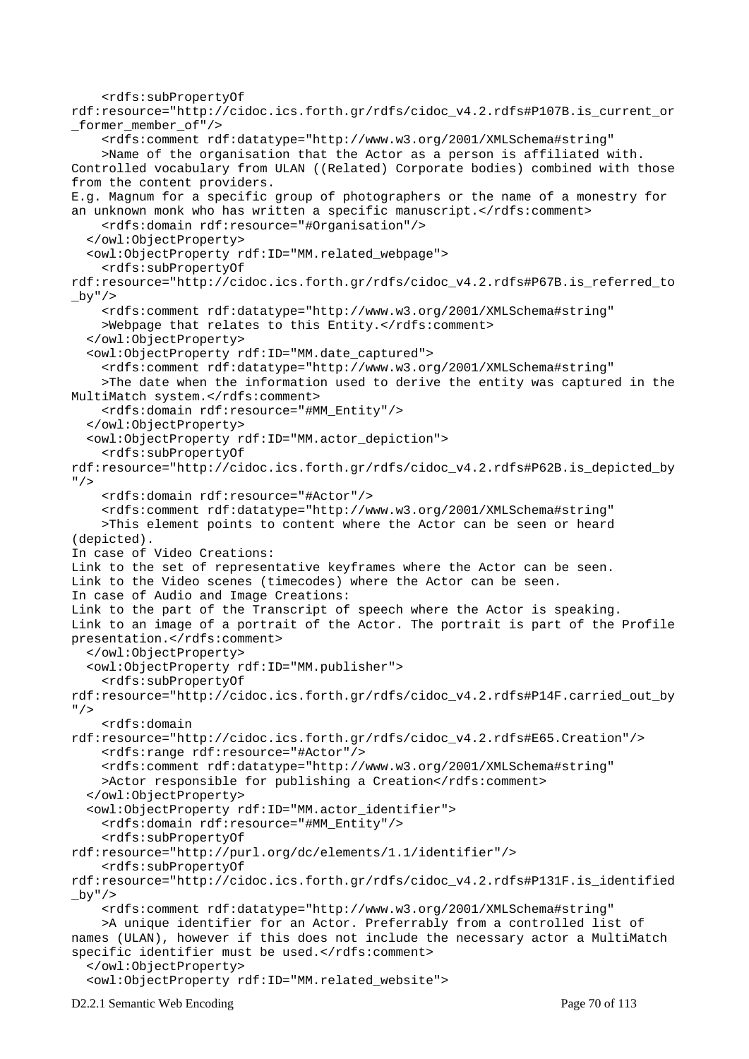```
    <rdfs:subPropertyOf
rdf:resource="http://cidoc.ics.forth.gr/rdfs/cidoc_v4.2.rdfs#P107B.is_current_or
_former_member_of"/>
    <rdfs:comment rdf:datatype="http://www.w3.org/2001/XMLSchema#string"
    >Name of the organisation that the Actor as a person is affiliated with.
Controlled vocabulary from ULAN ((Related) Corporate bodies) combined with those
from the content providers.
E.g. Magnum for a specific group of photographers or the name of a monestry for
an unknown monk who has written a specific manuscript.</rdfs:comment>
    <rdfs:domain rdf:resource="#Organisation"/>
  </owl:ObjectProperty>
  <owl:ObjectProperty rdf:ID="MM.related_webpage">
    <rdfs:subPropertyOf
rdf:resource="http://cidoc.ics.forth.gr/rdfs/cidoc_v4.2.rdfs#P67B.is_referred_to
_by"/>
    <rdfs:comment rdf:datatype="http://www.w3.org/2001/XMLSchema#string"
    >Webpage that relates to this Entity.</rdfs:comment>
  </owl:ObjectProperty>
  <owl:ObjectProperty rdf:ID="MM.date_captured">
    <rdfs:comment rdf:datatype="http://www.w3.org/2001/XMLSchema#string"
    >The date when the information used to derive the entity was captured in the
MultiMatch system.</rdfs:comment>
    <rdfs:domain rdf:resource="#MM_Entity"/>
  </owl:ObjectProperty>
  <owl:ObjectProperty rdf:ID="MM.actor_depiction">
    <rdfs:subPropertyOf
rdf:resource="http://cidoc.ics.forth.gr/rdfs/cidoc_v4.2.rdfs#P62B.is_depicted_by
"/>
    <rdfs:domain rdf:resource="#Actor"/>
    <rdfs:comment rdf:datatype="http://www.w3.org/2001/XMLSchema#string"
    >This element points to content where the Actor can be seen or heard
(depicted).
In case of Video Creations:
Link to the set of representative keyframes where the Actor can be seen.
Link to the Video scenes (timecodes) where the Actor can be seen.
In case of Audio and Image Creations:
Link to the part of the Transcript of speech where the Actor is speaking.
Link to an image of a portrait of the Actor. The portrait is part of the Profile
presentation.</rdfs:comment>
  </owl:ObjectProperty>
  <owl:ObjectProperty rdf:ID="MM.publisher">
    <rdfs:subPropertyOf
rdf:resource="http://cidoc.ics.forth.gr/rdfs/cidoc_v4.2.rdfs#P14F.carried_out_by
"/>
    <rdfs:domain
rdf:resource="http://cidoc.ics.forth.gr/rdfs/cidoc_v4.2.rdfs#E65.Creation"/>
    <rdfs:range rdf:resource="#Actor"/>
    <rdfs:comment rdf:datatype="http://www.w3.org/2001/XMLSchema#string"
    >Actor responsible for publishing a Creation</rdfs:comment>
  </owl:ObjectProperty>
  <owl:ObjectProperty rdf:ID="MM.actor_identifier">
    <rdfs:domain rdf:resource="#MM_Entity"/>
    <rdfs:subPropertyOf
rdf:resource="http://purl.org/dc/elements/1.1/identifier"/>
    <rdfs:subPropertyOf
rdf:resource="http://cidoc.ics.forth.gr/rdfs/cidoc_v4.2.rdfs#P131F.is_identified
_by"/>
    <rdfs:comment rdf:datatype="http://www.w3.org/2001/XMLSchema#string"
    >A unique identifier for an Actor. Preferrably from a controlled list of
names (ULAN), however if this does not include the necessary actor a MultiMatch
specific identifier must be used.</rdfs:comment>
  </owl:ObjectProperty>
  <owl:ObjectProperty rdf:ID="MM.related_website">
```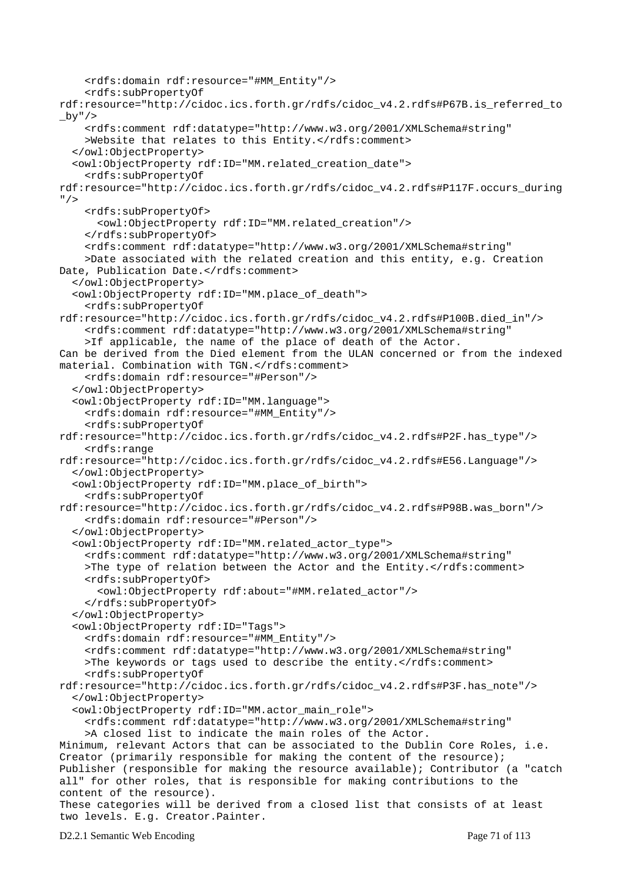```
    <rdfs:domain rdf:resource="#MM_Entity"/>
    <rdfs:subPropertyOf
rdf:resource="http://cidoc.ics.forth.gr/rdfs/cidoc_v4.2.rdfs#P67B.is_referred_to
_by"/>
    <rdfs:comment rdf:datatype="http://www.w3.org/2001/XMLSchema#string"
    >Website that relates to this Entity.</rdfs:comment>
  </owl:ObjectProperty>
  <owl:ObjectProperty rdf:ID="MM.related_creation_date">
    <rdfs:subPropertyOf
rdf:resource="http://cidoc.ics.forth.gr/rdfs/cidoc_v4.2.rdfs#P117F.occurs_during
"/>
    <rdfs:subPropertyOf>
      <owl:ObjectProperty rdf:ID="MM.related_creation"/>
    </rdfs:subPropertyOf>
    <rdfs:comment rdf:datatype="http://www.w3.org/2001/XMLSchema#string"
    >Date associated with the related creation and this entity, e.g. Creation
Date, Publication Date.</rdfs:comment>
  </owl:ObjectProperty>
  <owl:ObjectProperty rdf:ID="MM.place_of_death">
    <rdfs:subPropertyOf
rdf:resource="http://cidoc.ics.forth.gr/rdfs/cidoc_v4.2.rdfs#P100B.died_in"/>
    <rdfs:comment rdf:datatype="http://www.w3.org/2001/XMLSchema#string"
    >If applicable, the name of the place of death of the Actor.
Can be derived from the Died element from the ULAN concerned or from the indexed
material. Combination with TGN.</rdfs:comment>
    <rdfs:domain rdf:resource="#Person"/>
  </owl:ObjectProperty>
  <owl:ObjectProperty rdf:ID="MM.language">
    <rdfs:domain rdf:resource="#MM_Entity"/>
    <rdfs:subPropertyOf
rdf:resource="http://cidoc.ics.forth.gr/rdfs/cidoc_v4.2.rdfs#P2F.has_type"/>
    <rdfs:range
rdf:resource="http://cidoc.ics.forth.gr/rdfs/cidoc_v4.2.rdfs#E56.Language"/>
  </owl:ObjectProperty>
  <owl:ObjectProperty rdf:ID="MM.place_of_birth">
    <rdfs:subPropertyOf
rdf:resource="http://cidoc.ics.forth.gr/rdfs/cidoc_v4.2.rdfs#P98B.was_born"/>
    <rdfs:domain rdf:resource="#Person"/>
  </owl:ObjectProperty>
  <owl:ObjectProperty rdf:ID="MM.related_actor_type">
    <rdfs:comment rdf:datatype="http://www.w3.org/2001/XMLSchema#string"
    >The type of relation between the Actor and the Entity.</rdfs:comment>
    <rdfs:subPropertyOf>
      <owl:ObjectProperty rdf:about="#MM.related_actor"/>
    </rdfs:subPropertyOf>
  </owl:ObjectProperty>
  <owl:ObjectProperty rdf:ID="Tags">
    <rdfs:domain rdf:resource="#MM_Entity"/>
    <rdfs:comment rdf:datatype="http://www.w3.org/2001/XMLSchema#string"
    >The keywords or tags used to describe the entity.</rdfs:comment>
    <rdfs:subPropertyOf
rdf:resource="http://cidoc.ics.forth.gr/rdfs/cidoc_v4.2.rdfs#P3F.has_note"/>
  </owl:ObjectProperty>
  <owl:ObjectProperty rdf:ID="MM.actor_main_role">
    <rdfs:comment rdf:datatype="http://www.w3.org/2001/XMLSchema#string"
    >A closed list to indicate the main roles of the Actor.
Minimum, relevant Actors that can be associated to the Dublin Core Roles, i.e.
Creator (primarily responsible for making the content of the resource);
Publisher (responsible for making the resource available); Contributor (a "catch
all" for other roles, that is responsible for making contributions to the
content of the resource).
These categories will be derived from a closed list that consists of at least
two levels. E.g. Creator.Painter.
```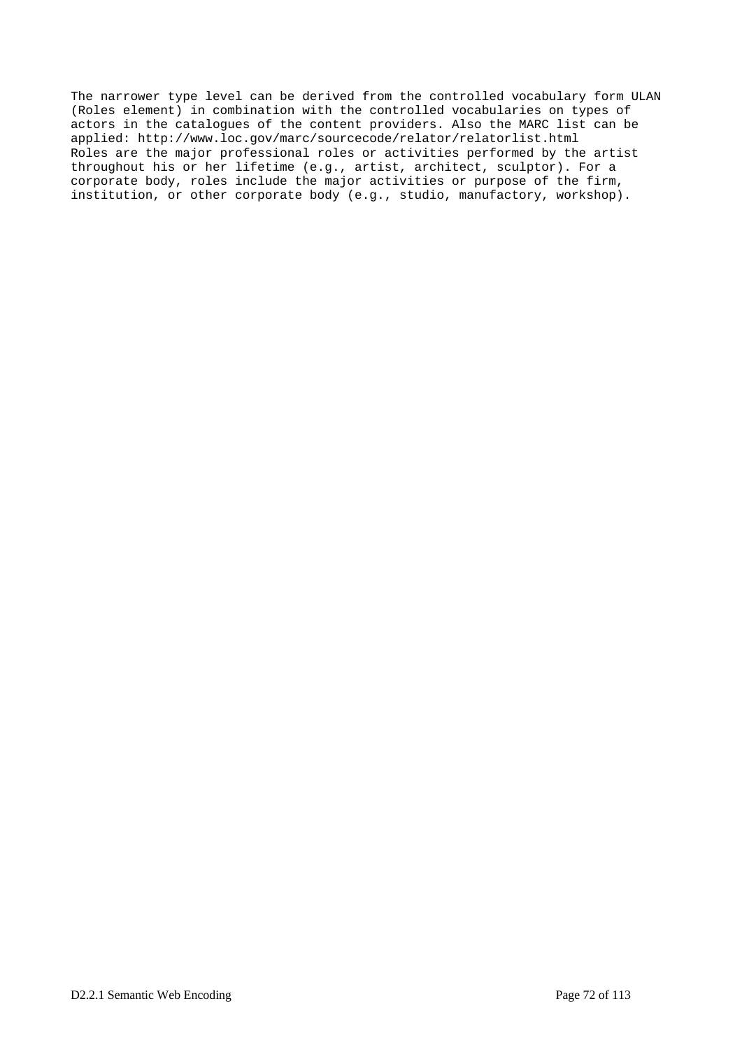The narrower type level can be derived from the controlled vocabulary form ULAN (Roles element) in combination with the controlled vocabularies on types of actors in the catalogues of the content providers. Also the MARC list can be applied: http://www.loc.gov/marc/sourcecode/relator/relatorlist.html
Roles are the major professional roles or activities performed by the artist throughout his or her lifetime (e.g., artist, architect, sculptor). For a corporate body, roles include the major activities or purpose of the firm, institution, or other corporate body (e.g., studio, manufactory, workshop).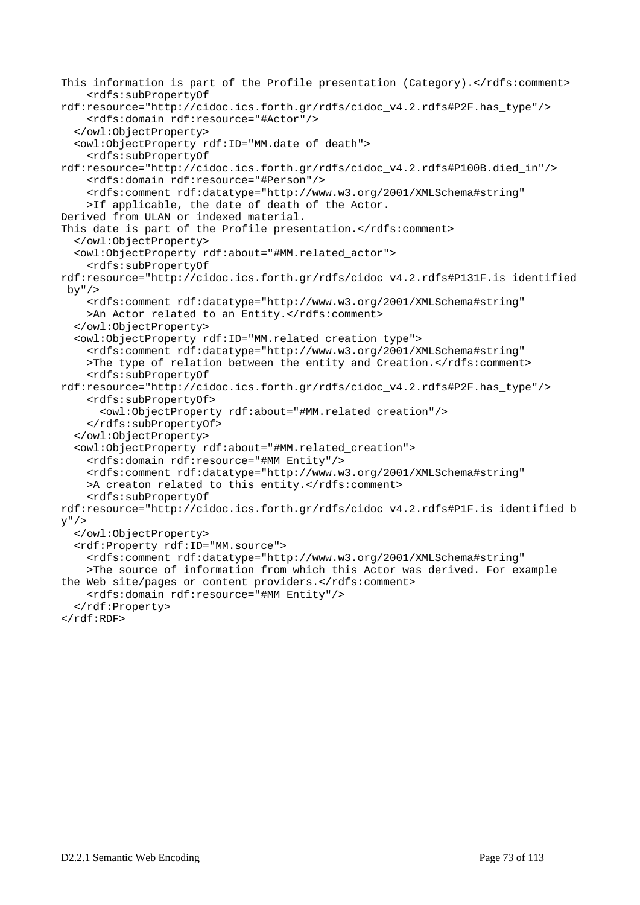```
This information is part of the Profile presentation (Category).</rdfs:comment>
    <rdfs:subPropertyOf
rdf:resource="http://cidoc.ics.forth.gr/rdfs/cidoc_v4.2.rdfs#P2F.has_type"/>
    <rdfs:domain rdf:resource="#Actor"/>
  </owl:ObjectProperty>
  <owl:ObjectProperty rdf:ID="MM.date_of_death">
    <rdfs:subPropertyOf
rdf:resource="http://cidoc.ics.forth.gr/rdfs/cidoc_v4.2.rdfs#P100B.died_in"/>
    <rdfs:domain rdf:resource="#Person"/>
    <rdfs:comment rdf:datatype="http://www.w3.org/2001/XMLSchema#string"
    >If applicable, the date of death of the Actor.
Derived from ULAN or indexed material.
This date is part of the Profile presentation.</rdfs:comment>
  </owl:ObjectProperty>
  <owl:ObjectProperty rdf:about="#MM.related_actor">
    <rdfs:subPropertyOf
rdf:resource="http://cidoc.ics.forth.gr/rdfs/cidoc_v4.2.rdfs#P131F.is_identified
_by"/>
    <rdfs:comment rdf:datatype="http://www.w3.org/2001/XMLSchema#string"
    >An Actor related to an Entity.</rdfs:comment>
  </owl:ObjectProperty>
  <owl:ObjectProperty rdf:ID="MM.related_creation_type">
    <rdfs:comment rdf:datatype="http://www.w3.org/2001/XMLSchema#string"
    >The type of relation between the entity and Creation.</rdfs:comment>
    <rdfs:subPropertyOf
rdf:resource="http://cidoc.ics.forth.gr/rdfs/cidoc_v4.2.rdfs#P2F.has_type"/>
    <rdfs:subPropertyOf>
      <owl:ObjectProperty rdf:about="#MM.related_creation"/>
    </rdfs:subPropertyOf>
  </owl:ObjectProperty>
  <owl:ObjectProperty rdf:about="#MM.related_creation">
    <rdfs:domain rdf:resource="#MM_Entity"/>
    <rdfs:comment rdf:datatype="http://www.w3.org/2001/XMLSchema#string"
    >A creaton related to this entity.</rdfs:comment>
    <rdfs:subPropertyOf
rdf:resource="http://cidoc.ics.forth.gr/rdfs/cidoc_v4.2.rdfs#P1F.is_identified_b
y"/>
  </owl:ObjectProperty>
  <rdf:Property rdf:ID="MM.source">
    <rdfs:comment rdf:datatype="http://www.w3.org/2001/XMLSchema#string"
    >The source of information from which this Actor was derived. For example
the Web site/pages or content providers.</rdfs:comment>
    <rdfs:domain rdf:resource="#MM_Entity"/>
  </rdf:Property>
</rdf:RDF>
```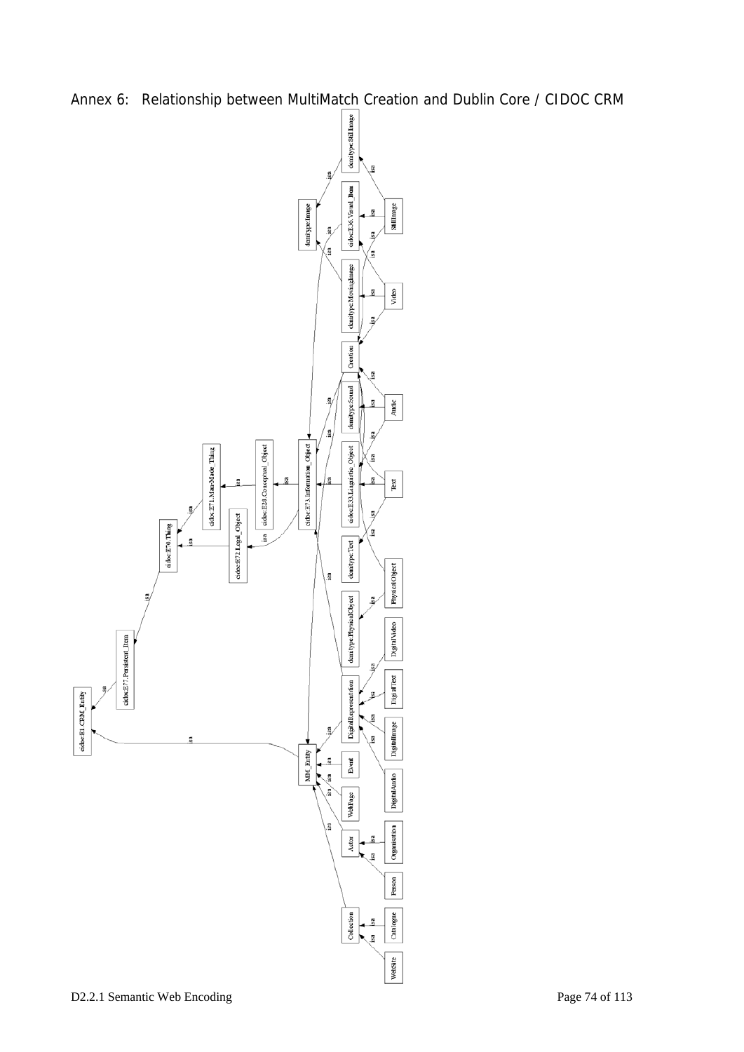# Annex 6: Relationship between MultiMatch Creation and Dublin Core / CIDOC CRM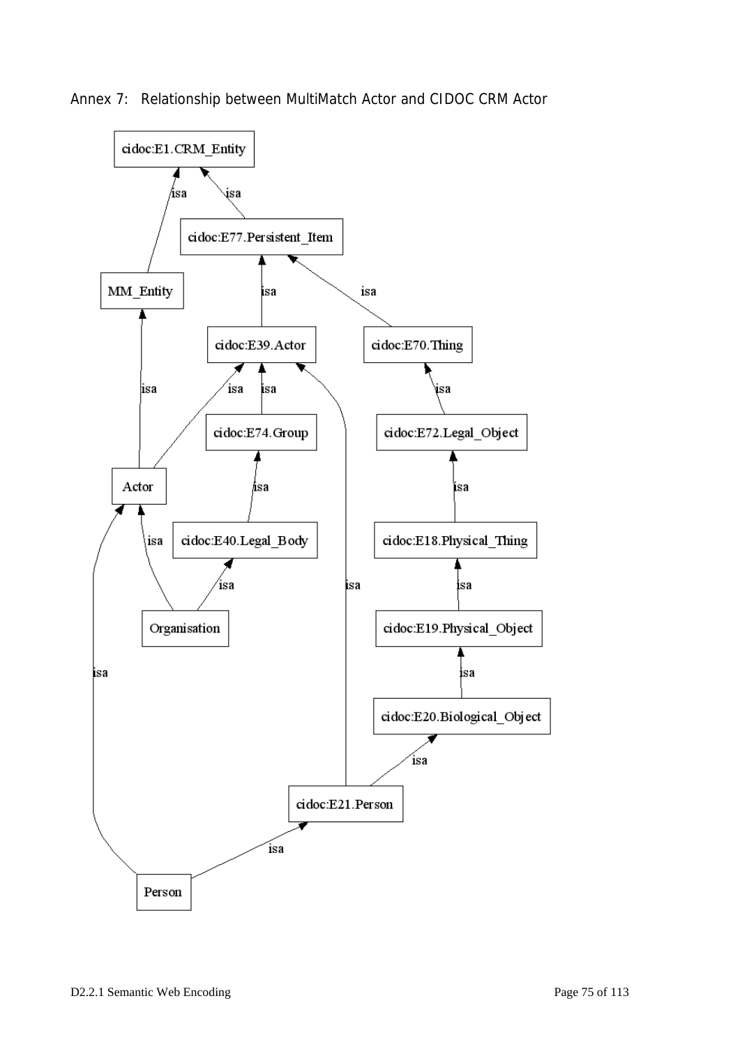Annex 7: Relationship between MultiMatch Actor and CIDOC CRM Actor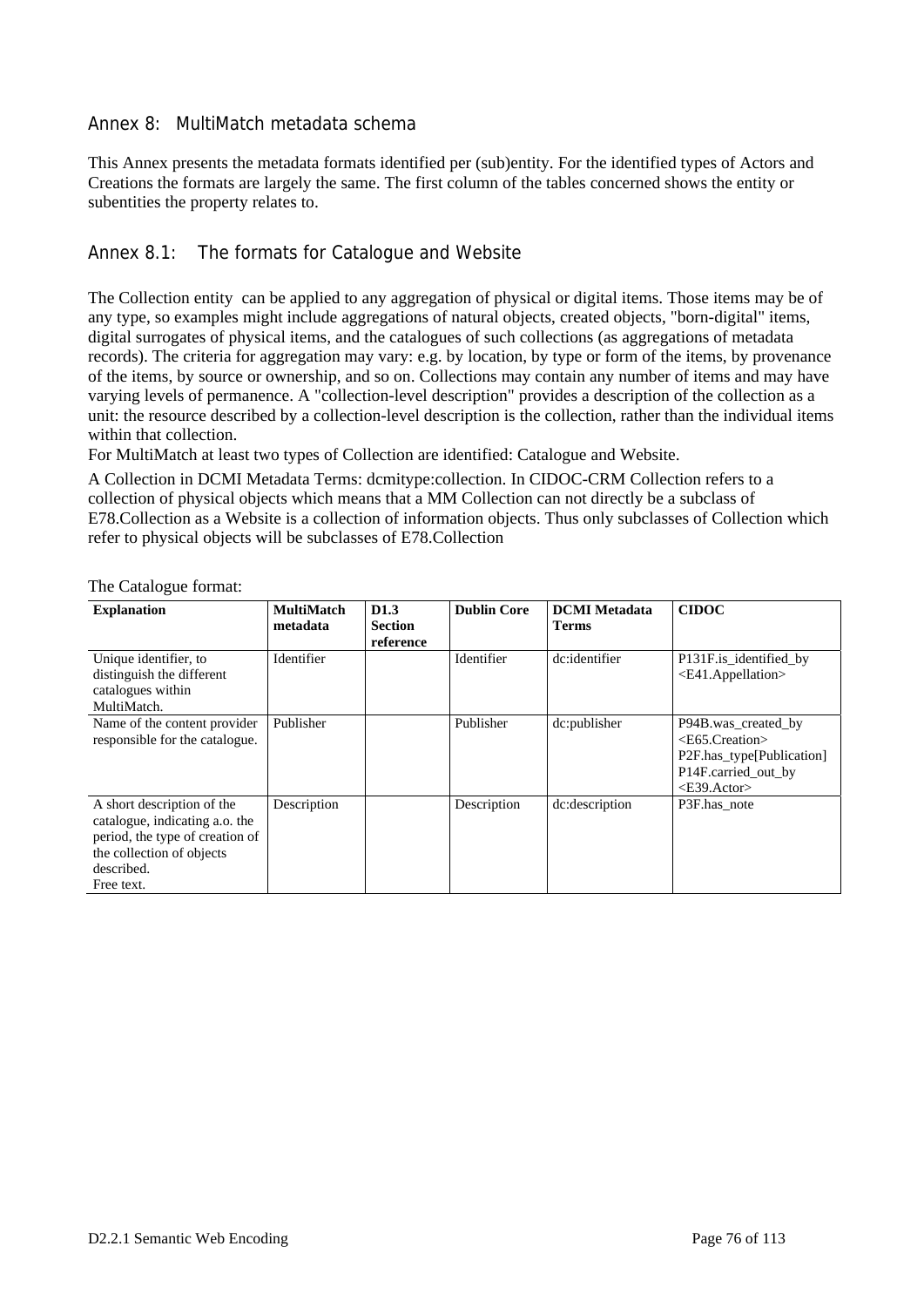## Annex 8: MultiMatch metadata schema

This Annex presents the metadata formats identified per (sub)entity. For the identified types of Actors and Creations the formats are largely the same. The first column of the tables concerned shows the entity or subentities the property relates to.

### Annex 8.1: The formats for Catalogue and Website

The Collection entity can be applied to any aggregation of physical or digital items. Those items may be of any type, so examples might include aggregations of natural objects, created objects, "born-digital" items, digital surrogates of physical items, and the catalogues of such collections (as aggregations of metadata records). The criteria for aggregation may vary: e.g. by location, by type or form of the items, by provenance of the items, by source or ownership, and so on. Collections may contain any number of items and may have varying levels of permanence. A "collection-level description" provides a description of the collection as a unit: the resource described by a collection-level description is the collection, rather than the individual items within that collection.

For MultiMatch at least two types of Collection are identified: Catalogue and Website.

A Collection in DCMI Metadata Terms: dcmitype:collection. In CIDOC-CRM Collection refers to a collection of physical objects which means that a MM Collection can not directly be a subclass of E78.Collection as a Website is a collection of information objects. Thus only subclasses of Collection which refer to physical objects will be subclasses of E78.Collection

The Catalogue format:

| **Explanation** | **MultiMatch metadata** | **D1.3 Section reference** | **Dublin Core** | **DCMI Metadata Terms** | **CIDOC** |
|---|---|---|---|---|---|
| Unique identifier, to distinguish the different catalogues within MultiMatch. | Identifier | | Identifier | dc:identifier | P131F.is_identified_by <E41.Appellation> |
| Name of the content provider responsible for the catalogue. | Publisher | | Publisher | dc:publisher | P94B.was_created_by <E65.Creation> P2F.has_type[Publication] P14F.carried_out_by <E39.Actor> |
| A short description of the catalogue, indicating a.o. the period, the type of creation of the collection of objects described. Free text. | Description | | Description | dc:description | P3F.has_note |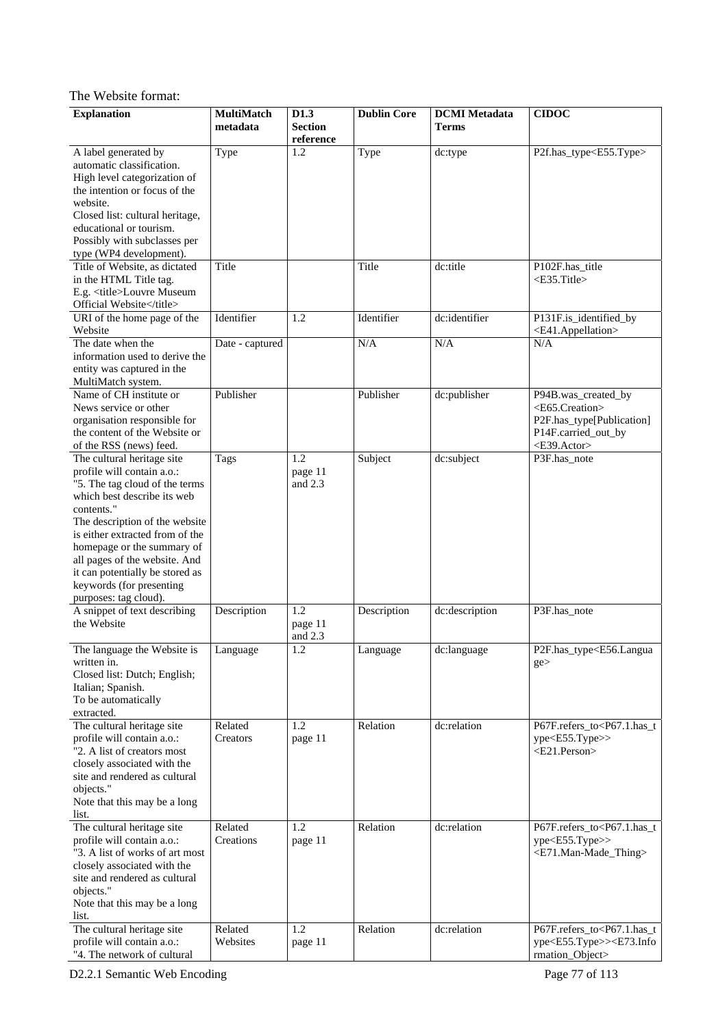The Website format:

| Explanation | MultiMatch metadata | D1.3 Section reference | Dublin Core | DCMI Metadata Terms | CIDOC |
|---|---|---|---|---|---|
| A label generated by automatic classification. High level categorization of the intention or focus of the website. Closed list: cultural heritage, educational or tourism. Possibly with subclasses per type (WP4 development). | Type | 1.2 | Type | dc:type | P2f.has_type<E55.Type> |
| Title of Website, as dictated in the HTML Title tag. E.g. <title>Louvre Museum Official Website</title> | Title | | Title | dc:title | P102F.has_title <E35.Title> |
| URI of the home page of the Website | Identifier | 1.2 | Identifier | dc:identifier | P131F.is_identified_by <E41.Appellation> |
| The date when the information used to derive the entity was captured in the MultiMatch system. | Date - captured | | N/A | N/A | N/A |
| Name of CH institute or News service or other organisation responsible for the content of the Website or of the RSS (news) feed. | Publisher | | Publisher | dc:publisher | P94B.was_created_by <E65.Creation> P2F.has_type[Publication] P14F.carried_out_by <E39.Actor> |
| The cultural heritage site profile will contain a.o.: "5. The tag cloud of the terms which best describe its web contents." The description of the website is either extracted from of the homepage or the summary of all pages of the website. And it can potentially be stored as keywords (for presenting purposes: tag cloud). | Tags | 1.2 page 11 and 2.3 | Subject | dc:subject | P3F.has_note |
| A snippet of text describing the Website | Description | 1.2 page 11 and 2.3 | Description | dc:description | P3F.has_note |
| The language the Website is written in. Closed list: Dutch; English; Italian; Spanish. To be automatically extracted. | Language | 1.2 | Language | dc:language | P2F.has_type<E56.Language> |
| The cultural heritage site profile will contain a.o.: "2. A list of creators most closely associated with the site and rendered as cultural objects." Note that this may be a long list. | Related Creators | 1.2 page 11 | Relation | dc:relation | P67F.refers_to<P67.1.has_type<E55.Type>> <E21.Person> |
| The cultural heritage site profile will contain a.o.: "3. A list of works of art most closely associated with the site and rendered as cultural objects." Note that this may be a long list. | Related Creations | 1.2 page 11 | Relation | dc:relation | P67F.refers_to<P67.1.has_type<E55.Type>> <E71.Man-Made_Thing> |
| The cultural heritage site profile will contain a.o.: "4. The network of cultural | Related Websites | 1.2 page 11 | Relation | dc:relation | P67F.refers_to<P67.1.has_type<E55.Type>><E73.Information_Object> |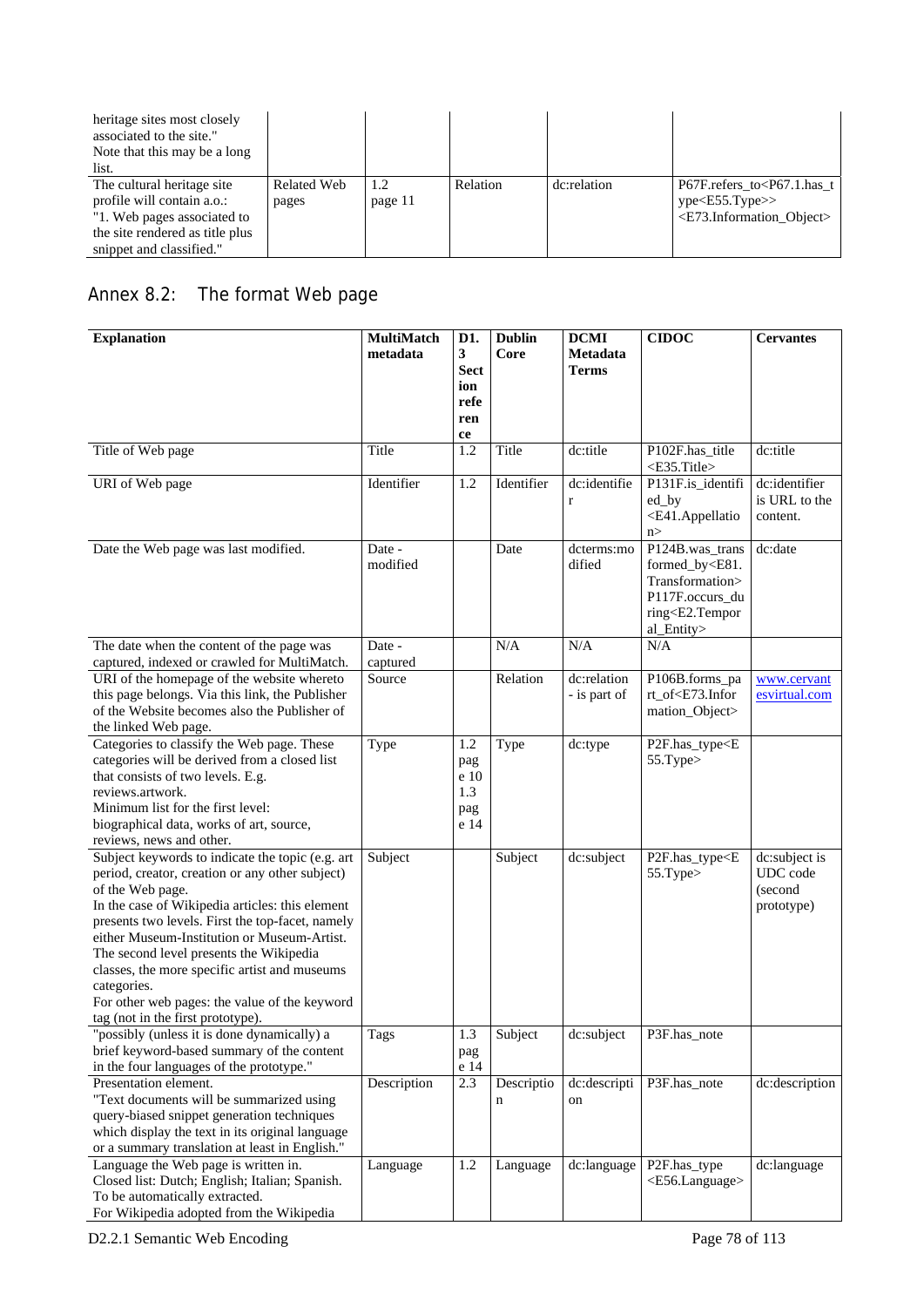| heritage sites most closely associated to the site." Note that this may be a long list. | | | | | |
|---|---|---|---|---|---|
| The cultural heritage site profile will contain a.o.: "1. Web pages associated to the site rendered as title plus snippet and classified." | Related Web pages | 1.2 page 11 | Relation | dc:relation | P67F.refers_to<P67.1.has_type<E55.Type>> <E73.Information_Object> |

## Annex 8.2: The format Web page

| Explanation | MultiMatch metadata | D1.3 Section reference | Dublin Core | DCMI Metadata Terms | CIDOC | Cervantes |
|---|---|---|---|---|---|---|
| Title of Web page | Title | 1.2 | Title | dc:title | P102F.has_title <E35.Title> | dc:title |
| URI of Web page | Identifier | 1.2 | Identifier | dc:identifier | P131F.is_identified_by <E41.Appellation> | dc:identifier is URL to the content. |
| Date the Web page was last modified. | Date - modified | | Date | dcterms:modified | P124B.was_transformed_by<E81. Transformation> P117F.occurs_during<E2.Temporal_Entity> | dc:date |
| The date when the content of the page was captured, indexed or crawled for MultiMatch. | Date - captured | | N/A | N/A | N/A | |
| URI of the homepage of the website whereto this page belongs. Via this link, the Publisher of the Website becomes also the Publisher of the linked Web page. | Source | | Relation | dc:relation - is part of | P106B.forms_part_of<E73.Information_Object> | www.cervantesvirtual.com |
| Categories to classify the Web page. These categories will be derived from a closed list that consists of two levels. E.g. reviews.artwork. Minimum list for the first level: biographical data, works of art, source, reviews, news and other. | Type | 1.2 page 10 1.3 page 14 | Type | dc:type | P2F.has_type<E55.Type> | |
| Subject keywords to indicate the topic (e.g. art period, creator, creation or any other subject) of the Web page. In the case of Wikipedia articles: this element presents two levels. First the top-facet, namely either Museum-Institution or Museum-Artist. The second level presents the Wikipedia classes, the more specific artist and museums categories. For other web pages: the value of the keyword tag (not in the first prototype). | Subject | | Subject | dc:subject | P2F.has_type<E55.Type> | dc:subject is UDC code (second prototype) |
| "possibly (unless it is done dynamically) a brief keyword-based summary of the content in the four languages of the prototype." | Tags | 1.3 page 14 | Subject | dc:subject | P3F.has_note | |
| Presentation element. "Text documents will be summarized using query-biased snippet generation techniques which display the text in its original language or a summary translation at least in English." | Description | 2.3 | Description | dc:description | P3F.has_note | dc:description |
| Language the Web page is written in. Closed list: Dutch; English; Italian; Spanish. To be automatically extracted. For Wikipedia adopted from the Wikipedia | Language | 1.2 | Language | dc:language | P2F.has_type <E56.Language> | dc:language |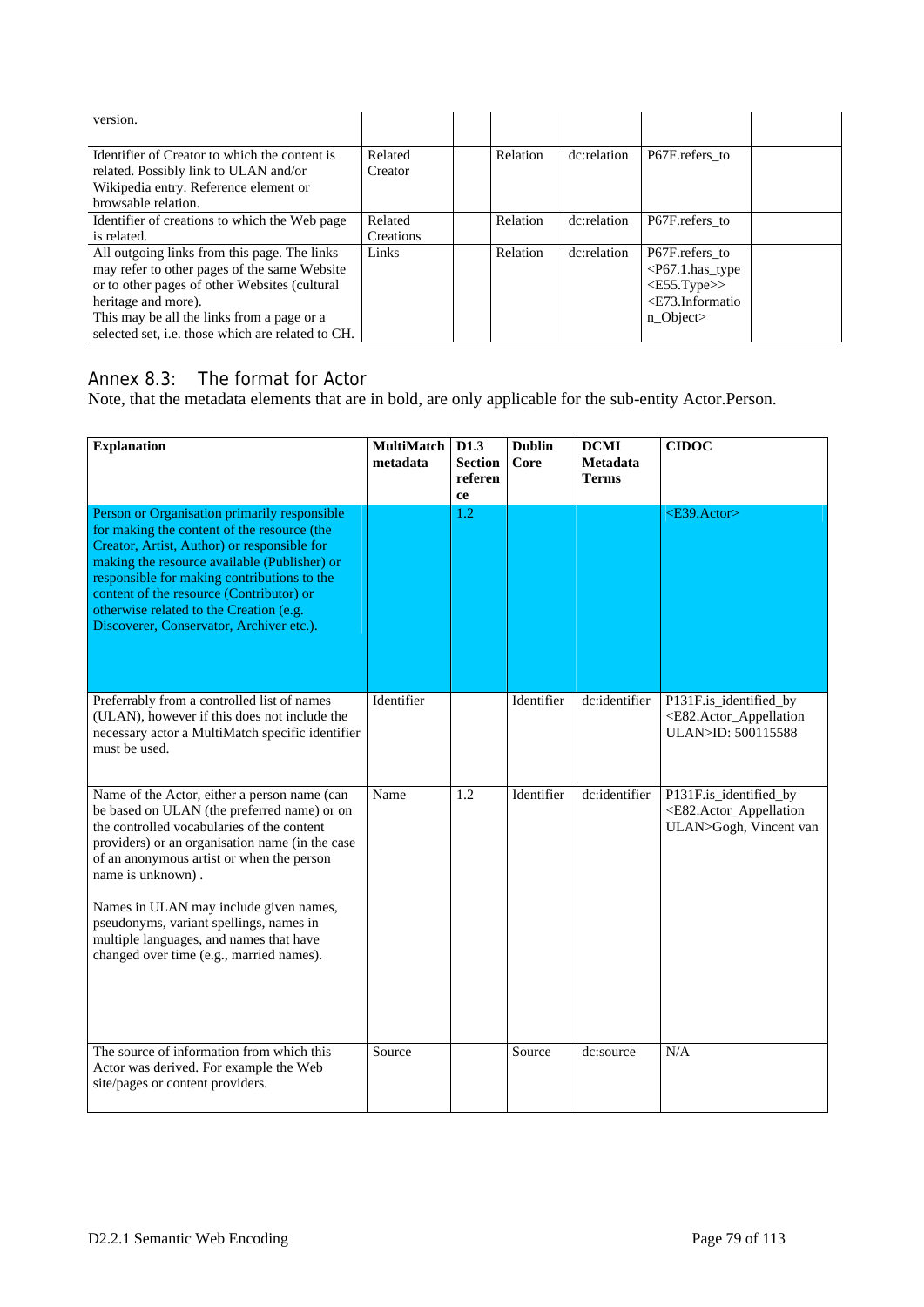| | | | | | | |
|---|---|---|---|---|---|---|
| version. | | | | | | |
| Identifier of Creator to which the content is related. Possibly link to ULAN and/or Wikipedia entry. Reference element or browsable relation. | Related Creator | | Relation | dc:relation | P67F.refers_to | |
| Identifier of creations to which the Web page is related. | Related Creations | | Relation | dc:relation | P67F.refers_to | |
| All outgoing links from this page. The links may refer to other pages of the same Website or to other pages of other Websites (cultural heritage and more).<br>This may be all the links from a page or a selected set, i.e. those which are related to CH. | Links | | Relation | dc:relation | P67F.refers_to <P67.1.has_type <E55.Type>> <E73.Information_Object> | |

## Annex 8.3: The format for Actor

Note, that the metadata elements that are in bold, are only applicable for the sub-entity Actor.Person.

| **Explanation** | **MultiMatch metadata** | **D1.3 Section reference** | **Dublin Core** | **DCMI Metadata Terms** | **CIDOC** |
|---|---|---|---|---|---|
| Person or Organisation primarily responsible for making the content of the resource (the Creator, Artist, Author) or responsible for making the resource available (Publisher) or responsible for making contributions to the content of the resource (Contributor) or otherwise related to the Creation (e.g. Discoverer, Conservator, Archiver etc.). | | 1.2 | | | <E39.Actor> |
| Preferrably from a controlled list of names (ULAN), however if this does not include the necessary actor a MultiMatch specific identifier must be used. | Identifier | | Identifier | dc:identifier | P131F.is_identified_by <E82.Actor_Appellation ULAN>ID: 500115588 |
| Name of the Actor, either a person name (can be based on ULAN (the preferred name) or on the controlled vocabularies of the content providers) or an organisation name (in the case of an anonymous artist or when the person name is unknown) .<br><br>Names in ULAN may include given names, pseudonyms, variant spellings, names in multiple languages, and names that have changed over time (e.g., married names). | Name | 1.2 | Identifier | dc:identifier | P131F.is_identified_by <E82.Actor_Appellation ULAN>Gogh, Vincent van |
| The source of information from which this Actor was derived. For example the Web site/pages or content providers. | Source | | Source | dc:source | N/A |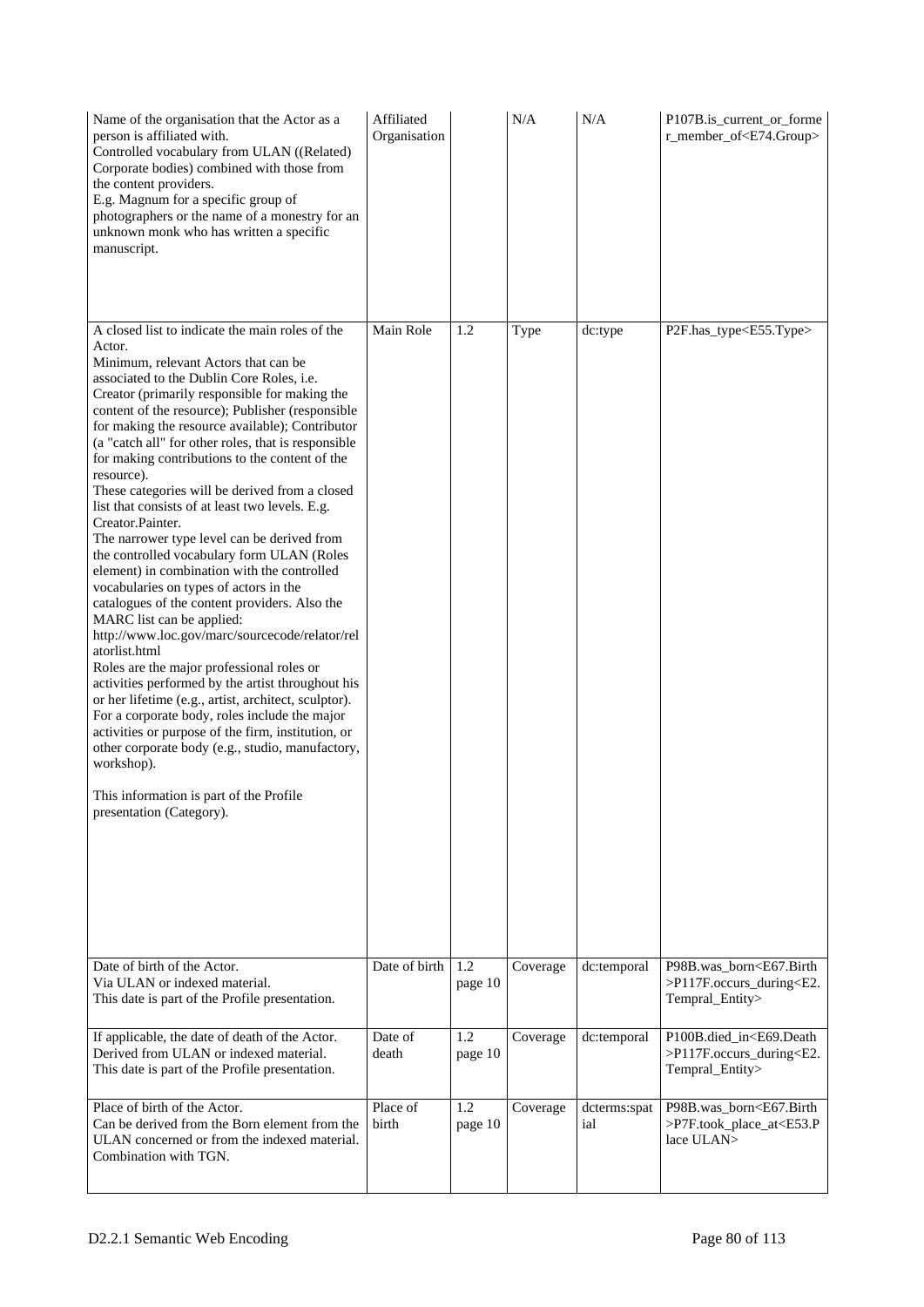| | | | | | |
|---|---|---|---|---|---|
| Name of the organisation that the Actor as a person is affiliated with.<br>Controlled vocabulary from ULAN ((Related) Corporate bodies) combined with those from the content providers.<br>E.g. Magnum for a specific group of photographers or the name of a monestry for an unknown monk who has written a specific manuscript. | Affiliated Organisation | | N/A | N/A | P107B.is_current_or_former_member_of<E74.Group> |
| A closed list to indicate the main roles of the Actor.<br>Minimum, relevant Actors that can be associated to the Dublin Core Roles, i.e. Creator (primarily responsible for making the content of the resource); Publisher (responsible for making the resource available); Contributor (a "catch all" for other roles, that is responsible for making contributions to the content of the resource).<br>These categories will be derived from a closed list that consists of at least two levels. E.g. Creator.Painter.<br>The narrower type level can be derived from the controlled vocabulary form ULAN (Roles element) in combination with the controlled vocabularies on types of actors in the catalogues of the content providers. Also the MARC list can be applied: http://www.loc.gov/marc/sourcecode/relator/relatorlist.html<br>Roles are the major professional roles or activities performed by the artist throughout his or her lifetime (e.g., artist, architect, sculptor). For a corporate body, roles include the major activities or purpose of the firm, institution, or other corporate body (e.g., studio, manufactory, workshop).<br><br>This information is part of the Profile presentation (Category). | Main Role | 1.2 | Type | dc:type | P2F.has_type<E55.Type> |
| Date of birth of the Actor.<br>Via ULAN or indexed material.<br>This date is part of the Profile presentation. | Date of birth | 1.2 page 10 | Coverage | dc:temporal | P98B.was_born<E67.Birth>P117F.occurs_during<E2.Tempral_Entity> |
| If applicable, the date of death of the Actor.<br>Derived from ULAN or indexed material.<br>This date is part of the Profile presentation. | Date of death | 1.2 page 10 | Coverage | dc:temporal | P100B.died_in<E69.Death>P117F.occurs_during<E2.Tempral_Entity> |
| Place of birth of the Actor.<br>Can be derived from the Born element from the ULAN concerned or from the indexed material. Combination with TGN. | Place of birth | 1.2 page 10 | Coverage | dcterms:spatial | P98B.was_born<E67.Birth>P7F.took_place_at<E53.Place ULAN> |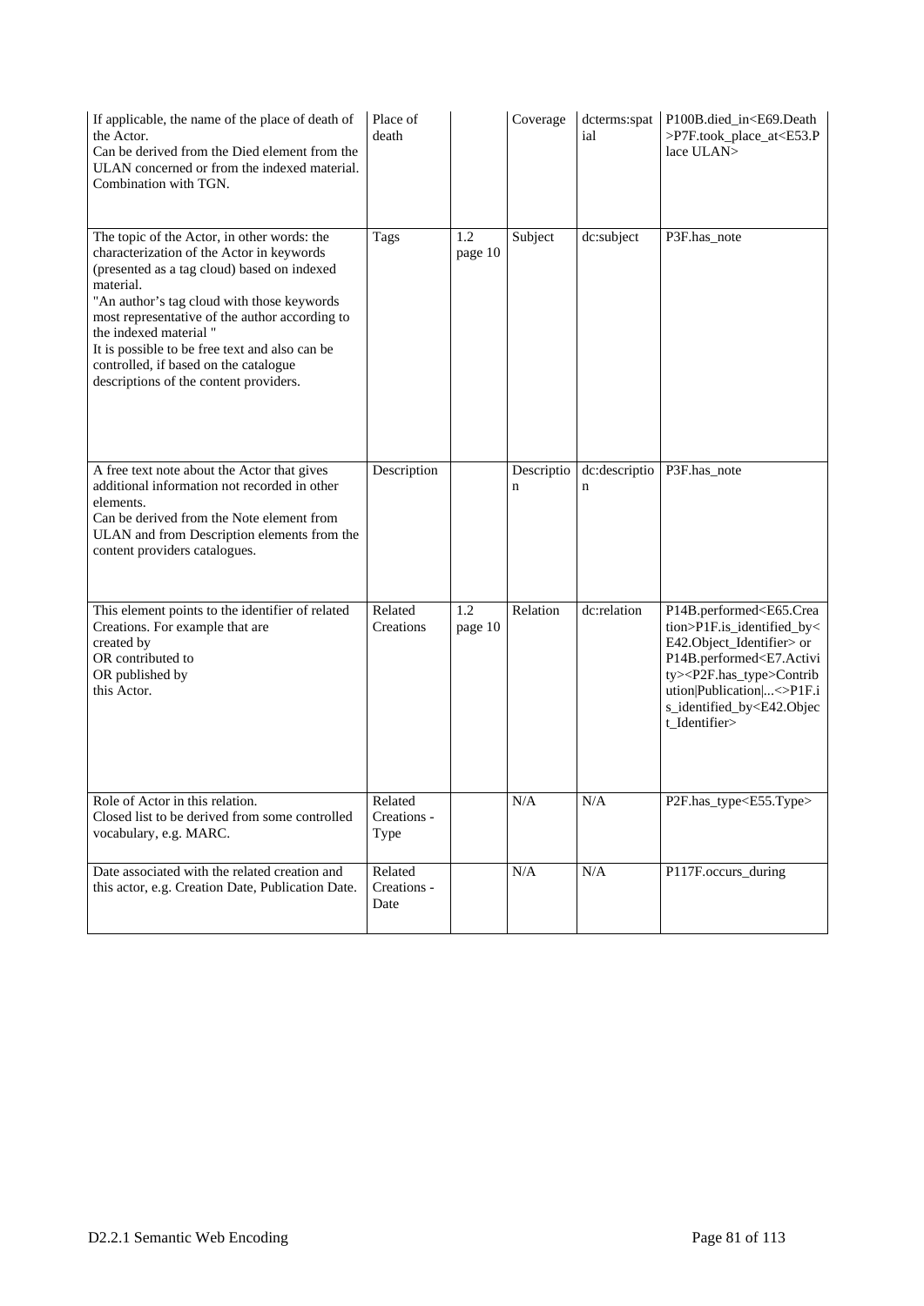| If applicable, the name of the place of death of the Actor.<br>Can be derived from the Died element from the ULAN concerned or from the indexed material. Combination with TGN. | Place of death | | Coverage | dcterms:spatial | P100B.died_in<E69.Death>P7F.took_place_at<E53.Place ULAN> |
|---|---|---|---|---|---|
| The topic of the Actor, in other words: the characterization of the Actor in keywords (presented as a tag cloud) based on indexed material.<br>"An author's tag cloud with those keywords most representative of the author according to the indexed material "<br>It is possible to be free text and also can be controlled, if based on the catalogue descriptions of the content providers. | Tags | 1.2 page 10 | Subject | dc:subject | P3F.has_note |
| A free text note about the Actor that gives additional information not recorded in other elements.<br>Can be derived from the Note element from ULAN and from Description elements from the content providers catalogues. | Description | | Description | dc:description | P3F.has_note |
| This element points to the identifier of related Creations. For example that are<br>created by<br>OR contributed to<br>OR published by<br>this Actor. | Related Creations | 1.2 page 10 | Relation | dc:relation | P14B.performed<E65.Creation>P1F.is_identified_by<E42.Object_Identifier> or P14B.performed<E7.Activity><P2F.has_type>Contribution\|Publication\|...<>P1F.is_identified_by<E42.Object_Identifier> |
| Role of Actor in this relation.<br>Closed list to be derived from some controlled vocabulary, e.g. MARC. | Related Creations - Type | | N/A | N/A | P2F.has_type<E55.Type> |
| Date associated with the related creation and this actor, e.g. Creation Date, Publication Date. | Related Creations - Date | | N/A | N/A | P117F.occurs_during |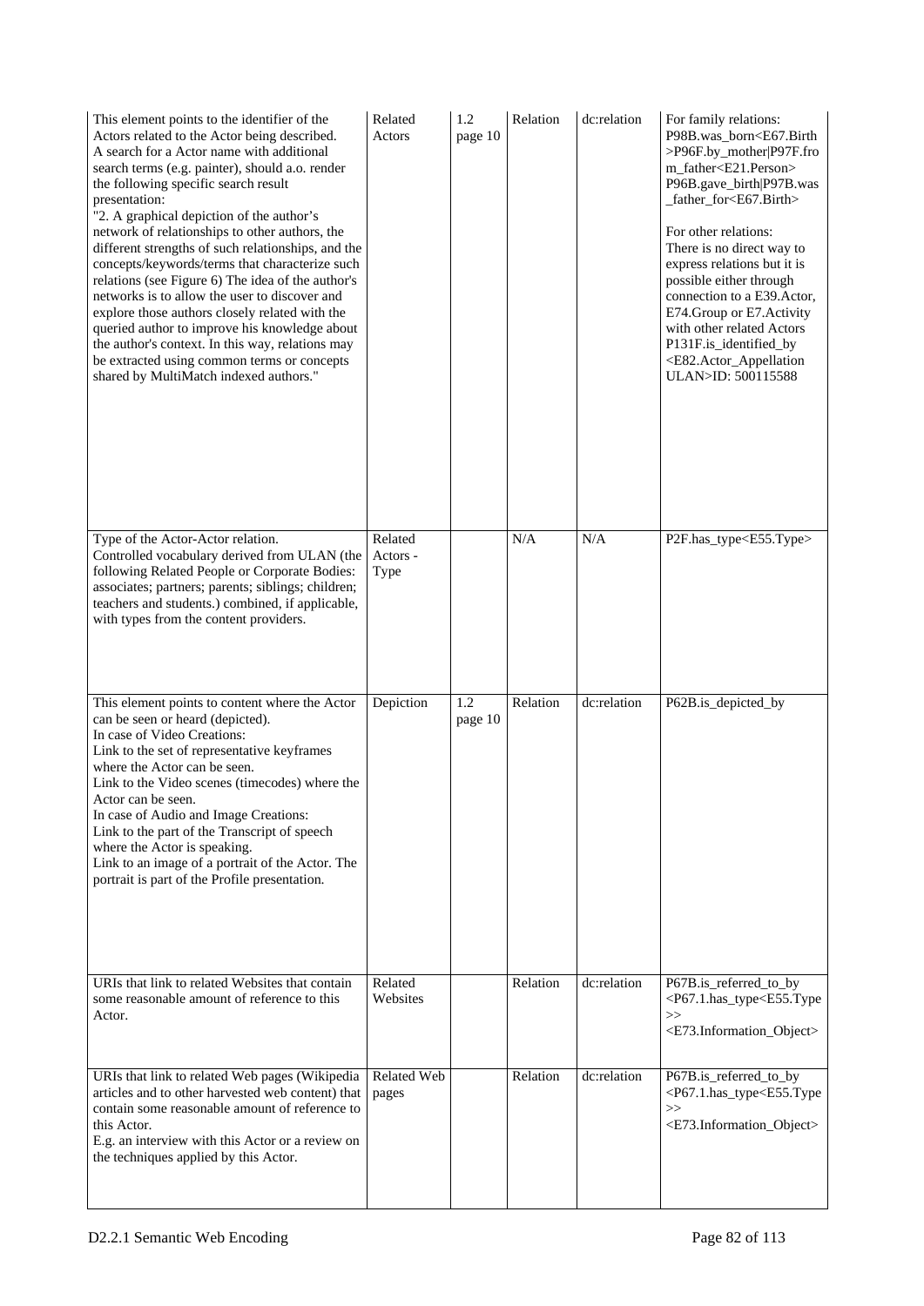| | | | | | |
|---|---|---|---|---|---|
| This element points to the identifier of the Actors related to the Actor being described.<br>A search for a Actor name with additional search terms (e.g. painter), should a.o. render the following specific search result presentation:<br>"2. A graphical depiction of the author's network of relationships to other authors, the different strengths of such relationships, and the concepts/keywords/terms that characterize such relations (see Figure 6) The idea of the author's networks is to allow the user to discover and explore those authors closely related with the queried author to improve his knowledge about the author's context. In this way, relations may be extracted using common terms or concepts shared by MultiMatch indexed authors." | Related Actors | 1.2 page 10 | Relation | dc:relation | For family relations:<br>P98B.was_born<E67.Birth>P96F.by_mother\|P97F.from_father<E21.Person><br>P96B.gave_birth\|P97B.was_father_for<E67.Birth><br><br>For other relations:<br>There is no direct way to express relations but it is possible either through connection to a E39.Actor, E74.Group or E7.Activity with other related Actors<br>P131F.is_identified_by<br><E82.Actor_Appellation<br>ULAN>ID: 500115588 |
| Type of the Actor-Actor relation.<br>Controlled vocabulary derived from ULAN (the following Related People or Corporate Bodies: associates; partners; parents; siblings; children; teachers and students.) combined, if applicable, with types from the content providers. | Related Actors - Type | | N/A | N/A | P2F.has_type<E55.Type> |
| This element points to content where the Actor can be seen or heard (depicted).<br>In case of Video Creations:<br>Link to the set of representative keyframes where the Actor can be seen.<br>Link to the Video scenes (timecodes) where the Actor can be seen.<br>In case of Audio and Image Creations:<br>Link to the part of the Transcript of speech where the Actor is speaking.<br>Link to an image of a portrait of the Actor. The portrait is part of the Profile presentation. | Depiction | 1.2 page 10 | Relation | dc:relation | P62B.is_depicted_by |
| URIs that link to related Websites that contain some reasonable amount of reference to this Actor. | Related Websites | | Relation | dc:relation | P67B.is_referred_to_by<br><P67.1.has_type<E55.Type>><br><E73.Information_Object> |
| URIs that link to related Web pages (Wikipedia articles and to other harvested web content) that contain some reasonable amount of reference to this Actor.<br>E.g. an interview with this Actor or a review on the techniques applied by this Actor. | Related Web pages | | Relation | dc:relation | P67B.is_referred_to_by<br><P67.1.has_type<E55.Type>><br><E73.Information_Object> |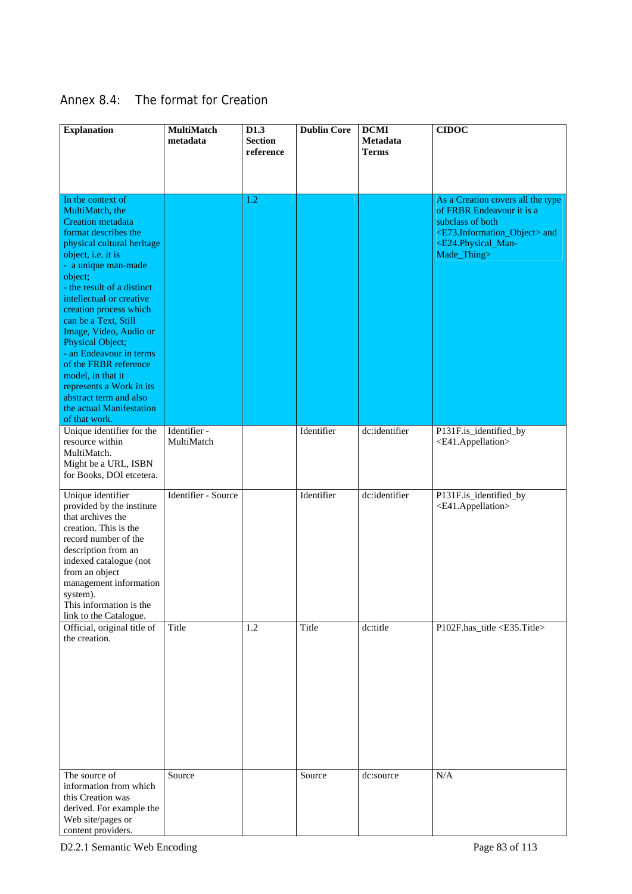## Annex 8.4: The format for Creation

| Explanation | MultiMatch metadata | D1.3 Section reference | Dublin Core | DCMI Metadata Terms | CIDOC |
|---|---|---|---|---|---|
| In the context of MultiMatch, the Creation metadata format describes the physical cultural heritage object, i.e. it is<br>- a unique man-made object;<br>- the result of a distinct intellectual or creative creation process which can be a Text, Still Image, Video, Audio or Physical Object;<br>- an Endeavour in terms of the FRBR reference model, in that it represents a Work in its abstract term and also the actual Manifestation of that work. | | 1.2 | | | As a Creation covers all the type of FRBR Endeavour it is a subclass of both <E73.Information_Object> and <E24.Physical_Man-Made_Thing> |
| Unique identifier for the resource within MultiMatch.<br>Might be a URL, ISBN for Books, DOI etcetera. | Identifier - MultiMatch | | Identifier | dc:identifier | P131F.is_identified_by <E41.Appellation> |
| Unique identifier provided by the institute that archives the creation. This is the record number of the description from an indexed catalogue (not from an object management information system).<br>This information is the link to the Catalogue. | Identifier - Source | | Identifier | dc:identifier | P131F.is_identified_by <E41.Appellation> |
| Official, original title of the creation. | Title | 1.2 | Title | dc:title | P102F.has_title <E35.Title> |
| The source of information from which this Creation was derived. For example the Web site/pages or content providers. | Source | | Source | dc:source | N/A |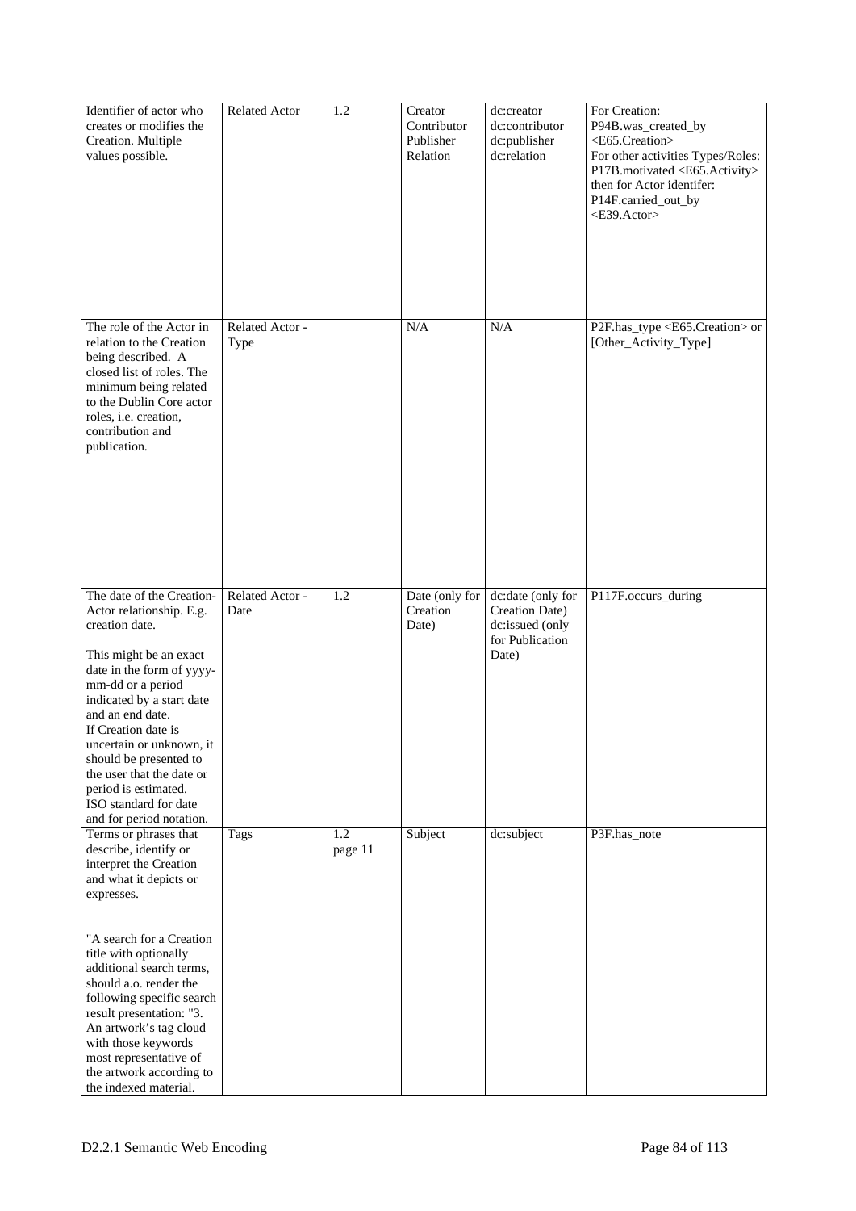| | | | | | |
|---|---|---|---|---|---|
| Identifier of actor who creates or modifies the Creation. Multiple values possible. | Related Actor | 1.2 | Creator Contributor Publisher Relation | dc:creator dc:contributor dc:publisher dc:relation | For Creation: P94B.was_created_by <E65.Creation> For other activities Types/Roles: P17B.motivated <E65.Activity> then for Actor identifer: P14F.carried_out_by <E39.Actor> |
| The role of the Actor in relation to the Creation being described. A closed list of roles. The minimum being related to the Dublin Core actor roles, i.e. creation, contribution and publication. | Related Actor - Type | | N/A | N/A | P2F.has_type <E65.Creation> or [Other_Activity_Type] |
| The date of the Creation-Actor relationship. E.g. creation date. This might be an exact date in the form of yyyy-mm-dd or a period indicated by a start date and an end date. If Creation date is uncertain or unknown, it should be presented to the user that the date or period is estimated. ISO standard for date and for period notation. | Related Actor - Date | 1.2 | Date (only for Creation Date) | dc:date (only for Creation Date) dc:issued (only for Publication Date) | P117F.occurs_during |
| Terms or phrases that describe, identify or interpret the Creation and what it depicts or expresses. "A search for a Creation title with optionally additional search terms, should a.o. render the following specific search result presentation: "3. An artwork's tag cloud with those keywords most representative of the artwork according to the indexed material. | Tags | 1.2 page 11 | Subject | dc:subject | P3F.has_note |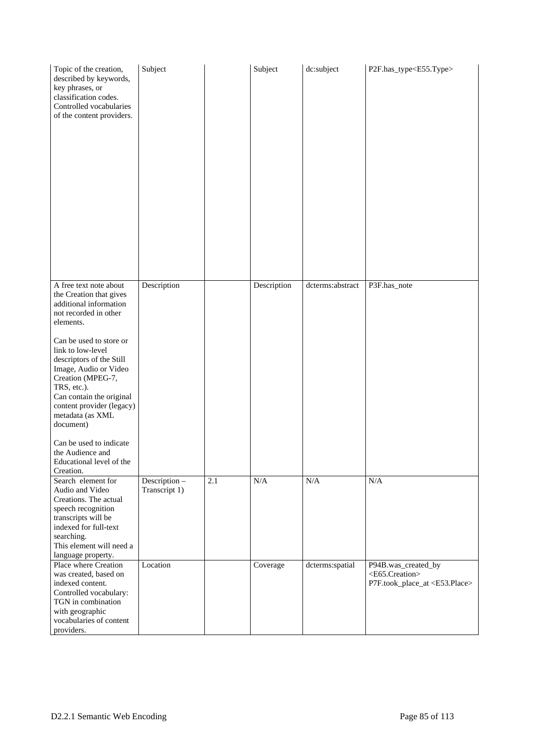| | | | | | |
|---|---|---|---|---|---|
| Topic of the creation, described by keywords, key phrases, or classification codes. Controlled vocabularies of the content providers. | Subject | | Subject | dc:subject | P2F.has_type<E55.Type> |
| A free text note about the Creation that gives additional information not recorded in other elements.<br><br>Can be used to store or link to low-level descriptors of the Still Image, Audio or Video Creation (MPEG-7, TRS, etc.).<br>Can contain the original content provider (legacy) metadata (as XML document)<br><br>Can be used to indicate the Audience and Educational level of the Creation. | Description | | Description | dcterms:abstract | P3F.has_note |
| Search element for Audio and Video Creations. The actual speech recognition transcripts will be indexed for full-text searching.<br>This element will need a language property. | Description – Transcript 1) | 2.1 | N/A | N/A | N/A |
| Place where Creation was created, based on indexed content.<br>Controlled vocabulary: TGN in combination with geographic vocabularies of content providers. | Location | | Coverage | dcterms:spatial | P94B.was_created_by <E65.Creation> P7F.took_place_at <E53.Place> |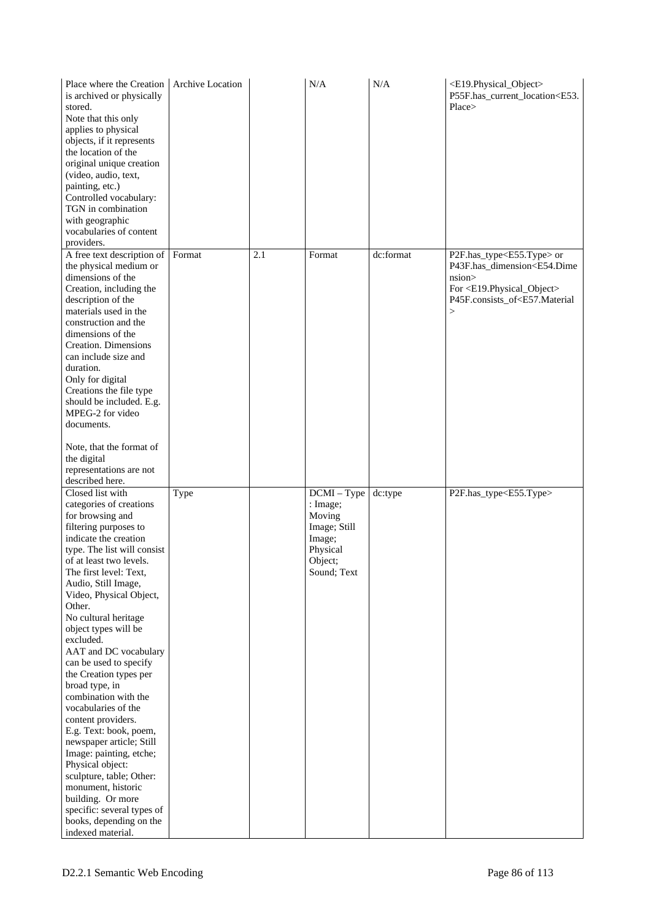| | | | | | |
|---|---|---|---|---|---|
| Place where the Creation is archived or physically stored.<br>Note that this only applies to physical objects, if it represents the location of the original unique creation (video, audio, text, painting, etc.)<br>Controlled vocabulary: TGN in combination with geographic vocabularies of content providers. | Archive Location | | N/A | N/A | <E19.Physical_Object> P55F.has_current_location<E53.Place> |
| A free text description of the physical medium or dimensions of the Creation, including the description of the materials used in the construction and the dimensions of the Creation. Dimensions can include size and duration.<br>Only for digital Creations the file type should be included. E.g. MPEG-2 for video documents.<br><br>Note, that the format of the digital representations are not described here. | Format | 2.1 | Format | dc:format | P2F.has_type<E55.Type> or P43F.has_dimension<E54.Dimension><br>For <E19.Physical_Object> P45F.consists_of<E57.Material> |
| Closed list with categories of creations for browsing and filtering purposes to indicate the creation type. The list will consist of at least two levels. The first level: Text, Audio, Still Image, Video, Physical Object, Other.<br>No cultural heritage object types will be excluded.<br>AAT and DC vocabulary can be used to specify the Creation types per broad type, in combination with the vocabularies of the content providers.<br>E.g. Text: book, poem, newspaper article; Still Image: painting, etche; Physical object: sculpture, table; Other: monument, historic building. Or more specific: several types of books, depending on the indexed material. | Type | | DCMI – Type : Image; Moving Image; Still Image; Physical Object; Sound; Text | dc:type | P2F.has_type<E55.Type> |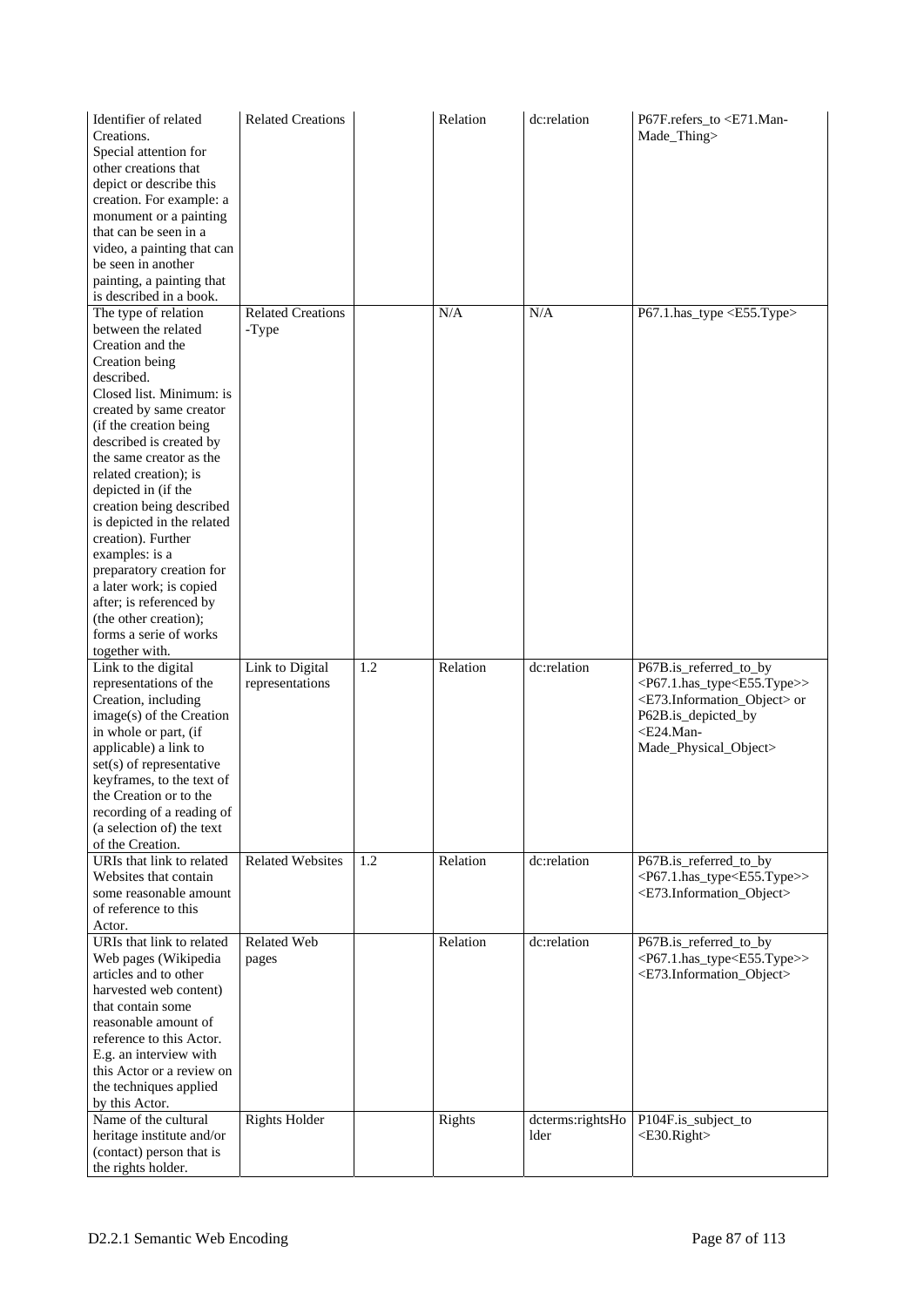| | | | | | |
|---|---|---|---|---|---|
| Identifier of related Creations. Special attention for other creations that depict or describe this creation. For example: a monument or a painting that can be seen in a video, a painting that can be seen in another painting, a painting that is described in a book. | Related Creations | | Relation | dc:relation | P67F.refers_to <E71.Man-Made_Thing> |
| The type of relation between the related Creation and the Creation being described. Closed list. Minimum: is created by same creator (if the creation being described is created by the same creator as the related creation); is depicted in (if the creation being described is depicted in the related creation). Further examples: is a preparatory creation for a later work; is copied after; is referenced by (the other creation); forms a serie of works together with. | Related Creations -Type | | N/A | N/A | P67.1.has_type <E55.Type> |
| Link to the digital representations of the Creation, including image(s) of the Creation in whole or part, (if applicable) a link to set(s) of representative keyframes, to the text of the Creation or to the recording of a reading of (a selection of) the text of the Creation. | Link to Digital representations | 1.2 | Relation | dc:relation | P67B.is_referred_to_by <P67.1.has_type<E55.Type>> <E73.Information_Object> or P62B.is_depicted_by <E24.Man-Made_Physical_Object> |
| URIs that link to related Websites that contain some reasonable amount of reference to this Actor. | Related Websites | 1.2 | Relation | dc:relation | P67B.is_referred_to_by <P67.1.has_type<E55.Type>> <E73.Information_Object> |
| URIs that link to related Web pages (Wikipedia articles and to other harvested web content) that contain some reasonable amount of reference to this Actor. E.g. an interview with this Actor or a review on the techniques applied by this Actor. | Related Web pages | | Relation | dc:relation | P67B.is_referred_to_by <P67.1.has_type<E55.Type>> <E73.Information_Object> |
| Name of the cultural heritage institute and/or (contact) person that is the rights holder. | Rights Holder | | Rights | dcterms:rightsHolder | P104F.is_subject_to <E30.Right> |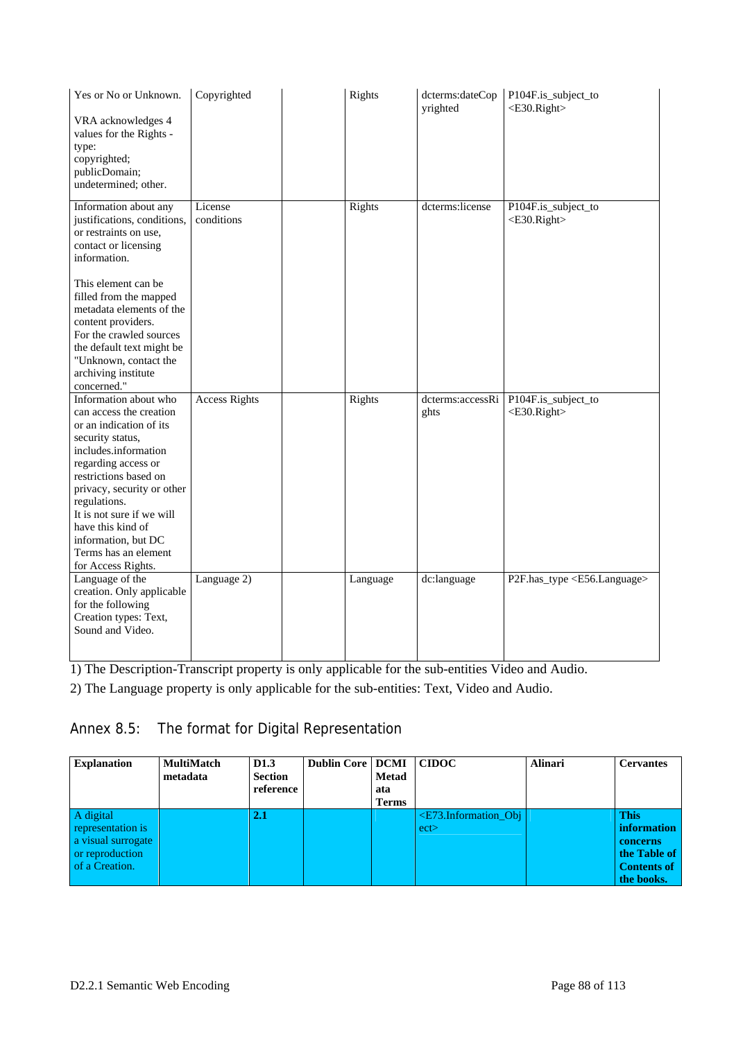| | | | | | |
|---|---|---|---|---|---|
| Yes or No or Unknown.<br><br>VRA acknowledges 4 values for the Rights - type:<br>copyrighted;<br>publicDomain;<br>undetermined; other. | Copyrighted | | Rights | dcterms:dateCopyrighted | P104F.is_subject_to <E30.Right> |
| Information about any justifications, conditions, or restraints on use, contact or licensing information.<br><br>This element can be filled from the mapped metadata elements of the content providers.<br>For the crawled sources the default text might be "Unknown, contact the archiving institute concerned." | License conditions | | Rights | dcterms:license | P104F.is_subject_to <E30.Right> |
| Information about who can access the creation or an indication of its security status, includes.information regarding access or restrictions based on privacy, security or other regulations.<br>It is not sure if we will have this kind of information, but DC Terms has an element for Access Rights. | Access Rights | | Rights | dcterms:accessRights | P104F.is_subject_to <E30.Right> |
| Language of the creation. Only applicable for the following Creation types: Text, Sound and Video. | Language 2) | | Language | dc:language | P2F.has_type <E56.Language> |

1) The Description-Transcript property is only applicable for the sub-entities Video and Audio.

2) The Language property is only applicable for the sub-entities: Text, Video and Audio.

## Annex 8.5: The format for Digital Representation

| Explanation | MultiMatch metadata | D1.3 Section reference | Dublin Core | DCMI Metadata Terms | CIDOC | Alinari | Cervantes |
|---|---|---|---|---|---|---|---|
| A digital representation is a visual surrogate or reproduction of a Creation. | | **2.1** | | | <E73.Information_Object> | | **This information concerns the Table of Contents of the books.** |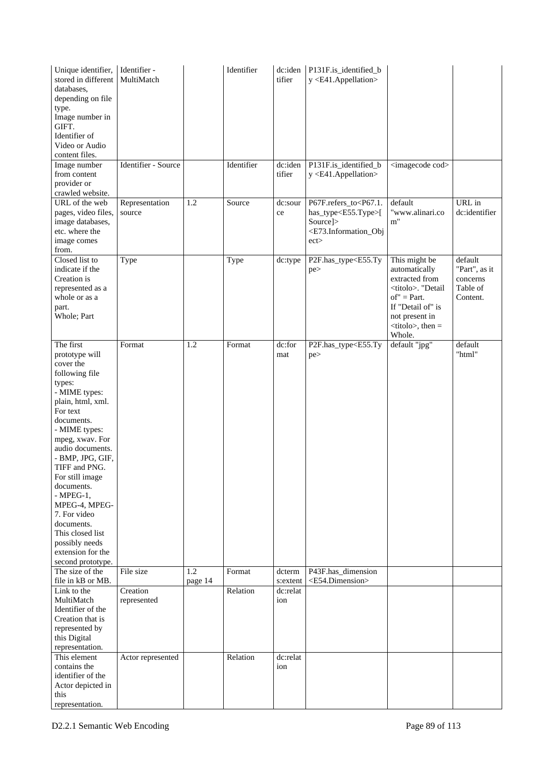| | | | | | | | |
|---|---|---|---|---|---|---|---|
| Unique identifier, stored in different databases, depending on file type.<br>Image number in GIFT.<br>Identifier of Video or Audio content files. | Identifier - MultiMatch | | Identifier | dc:identifier | P131F.is_identified_by <E41.Appellation> | | |
| Image number from content provider or crawled website. | Identifier - Source | | Identifier | dc:identifier | P131F.is_identified_by <E41.Appellation> | <imagecode cod> | |
| URL of the web pages, video files, image databases, etc. where the image comes from. | Representation source | 1.2 | Source | dc:source | P67F.refers_to<P67.1.has_type<E55.Type>[Source]><E73.Information_Object> | default "www.alinari.com" | URL in dc:identifier |
| Closed list to indicate if the Creation is represented as a whole or as a part.<br>Whole; Part | Type | | Type | dc:type | P2F.has_type<E55.Type> | This might be automatically extracted from <titolo>. "Detail of" = Part. If "Detail of" is not present in <titolo>, then = Whole. | default "Part", as it concerns Table of Content. |
| The first prototype will cover the following file types:<br>- MIME types: plain, html, xml. For text documents.<br>- MIME types: mpeg, xwav. For audio documents.<br>- BMP, JPG, GIF, TIFF and PNG. For still image documents.<br>- MPEG-1, MPEG-4, MPEG-7. For video documents.<br>This closed list possibly needs extension for the second prototype. | Format | 1.2 | Format | dc:format | P2F.has_type<E55.Type> | default "jpg" | default "html" |
| The size of the file in kB or MB. | File size | 1.2 page 14 | Format | dcterms:extent | P43F.has_dimension <E54.Dimension> | | |
| Link to the MultiMatch Identifier of the Creation that is represented by this Digital representation. | Creation represented | | Relation | dc:relation | | | |
| This element contains the identifier of the Actor depicted in this representation. | Actor represented | | Relation | dc:relation | | | |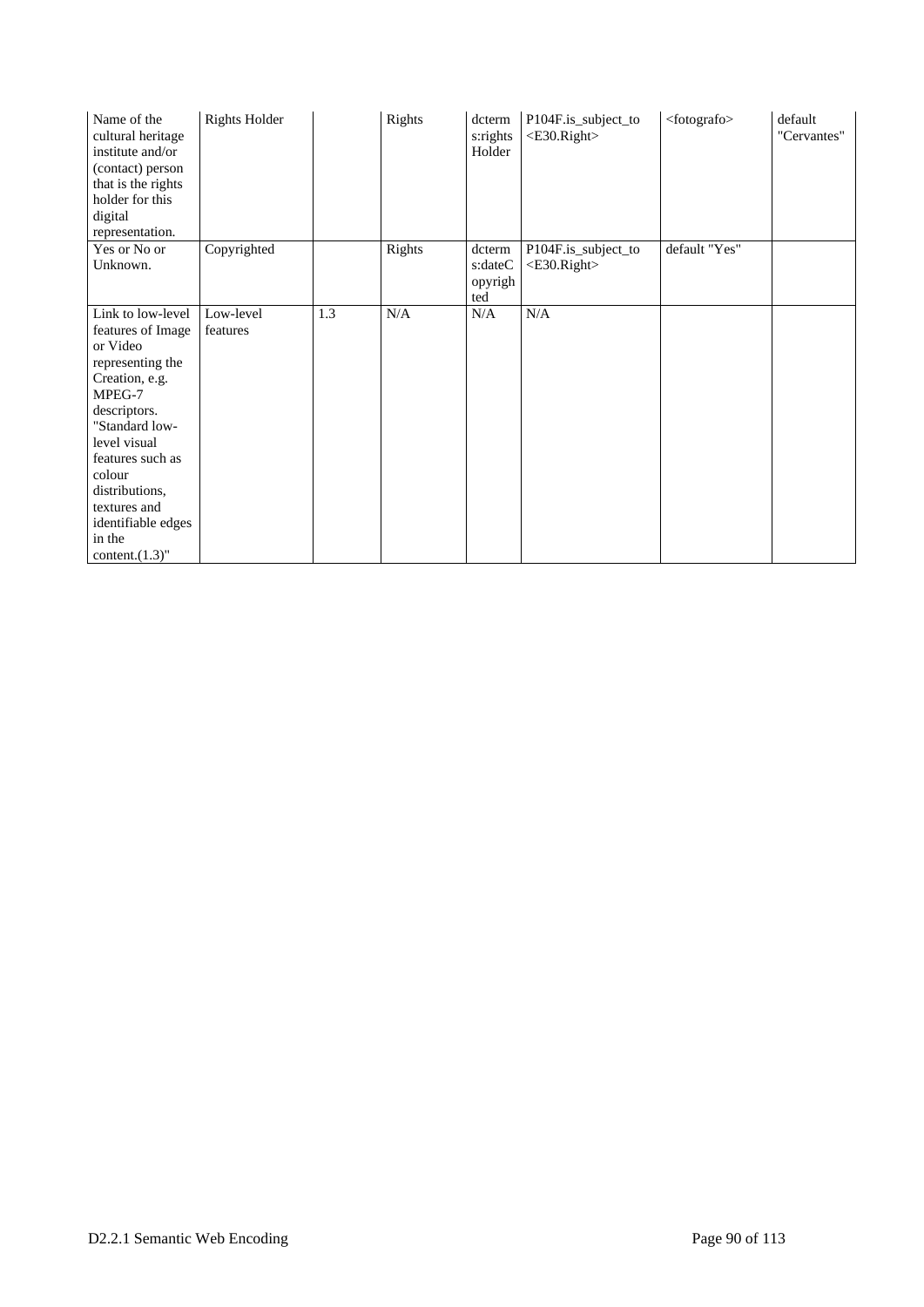| | | | | | | | |
|---|---|---|---|---|---|---|---|
| Name of the cultural heritage institute and/or (contact) person that is the rights holder for this digital representation. | Rights Holder | | Rights | dcterms:rightsHolder | P104F.is_subject_to <E30.Right> | <fotografo> | default "Cervantes" |
| Yes or No or Unknown. | Copyrighted | | Rights | dcterms:dateCopyrighted | P104F.is_subject_to <E30.Right> | default "Yes" | |
| Link to low-level features of Image or Video representing the Creation, e.g. MPEG-7 descriptors. "Standard low-level visual features such as colour distributions, textures and identifiable edges in the content.(1.3)" | Low-level features | 1.3 | N/A | N/A | N/A | | |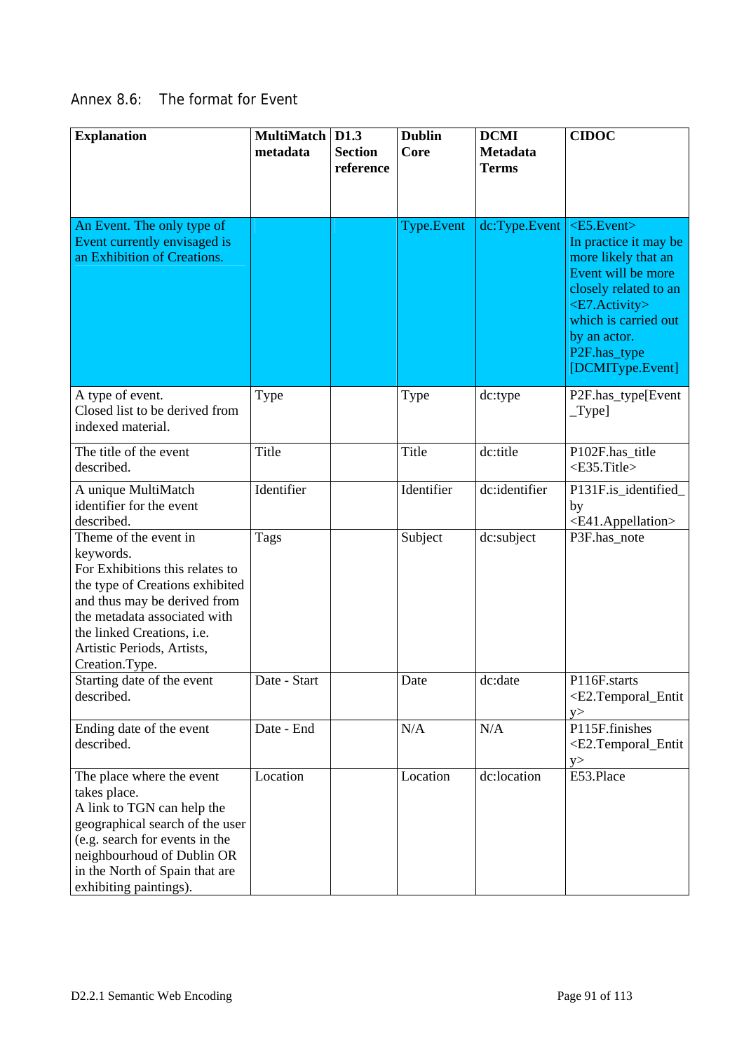## Annex 8.6: The format for Event

| Explanation | MultiMatch metadata | D1.3 Section reference | Dublin Core | DCMI Metadata Terms | CIDOC |
|---|---|---|---|---|---|
| An Event. The only type of Event currently envisaged is an Exhibition of Creations. | | | Type.Event | dc:Type.Event | <E5.Event> In practice it may be more likely that an Event will be more closely related to an <E7.Activity> which is carried out by an actor. P2F.has_type [DCMIType.Event] |
| A type of event. Closed list to be derived from indexed material. | Type | | Type | dc:type | P2F.has_type[Event_Type] |
| The title of the event described. | Title | | Title | dc:title | P102F.has_title <E35.Title> |
| A unique MultiMatch identifier for the event described. | Identifier | | Identifier | dc:identifier | P131F.is_identified_by <E41.Appellation> |
| Theme of the event in keywords. For Exhibitions this relates to the type of Creations exhibited and thus may be derived from the metadata associated with the linked Creations, i.e. Artistic Periods, Artists, Creation.Type. | Tags | | Subject | dc:subject | P3F.has_note |
| Starting date of the event described. | Date - Start | | Date | dc:date | P116F.starts <E2.Temporal_Entity> |
| Ending date of the event described. | Date - End | | N/A | N/A | P115F.finishes <E2.Temporal_Entity> |
| The place where the event takes place. A link to TGN can help the geographical search of the user (e.g. search for events in the neighbourhoud of Dublin OR in the North of Spain that are exhibiting paintings). | Location | | Location | dc:location | E53.Place |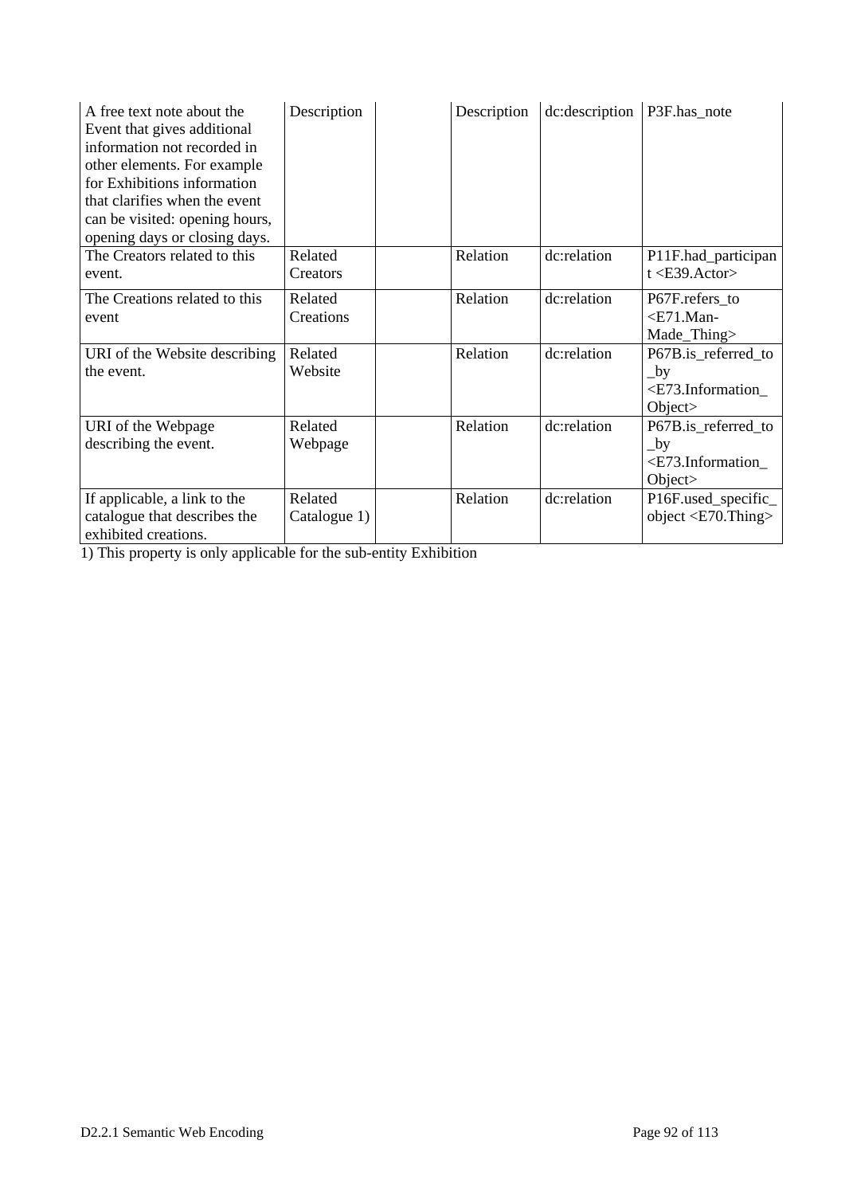| | | | | | |
|---|---|---|---|---|---|
| A free text note about the Event that gives additional information not recorded in other elements. For example for Exhibitions information that clarifies when the event can be visited: opening hours, opening days or closing days. | Description | | Description | dc:description | P3F.has_note |
| The Creators related to this event. | Related Creators | | Relation | dc:relation | P11F.had_participant <E39.Actor> |
| The Creations related to this event | Related Creations | | Relation | dc:relation | P67F.refers_to <E71.Man-Made_Thing> |
| URI of the Website describing the event. | Related Website | | Relation | dc:relation | P67B.is_referred_to_by <E73.Information_Object> |
| URI of the Webpage describing the event. | Related Webpage | | Relation | dc:relation | P67B.is_referred_to_by <E73.Information_Object> |
| If applicable, a link to the catalogue that describes the exhibited creations. | Related Catalogue 1) | | Relation | dc:relation | P16F.used_specific_object <E70.Thing> |

1) This property is only applicable for the sub-entity Exhibition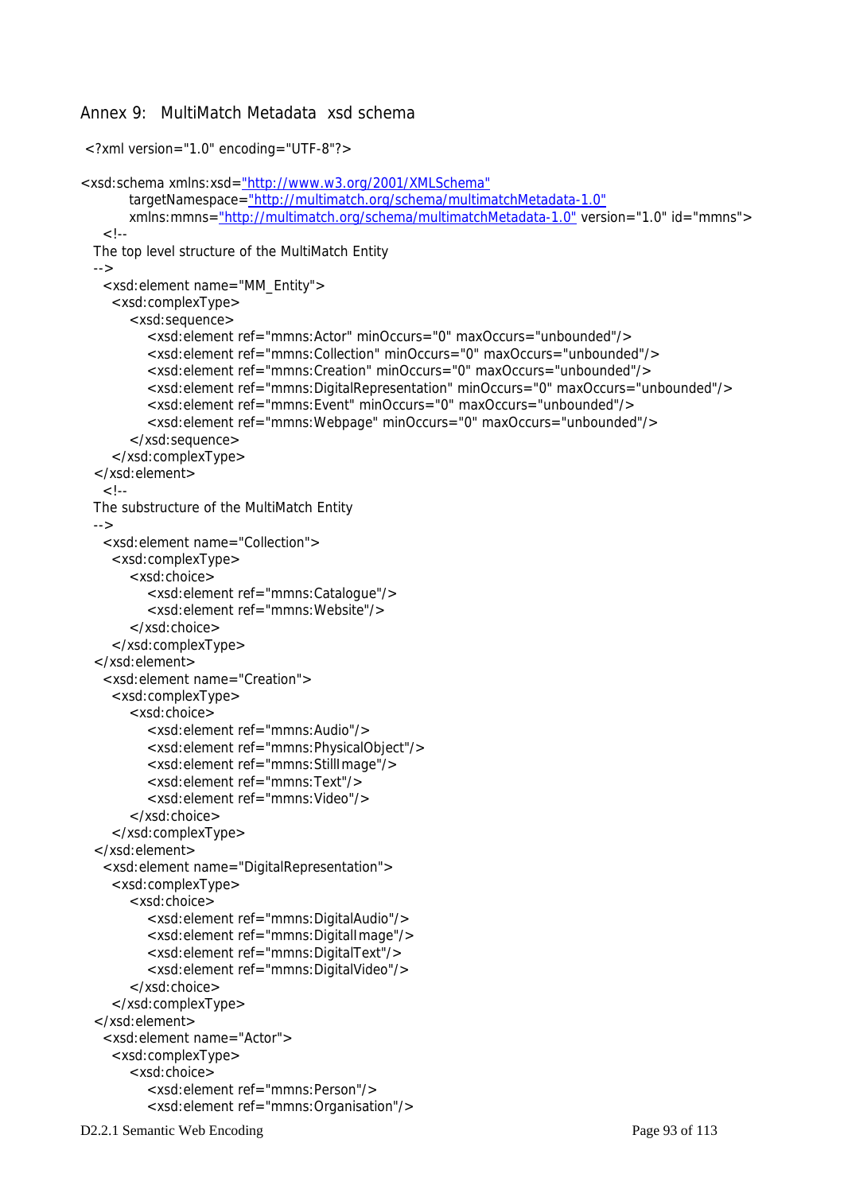## Annex 9: MultiMatch Metadata xsd schema

```
 <?xml version="1.0" encoding="UTF-8"?>

<xsd:schema xmlns:xsd="http://www.w3.org/2001/XMLSchema"
        targetNamespace="http://multimatch.org/schema/multimatchMetadata-1.0"
        xmlns:mmns="http://multimatch.org/schema/multimatchMetadata-1.0" version="1.0" id="mmns">
    <!--
  The top level structure of the MultiMatch Entity
  -->
    <xsd:element name="MM_Entity">
      <xsd:complexType>
         <xsd:sequence>
            <xsd:element ref="mmns:Actor" minOccurs="0" maxOccurs="unbounded"/>
            <xsd:element ref="mmns:Collection" minOccurs="0" maxOccurs="unbounded"/>
            <xsd:element ref="mmns:Creation" minOccurs="0" maxOccurs="unbounded"/>
            <xsd:element ref="mmns:DigitalRepresentation" minOccurs="0" maxOccurs="unbounded"/>
            <xsd:element ref="mmns:Event" minOccurs="0" maxOccurs="unbounded"/>
            <xsd:element ref="mmns:Webpage" minOccurs="0" maxOccurs="unbounded"/>
         </xsd:sequence>
      </xsd:complexType>
  </xsd:element>
    <!--
  The substructure of the MultiMatch Entity
  -->
    <xsd:element name="Collection">
      <xsd:complexType>
         <xsd:choice>
            <xsd:element ref="mmns:Catalogue"/>
            <xsd:element ref="mmns:Website"/>
         </xsd:choice>
      </xsd:complexType>
  </xsd:element>
    <xsd:element name="Creation">
      <xsd:complexType>
         <xsd:choice>
            <xsd:element ref="mmns:Audio"/>
            <xsd:element ref="mmns:PhysicalObject"/>
            <xsd:element ref="mmns:StillImage"/>
            <xsd:element ref="mmns:Text"/>
            <xsd:element ref="mmns:Video"/>
         </xsd:choice>
      </xsd:complexType>
  </xsd:element>
    <xsd:element name="DigitalRepresentation">
      <xsd:complexType>
         <xsd:choice>
            <xsd:element ref="mmns:DigitalAudio"/>
            <xsd:element ref="mmns:DigitalImage"/>
            <xsd:element ref="mmns:DigitalText"/>
            <xsd:element ref="mmns:DigitalVideo"/>
         </xsd:choice>
      </xsd:complexType>
  </xsd:element>
    <xsd:element name="Actor">
      <xsd:complexType>
         <xsd:choice>
            <xsd:element ref="mmns:Person"/>
            <xsd:element ref="mmns:Organisation"/>
```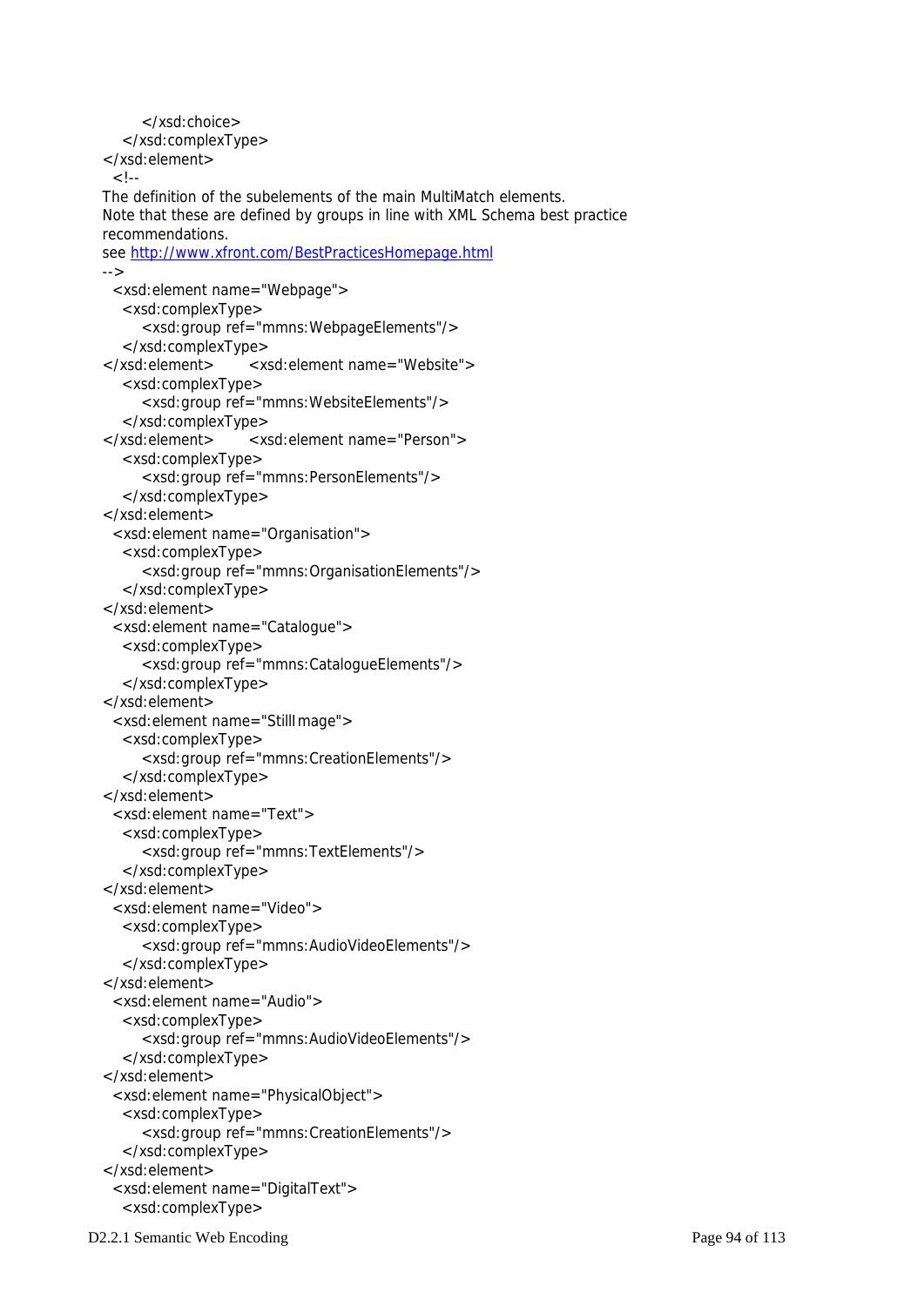```
        </xsd:choice>
    </xsd:complexType>
</xsd:element>
  <!--
The definition of the subelements of the main MultiMatch elements.
Note that these are defined by groups in line with XML Schema best practice
recommendations.
see http://www.xfront.com/BestPracticesHomepage.html
-->
  <xsd:element name="Webpage">
    <xsd:complexType>
        <xsd:group ref="mmns:WebpageElements"/>
    </xsd:complexType>
</xsd:element>       <xsd:element name="Website">
    <xsd:complexType>
        <xsd:group ref="mmns:WebsiteElements"/>
    </xsd:complexType>
</xsd:element>       <xsd:element name="Person">
    <xsd:complexType>
        <xsd:group ref="mmns:PersonElements"/>
    </xsd:complexType>
</xsd:element>
  <xsd:element name="Organisation">
    <xsd:complexType>
        <xsd:group ref="mmns:OrganisationElements"/>
    </xsd:complexType>
</xsd:element>
  <xsd:element name="Catalogue">
    <xsd:complexType>
        <xsd:group ref="mmns:CatalogueElements"/>
    </xsd:complexType>
</xsd:element>
  <xsd:element name="StillImage">
    <xsd:complexType>
        <xsd:group ref="mmns:CreationElements"/>
    </xsd:complexType>
</xsd:element>
  <xsd:element name="Text">
    <xsd:complexType>
        <xsd:group ref="mmns:TextElements"/>
    </xsd:complexType>
</xsd:element>
  <xsd:element name="Video">
    <xsd:complexType>
        <xsd:group ref="mmns:AudioVideoElements"/>
    </xsd:complexType>
</xsd:element>
  <xsd:element name="Audio">
    <xsd:complexType>
        <xsd:group ref="mmns:AudioVideoElements"/>
    </xsd:complexType>
</xsd:element>
  <xsd:element name="PhysicalObject">
    <xsd:complexType>
        <xsd:group ref="mmns:CreationElements"/>
    </xsd:complexType>
</xsd:element>
  <xsd:element name="DigitalText">
    <xsd:complexType>
```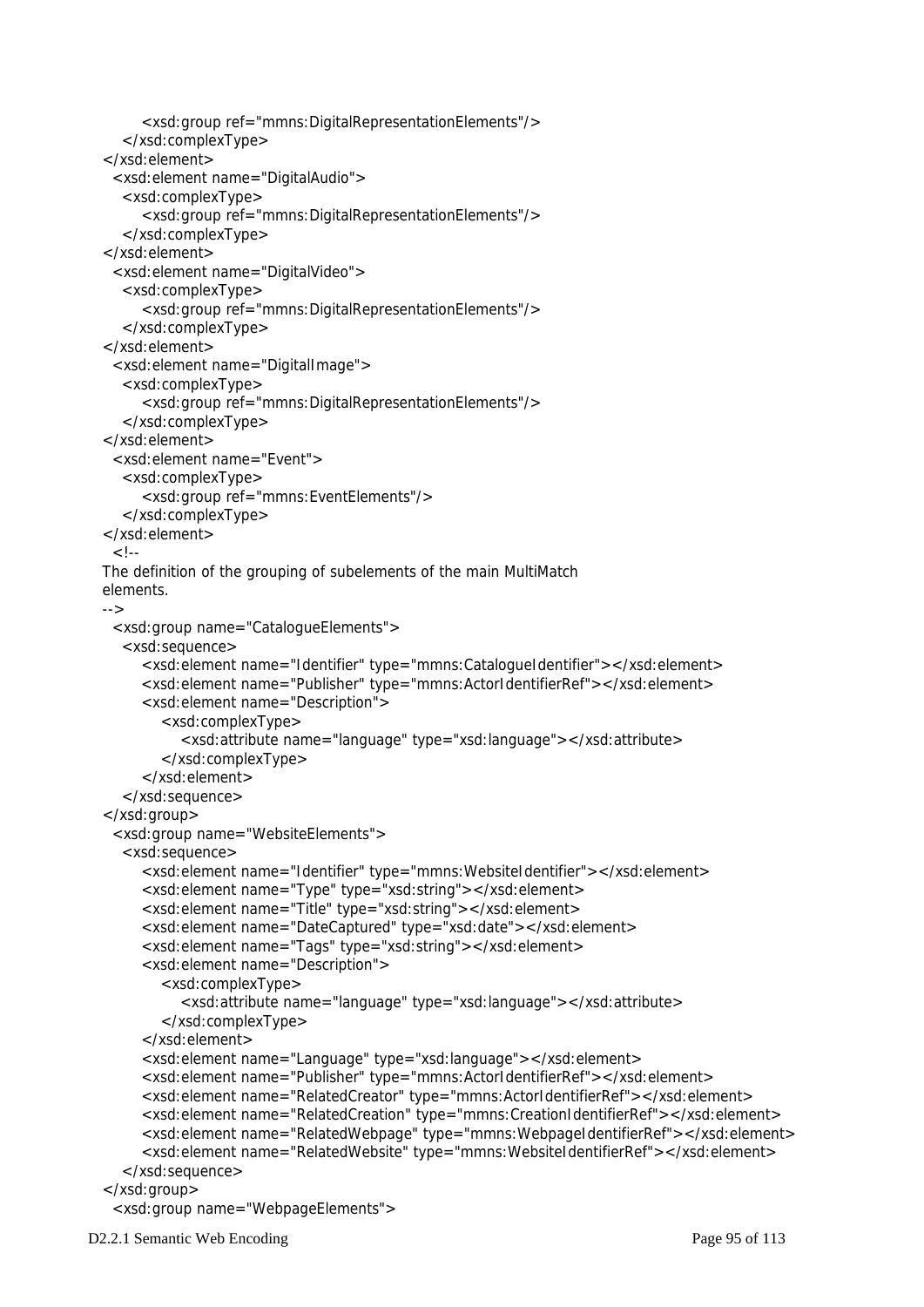```
        <xsd:group ref="mmns:DigitalRepresentationElements"/>
    </xsd:complexType>
</xsd:element>
  <xsd:element name="DigitalAudio">
    <xsd:complexType>
        <xsd:group ref="mmns:DigitalRepresentationElements"/>
    </xsd:complexType>
</xsd:element>
  <xsd:element name="DigitalVideo">
    <xsd:complexType>
        <xsd:group ref="mmns:DigitalRepresentationElements"/>
    </xsd:complexType>
</xsd:element>
  <xsd:element name="DigitalImage">
    <xsd:complexType>
        <xsd:group ref="mmns:DigitalRepresentationElements"/>
    </xsd:complexType>
</xsd:element>
  <xsd:element name="Event">
    <xsd:complexType>
        <xsd:group ref="mmns:EventElements"/>
    </xsd:complexType>
</xsd:element>
  <!--
The definition of the grouping of subelements of the main MultiMatch
elements.
-->
  <xsd:group name="CatalogueElements">
    <xsd:sequence>
        <xsd:element name="Identifier" type="mmns:CatalogueIdentifier"></xsd:element>
        <xsd:element name="Publisher" type="mmns:ActorIdentifierRef"></xsd:element>
        <xsd:element name="Description">
            <xsd:complexType>
                <xsd:attribute name="language" type="xsd:language"></xsd:attribute>
            </xsd:complexType>
        </xsd:element>
    </xsd:sequence>
</xsd:group>
  <xsd:group name="WebsiteElements">
    <xsd:sequence>
        <xsd:element name="Identifier" type="mmns:WebsiteIdentifier"></xsd:element>
        <xsd:element name="Type" type="xsd:string"></xsd:element>
        <xsd:element name="Title" type="xsd:string"></xsd:element>
        <xsd:element name="DateCaptured" type="xsd:date"></xsd:element>
        <xsd:element name="Tags" type="xsd:string"></xsd:element>
        <xsd:element name="Description">
            <xsd:complexType>
                <xsd:attribute name="language" type="xsd:language"></xsd:attribute>
            </xsd:complexType>
        </xsd:element>
        <xsd:element name="Language" type="xsd:language"></xsd:element>
        <xsd:element name="Publisher" type="mmns:ActorIdentifierRef"></xsd:element>
        <xsd:element name="RelatedCreator" type="mmns:ActorIdentifierRef"></xsd:element>
        <xsd:element name="RelatedCreation" type="mmns:CreationIdentifierRef"></xsd:element>
        <xsd:element name="RelatedWebpage" type="mmns:WebpageIdentifierRef"></xsd:element>
        <xsd:element name="RelatedWebsite" type="mmns:WebsiteIdentifierRef"></xsd:element>
    </xsd:sequence>
</xsd:group>
  <xsd:group name="WebpageElements">
```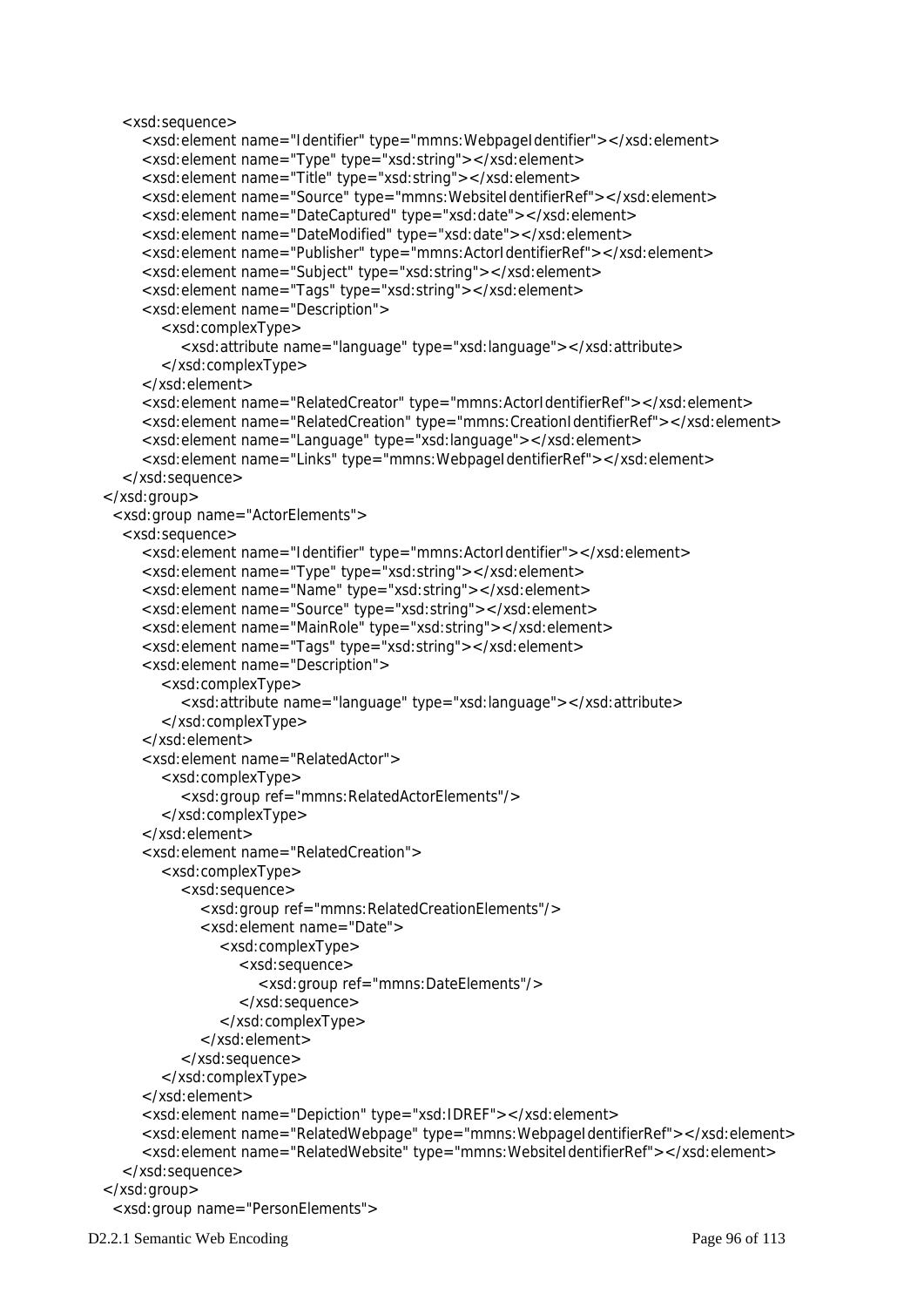```
    <xsd:sequence>
        <xsd:element name="Identifier" type="mmns:WebpageIdentifier"></xsd:element>
        <xsd:element name="Type" type="xsd:string"></xsd:element>
        <xsd:element name="Title" type="xsd:string"></xsd:element>
        <xsd:element name="Source" type="mmns:WebsiteIdentifierRef"></xsd:element>
        <xsd:element name="DateCaptured" type="xsd:date"></xsd:element>
        <xsd:element name="DateModified" type="xsd:date"></xsd:element>
        <xsd:element name="Publisher" type="mmns:ActorIdentifierRef"></xsd:element>
        <xsd:element name="Subject" type="xsd:string"></xsd:element>
        <xsd:element name="Tags" type="xsd:string"></xsd:element>
        <xsd:element name="Description">
            <xsd:complexType>
                <xsd:attribute name="language" type="xsd:language"></xsd:attribute>
            </xsd:complexType>
        </xsd:element>
        <xsd:element name="RelatedCreator" type="mmns:ActorIdentifierRef"></xsd:element>
        <xsd:element name="RelatedCreation" type="mmns:CreationIdentifierRef"></xsd:element>
        <xsd:element name="Language" type="xsd:language"></xsd:element>
        <xsd:element name="Links" type="mmns:WebpageIdentifierRef"></xsd:element>
    </xsd:sequence>
</xsd:group>
  <xsd:group name="ActorElements">
    <xsd:sequence>
        <xsd:element name="Identifier" type="mmns:ActorIdentifier"></xsd:element>
        <xsd:element name="Type" type="xsd:string"></xsd:element>
        <xsd:element name="Name" type="xsd:string"></xsd:element>
        <xsd:element name="Source" type="xsd:string"></xsd:element>
        <xsd:element name="MainRole" type="xsd:string"></xsd:element>
        <xsd:element name="Tags" type="xsd:string"></xsd:element>
        <xsd:element name="Description">
            <xsd:complexType>
                <xsd:attribute name="language" type="xsd:language"></xsd:attribute>
            </xsd:complexType>
        </xsd:element>
        <xsd:element name="RelatedActor">
            <xsd:complexType>
                <xsd:group ref="mmns:RelatedActorElements"/>
            </xsd:complexType>
        </xsd:element>
        <xsd:element name="RelatedCreation">
            <xsd:complexType>
                <xsd:sequence>
                    <xsd:group ref="mmns:RelatedCreationElements"/>
                    <xsd:element name="Date">
                        <xsd:complexType>
                            <xsd:sequence>
                                <xsd:group ref="mmns:DateElements"/>
                            </xsd:sequence>
                        </xsd:complexType>
                    </xsd:element>
                </xsd:sequence>
            </xsd:complexType>
        </xsd:element>
        <xsd:element name="Depiction" type="xsd:IDREF"></xsd:element>
        <xsd:element name="RelatedWebpage" type="mmns:WebpageIdentifierRef"></xsd:element>
        <xsd:element name="RelatedWebsite" type="mmns:WebsiteIdentifierRef"></xsd:element>
    </xsd:sequence>
</xsd:group>
  <xsd:group name="PersonElements">
```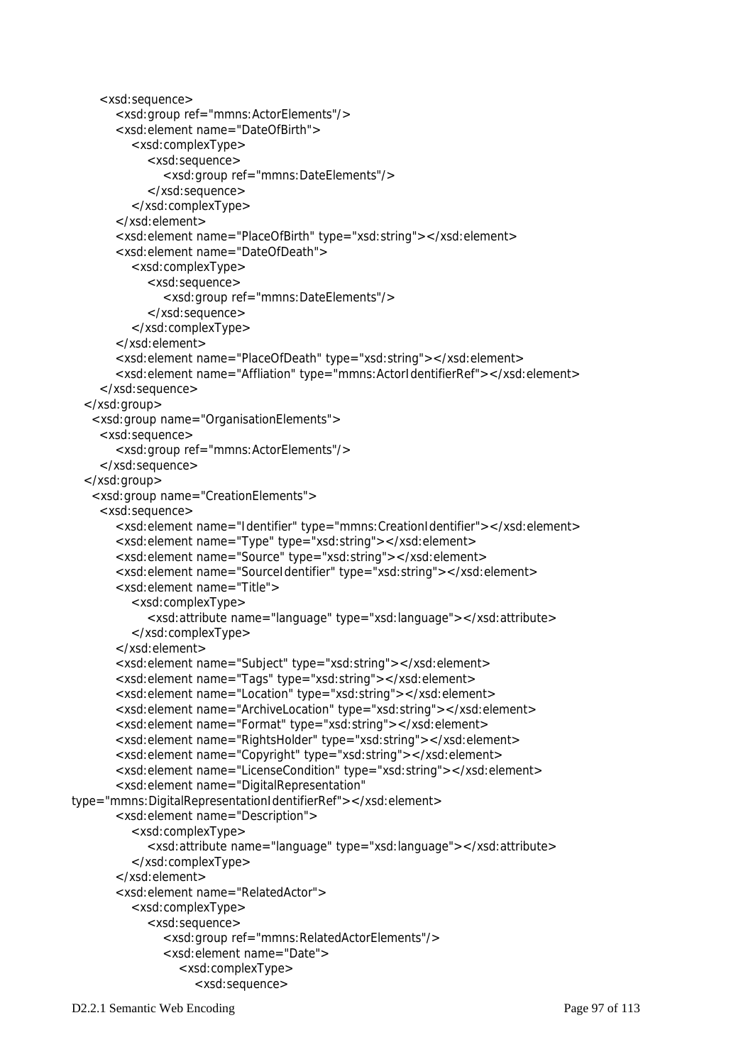```
      <xsd:sequence>
         <xsd:group ref="mmns:ActorElements"/>
         <xsd:element name="DateOfBirth">
            <xsd:complexType>
               <xsd:sequence>
                  <xsd:group ref="mmns:DateElements"/>
               </xsd:sequence>
            </xsd:complexType>
         </xsd:element>
         <xsd:element name="PlaceOfBirth" type="xsd:string"></xsd:element>
         <xsd:element name="DateOfDeath">
            <xsd:complexType>
               <xsd:sequence>
                  <xsd:group ref="mmns:DateElements"/>
               </xsd:sequence>
            </xsd:complexType>
         </xsd:element>
         <xsd:element name="PlaceOfDeath" type="xsd:string"></xsd:element>
         <xsd:element name="Affliation" type="mmns:ActorIdentifierRef"></xsd:element>
      </xsd:sequence>
   </xsd:group>
    <xsd:group name="OrganisationElements">
      <xsd:sequence>
         <xsd:group ref="mmns:ActorElements"/>
      </xsd:sequence>
   </xsd:group>
    <xsd:group name="CreationElements">
      <xsd:sequence>
         <xsd:element name="Identifier" type="mmns:CreationIdentifier"></xsd:element>
         <xsd:element name="Type" type="xsd:string"></xsd:element>
         <xsd:element name="Source" type="xsd:string"></xsd:element>
         <xsd:element name="SourceIdentifier" type="xsd:string"></xsd:element>
         <xsd:element name="Title">
            <xsd:complexType>
               <xsd:attribute name="language" type="xsd:language"></xsd:attribute>
            </xsd:complexType>
         </xsd:element>
         <xsd:element name="Subject" type="xsd:string"></xsd:element>
         <xsd:element name="Tags" type="xsd:string"></xsd:element>
         <xsd:element name="Location" type="xsd:string"></xsd:element>
         <xsd:element name="ArchiveLocation" type="xsd:string"></xsd:element>
         <xsd:element name="Format" type="xsd:string"></xsd:element>
         <xsd:element name="RightsHolder" type="xsd:string"></xsd:element>
         <xsd:element name="Copyright" type="xsd:string"></xsd:element>
         <xsd:element name="LicenseCondition" type="xsd:string"></xsd:element>
         <xsd:element name="DigitalRepresentation"
type="mmns:DigitalRepresentationIdentifierRef"></xsd:element>
         <xsd:element name="Description">
            <xsd:complexType>
               <xsd:attribute name="language" type="xsd:language"></xsd:attribute>
            </xsd:complexType>
         </xsd:element>
         <xsd:element name="RelatedActor">
            <xsd:complexType>
               <xsd:sequence>
                  <xsd:group ref="mmns:RelatedActorElements"/>
                  <xsd:element name="Date">
                     <xsd:complexType>
                        <xsd:sequence>
```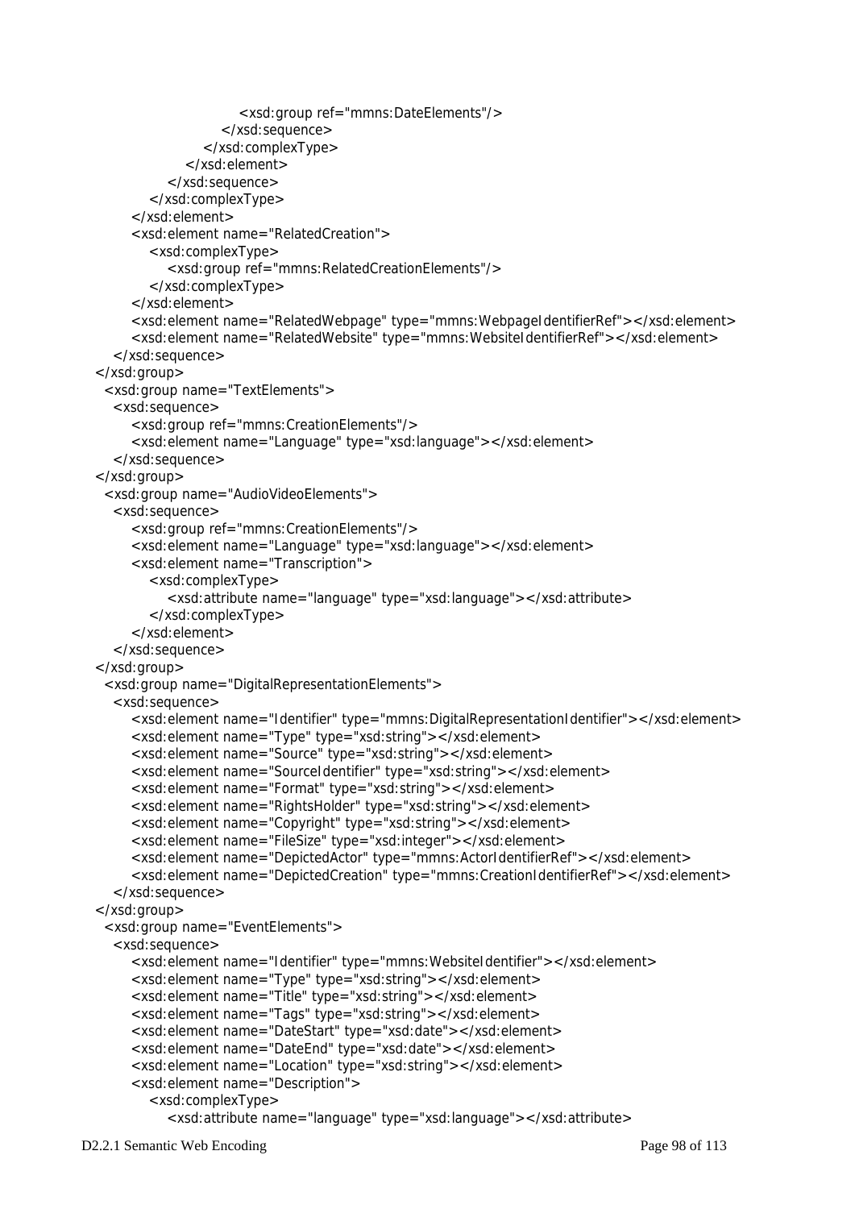```
                                <xsd:group ref="mmns:DateElements"/>
                            </xsd:sequence>
                        </xsd:complexType>
                    </xsd:element>
                </xsd:sequence>
            </xsd:complexType>
        </xsd:element>
        <xsd:element name="RelatedCreation">
            <xsd:complexType>
                <xsd:group ref="mmns:RelatedCreationElements"/>
            </xsd:complexType>
        </xsd:element>
        <xsd:element name="RelatedWebpage" type="mmns:WebpageIdentifierRef"></xsd:element>
        <xsd:element name="RelatedWebsite" type="mmns:WebsiteIdentifierRef"></xsd:element>
    </xsd:sequence>
</xsd:group>
<xsd:group name="TextElements">
    <xsd:sequence>
        <xsd:group ref="mmns:CreationElements"/>
        <xsd:element name="Language" type="xsd:language"></xsd:element>
    </xsd:sequence>
</xsd:group>
<xsd:group name="AudioVideoElements">
    <xsd:sequence>
        <xsd:group ref="mmns:CreationElements"/>
        <xsd:element name="Language" type="xsd:language"></xsd:element>
        <xsd:element name="Transcription">
            <xsd:complexType>
                <xsd:attribute name="language" type="xsd:language"></xsd:attribute>
            </xsd:complexType>
        </xsd:element>
    </xsd:sequence>
</xsd:group>
<xsd:group name="DigitalRepresentationElements">
    <xsd:sequence>
        <xsd:element name="Identifier" type="mmns:DigitalRepresentationIdentifier"></xsd:element>
        <xsd:element name="Type" type="xsd:string"></xsd:element>
        <xsd:element name="Source" type="xsd:string"></xsd:element>
        <xsd:element name="SourceIdentifier" type="xsd:string"></xsd:element>
        <xsd:element name="Format" type="xsd:string"></xsd:element>
        <xsd:element name="RightsHolder" type="xsd:string"></xsd:element>
        <xsd:element name="Copyright" type="xsd:string"></xsd:element>
        <xsd:element name="FileSize" type="xsd:integer"></xsd:element>
        <xsd:element name="DepictedActor" type="mmns:ActorIdentifierRef"></xsd:element>
        <xsd:element name="DepictedCreation" type="mmns:CreationIdentifierRef"></xsd:element>
    </xsd:sequence>
</xsd:group>
<xsd:group name="EventElements">
    <xsd:sequence>
        <xsd:element name="Identifier" type="mmns:WebsiteIdentifier"></xsd:element>
        <xsd:element name="Type" type="xsd:string"></xsd:element>
        <xsd:element name="Title" type="xsd:string"></xsd:element>
        <xsd:element name="Tags" type="xsd:string"></xsd:element>
        <xsd:element name="DateStart" type="xsd:date"></xsd:element>
        <xsd:element name="DateEnd" type="xsd:date"></xsd:element>
        <xsd:element name="Location" type="xsd:string"></xsd:element>
        <xsd:element name="Description">
            <xsd:complexType>
                <xsd:attribute name="language" type="xsd:language"></xsd:attribute>
```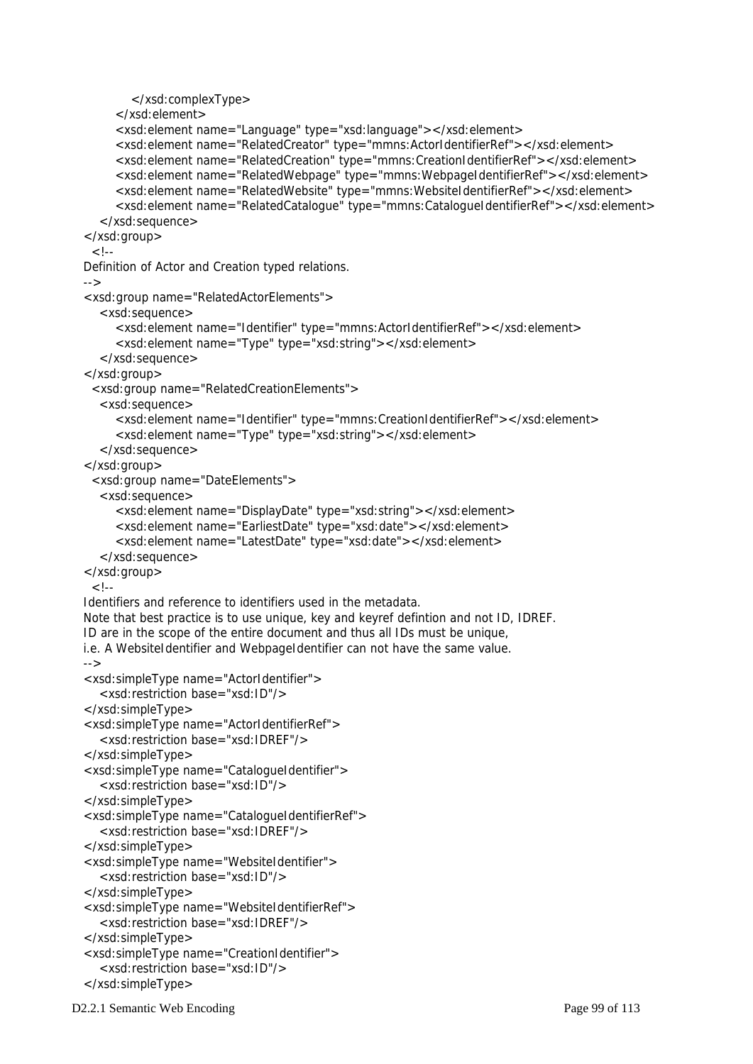```
            </xsd:complexType>
        </xsd:element>
        <xsd:element name="Language" type="xsd:language"></xsd:element>
        <xsd:element name="RelatedCreator" type="mmns:ActorIdentifierRef"></xsd:element>
        <xsd:element name="RelatedCreation" type="mmns:CreationIdentifierRef"></xsd:element>
        <xsd:element name="RelatedWebpage" type="mmns:WebpageIdentifierRef"></xsd:element>
        <xsd:element name="RelatedWebsite" type="mmns:WebsiteIdentifierRef"></xsd:element>
        <xsd:element name="RelatedCatalogue" type="mmns:CatalogueIdentifierRef"></xsd:element>
    </xsd:sequence>
</xsd:group>
  <!--
Definition of Actor and Creation typed relations.
-->
<xsd:group name="RelatedActorElements">
    <xsd:sequence>
        <xsd:element name="Identifier" type="mmns:ActorIdentifierRef"></xsd:element>
        <xsd:element name="Type" type="xsd:string"></xsd:element>
    </xsd:sequence>
</xsd:group>
  <xsd:group name="RelatedCreationElements">
    <xsd:sequence>
        <xsd:element name="Identifier" type="mmns:CreationIdentifierRef"></xsd:element>
        <xsd:element name="Type" type="xsd:string"></xsd:element>
    </xsd:sequence>
</xsd:group>
  <xsd:group name="DateElements">
    <xsd:sequence>
        <xsd:element name="DisplayDate" type="xsd:string"></xsd:element>
        <xsd:element name="EarliestDate" type="xsd:date"></xsd:element>
        <xsd:element name="LatestDate" type="xsd:date"></xsd:element>
    </xsd:sequence>
</xsd:group>
  <!--
Identifiers and reference to identifiers used in the metadata.
Note that best practice is to use unique, key and keyref defintion and not ID, IDREF.
ID are in the scope of the entire document and thus all IDs must be unique,
i.e. A WebsiteIdentifier and WebpageIdentifier can not have the same value.
-->
<xsd:simpleType name="ActorIdentifier">
    <xsd:restriction base="xsd:ID"/>
</xsd:simpleType>
<xsd:simpleType name="ActorIdentifierRef">
    <xsd:restriction base="xsd:IDREF"/>
</xsd:simpleType>
<xsd:simpleType name="CatalogueIdentifier">
    <xsd:restriction base="xsd:ID"/>
</xsd:simpleType>
<xsd:simpleType name="CatalogueIdentifierRef">
    <xsd:restriction base="xsd:IDREF"/>
</xsd:simpleType>
<xsd:simpleType name="WebsiteIdentifier">
    <xsd:restriction base="xsd:ID"/>
</xsd:simpleType>
<xsd:simpleType name="WebsiteIdentifierRef">
    <xsd:restriction base="xsd:IDREF"/>
</xsd:simpleType>
<xsd:simpleType name="CreationIdentifier">
    <xsd:restriction base="xsd:ID"/>
</xsd:simpleType>
```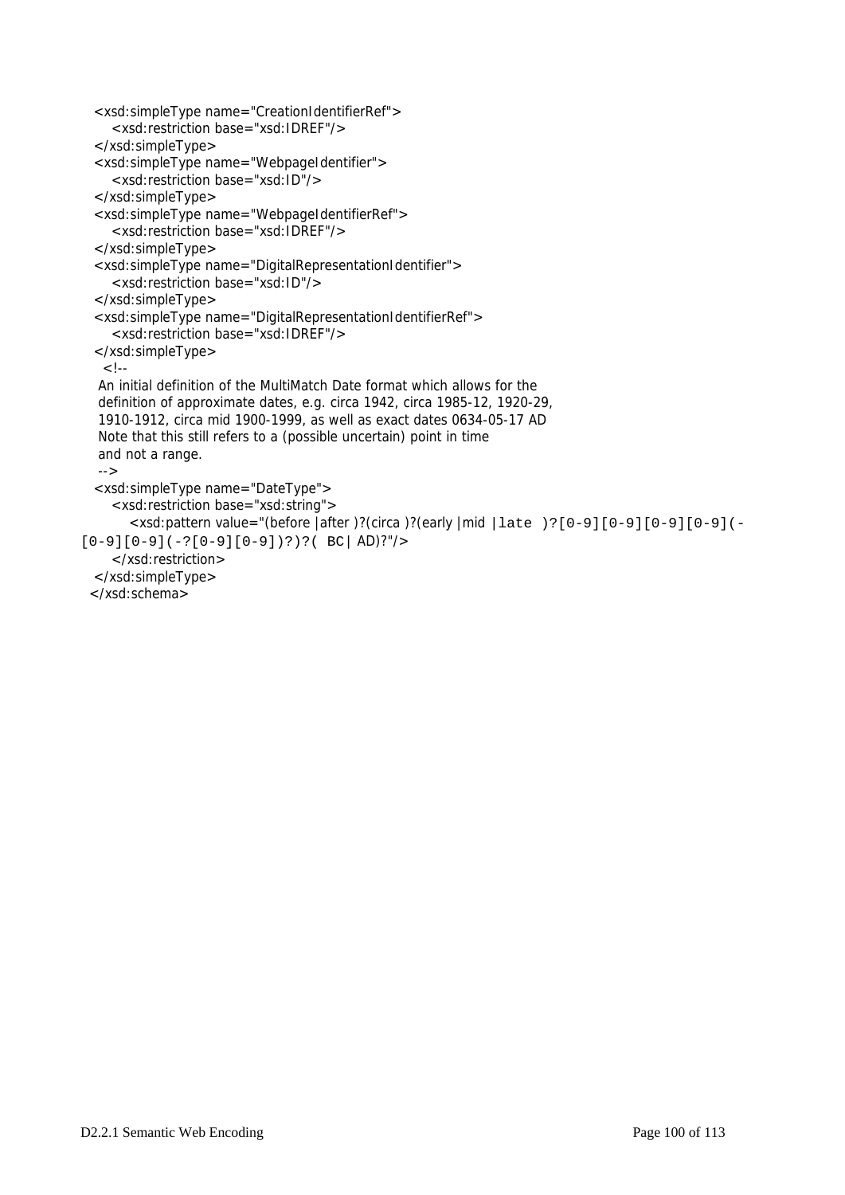```
  <xsd:simpleType name="CreationIdentifierRef">
    <xsd:restriction base="xsd:IDREF"/>
  </xsd:simpleType>
  <xsd:simpleType name="WebpageIdentifier">
    <xsd:restriction base="xsd:ID"/>
  </xsd:simpleType>
  <xsd:simpleType name="WebpageIdentifierRef">
    <xsd:restriction base="xsd:IDREF"/>
  </xsd:simpleType>
  <xsd:simpleType name="DigitalRepresentationIdentifier">
    <xsd:restriction base="xsd:ID"/>
  </xsd:simpleType>
  <xsd:simpleType name="DigitalRepresentationIdentifierRef">
    <xsd:restriction base="xsd:IDREF"/>
  </xsd:simpleType>
   <!--
   An initial definition of the MultiMatch Date format which allows for the
   definition of approximate dates, e.g. circa 1942, circa 1985-12, 1920-29,
   1910-1912, circa mid 1900-1999, as well as exact dates 0634-05-17 AD
   Note that this still refers to a (possible uncertain) point in time
   and not a range.
   -->
  <xsd:simpleType name="DateType">
    <xsd:restriction base="xsd:string">
      <xsd:pattern value="(before |after )?(circa )?(early |mid |late )?[0-9][0-9][0-9][0-9](-
[0-9][0-9](-?[0-9][0-9])?)?( BC| AD)?"/>
    </xsd:restriction>
  </xsd:simpleType>
 </xsd:schema>
```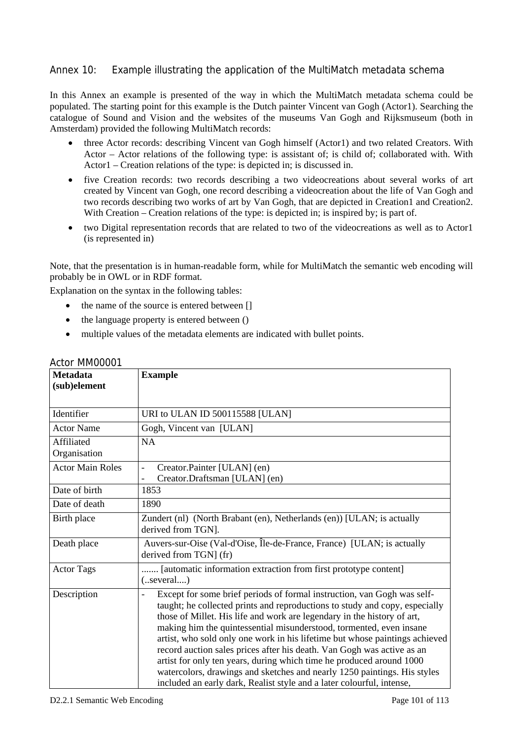## Annex 10: Example illustrating the application of the MultiMatch metadata schema

In this Annex an example is presented of the way in which the MultiMatch metadata schema could be populated. The starting point for this example is the Dutch painter Vincent van Gogh (Actor1). Searching the catalogue of Sound and Vision and the websites of the museums Van Gogh and Rijksmuseum (both in Amsterdam) provided the following MultiMatch records:

- three Actor records: describing Vincent van Gogh himself (Actor1) and two related Creators. With Actor – Actor relations of the following type: is assistant of; is child of; collaborated with. With Actor1 – Creation relations of the type: is depicted in; is discussed in.
- five Creation records: two records describing a two videocreations about several works of art created by Vincent van Gogh, one record describing a videocreation about the life of Van Gogh and two records describing two works of art by Van Gogh, that are depicted in Creation1 and Creation2. With Creation – Creation relations of the type: is depicted in; is inspired by; is part of.
- two Digital representation records that are related to two of the videocreations as well as to Actor1 (is represented in)

Note, that the presentation is in human-readable form, while for MultiMatch the semantic web encoding will probably be in OWL or in RDF format.

Explanation on the syntax in the following tables:

- the name of the source is entered between []
- the language property is entered between ()
- multiple values of the metadata elements are indicated with bullet points.

### Actor MM00001

| Metadata (sub)element | Example |
|---|---|
| Identifier | URI to ULAN ID 500115588 [ULAN] |
| Actor Name | Gogh, Vincent van [ULAN] |
| Affiliated Organisation | NA |
| Actor Main Roles | - Creator.Painter [ULAN] (en)<br>- Creator.Draftsman [ULAN] (en) |
| Date of birth | 1853 |
| Date of death | 1890 |
| Birth place | Zundert (nl) (North Brabant (en), Netherlands (en)) [ULAN; is actually derived from TGN]. |
| Death place | Auvers-sur-Oise (Val-d'Oise, Île-de-France, France) [ULAN; is actually derived from TGN] (fr) |
| Actor Tags | ....... [automatic information extraction from first prototype content] (..several....) |
| Description | - Except for some brief periods of formal instruction, van Gogh was self-taught; he collected prints and reproductions to study and copy, especially those of Millet. His life and work are legendary in the history of art, making him the quintessential misunderstood, tormented, even insane artist, who sold only one work in his lifetime but whose paintings achieved record auction sales prices after his death. Van Gogh was active as an artist for only ten years, during which time he produced around 1000 watercolors, drawings and sketches and nearly 1250 paintings. His styles included an early dark, Realist style and a later colourful, intense, |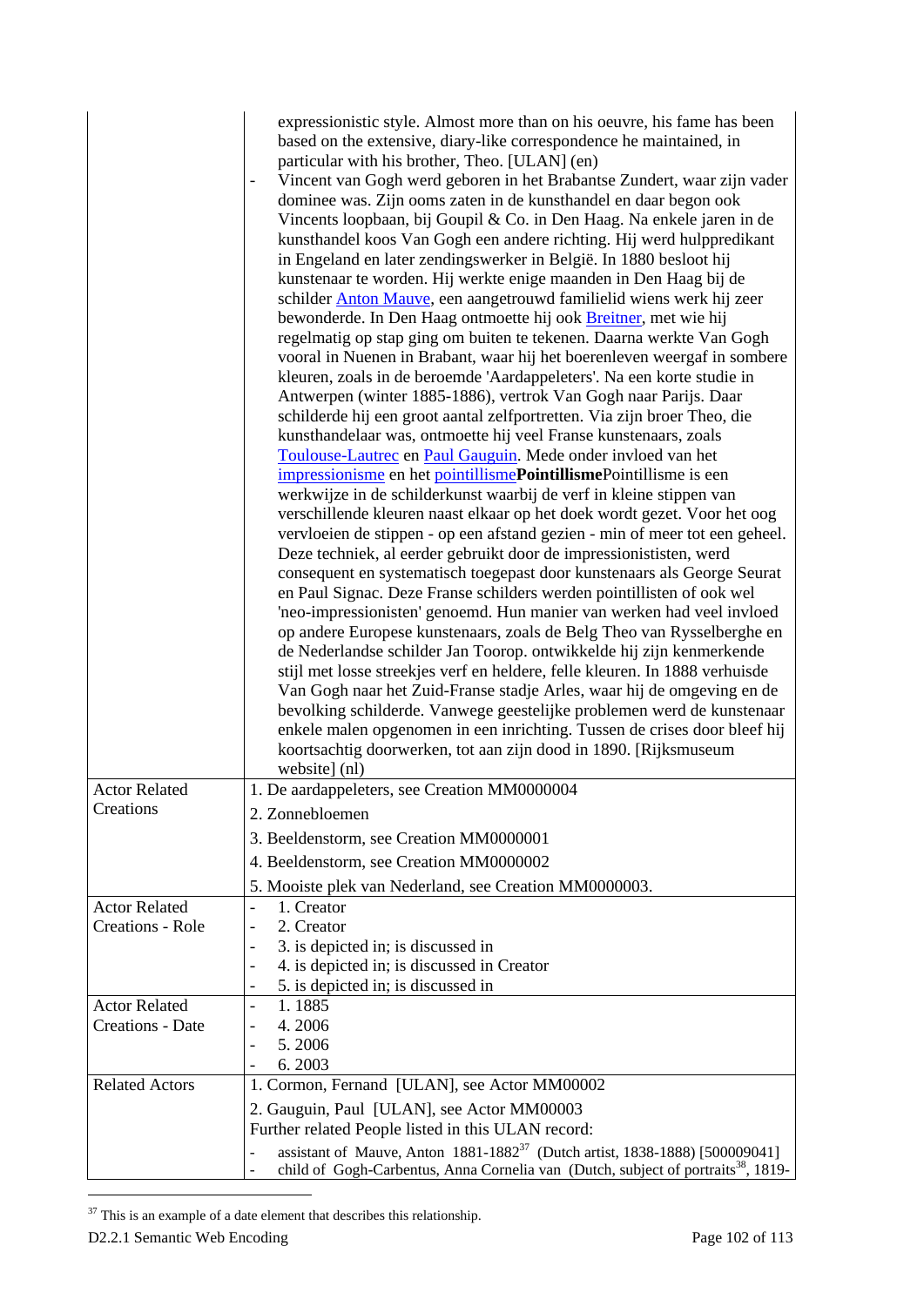| | expressionistic style. Almost more than on his oeuvre, his fame has been based on the extensive, diary-like correspondence he maintained, in particular with his brother, Theo. [ULAN] (en)<br>- Vincent van Gogh werd geboren in het Brabantse Zundert, waar zijn vader dominee was. Zijn ooms zaten in de kunsthandel en daar begon ook Vincents loopbaan, bij Goupil & Co. in Den Haag. Na enkele jaren in de kunsthandel koos Van Gogh een andere richting. Hij werd hulppredikant in Engeland en later zendingswerker in België. In 1880 besloot hij kunstenaar te worden. Hij werkte enige maanden in Den Haag bij de schilder Anton Mauve, een aangetrouwd familielid wiens werk hij zeer bewonderde. In Den Haag ontmoette hij ook Breitner, met wie hij regelmatig op stap ging om buiten te tekenen. Daarna werkte Van Gogh vooral in Nuenen in Brabant, waar hij het boerenleven weergaf in sombere kleuren, zoals in de beroemde 'Aardappeleters'. Na een korte studie in Antwerpen (winter 1885-1886), vertrok Van Gogh naar Parijs. Daar schilderde hij een groot aantal zelfportretten. Via zijn broer Theo, die kunsthandelaar was, ontmoette hij veel Franse kunstenaars, zoals Toulouse-Lautrec en Paul Gauguin. Mede onder invloed van het impressionisme en het pointillisme**Pointillisme**Pointillisme is een werkwijze in de schilderkunst waarbij de verf in kleine stippen van verschillende kleuren naast elkaar op het doek wordt gezet. Voor het oog vervloeien de stippen - op een afstand gezien - min of meer tot een geheel. Deze techniek, al eerder gebruikt door de impressionististen, werd consequent en systematisch toegepast door kunstenaars als George Seurat en Paul Signac. Deze Franse schilders werden pointillisten of ook wel 'neo-impressionisten' genoemd. Hun manier van werken had veel invloed op andere Europese kunstenaars, zoals de Belg Theo van Rysselberghe en de Nederlandse schilder Jan Toorop. ontwikkelde hij zijn kenmerkende stijl met losse streekjes verf en heldere, felle kleuren. In 1888 verhuisde Van Gogh naar het Zuid-Franse stadje Arles, waar hij de omgeving en de bevolking schilderde. Vanwege geestelijke problemen werd de kunstenaar enkele malen opgenomen in een inrichting. Tussen de crises door bleef hij koortsachtig doorwerken, tot aan zijn dood in 1890. [Rijksmuseum website] (nl) |
|---|---|
| Actor Related Creations | 1. De aardappeleters, see Creation MM0000004<br>2. Zonnebloemen<br>3. Beeldenstorm, see Creation MM0000001<br>4. Beeldenstorm, see Creation MM0000002<br>5. Mooiste plek van Nederland, see Creation MM0000003. |
| Actor Related Creations - Role | - 1. Creator<br>- 2. Creator<br>- 3. is depicted in; is discussed in<br>- 4. is depicted in; is discussed in Creator<br>- 5. is depicted in; is discussed in |
| Actor Related Creations - Date | - 1. 1885<br>- 4. 2006<br>- 5. 2006<br>- 6. 2003 |
| Related Actors | 1. Cormon, Fernand [ULAN], see Actor MM00002<br>2. Gauguin, Paul [ULAN], see Actor MM00003<br>Further related People listed in this ULAN record:<br>- assistant of Mauve, Anton 1881-1882[37] (Dutch artist, 1838-1888) [500009041]<br>- child of Gogh-Carbentus, Anna Cornelia van (Dutch, subject of portraits[38], 1819- |

[37] This is an example of a date element that describes this relationship.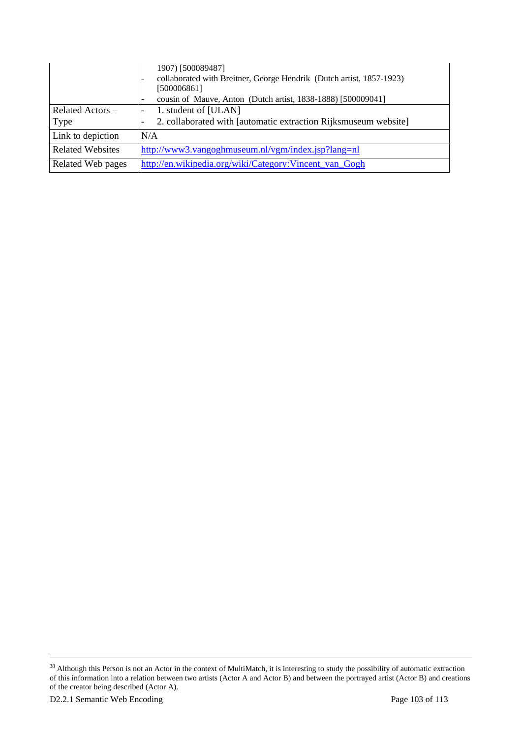| | |
|---|---|
| | 1907) [500089487]<br>- collaborated with Breitner, George Hendrik (Dutch artist, 1857-1923) [500006861]<br>- cousin of Mauve, Anton (Dutch artist, 1838-1888) [500009041] |
| Related Actors – Type | - 1. student of [ULAN]<br>- 2. collaborated with [automatic extraction Rijksmuseum website] |
| Link to depiction | N/A |
| Related Websites | http://www3.vangoghmuseum.nl/vgm/index.jsp?lang=nl |
| Related Web pages | http://en.wikipedia.org/wiki/Category:Vincent_van_Gogh |

[38] Although this Person is not an Actor in the context of MultiMatch, it is interesting to study the possibility of automatic extraction of this information into a relation between two artists (Actor A and Actor B) and between the portrayed artist (Actor B) and creations of the creator being described (Actor A).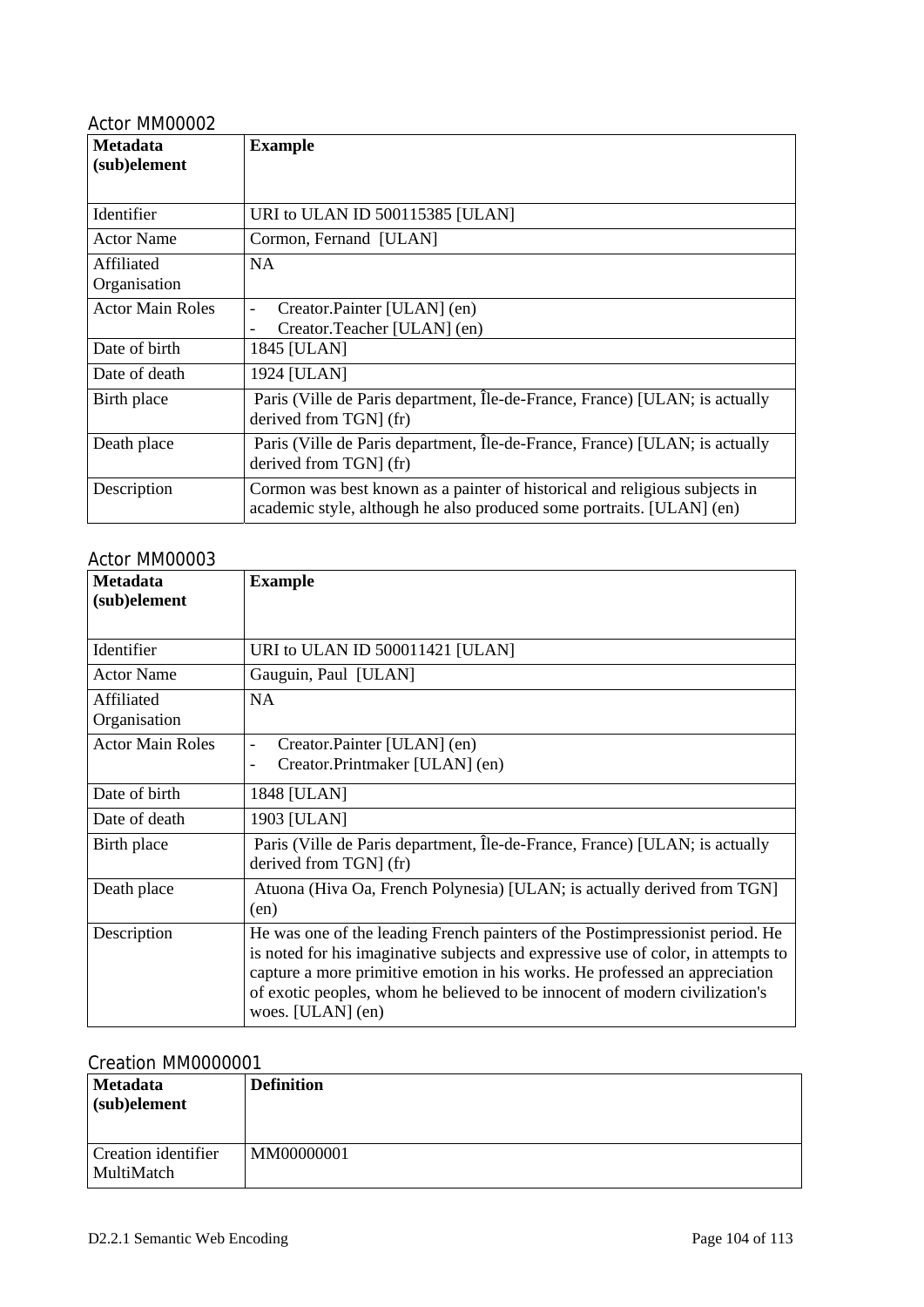## Actor MM00002

| Metadata (sub)element | Example |
|---|---|
| Identifier | URI to ULAN ID 500115385 [ULAN] |
| Actor Name | Cormon, Fernand [ULAN] |
| Affiliated Organisation | NA |
| Actor Main Roles | - Creator.Painter [ULAN] (en)<br>- Creator.Teacher [ULAN] (en) |
| Date of birth | 1845 [ULAN] |
| Date of death | 1924 [ULAN] |
| Birth place | Paris (Ville de Paris department, Île-de-France, France) [ULAN; is actually derived from TGN] (fr) |
| Death place | Paris (Ville de Paris department, Île-de-France, France) [ULAN; is actually derived from TGN] (fr) |
| Description | Cormon was best known as a painter of historical and religious subjects in academic style, although he also produced some portraits. [ULAN] (en) |

## Actor MM00003

| Metadata (sub)element | Example |
|---|---|
| Identifier | URI to ULAN ID 500011421 [ULAN] |
| Actor Name | Gauguin, Paul [ULAN] |
| Affiliated Organisation | NA |
| Actor Main Roles | - Creator.Painter [ULAN] (en)<br>- Creator.Printmaker [ULAN] (en) |
| Date of birth | 1848 [ULAN] |
| Date of death | 1903 [ULAN] |
| Birth place | Paris (Ville de Paris department, Île-de-France, France) [ULAN; is actually derived from TGN] (fr) |
| Death place | Atuona (Hiva Oa, French Polynesia) [ULAN; is actually derived from TGN] (en) |
| Description | He was one of the leading French painters of the Postimpressionist period. He is noted for his imaginative subjects and expressive use of color, in attempts to capture a more primitive emotion in his works. He professed an appreciation of exotic peoples, whom he believed to be innocent of modern civilization's woes. [ULAN] (en) |

## Creation MM0000001

| Metadata (sub)element | Definition |
|---|---|
| Creation identifier MultiMatch | MM00000001 |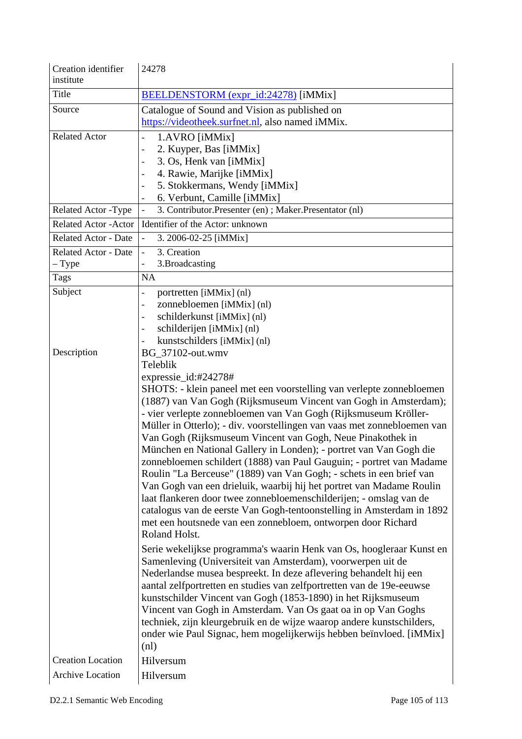| Creation identifier institute | 24278 |
|---|---|
| Title | BEELDENSTORM (expr_id:24278) [iMMix] |
| Source | Catalogue of Sound and Vision as published on https://videotheek.surfnet.nl, also named iMMix. |
| Related Actor | - 1.AVRO [iMMix]<br>- 2. Kuyper, Bas [iMMix]<br>- 3. Os, Henk van [iMMix]<br>- 4. Rawie, Marijke [iMMix]<br>- 5. Stokkermans, Wendy [iMMix]<br>- 6. Verbunt, Camille [iMMix] |
| Related Actor -Type | - 3. Contributor.Presenter (en) ; Maker.Presentator (nl) |
| Related Actor -Actor | Identifier of the Actor: unknown |
| Related Actor - Date | - 3. 2006-02-25 [iMMix] |
| Related Actor - Date – Type | - 3. Creation<br>- 3.Broadcasting |
| Tags | NA |
| Subject | - portretten [iMMix] (nl)<br>- zonnebloemen [iMMix] (nl)<br>- schilderkunst [iMMix] (nl)<br>- schilderijen [iMMix] (nl)<br>- kunstschilders [iMMix] (nl) |
| Description | BG_37102-out.wmv<br>Teleblik<br>expressie_id:#24278#<br>SHOTS: - klein paneel met een voorstelling van verlepte zonnebloemen (1887) van Van Gogh (Rijksmuseum Vincent van Gogh in Amsterdam); - vier verlepte zonnebloemen van Van Gogh (Rijksmuseum Kröller-Müller in Otterlo); - div. voorstellingen van vaas met zonnebloemen van Van Gogh (Rijksmuseum Vincent van Gogh, Neue Pinakothek in München en National Gallery in Londen); - portret van Van Gogh die zonnebloemen schildert (1888) van Paul Gauguin; - portret van Madame Roulin "La Berceuse" (1889) van Van Gogh; - schets in een brief van Van Gogh van een drieluik, waarbij hij het portret van Madame Roulin laat flankeren door twee zonnebloemenschilderijen; - omslag van de catalogus van de eerste Van Gogh-tentoonstelling in Amsterdam in 1892 met een houtsnede van een zonnebloem, ontworpen door Richard Roland Holst.<br><br>Serie wekelijkse programma's waarin Henk van Os, hoogleraar Kunst en Samenleving (Universiteit van Amsterdam), voorwerpen uit de Nederlandse musea bespreekt. In deze aflevering behandelt hij een aantal zelfportretten en studies van zelfportretten van de 19e-eeuwse kunstschilder Vincent van Gogh (1853-1890) in het Rijksmuseum Vincent van Gogh in Amsterdam. Van Os gaat oa in op Van Goghs techniek, zijn kleurgebruik en de wijze waarop andere kunstschilders, onder wie Paul Signac, hem mogelijkerwijs hebben beïnvloed. [iMMix] (nl) |
| Creation Location | Hilversum |
| Archive Location | Hilversum |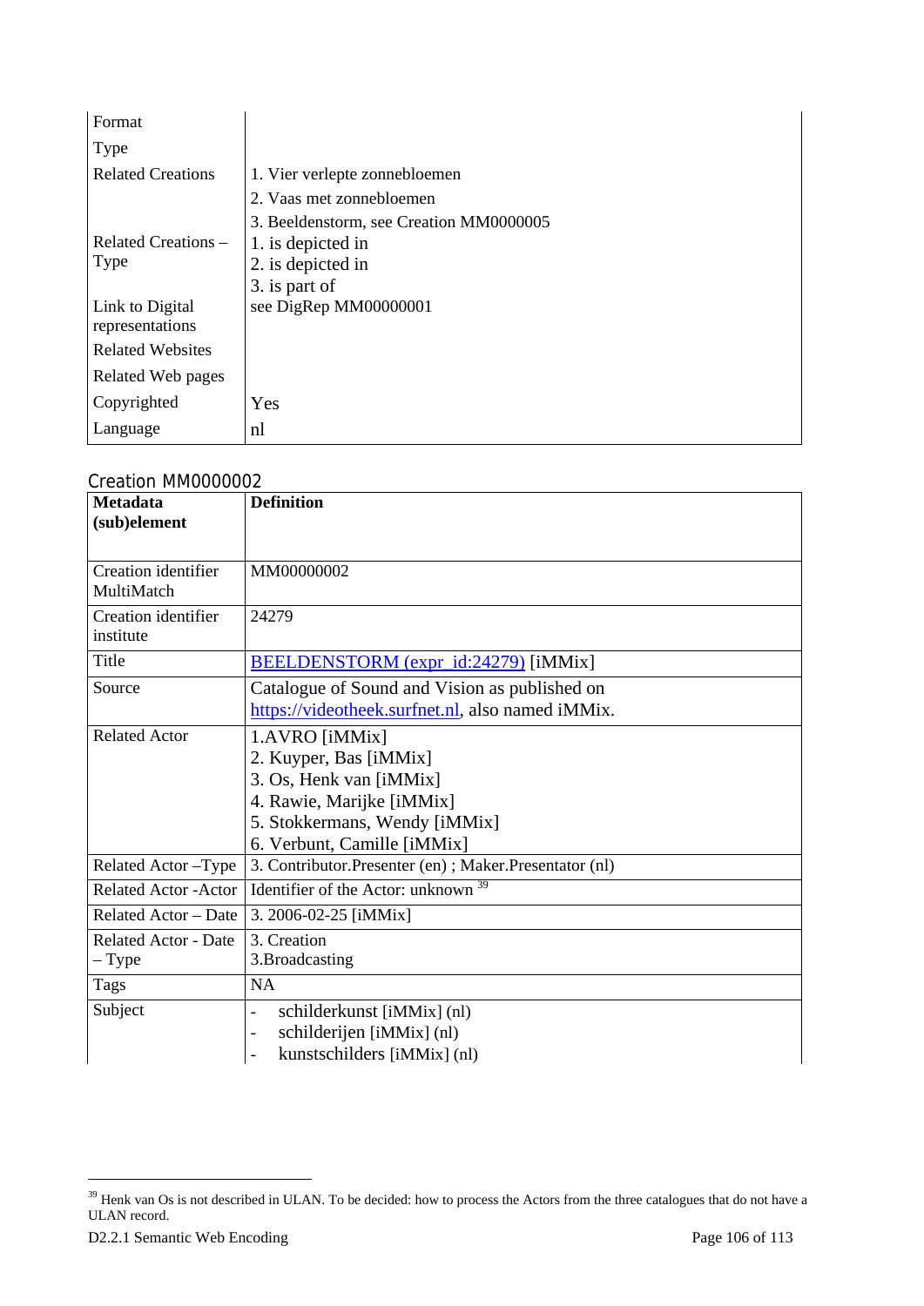| | |
|---|---|
| Format | |
| Type | |
| Related Creations | 1. Vier verlepte zonnebloemen<br>2. Vaas met zonnebloemen<br>3. Beeldenstorm, see Creation MM0000005 |
| Related Creations – Type | 1. is depicted in<br>2. is depicted in<br>3. is part of |
| Link to Digital representations | see DigRep MM00000001 |
| Related Websites | |
| Related Web pages | |
| Copyrighted | Yes |
| Language | nl |

### Creation MM0000002

| Metadata (sub)element | Definition |
|---|---|
| Creation identifier MultiMatch | MM00000002 |
| Creation identifier institute | 24279 |
| Title | BEELDENSTORM (expr_id:24279) [iMMix] |
| Source | Catalogue of Sound and Vision as published on https://videotheek.surfnet.nl, also named iMMix. |
| Related Actor | 1.AVRO [iMMix]<br>2. Kuyper, Bas [iMMix]<br>3. Os, Henk van [iMMix]<br>4. Rawie, Marijke [iMMix]<br>5. Stokkermans, Wendy [iMMix]<br>6. Verbunt, Camille [iMMix] |
| Related Actor –Type | 3. Contributor.Presenter (en) ; Maker.Presentator (nl) |
| Related Actor -Actor | Identifier of the Actor: unknown [39] |
| Related Actor – Date | 3. 2006-02-25 [iMMix] |
| Related Actor - Date – Type | 3. Creation<br>3.Broadcasting |
| Tags | NA |
| Subject | - schilderkunst [iMMix] (nl)<br>- schilderijen [iMMix] (nl)<br>- kunstschilders [iMMix] (nl) |

[39] Henk van Os is not described in ULAN. To be decided: how to process the Actors from the three catalogues that do not have a ULAN record.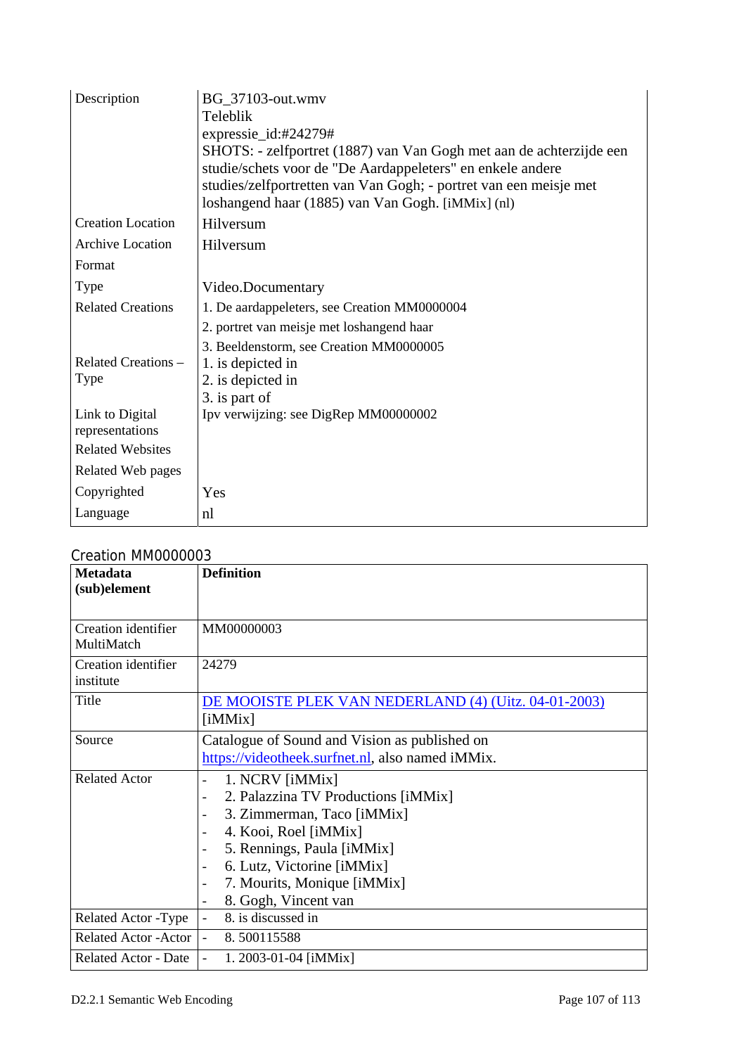| | |
|---|---|
| Description | BG_37103-out.wmv<br>Teleblik<br>expressie_id:#24279#<br>SHOTS: - zelfportret (1887) van Van Gogh met aan de achterzijde een studie/schets voor de "De Aardappeleters" en enkele andere studies/zelfportretten van Van Gogh; - portret van een meisje met loshangend haar (1885) van Van Gogh. [iMMix] (nl) |
| Creation Location | Hilversum |
| Archive Location | Hilversum |
| Format | |
| Type | Video.Documentary |
| Related Creations | 1. De aardappeleters, see Creation MM0000004<br>2. portret van meisje met loshangend haar<br>3. Beeldenstorm, see Creation MM0000005 |
| Related Creations – Type | 1. is depicted in<br>2. is depicted in<br>3. is part of |
| Link to Digital representations | Ipv verwijzing: see DigRep MM00000002 |
| Related Websites | |
| Related Web pages | |
| Copyrighted | Yes |
| Language | nl |

## Creation MM0000003

| Metadata (sub)element | Definition |
|---|---|
| Creation identifier MultiMatch | MM00000003 |
| Creation identifier institute | 24279 |
| Title | DE MOOISTE PLEK VAN NEDERLAND (4) (Uitz. 04-01-2003) [iMMix] |
| Source | Catalogue of Sound and Vision as published on https://videotheek.surfnet.nl, also named iMMix. |
| Related Actor | - 1. NCRV [iMMix]<br>- 2. Palazzina TV Productions [iMMix]<br>- 3. Zimmerman, Taco [iMMix]<br>- 4. Kooi, Roel [iMMix]<br>- 5. Rennings, Paula [iMMix]<br>- 6. Lutz, Victorine [iMMix]<br>- 7. Mourits, Monique [iMMix]<br>- 8. Gogh, Vincent van |
| Related Actor -Type | - 8. is discussed in |
| Related Actor -Actor | - 8. 500115588 |
| Related Actor - Date | - 1. 2003-01-04 [iMMix] |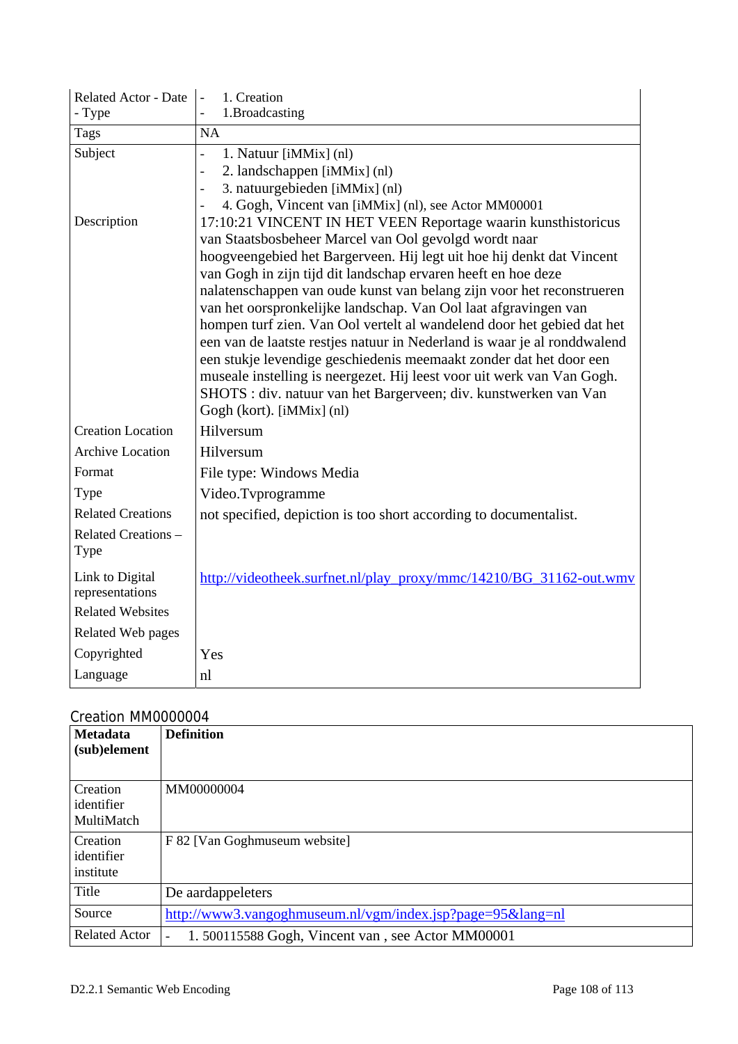| | |
|---|---|
| Related Actor - Date - Type | - 1. Creation<br>- 1.Broadcasting |
| Tags | NA |
| Subject | - 1. Natuur [iMMix] (nl)<br>- 2. landschappen [iMMix] (nl)<br>- 3. natuurgebieden [iMMix] (nl)<br>- 4. Gogh, Vincent van [iMMix] (nl), see Actor MM00001 |
| Description | 17:10:21 VINCENT IN HET VEEN Reportage waarin kunsthistoricus van Staatsbosbeheer Marcel van Ool gevolgd wordt naar hoogveengebied het Bargerveen. Hij legt uit hoe hij denkt dat Vincent van Gogh in zijn tijd dit landschap ervaren heeft en hoe deze nalatenschappen van oude kunst van belang zijn voor het reconstrueren van het oorspronkelijke landschap. Van Ool laat afgravingen van hompen turf zien. Van Ool vertelt al wandelend door het gebied dat het een van de laatste restjes natuur in Nederland is waar je al ronddwalend een stukje levendige geschiedenis meemaakt zonder dat het door een museale instelling is neergezet. Hij leest voor uit werk van Van Gogh. SHOTS : div. natuur van het Bargerveen; div. kunstwerken van Van Gogh (kort). [iMMix] (nl) |
| Creation Location | Hilversum |
| Archive Location | Hilversum |
| Format | File type: Windows Media |
| Type | Video.Tvprogramme |
| Related Creations | not specified, depiction is too short according to documentalist. |
| Related Creations – Type | |
| Link to Digital representations | http://videotheek.surfnet.nl/play_proxy/mmc/14210/BG_31162-out.wmv |
| Related Websites | |
| Related Web pages | |
| Copyrighted | Yes |
| Language | nl |

## Creation MM0000004

| Metadata (sub)element | Definition |
|---|---|
| Creation identifier MultiMatch | MM00000004 |
| Creation identifier institute | F 82 [Van Goghmuseum website] |
| Title | De aardappeleters |
| Source | http://www3.vangoghmuseum.nl/vgm/index.jsp?page=95&lang=nl |
| Related Actor | - 1. 500115588 Gogh, Vincent van , see Actor MM00001 |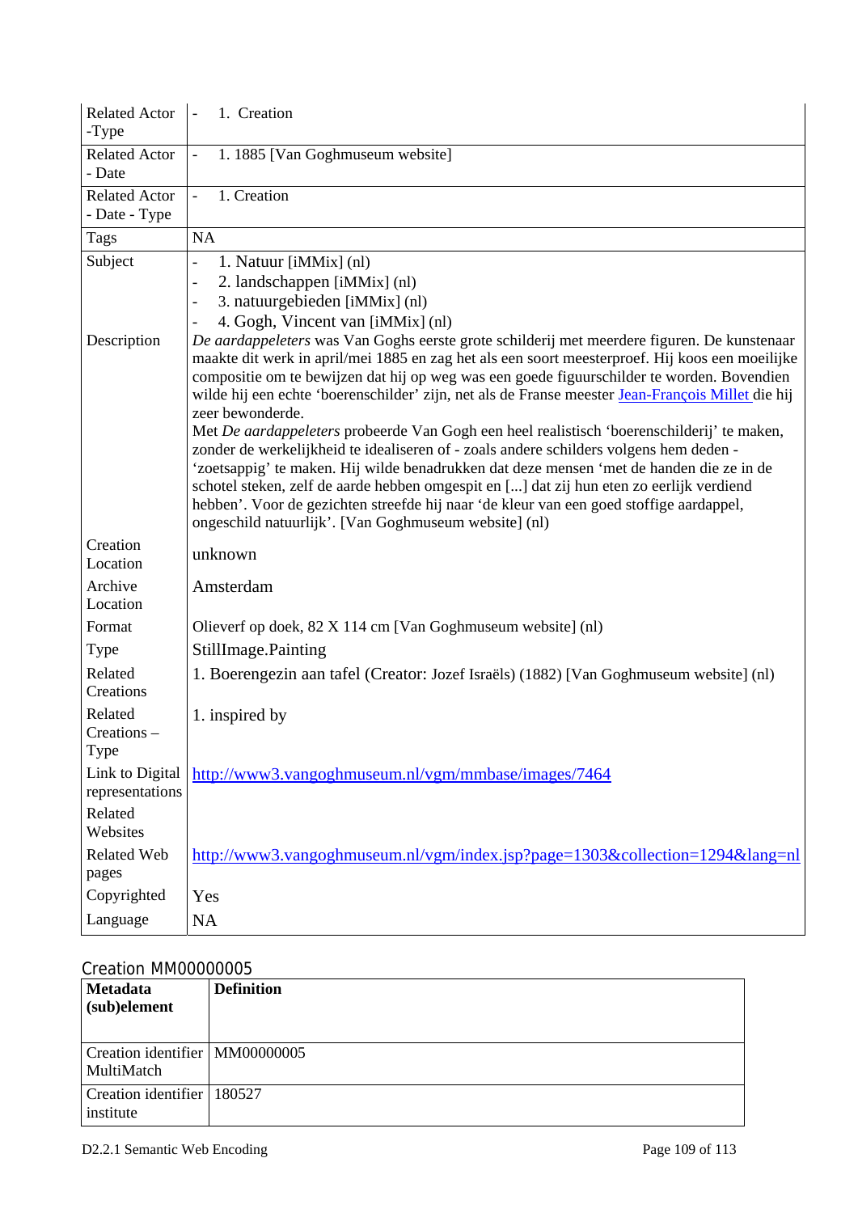| | |
|---|---|
| Related Actor -Type | - 1. Creation |
| Related Actor - Date | - 1. 1885 [Van Goghmuseum website] |
| Related Actor - Date - Type | - 1. Creation |
| Tags | NA |
| Subject | - 1. Natuur [iMMix] (nl)<br>- 2. landschappen [iMMix] (nl)<br>- 3. natuurgebieden [iMMix] (nl)<br>- 4. Gogh, Vincent van [iMMix] (nl) |
| Description | *De aardappeleters* was Van Goghs eerste grote schilderij met meerdere figuren. De kunstenaar maakte dit werk in april/mei 1885 en zag het als een soort meesterproef. Hij koos een moeilijke compositie om te bewijzen dat hij op weg was een goede figuurschilder te worden. Bovendien wilde hij een echte 'boerenschilder' zijn, net als de Franse meester Jean-François Millet die hij zeer bewonderde.<br>Met *De aardappeleters* probeerde Van Gogh een heel realistisch 'boerenschilderij' te maken, zonder de werkelijkheid te idealiseren of - zoals andere schilders volgens hem deden - 'zoetsappig' te maken. Hij wilde benadrukken dat deze mensen 'met de handen die ze in de schotel steken, zelf de aarde hebben omgespit en [...] dat zij hun eten zo eerlijk verdiend hebben'. Voor de gezichten streefde hij naar 'de kleur van een goed stoffige aardappel, ongeschild natuurlijk'. [Van Goghmuseum website] (nl) |
| Creation Location | unknown |
| Archive Location | Amsterdam |
| Format | Olieverf op doek, 82 X 114 cm [Van Goghmuseum website] (nl) |
| Type | StillImage.Painting |
| Related Creations | 1. Boerengezin aan tafel (Creator: Jozef Israëls) (1882) [Van Goghmuseum website] (nl) |
| Related Creations – Type | 1. inspired by |
| Link to Digital representations | http://www3.vangoghmuseum.nl/vgm/mmbase/images/7464 |
| Related Websites | |
| Related Web pages | http://www3.vangoghmuseum.nl/vgm/index.jsp?page=1303&collection=1294&lang=nl |
| Copyrighted | Yes |
| Language | NA |

## Creation MM00000005

| Metadata (sub)element | Definition |
|---|---|
| Creation identifier MultiMatch | MM00000005 |
| Creation identifier institute | 180527 |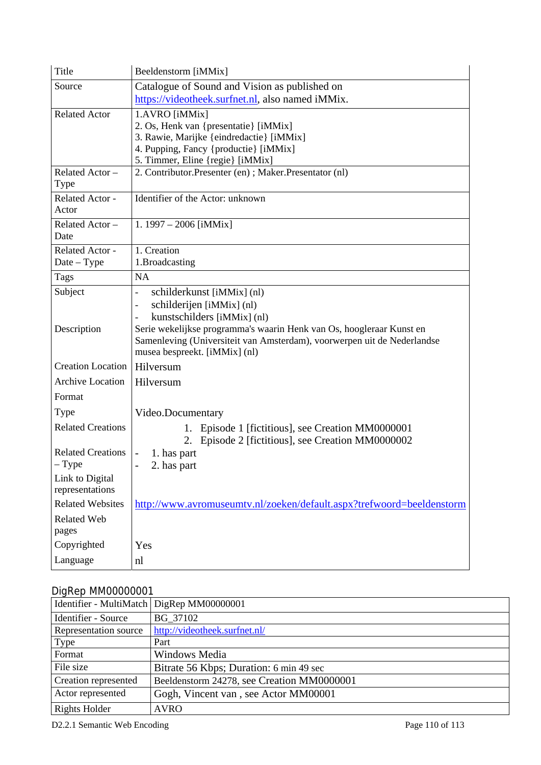| Title | Beeldenstorm [iMMix] |
| --- | --- |
| Source | Catalogue of Sound and Vision as published on https://videotheek.surfnet.nl, also named iMMix. |
| Related Actor | 1.AVRO [iMMix]<br>2. Os, Henk van {presentatie} [iMMix]<br>3. Rawie, Marijke {eindredactie} [iMMix]<br>4. Pupping, Fancy {productie} [iMMix]<br>5. Timmer, Eline {regie} [iMMix] |
| Related Actor – Type | 2. Contributor.Presenter (en) ; Maker.Presentator (nl) |
| Related Actor - Actor | Identifier of the Actor: unknown |
| Related Actor – Date | 1. 1997 – 2006 [iMMix] |
| Related Actor - Date – Type | 1. Creation<br>1.Broadcasting |
| Tags | NA |
| Subject | - schilderkunst [iMMix] (nl)<br>- schilderijen [iMMix] (nl)<br>- kunstschilders [iMMix] (nl) |
| Description | Serie wekelijkse programma's waarin Henk van Os, hoogleraar Kunst en Samenleving (Universiteit van Amsterdam), voorwerpen uit de Nederlandse musea bespreekt. [iMMix] (nl) |
| Creation Location | Hilversum |
| Archive Location | Hilversum |
| Format | |
| Type | Video.Documentary |
| Related Creations | 1. Episode 1 [fictitious], see Creation MM0000001<br>2. Episode 2 [fictitious], see Creation MM0000002 |
| Related Creations – Type | - 1. has part<br>- 2. has part |
| Link to Digital representations | |
| Related Websites | http://www.avromuseumtv.nl/zoeken/default.aspx?trefwoord=beeldenstorm |
| Related Web pages | |
| Copyrighted | Yes |
| Language | nl |

DigRep MM00000001

| Identifier - MultiMatch | DigRep MM00000001 |
| --- | --- |
| Identifier - Source | BG_37102 |
| Representation source | http://videotheek.surfnet.nl/ |
| Type | Part |
| Format | Windows Media |
| File size | Bitrate 56 Kbps; Duration: 6 min 49 sec |
| Creation represented | Beeldenstorm 24278, see Creation MM0000001 |
| Actor represented | Gogh, Vincent van , see Actor MM00001 |
| Rights Holder | AVRO |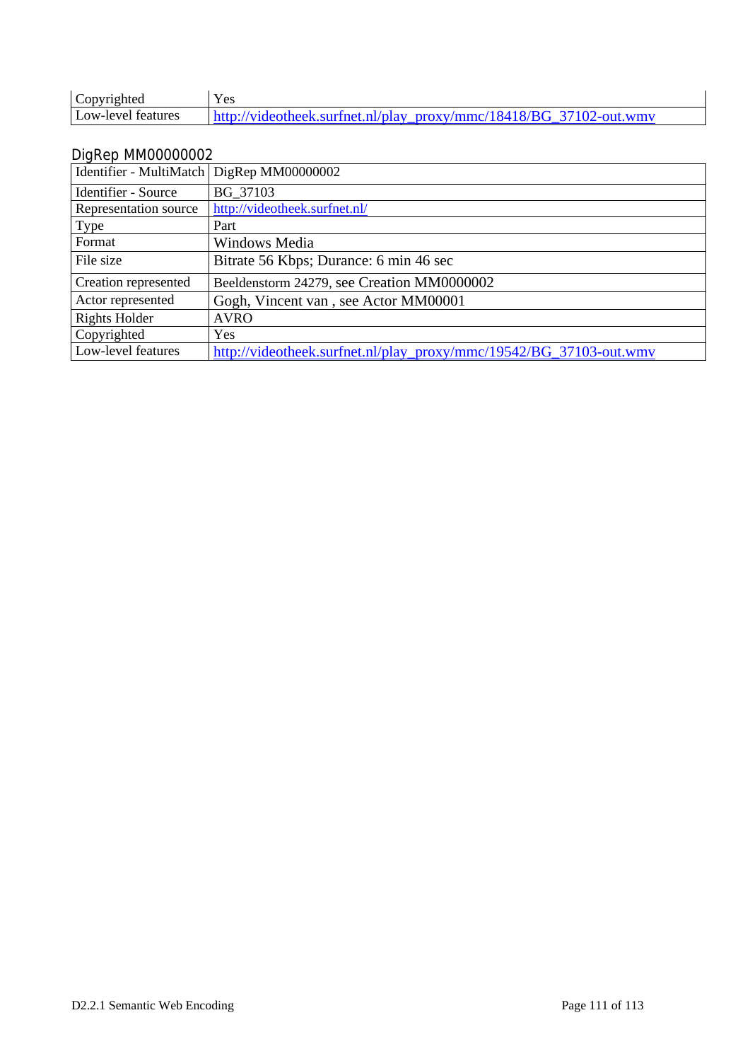| | |
|---|---|
| Copyrighted | Yes |
| Low-level features | http://videotheek.surfnet.nl/play_proxy/mmc/18418/BG_37102-out.wmv |

### DigRep MM00000002

| | |
|---|---|
| Identifier - MultiMatch | DigRep MM00000002 |
| Identifier - Source | BG_37103 |
| Representation source | http://videotheek.surfnet.nl/ |
| Type | Part |
| Format | Windows Media |
| File size | Bitrate 56 Kbps; Durance: 6 min 46 sec |
| Creation represented | Beeldenstorm 24279, see Creation MM0000002 |
| Actor represented | Gogh, Vincent van , see Actor MM00001 |
| Rights Holder | AVRO |
| Copyrighted | Yes |
| Low-level features | http://videotheek.surfnet.nl/play_proxy/mmc/19542/BG_37103-out.wmv |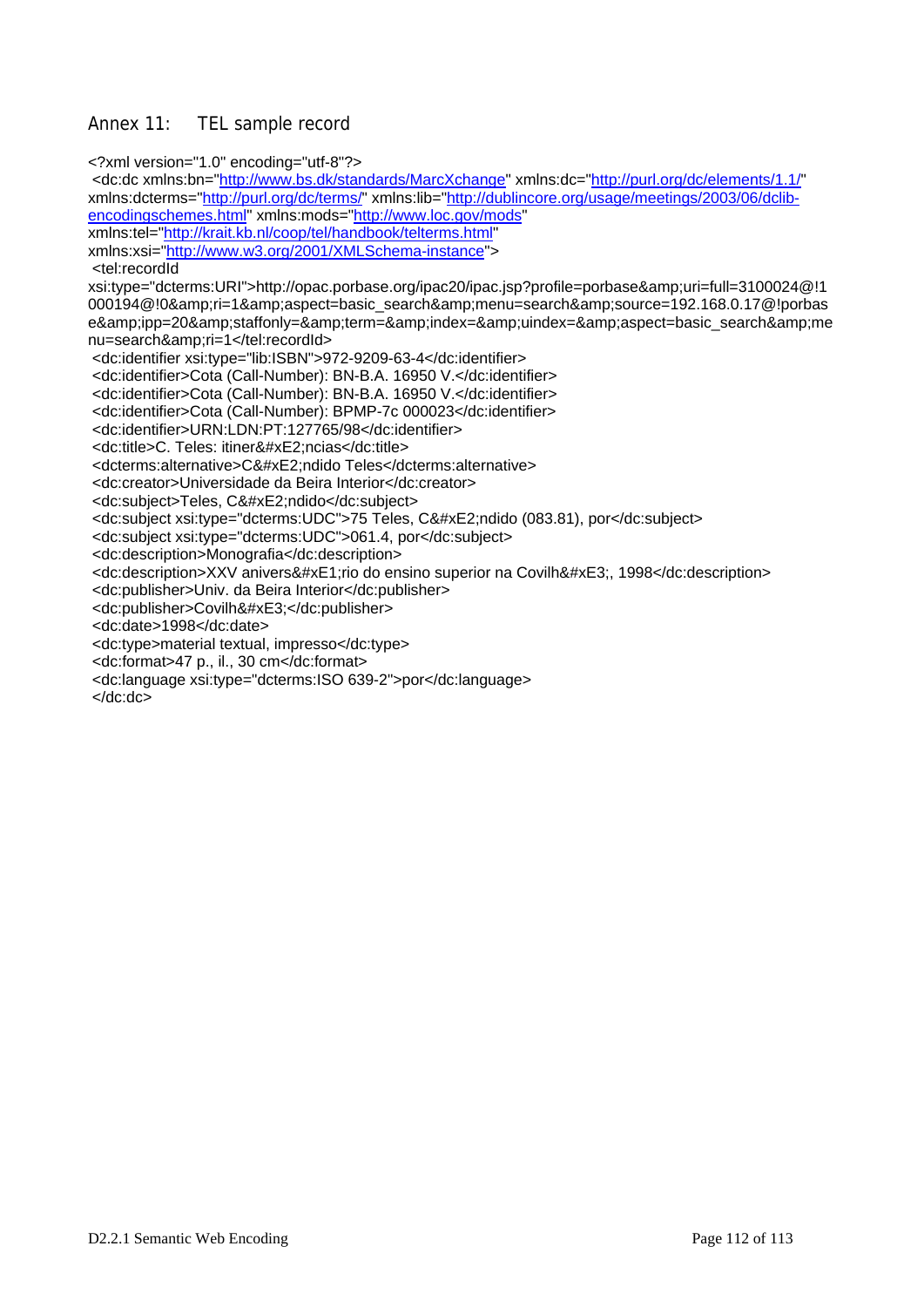## Annex 11: TEL sample record

```
<?xml version="1.0" encoding="utf-8"?>
 <dc:dc xmlns:bn="http://www.bs.dk/standards/MarcXchange" xmlns:dc="http://purl.org/dc/elements/1.1/"
xmlns:dcterms="http://purl.org/dc/terms/" xmlns:lib="http://dublincore.org/usage/meetings/2003/06/dclib-
encodingschemes.html" xmlns:mods="http://www.loc.gov/mods"
xmlns:tel="http://krait.kb.nl/coop/tel/handbook/telterms.html"
xmlns:xsi="http://www.w3.org/2001/XMLSchema-instance">
 <tel:recordId
xsi:type="dcterms:URI">http://opac.porbase.org/ipac20/ipac.jsp?profile=porbase&amp;uri=full=3100024@!1
000194@!0&amp;ri=1&amp;aspect=basic_search&amp;menu=search&amp;source=192.168.0.17@!porbas
e&amp;ipp=20&amp;staffonly=&amp;term=&amp;index=&amp;uindex=&amp;aspect=basic_search&amp;me
nu=search&amp;ri=1</tel:recordId>
 <dc:identifier xsi:type="lib:ISBN">972-9209-63-4</dc:identifier>
 <dc:identifier>Cota (Call-Number): BN-B.A. 16950 V.</dc:identifier>
 <dc:identifier>Cota (Call-Number): BN-B.A. 16950 V.</dc:identifier>
 <dc:identifier>Cota (Call-Number): BPMP-7c 000023</dc:identifier>
 <dc:identifier>URN:LDN:PT:127765/98</dc:identifier>
 <dc:title>C. Teles: itiner&#xE2;ncias</dc:title>
 <dcterms:alternative>C&#xE2;ndido Teles</dcterms:alternative>
 <dc:creator>Universidade da Beira Interior</dc:creator>
 <dc:subject>Teles, C&#xE2;ndido</dc:subject>
 <dc:subject xsi:type="dcterms:UDC">75 Teles, C&#xE2;ndido (083.81), por</dc:subject>
 <dc:subject xsi:type="dcterms:UDC">061.4, por</dc:subject>
 <dc:description>Monografia</dc:description>
 <dc:description>XXV anivers&#xE1;rio do ensino superior na Covilh&#xE3;, 1998</dc:description>
 <dc:publisher>Univ. da Beira Interior</dc:publisher>
 <dc:publisher>Covilh&#xE3;</dc:publisher>
 <dc:date>1998</dc:date>
 <dc:type>material textual, impresso</dc:type>
 <dc:format>47 p., il., 30 cm</dc:format>
 <dc:language xsi:type="dcterms:ISO 639-2">por</dc:language>
 </dc:dc>
```